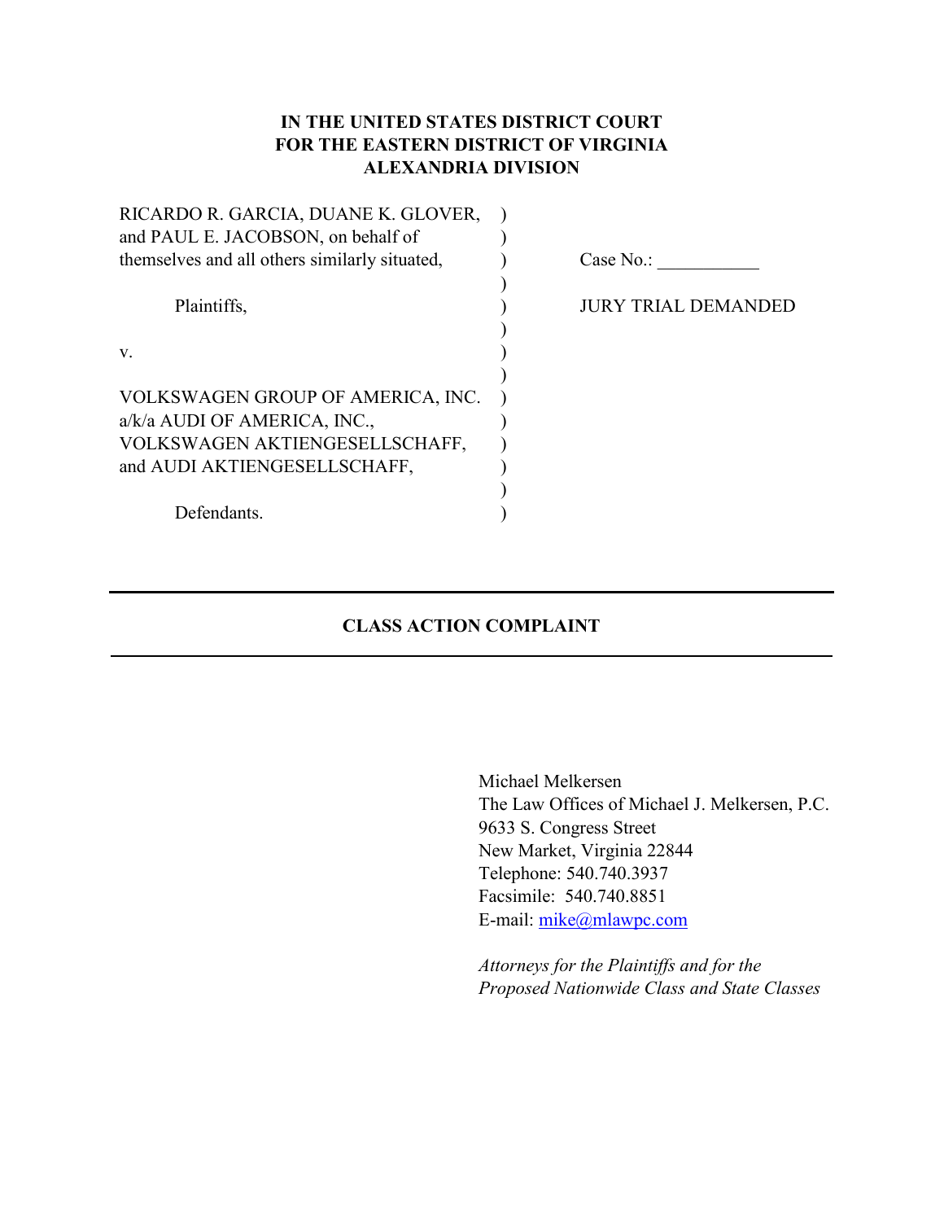**IN THE UNITED STATES DISTRICT COURT**
**FOR THE EASTERN DISTRICT OF VIRGINIA**
**ALEXANDRIA DIVISION**

| | | |
|---|---|---|
| RICARDO R. GARCIA, DUANE K. GLOVER, and PAUL E. JACOBSON, on behalf of themselves and all others similarly situated, | ) | Case No.: ___________ |
| Plaintiffs, | ) | JURY TRIAL DEMANDED |
| v. | ) | |
| VOLKSWAGEN GROUP OF AMERICA, INC. a/k/a AUDI OF AMERICA, INC., VOLKSWAGEN AKTIENGESELLSCHAFF, and AUDI AKTIENGESELLSCHAFF, | ) | |
| Defendants. | ) | |

---

**CLASS ACTION COMPLAINT**

---

Michael Melkersen
The Law Offices of Michael J. Melkersen, P.C.
9633 S. Congress Street
New Market, Virginia 22844
Telephone: 540.740.3937
Facsimile: 540.740.8851
E-mail: mike@mlawpc.com

*Attorneys for the Plaintiffs and for the Proposed Nationwide Class and State Classes*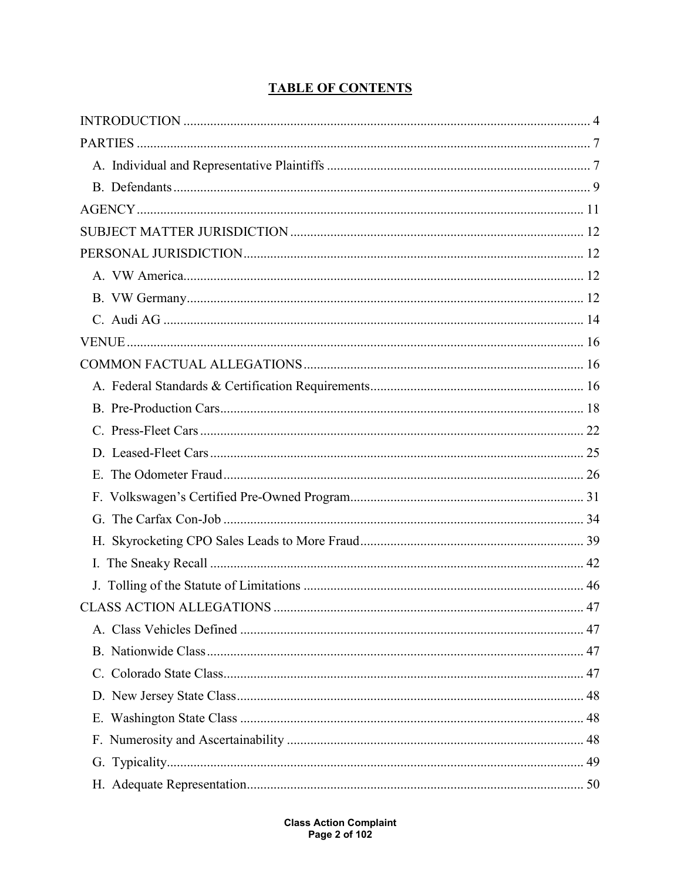# TABLE OF CONTENTS

INTRODUCTION ........................................................................................................................ 4

PARTIES ...................................................................................................................................... 7

- A. Individual and Representative Plaintiffs .............................................................................. 7
- B. Defendants ........................................................................................................................... 9

AGENCY ..................................................................................................................................... 11

SUBJECT MATTER JURISDICTION ....................................................................................... 12

PERSONAL JURISDICTION ..................................................................................................... 12

- A. VW America ........................................................................................................................ 12
- B. VW Germany ....................................................................................................................... 12
- C. Audi AG ............................................................................................................................... 14

VENUE ........................................................................................................................................ 16

COMMON FACTUAL ALLEGATIONS .................................................................................... 16

- A. Federal Standards & Certification Requirements ................................................................ 16
- B. Pre-Production Cars ............................................................................................................. 18
- C. Press-Fleet Cars ................................................................................................................... 22
- D. Leased-Fleet Cars ................................................................................................................ 25
- E. The Odometer Fraud ............................................................................................................ 26
- F. Volkswagen's Certified Pre-Owned Program ...................................................................... 31
- G. The Carfax Con-Job ............................................................................................................ 34
- H. Skyrocketing CPO Sales Leads to More Fraud ................................................................... 39
- I. The Sneaky Recall ................................................................................................................ 42
- J. Tolling of the Statute of Limitations .................................................................................... 46

CLASS ACTION ALLEGATIONS ............................................................................................ 47

- A. Class Vehicles Defined ....................................................................................................... 47
- B. Nationwide Class ................................................................................................................. 47
- C. Colorado State Class ............................................................................................................ 47
- D. New Jersey State Class ........................................................................................................ 48
- E. Washington State Class ....................................................................................................... 48
- F. Numerosity and Ascertainability ......................................................................................... 48
- G. Typicality ............................................................................................................................ 49
- H. Adequate Representation ..................................................................................................... 50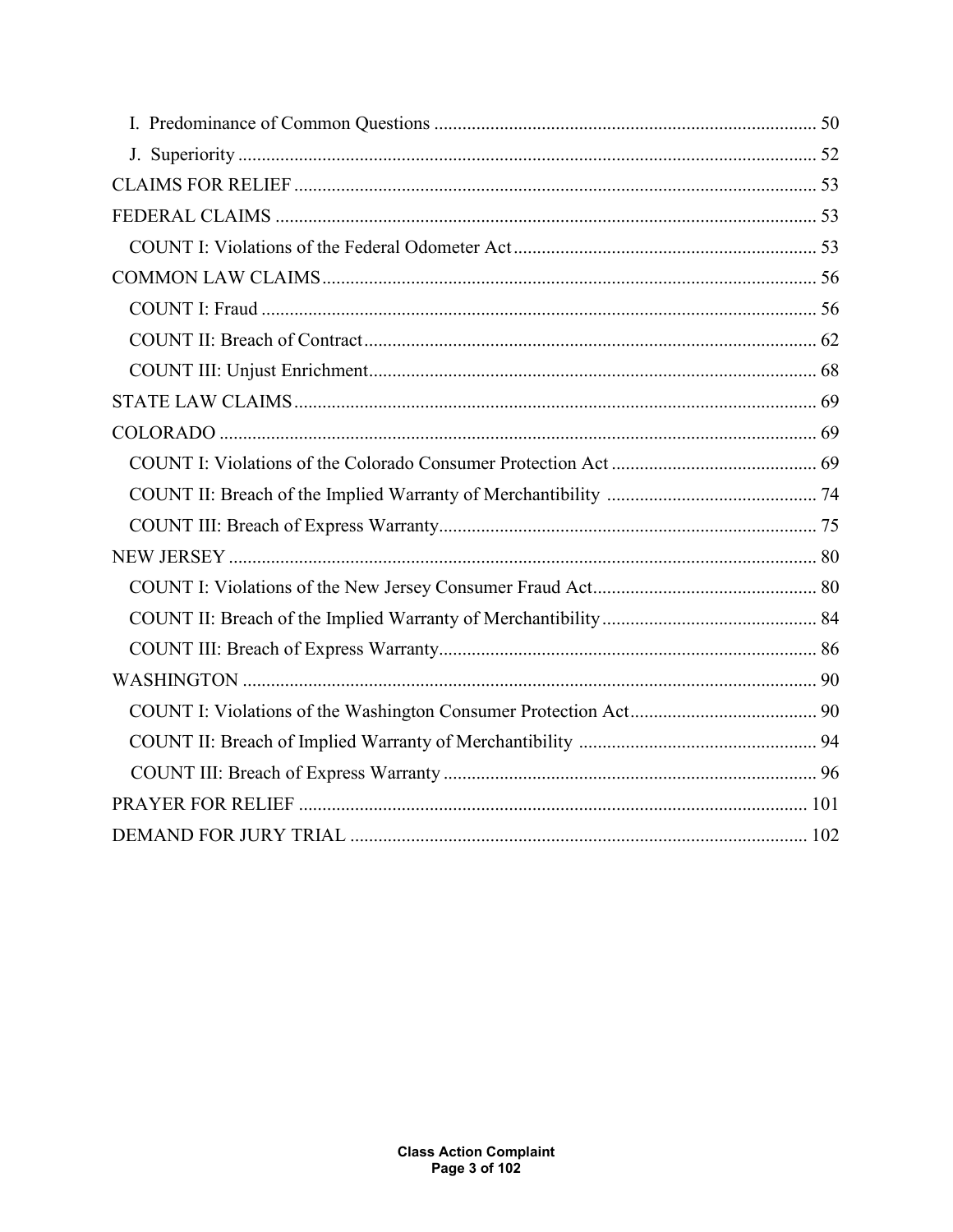I. Predominance of Common Questions ............................................................................. 50

J. Superiority ................................................................................................................... 52

CLAIMS FOR RELIEF ............................................................................................................ 53

FEDERAL CLAIMS ................................................................................................................ 53

COUNT I: Violations of the Federal Odometer Act ............................................................ 53

COMMON LAW CLAIMS ...................................................................................................... 56

COUNT I: Fraud .................................................................................................................. 56

COUNT II: Breach of Contract ............................................................................................ 62

COUNT III: Unjust Enrichment ........................................................................................... 68

STATE LAW CLAIMS ............................................................................................................ 69

COLORADO ............................................................................................................................ 69

COUNT I: Violations of the Colorado Consumer Protection Act ........................................ 69

COUNT II: Breach of the Implied Warranty of Merchantibility ......................................... 74

COUNT III: Breach of Express Warranty ............................................................................ 75

NEW JERSEY .......................................................................................................................... 80

COUNT I: Violations of the New Jersey Consumer Fraud Act ............................................ 80

COUNT II: Breach of the Implied Warranty of Merchantibility .......................................... 84

COUNT III: Breach of Express Warranty ............................................................................ 86

WASHINGTON ....................................................................................................................... 90

COUNT I: Violations of the Washington Consumer Protection Act .................................... 90

COUNT II: Breach of Implied Warranty of Merchantibility ............................................... 94

COUNT III: Breach of Express Warranty ............................................................................ 96

PRAYER FOR RELIEF .......................................................................................................... 101

DEMAND FOR JURY TRIAL ............................................................................................... 102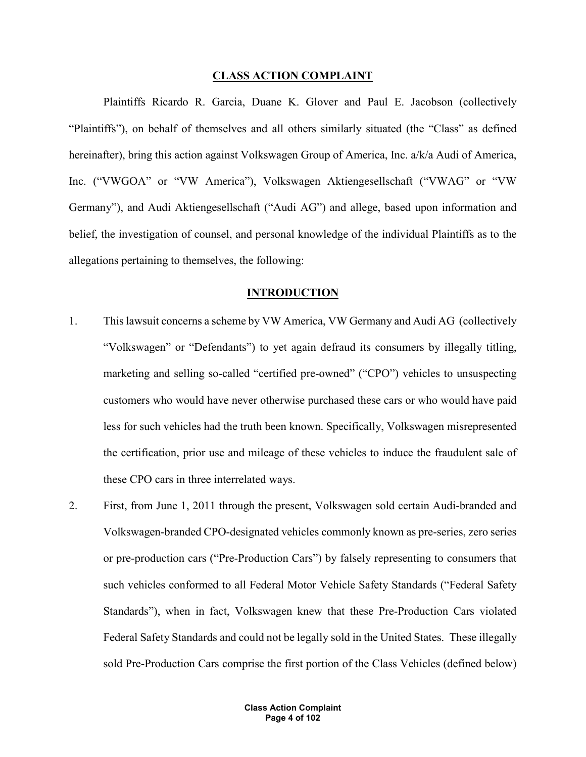## CLASS ACTION COMPLAINT

Plaintiffs Ricardo R. Garcia, Duane K. Glover and Paul E. Jacobson (collectively "Plaintiffs"), on behalf of themselves and all others similarly situated (the "Class" as defined hereinafter), bring this action against Volkswagen Group of America, Inc. a/k/a Audi of America, Inc. ("VWGOA" or "VW America"), Volkswagen Aktiengesellschaft ("VWAG" or "VW Germany"), and Audi Aktiengesellschaft ("Audi AG") and allege, based upon information and belief, the investigation of counsel, and personal knowledge of the individual Plaintiffs as to the allegations pertaining to themselves, the following:

## INTRODUCTION

1. This lawsuit concerns a scheme by VW America, VW Germany and Audi AG (collectively "Volkswagen" or "Defendants") to yet again defraud its consumers by illegally titling, marketing and selling so-called "certified pre-owned" ("CPO") vehicles to unsuspecting customers who would have never otherwise purchased these cars or who would have paid less for such vehicles had the truth been known. Specifically, Volkswagen misrepresented the certification, prior use and mileage of these vehicles to induce the fraudulent sale of these CPO cars in three interrelated ways.

2. First, from June 1, 2011 through the present, Volkswagen sold certain Audi-branded and Volkswagen-branded CPO-designated vehicles commonly known as pre-series, zero series or pre-production cars ("Pre-Production Cars") by falsely representing to consumers that such vehicles conformed to all Federal Motor Vehicle Safety Standards ("Federal Safety Standards"), when in fact, Volkswagen knew that these Pre-Production Cars violated Federal Safety Standards and could not be legally sold in the United States. These illegally sold Pre-Production Cars comprise the first portion of the Class Vehicles (defined below)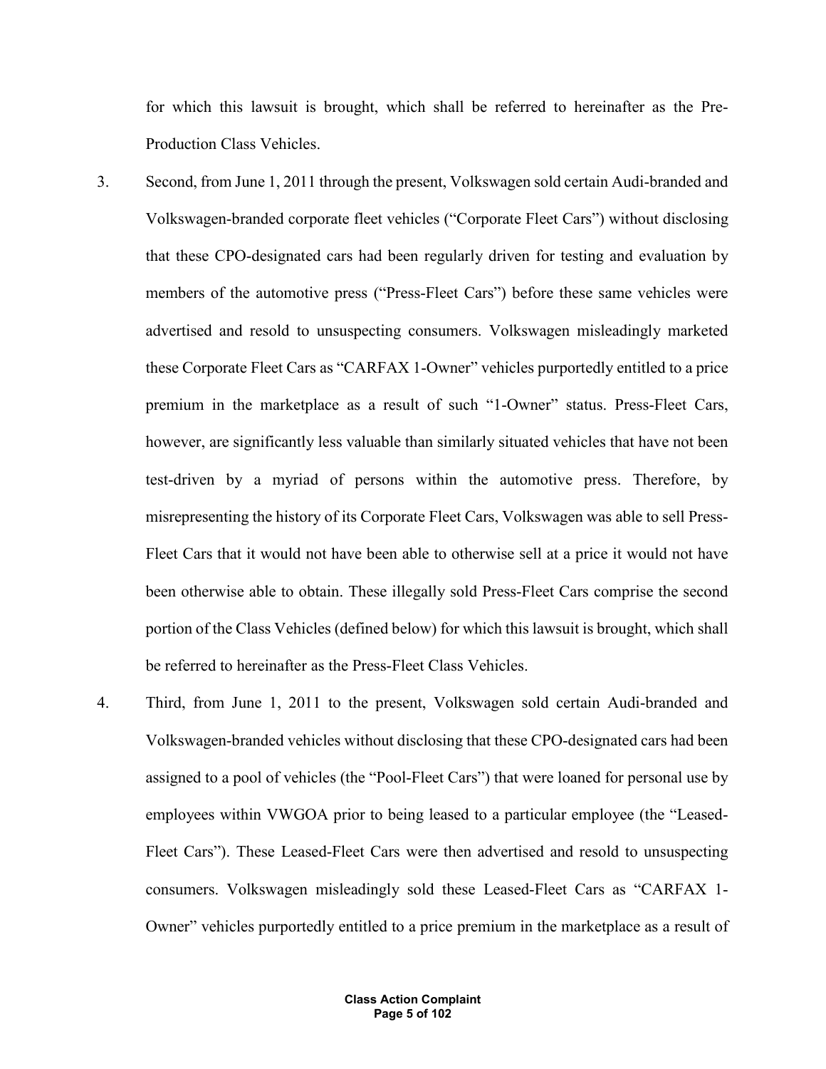for which this lawsuit is brought, which shall be referred to hereinafter as the Pre-Production Class Vehicles.

3. Second, from June 1, 2011 through the present, Volkswagen sold certain Audi-branded and Volkswagen-branded corporate fleet vehicles ("Corporate Fleet Cars") without disclosing that these CPO-designated cars had been regularly driven for testing and evaluation by members of the automotive press ("Press-Fleet Cars") before these same vehicles were advertised and resold to unsuspecting consumers. Volkswagen misleadingly marketed these Corporate Fleet Cars as "CARFAX 1-Owner" vehicles purportedly entitled to a price premium in the marketplace as a result of such "1-Owner" status. Press-Fleet Cars, however, are significantly less valuable than similarly situated vehicles that have not been test-driven by a myriad of persons within the automotive press. Therefore, by misrepresenting the history of its Corporate Fleet Cars, Volkswagen was able to sell Press-Fleet Cars that it would not have been able to otherwise sell at a price it would not have been otherwise able to obtain. These illegally sold Press-Fleet Cars comprise the second portion of the Class Vehicles (defined below) for which this lawsuit is brought, which shall be referred to hereinafter as the Press-Fleet Class Vehicles.

4. Third, from June 1, 2011 to the present, Volkswagen sold certain Audi-branded and Volkswagen-branded vehicles without disclosing that these CPO-designated cars had been assigned to a pool of vehicles (the "Pool-Fleet Cars") that were loaned for personal use by employees within VWGOA prior to being leased to a particular employee (the "Leased-Fleet Cars"). These Leased-Fleet Cars were then advertised and resold to unsuspecting consumers. Volkswagen misleadingly sold these Leased-Fleet Cars as "CARFAX 1-Owner" vehicles purportedly entitled to a price premium in the marketplace as a result of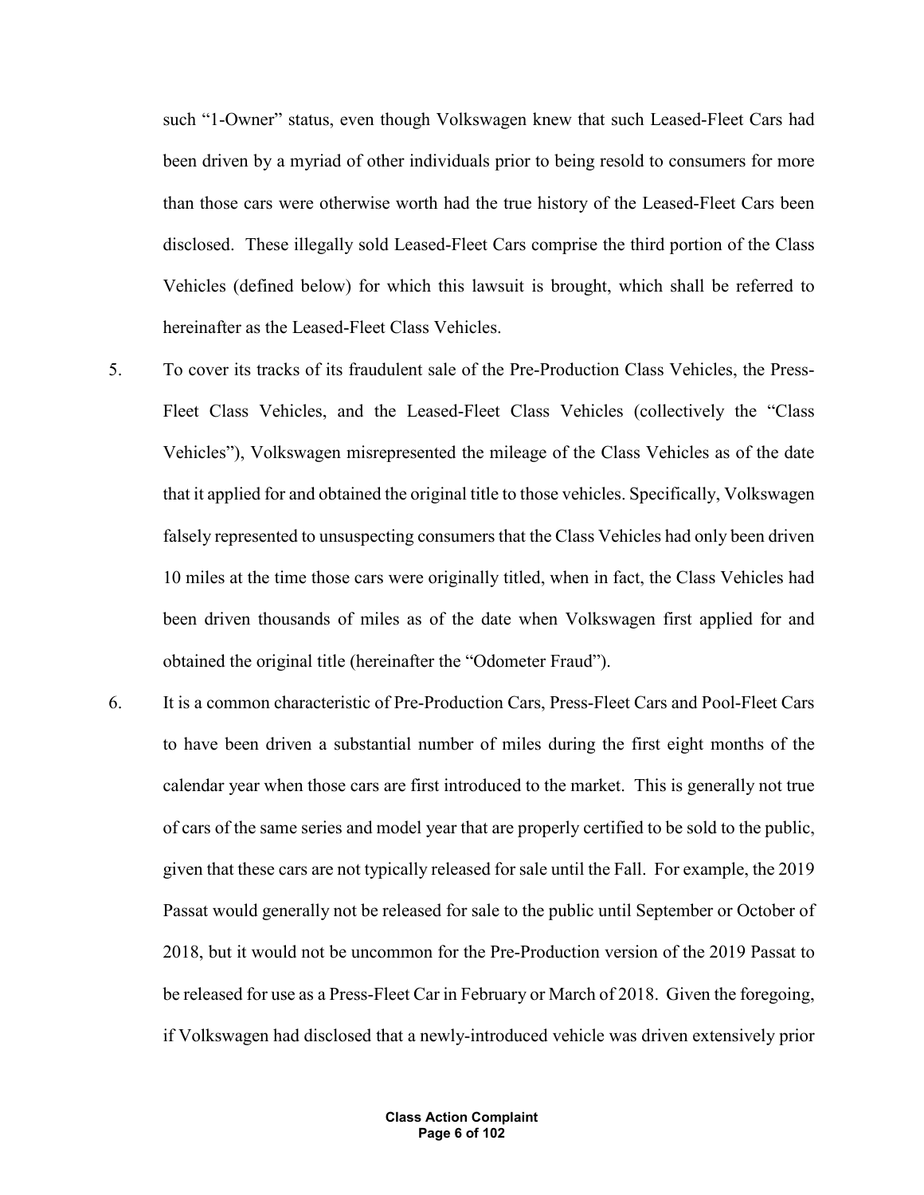such "1-Owner" status, even though Volkswagen knew that such Leased-Fleet Cars had been driven by a myriad of other individuals prior to being resold to consumers for more than those cars were otherwise worth had the true history of the Leased-Fleet Cars been disclosed. These illegally sold Leased-Fleet Cars comprise the third portion of the Class Vehicles (defined below) for which this lawsuit is brought, which shall be referred to hereinafter as the Leased-Fleet Class Vehicles.

5. To cover its tracks of its fraudulent sale of the Pre-Production Class Vehicles, the Press-Fleet Class Vehicles, and the Leased-Fleet Class Vehicles (collectively the "Class Vehicles"), Volkswagen misrepresented the mileage of the Class Vehicles as of the date that it applied for and obtained the original title to those vehicles. Specifically, Volkswagen falsely represented to unsuspecting consumers that the Class Vehicles had only been driven 10 miles at the time those cars were originally titled, when in fact, the Class Vehicles had been driven thousands of miles as of the date when Volkswagen first applied for and obtained the original title (hereinafter the "Odometer Fraud").

6. It is a common characteristic of Pre-Production Cars, Press-Fleet Cars and Pool-Fleet Cars to have been driven a substantial number of miles during the first eight months of the calendar year when those cars are first introduced to the market. This is generally not true of cars of the same series and model year that are properly certified to be sold to the public, given that these cars are not typically released for sale until the Fall. For example, the 2019 Passat would generally not be released for sale to the public until September or October of 2018, but it would not be uncommon for the Pre-Production version of the 2019 Passat to be released for use as a Press-Fleet Car in February or March of 2018. Given the foregoing, if Volkswagen had disclosed that a newly-introduced vehicle was driven extensively prior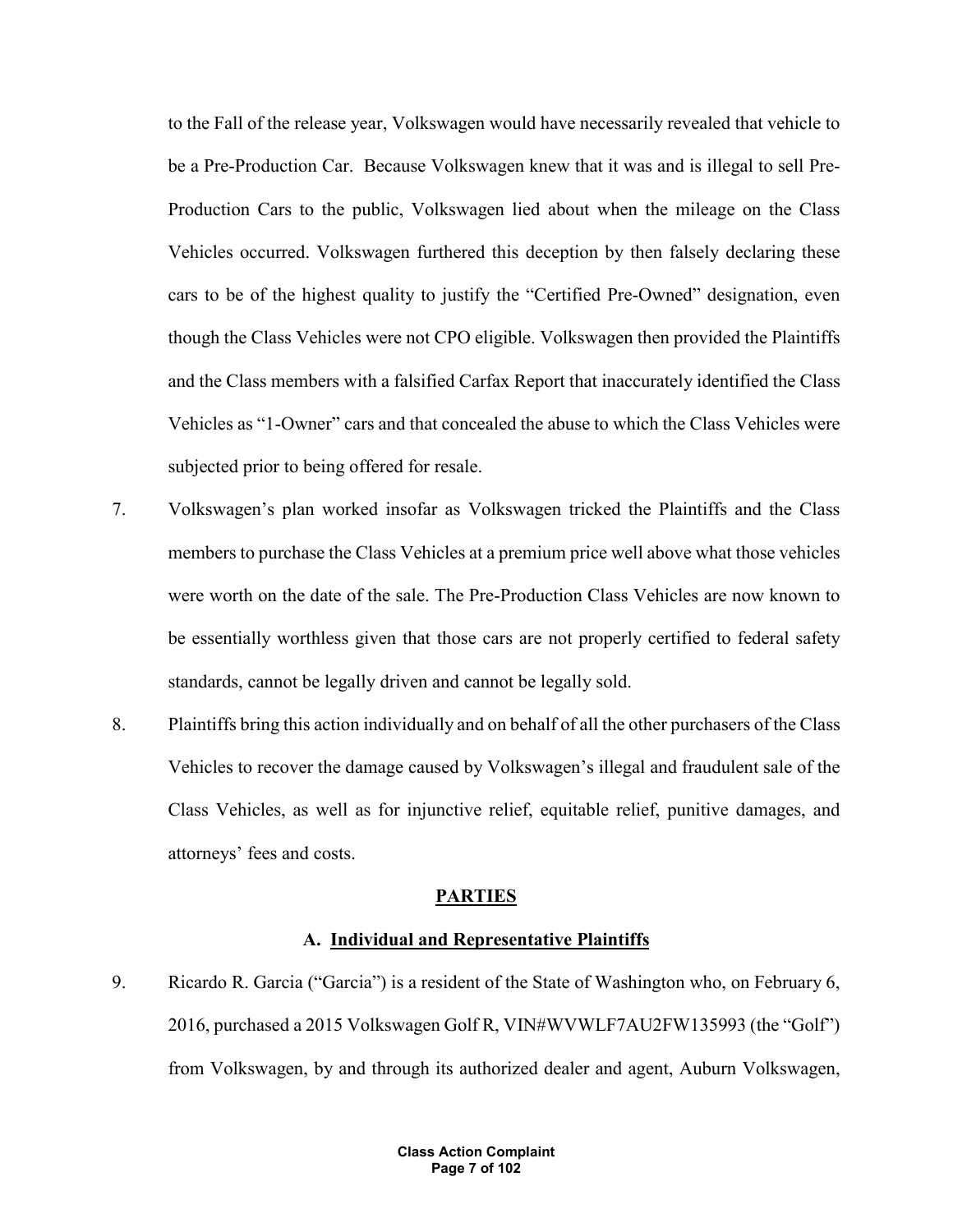to the Fall of the release year, Volkswagen would have necessarily revealed that vehicle to be a Pre-Production Car. Because Volkswagen knew that it was and is illegal to sell Pre-Production Cars to the public, Volkswagen lied about when the mileage on the Class Vehicles occurred. Volkswagen furthered this deception by then falsely declaring these cars to be of the highest quality to justify the "Certified Pre-Owned" designation, even though the Class Vehicles were not CPO eligible. Volkswagen then provided the Plaintiffs and the Class members with a falsified Carfax Report that inaccurately identified the Class Vehicles as "1-Owner" cars and that concealed the abuse to which the Class Vehicles were subjected prior to being offered for resale.

7. Volkswagen's plan worked insofar as Volkswagen tricked the Plaintiffs and the Class members to purchase the Class Vehicles at a premium price well above what those vehicles were worth on the date of the sale. The Pre-Production Class Vehicles are now known to be essentially worthless given that those cars are not properly certified to federal safety standards, cannot be legally driven and cannot be legally sold.

8. Plaintiffs bring this action individually and on behalf of all the other purchasers of the Class Vehicles to recover the damage caused by Volkswagen's illegal and fraudulent sale of the Class Vehicles, as well as for injunctive relief, equitable relief, punitive damages, and attorneys' fees and costs.

## PARTIES

### A. Individual and Representative Plaintiffs

9. Ricardo R. Garcia ("Garcia") is a resident of the State of Washington who, on February 6, 2016, purchased a 2015 Volkswagen Golf R, VIN#WVWLF7AU2FW135993 (the "Golf") from Volkswagen, by and through its authorized dealer and agent, Auburn Volkswagen,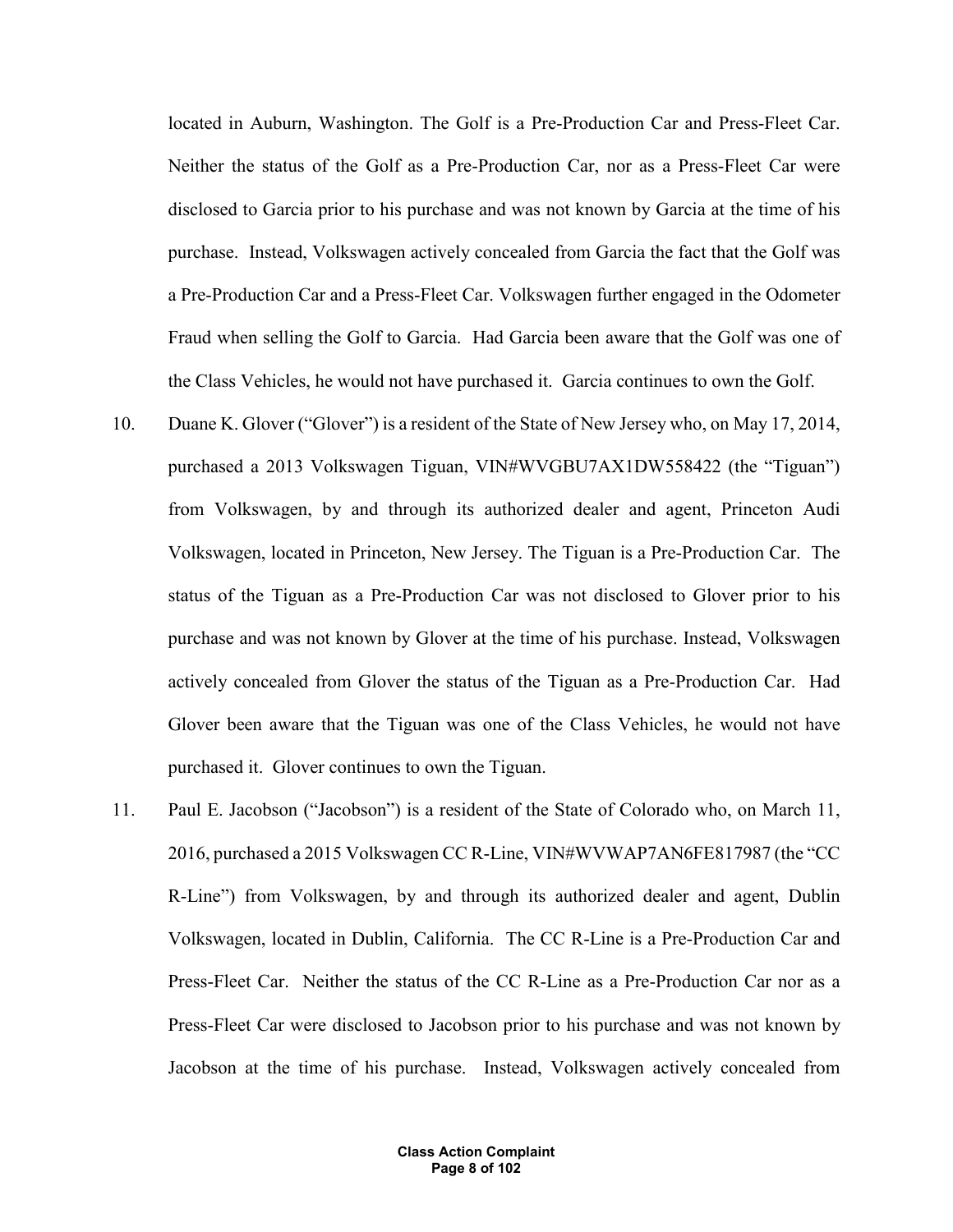located in Auburn, Washington. The Golf is a Pre-Production Car and Press-Fleet Car. Neither the status of the Golf as a Pre-Production Car, nor as a Press-Fleet Car were disclosed to Garcia prior to his purchase and was not known by Garcia at the time of his purchase. Instead, Volkswagen actively concealed from Garcia the fact that the Golf was a Pre-Production Car and a Press-Fleet Car. Volkswagen further engaged in the Odometer Fraud when selling the Golf to Garcia. Had Garcia been aware that the Golf was one of the Class Vehicles, he would not have purchased it. Garcia continues to own the Golf.

10. Duane K. Glover ("Glover") is a resident of the State of New Jersey who, on May 17, 2014, purchased a 2013 Volkswagen Tiguan, VIN#WVGBU7AX1DW558422 (the "Tiguan") from Volkswagen, by and through its authorized dealer and agent, Princeton Audi Volkswagen, located in Princeton, New Jersey. The Tiguan is a Pre-Production Car. The status of the Tiguan as a Pre-Production Car was not disclosed to Glover prior to his purchase and was not known by Glover at the time of his purchase. Instead, Volkswagen actively concealed from Glover the status of the Tiguan as a Pre-Production Car. Had Glover been aware that the Tiguan was one of the Class Vehicles, he would not have purchased it. Glover continues to own the Tiguan.

11. Paul E. Jacobson ("Jacobson") is a resident of the State of Colorado who, on March 11, 2016, purchased a 2015 Volkswagen CC R-Line, VIN#WVWAP7AN6FE817987 (the "CC R-Line") from Volkswagen, by and through its authorized dealer and agent, Dublin Volkswagen, located in Dublin, California. The CC R-Line is a Pre-Production Car and Press-Fleet Car. Neither the status of the CC R-Line as a Pre-Production Car nor as a Press-Fleet Car were disclosed to Jacobson prior to his purchase and was not known by Jacobson at the time of his purchase. Instead, Volkswagen actively concealed from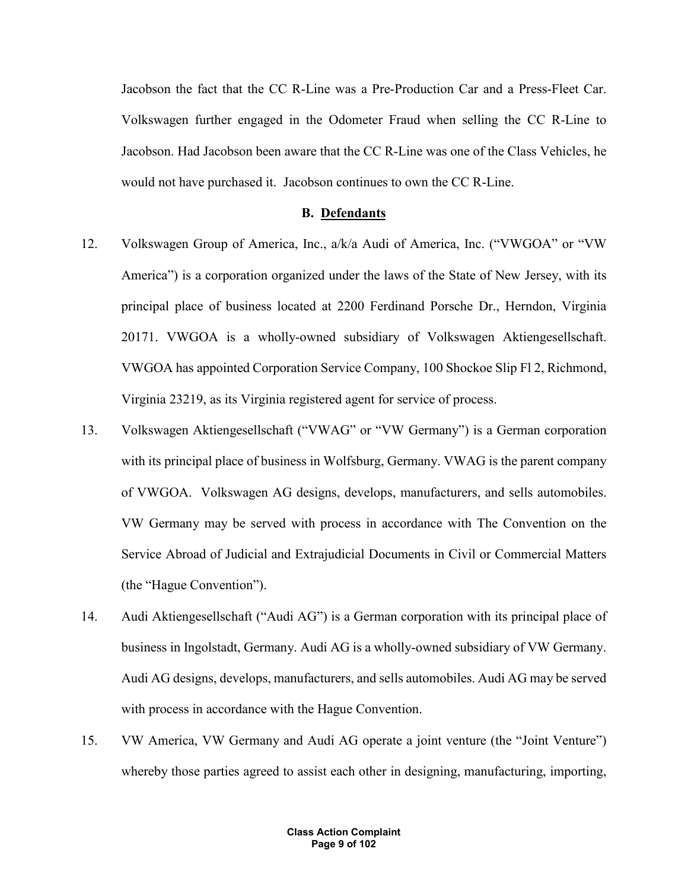Jacobson the fact that the CC R-Line was a Pre-Production Car and a Press-Fleet Car. Volkswagen further engaged in the Odometer Fraud when selling the CC R-Line to Jacobson. Had Jacobson been aware that the CC R-Line was one of the Class Vehicles, he would not have purchased it. Jacobson continues to own the CC R-Line.

**B. Defendants**

12. Volkswagen Group of America, Inc., a/k/a Audi of America, Inc. ("VWGOA" or "VW America") is a corporation organized under the laws of the State of New Jersey, with its principal place of business located at 2200 Ferdinand Porsche Dr., Herndon, Virginia 20171. VWGOA is a wholly-owned subsidiary of Volkswagen Aktiengesellschaft. VWGOA has appointed Corporation Service Company, 100 Shockoe Slip Fl 2, Richmond, Virginia 23219, as its Virginia registered agent for service of process.

13. Volkswagen Aktiengesellschaft ("VWAG" or "VW Germany") is a German corporation with its principal place of business in Wolfsburg, Germany. VWAG is the parent company of VWGOA. Volkswagen AG designs, develops, manufacturers, and sells automobiles. VW Germany may be served with process in accordance with The Convention on the Service Abroad of Judicial and Extrajudicial Documents in Civil or Commercial Matters (the "Hague Convention").

14. Audi Aktiengesellschaft ("Audi AG") is a German corporation with its principal place of business in Ingolstadt, Germany. Audi AG is a wholly-owned subsidiary of VW Germany. Audi AG designs, develops, manufacturers, and sells automobiles. Audi AG may be served with process in accordance with the Hague Convention.

15. VW America, VW Germany and Audi AG operate a joint venture (the "Joint Venture") whereby those parties agreed to assist each other in designing, manufacturing, importing,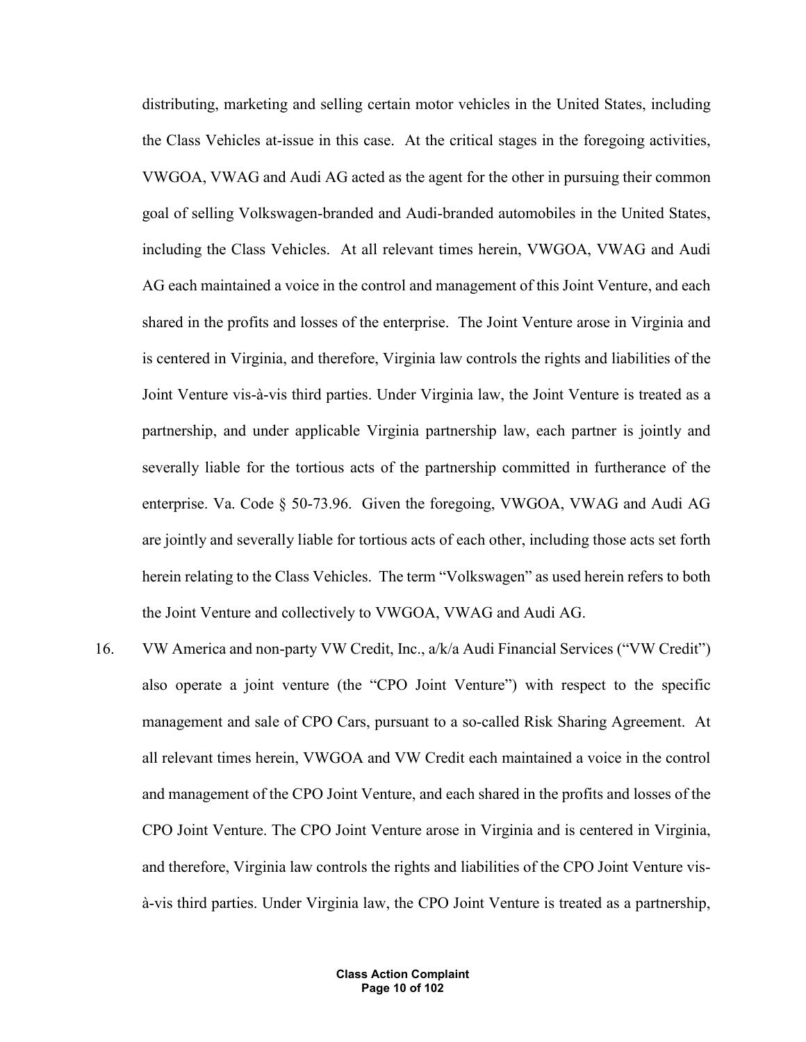distributing, marketing and selling certain motor vehicles in the United States, including the Class Vehicles at-issue in this case. At the critical stages in the foregoing activities, VWGOA, VWAG and Audi AG acted as the agent for the other in pursuing their common goal of selling Volkswagen-branded and Audi-branded automobiles in the United States, including the Class Vehicles. At all relevant times herein, VWGOA, VWAG and Audi AG each maintained a voice in the control and management of this Joint Venture, and each shared in the profits and losses of the enterprise. The Joint Venture arose in Virginia and is centered in Virginia, and therefore, Virginia law controls the rights and liabilities of the Joint Venture vis-à-vis third parties. Under Virginia law, the Joint Venture is treated as a partnership, and under applicable Virginia partnership law, each partner is jointly and severally liable for the tortious acts of the partnership committed in furtherance of the enterprise. Va. Code § 50-73.96. Given the foregoing, VWGOA, VWAG and Audi AG are jointly and severally liable for tortious acts of each other, including those acts set forth herein relating to the Class Vehicles. The term "Volkswagen" as used herein refers to both the Joint Venture and collectively to VWGOA, VWAG and Audi AG.

16. VW America and non-party VW Credit, Inc., a/k/a Audi Financial Services ("VW Credit") also operate a joint venture (the "CPO Joint Venture") with respect to the specific management and sale of CPO Cars, pursuant to a so-called Risk Sharing Agreement. At all relevant times herein, VWGOA and VW Credit each maintained a voice in the control and management of the CPO Joint Venture, and each shared in the profits and losses of the CPO Joint Venture. The CPO Joint Venture arose in Virginia and is centered in Virginia, and therefore, Virginia law controls the rights and liabilities of the CPO Joint Venture vis-à-vis third parties. Under Virginia law, the CPO Joint Venture is treated as a partnership,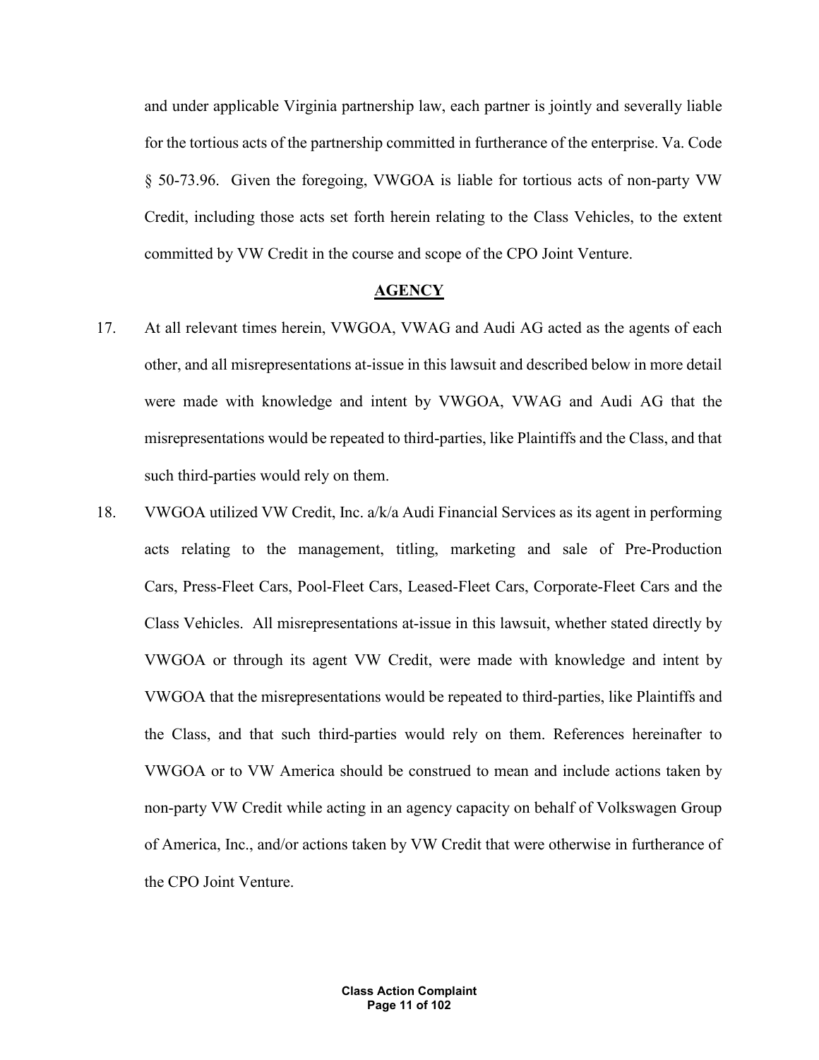and under applicable Virginia partnership law, each partner is jointly and severally liable for the tortious acts of the partnership committed in furtherance of the enterprise. Va. Code § 50-73.96. Given the foregoing, VWGOA is liable for tortious acts of non-party VW Credit, including those acts set forth herein relating to the Class Vehicles, to the extent committed by VW Credit in the course and scope of the CPO Joint Venture.

## AGENCY

17. At all relevant times herein, VWGOA, VWAG and Audi AG acted as the agents of each other, and all misrepresentations at-issue in this lawsuit and described below in more detail were made with knowledge and intent by VWGOA, VWAG and Audi AG that the misrepresentations would be repeated to third-parties, like Plaintiffs and the Class, and that such third-parties would rely on them.

18. VWGOA utilized VW Credit, Inc. a/k/a Audi Financial Services as its agent in performing acts relating to the management, titling, marketing and sale of Pre-Production Cars, Press-Fleet Cars, Pool-Fleet Cars, Leased-Fleet Cars, Corporate-Fleet Cars and the Class Vehicles. All misrepresentations at-issue in this lawsuit, whether stated directly by VWGOA or through its agent VW Credit, were made with knowledge and intent by VWGOA that the misrepresentations would be repeated to third-parties, like Plaintiffs and the Class, and that such third-parties would rely on them. References hereinafter to VWGOA or to VW America should be construed to mean and include actions taken by non-party VW Credit while acting in an agency capacity on behalf of Volkswagen Group of America, Inc., and/or actions taken by VW Credit that were otherwise in furtherance of the CPO Joint Venture.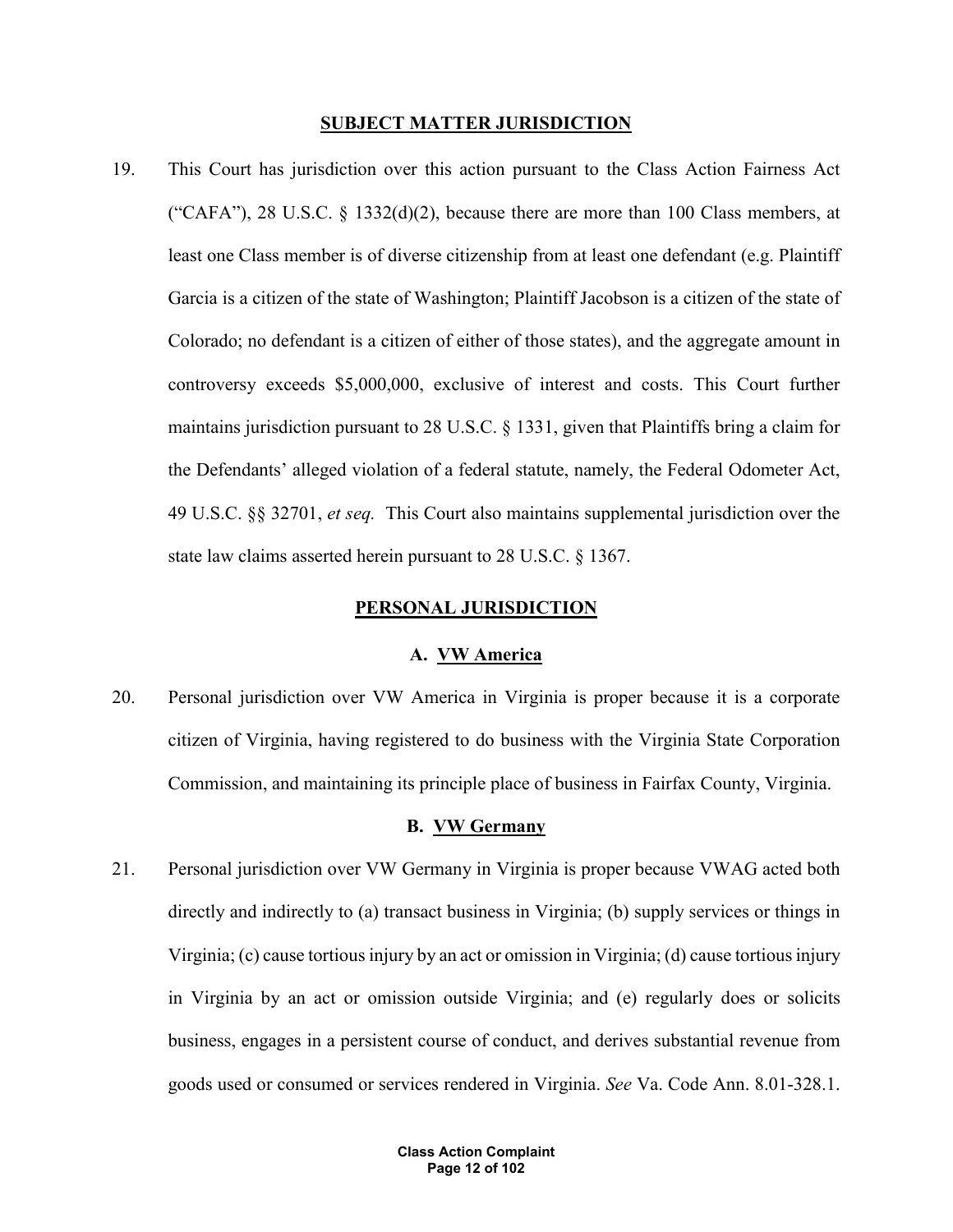## SUBJECT MATTER JURISDICTION

19. This Court has jurisdiction over this action pursuant to the Class Action Fairness Act ("CAFA"), 28 U.S.C. § 1332(d)(2), because there are more than 100 Class members, at least one Class member is of diverse citizenship from at least one defendant (e.g. Plaintiff Garcia is a citizen of the state of Washington; Plaintiff Jacobson is a citizen of the state of Colorado; no defendant is a citizen of either of those states), and the aggregate amount in controversy exceeds $5,000,000, exclusive of interest and costs. This Court further maintains jurisdiction pursuant to 28 U.S.C. § 1331, given that Plaintiffs bring a claim for the Defendants' alleged violation of a federal statute, namely, the Federal Odometer Act, 49 U.S.C. §§ 32701, *et seq.* This Court also maintains supplemental jurisdiction over the state law claims asserted herein pursuant to 28 U.S.C. § 1367.

## PERSONAL JURISDICTION

### A. VW America

20. Personal jurisdiction over VW America in Virginia is proper because it is a corporate citizen of Virginia, having registered to do business with the Virginia State Corporation Commission, and maintaining its principle place of business in Fairfax County, Virginia.

### B. VW Germany

21. Personal jurisdiction over VW Germany in Virginia is proper because VWAG acted both directly and indirectly to (a) transact business in Virginia; (b) supply services or things in Virginia; (c) cause tortious injury by an act or omission in Virginia; (d) cause tortious injury in Virginia by an act or omission outside Virginia; and (e) regularly does or solicits business, engages in a persistent course of conduct, and derives substantial revenue from goods used or consumed or services rendered in Virginia. *See* Va. Code Ann. 8.01-328.1.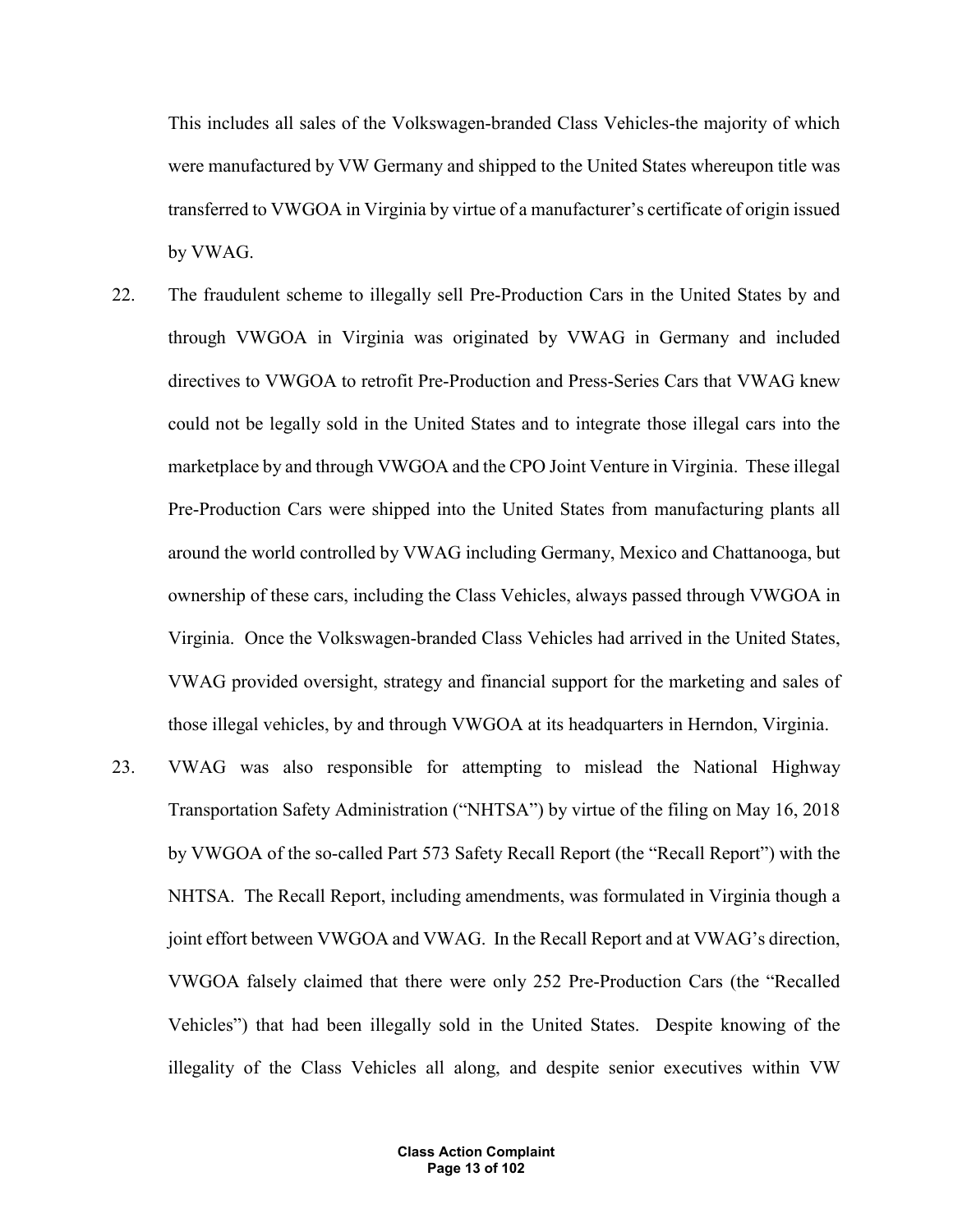This includes all sales of the Volkswagen-branded Class Vehicles-the majority of which were manufactured by VW Germany and shipped to the United States whereupon title was transferred to VWGOA in Virginia by virtue of a manufacturer's certificate of origin issued by VWAG.

22. The fraudulent scheme to illegally sell Pre-Production Cars in the United States by and through VWGOA in Virginia was originated by VWAG in Germany and included directives to VWGOA to retrofit Pre-Production and Press-Series Cars that VWAG knew could not be legally sold in the United States and to integrate those illegal cars into the marketplace by and through VWGOA and the CPO Joint Venture in Virginia. These illegal Pre-Production Cars were shipped into the United States from manufacturing plants all around the world controlled by VWAG including Germany, Mexico and Chattanooga, but ownership of these cars, including the Class Vehicles, always passed through VWGOA in Virginia. Once the Volkswagen-branded Class Vehicles had arrived in the United States, VWAG provided oversight, strategy and financial support for the marketing and sales of those illegal vehicles, by and through VWGOA at its headquarters in Herndon, Virginia.

23. VWAG was also responsible for attempting to mislead the National Highway Transportation Safety Administration ("NHTSA") by virtue of the filing on May 16, 2018 by VWGOA of the so-called Part 573 Safety Recall Report (the "Recall Report") with the NHTSA. The Recall Report, including amendments, was formulated in Virginia though a joint effort between VWGOA and VWAG. In the Recall Report and at VWAG's direction, VWGOA falsely claimed that there were only 252 Pre-Production Cars (the "Recalled Vehicles") that had been illegally sold in the United States. Despite knowing of the illegality of the Class Vehicles all along, and despite senior executives within VW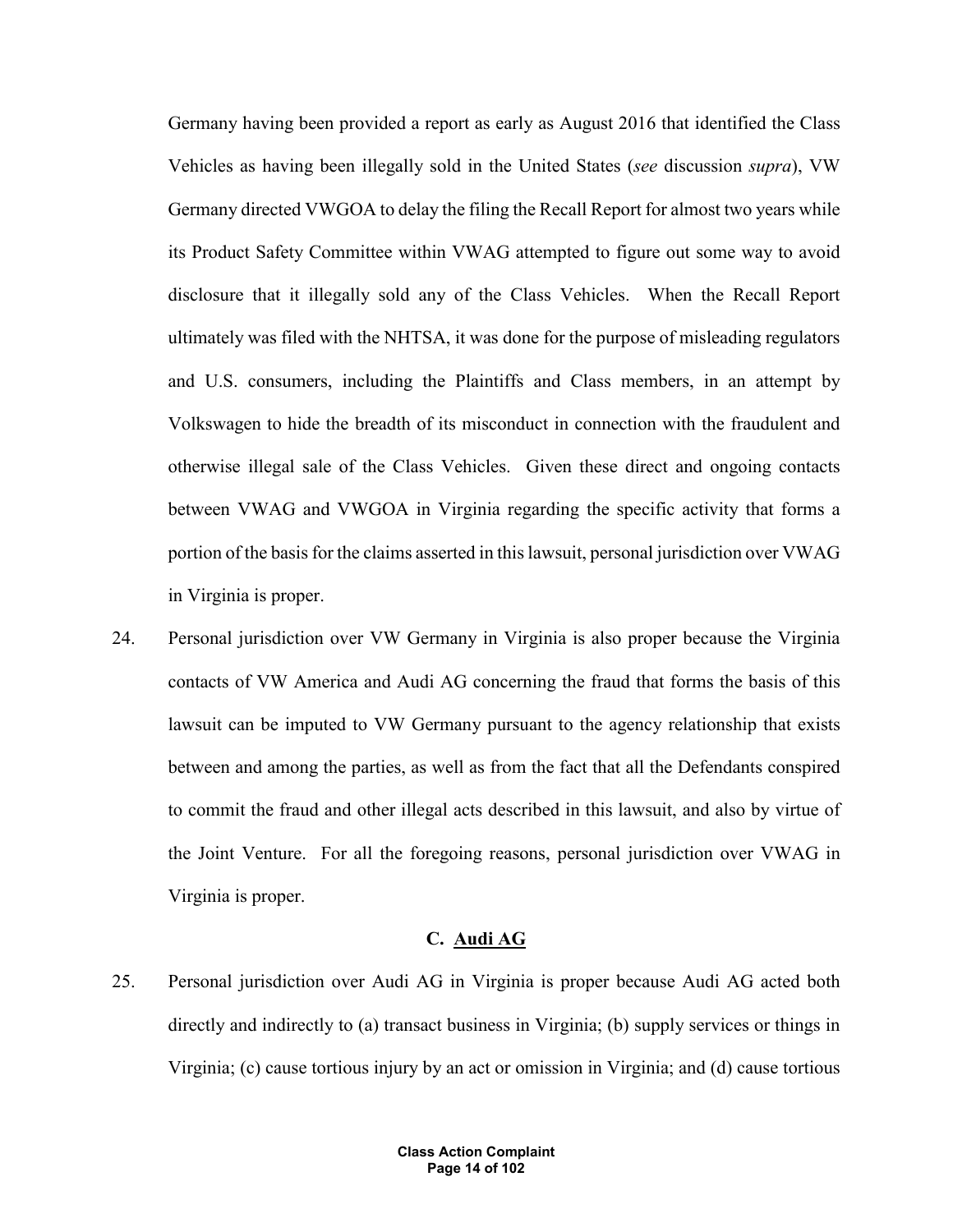Germany having been provided a report as early as August 2016 that identified the Class Vehicles as having been illegally sold in the United States (*see* discussion *supra*), VW Germany directed VWGOA to delay the filing the Recall Report for almost two years while its Product Safety Committee within VWAG attempted to figure out some way to avoid disclosure that it illegally sold any of the Class Vehicles. When the Recall Report ultimately was filed with the NHTSA, it was done for the purpose of misleading regulators and U.S. consumers, including the Plaintiffs and Class members, in an attempt by Volkswagen to hide the breadth of its misconduct in connection with the fraudulent and otherwise illegal sale of the Class Vehicles. Given these direct and ongoing contacts between VWAG and VWGOA in Virginia regarding the specific activity that forms a portion of the basis for the claims asserted in this lawsuit, personal jurisdiction over VWAG in Virginia is proper.

24. Personal jurisdiction over VW Germany in Virginia is also proper because the Virginia contacts of VW America and Audi AG concerning the fraud that forms the basis of this lawsuit can be imputed to VW Germany pursuant to the agency relationship that exists between and among the parties, as well as from the fact that all the Defendants conspired to commit the fraud and other illegal acts described in this lawsuit, and also by virtue of the Joint Venture. For all the foregoing reasons, personal jurisdiction over VWAG in Virginia is proper.

### C. Audi AG

25. Personal jurisdiction over Audi AG in Virginia is proper because Audi AG acted both directly and indirectly to (a) transact business in Virginia; (b) supply services or things in Virginia; (c) cause tortious injury by an act or omission in Virginia; and (d) cause tortious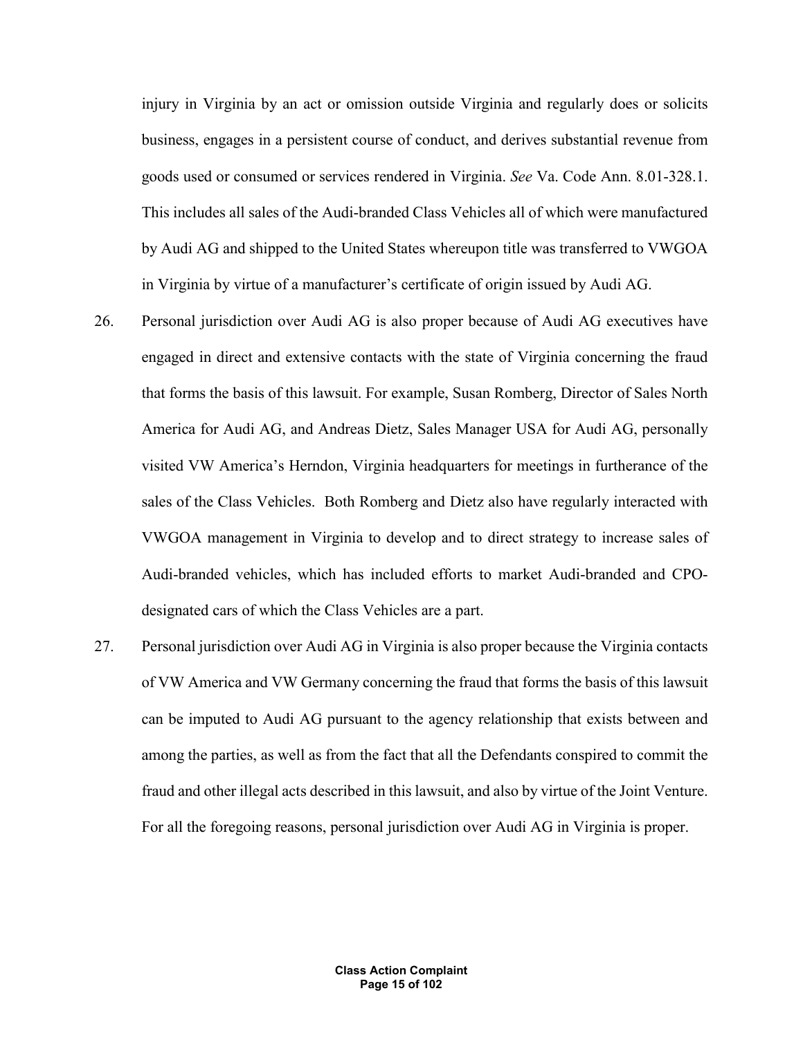injury in Virginia by an act or omission outside Virginia and regularly does or solicits business, engages in a persistent course of conduct, and derives substantial revenue from goods used or consumed or services rendered in Virginia. *See* Va. Code Ann. 8.01-328.1. This includes all sales of the Audi-branded Class Vehicles all of which were manufactured by Audi AG and shipped to the United States whereupon title was transferred to VWGOA in Virginia by virtue of a manufacturer's certificate of origin issued by Audi AG.

26. Personal jurisdiction over Audi AG is also proper because of Audi AG executives have engaged in direct and extensive contacts with the state of Virginia concerning the fraud that forms the basis of this lawsuit. For example, Susan Romberg, Director of Sales North America for Audi AG, and Andreas Dietz, Sales Manager USA for Audi AG, personally visited VW America's Herndon, Virginia headquarters for meetings in furtherance of the sales of the Class Vehicles. Both Romberg and Dietz also have regularly interacted with VWGOA management in Virginia to develop and to direct strategy to increase sales of Audi-branded vehicles, which has included efforts to market Audi-branded and CPO-designated cars of which the Class Vehicles are a part.

27. Personal jurisdiction over Audi AG in Virginia is also proper because the Virginia contacts of VW America and VW Germany concerning the fraud that forms the basis of this lawsuit can be imputed to Audi AG pursuant to the agency relationship that exists between and among the parties, as well as from the fact that all the Defendants conspired to commit the fraud and other illegal acts described in this lawsuit, and also by virtue of the Joint Venture. For all the foregoing reasons, personal jurisdiction over Audi AG in Virginia is proper.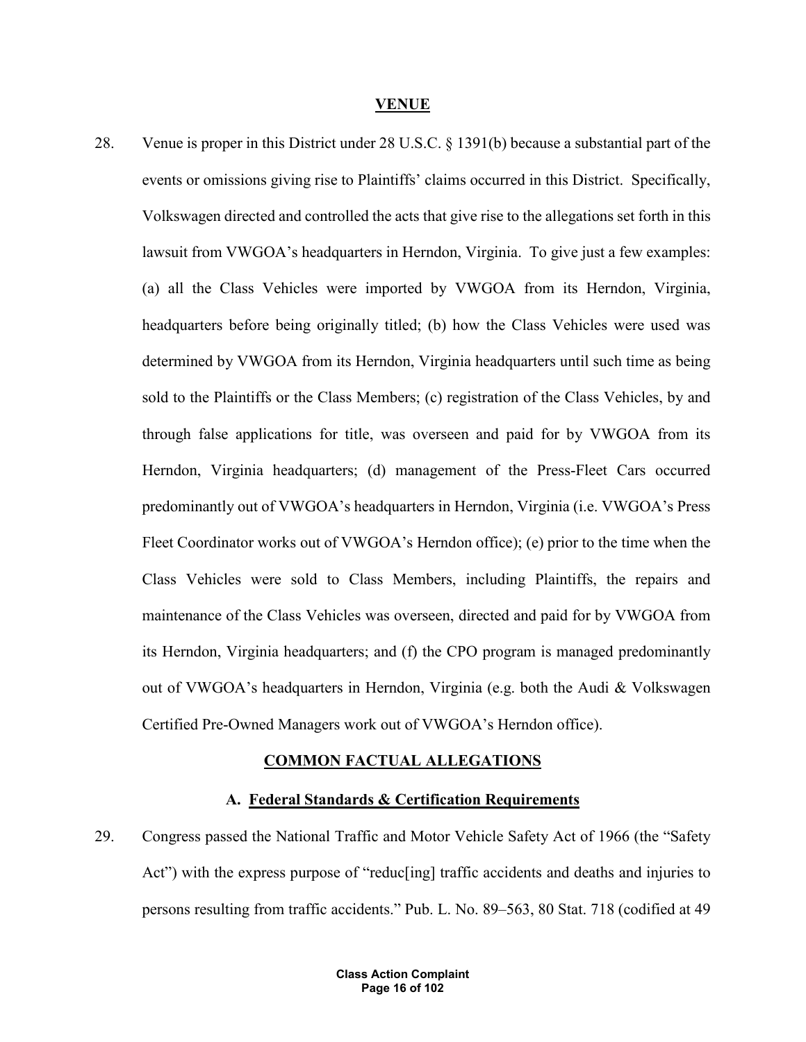## VENUE

28. Venue is proper in this District under 28 U.S.C. § 1391(b) because a substantial part of the events or omissions giving rise to Plaintiffs' claims occurred in this District. Specifically, Volkswagen directed and controlled the acts that give rise to the allegations set forth in this lawsuit from VWGOA's headquarters in Herndon, Virginia. To give just a few examples: (a) all the Class Vehicles were imported by VWGOA from its Herndon, Virginia, headquarters before being originally titled; (b) how the Class Vehicles were used was determined by VWGOA from its Herndon, Virginia headquarters until such time as being sold to the Plaintiffs or the Class Members; (c) registration of the Class Vehicles, by and through false applications for title, was overseen and paid for by VWGOA from its Herndon, Virginia headquarters; (d) management of the Press-Fleet Cars occurred predominantly out of VWGOA's headquarters in Herndon, Virginia (i.e. VWGOA's Press Fleet Coordinator works out of VWGOA's Herndon office); (e) prior to the time when the Class Vehicles were sold to Class Members, including Plaintiffs, the repairs and maintenance of the Class Vehicles was overseen, directed and paid for by VWGOA from its Herndon, Virginia headquarters; and (f) the CPO program is managed predominantly out of VWGOA's headquarters in Herndon, Virginia (e.g. both the Audi & Volkswagen Certified Pre-Owned Managers work out of VWGOA's Herndon office).

## COMMON FACTUAL ALLEGATIONS

### A. Federal Standards & Certification Requirements

29. Congress passed the National Traffic and Motor Vehicle Safety Act of 1966 (the "Safety Act") with the express purpose of "reduc[ing] traffic accidents and deaths and injuries to persons resulting from traffic accidents." Pub. L. No. 89–563, 80 Stat. 718 (codified at 49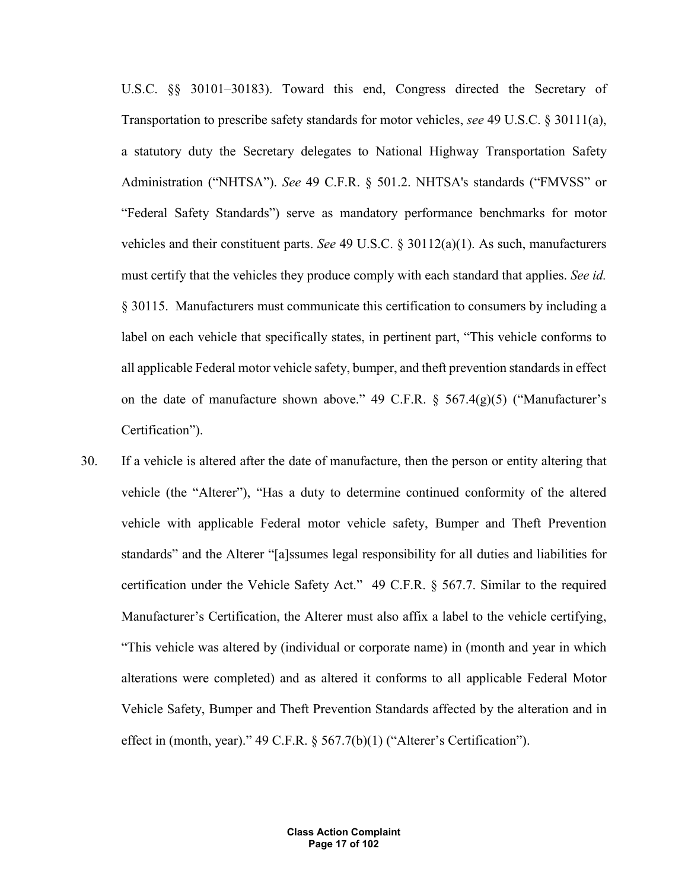U.S.C. §§ 30101–30183). Toward this end, Congress directed the Secretary of Transportation to prescribe safety standards for motor vehicles, *see* 49 U.S.C. § 30111(a), a statutory duty the Secretary delegates to National Highway Transportation Safety Administration ("NHTSA"). *See* 49 C.F.R. § 501.2. NHTSA's standards ("FMVSS" or "Federal Safety Standards") serve as mandatory performance benchmarks for motor vehicles and their constituent parts. *See* 49 U.S.C. § 30112(a)(1). As such, manufacturers must certify that the vehicles they produce comply with each standard that applies. *See id.* § 30115. Manufacturers must communicate this certification to consumers by including a label on each vehicle that specifically states, in pertinent part, "This vehicle conforms to all applicable Federal motor vehicle safety, bumper, and theft prevention standards in effect on the date of manufacture shown above." 49 C.F.R. § 567.4(g)(5) ("Manufacturer's Certification").

30. If a vehicle is altered after the date of manufacture, then the person or entity altering that vehicle (the "Alterer"), "Has a duty to determine continued conformity of the altered vehicle with applicable Federal motor vehicle safety, Bumper and Theft Prevention standards" and the Alterer "[a]ssumes legal responsibility for all duties and liabilities for certification under the Vehicle Safety Act." 49 C.F.R. § 567.7. Similar to the required Manufacturer's Certification, the Alterer must also affix a label to the vehicle certifying, "This vehicle was altered by (individual or corporate name) in (month and year in which alterations were completed) and as altered it conforms to all applicable Federal Motor Vehicle Safety, Bumper and Theft Prevention Standards affected by the alteration and in effect in (month, year)." 49 C.F.R. § 567.7(b)(1) ("Alterer's Certification").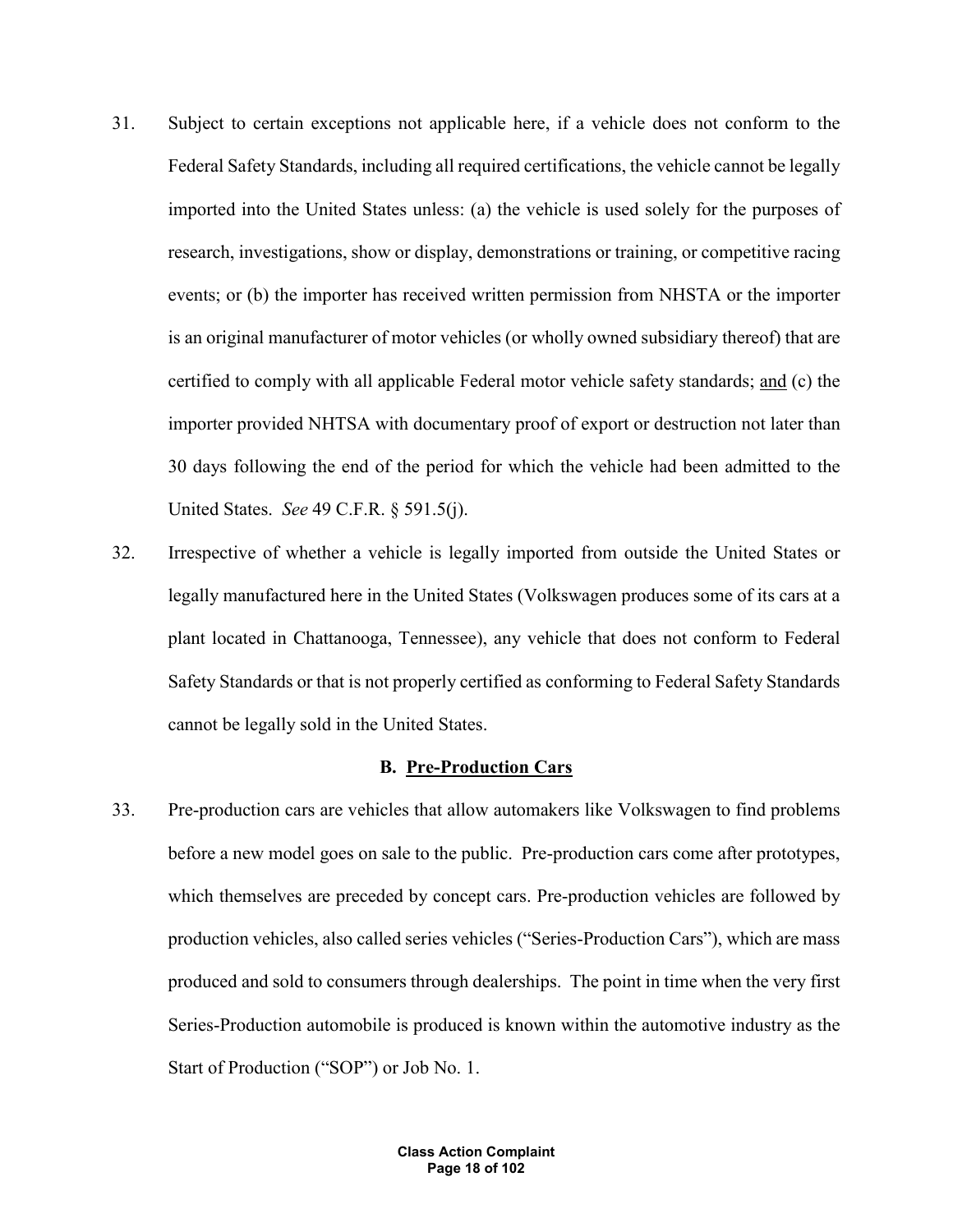31. Subject to certain exceptions not applicable here, if a vehicle does not conform to the Federal Safety Standards, including all required certifications, the vehicle cannot be legally imported into the United States unless: (a) the vehicle is used solely for the purposes of research, investigations, show or display, demonstrations or training, or competitive racing events; or (b) the importer has received written permission from NHSTA or the importer is an original manufacturer of motor vehicles (or wholly owned subsidiary thereof) that are certified to comply with all applicable Federal motor vehicle safety standards; <u>and</u> (c) the importer provided NHTSA with documentary proof of export or destruction not later than 30 days following the end of the period for which the vehicle had been admitted to the United States. *See* 49 C.F.R. § 591.5(j).

32. Irrespective of whether a vehicle is legally imported from outside the United States or legally manufactured here in the United States (Volkswagen produces some of its cars at a plant located in Chattanooga, Tennessee), any vehicle that does not conform to Federal Safety Standards or that is not properly certified as conforming to Federal Safety Standards cannot be legally sold in the United States.

### B. Pre-Production Cars

33. Pre-production cars are vehicles that allow automakers like Volkswagen to find problems before a new model goes on sale to the public. Pre-production cars come after prototypes, which themselves are preceded by concept cars. Pre-production vehicles are followed by production vehicles, also called series vehicles ("Series-Production Cars"), which are mass produced and sold to consumers through dealerships. The point in time when the very first Series-Production automobile is produced is known within the automotive industry as the Start of Production ("SOP") or Job No. 1.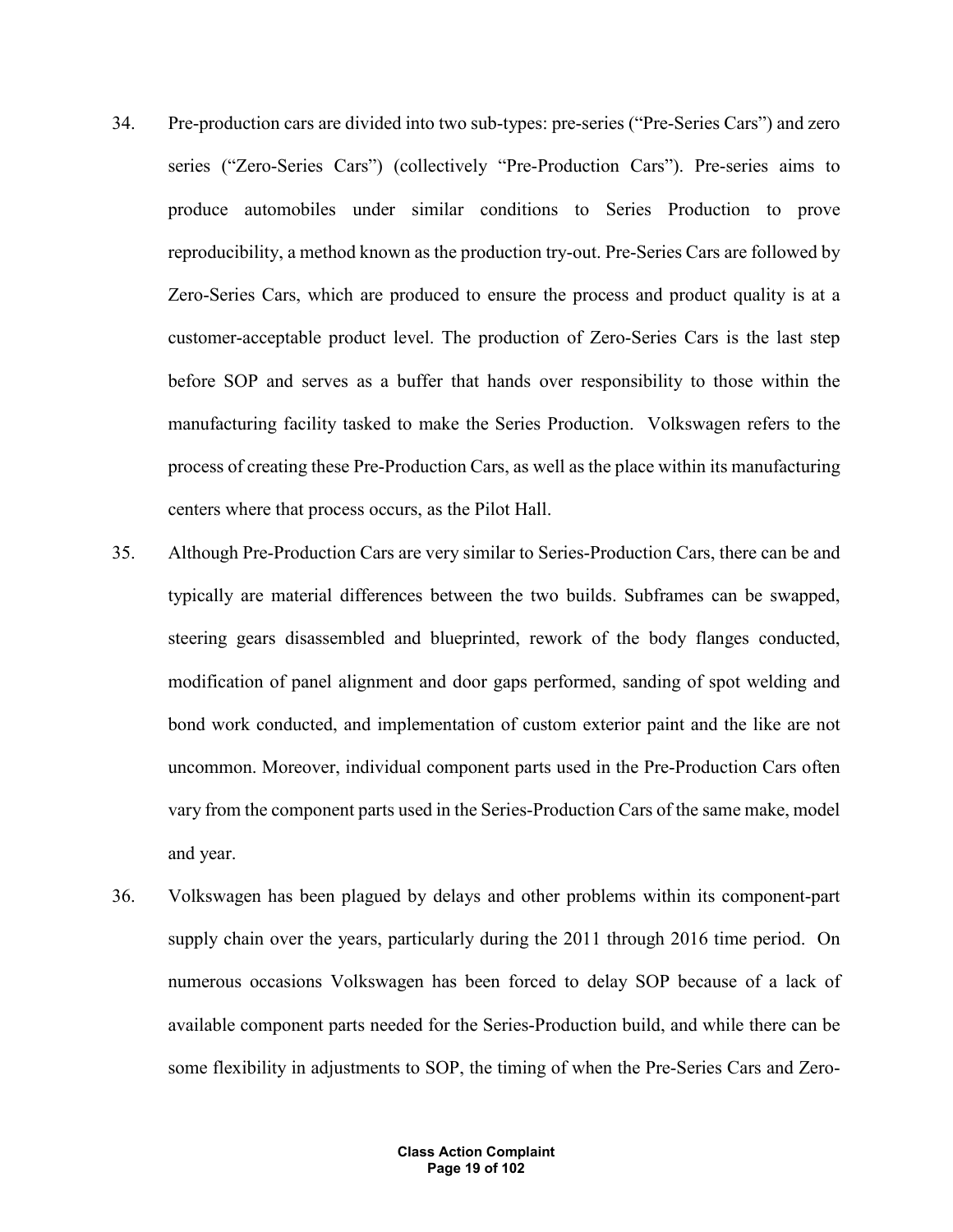34. Pre-production cars are divided into two sub-types: pre-series ("Pre-Series Cars") and zero series ("Zero-Series Cars") (collectively "Pre-Production Cars"). Pre-series aims to produce automobiles under similar conditions to Series Production to prove reproducibility, a method known as the production try-out. Pre-Series Cars are followed by Zero-Series Cars, which are produced to ensure the process and product quality is at a customer-acceptable product level. The production of Zero-Series Cars is the last step before SOP and serves as a buffer that hands over responsibility to those within the manufacturing facility tasked to make the Series Production. Volkswagen refers to the process of creating these Pre-Production Cars, as well as the place within its manufacturing centers where that process occurs, as the Pilot Hall.

35. Although Pre-Production Cars are very similar to Series-Production Cars, there can be and typically are material differences between the two builds. Subframes can be swapped, steering gears disassembled and blueprinted, rework of the body flanges conducted, modification of panel alignment and door gaps performed, sanding of spot welding and bond work conducted, and implementation of custom exterior paint and the like are not uncommon. Moreover, individual component parts used in the Pre-Production Cars often vary from the component parts used in the Series-Production Cars of the same make, model and year.

36. Volkswagen has been plagued by delays and other problems within its component-part supply chain over the years, particularly during the 2011 through 2016 time period. On numerous occasions Volkswagen has been forced to delay SOP because of a lack of available component parts needed for the Series-Production build, and while there can be some flexibility in adjustments to SOP, the timing of when the Pre-Series Cars and Zero-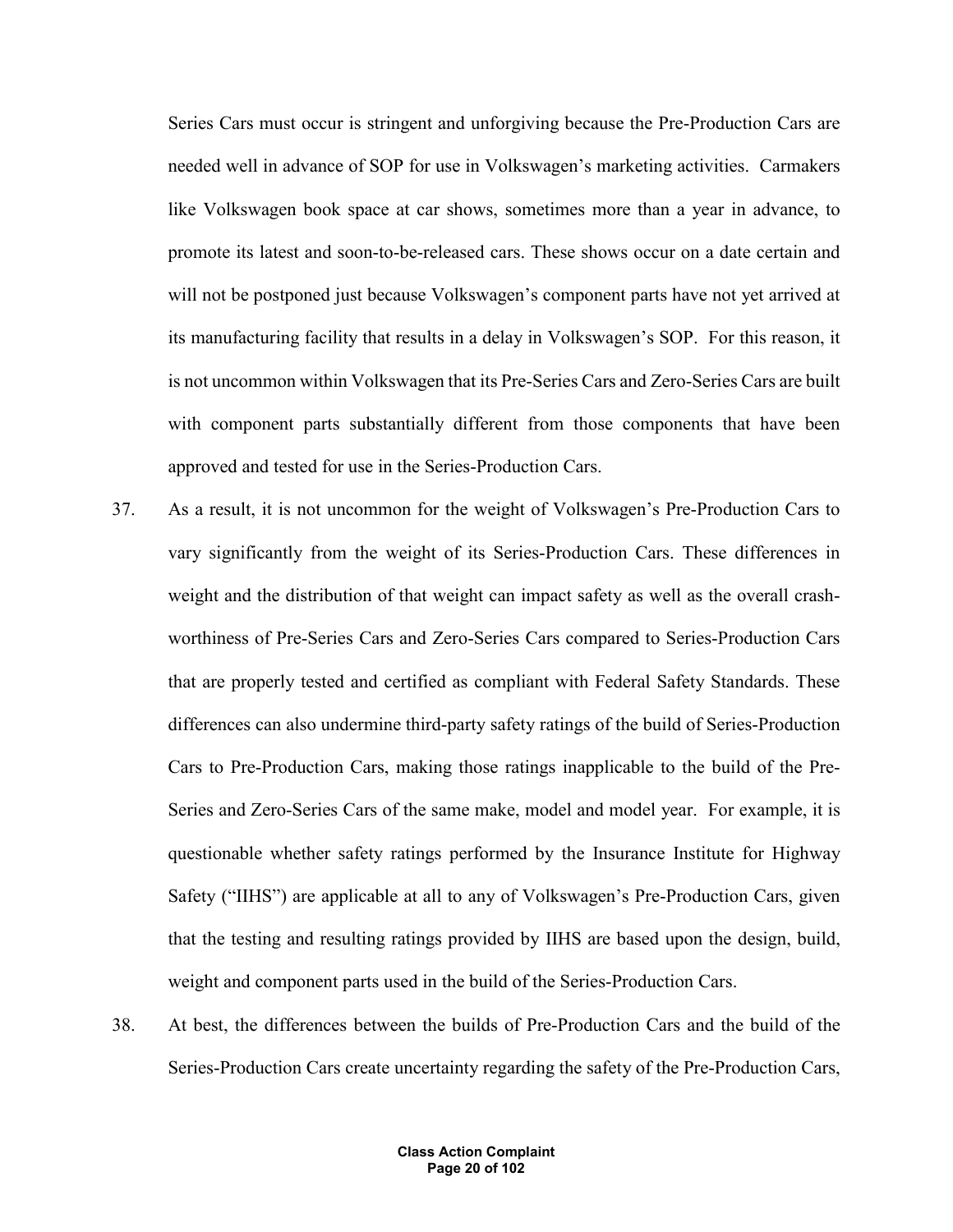Series Cars must occur is stringent and unforgiving because the Pre-Production Cars are needed well in advance of SOP for use in Volkswagen's marketing activities. Carmakers like Volkswagen book space at car shows, sometimes more than a year in advance, to promote its latest and soon-to-be-released cars. These shows occur on a date certain and will not be postponed just because Volkswagen's component parts have not yet arrived at its manufacturing facility that results in a delay in Volkswagen's SOP. For this reason, it is not uncommon within Volkswagen that its Pre-Series Cars and Zero-Series Cars are built with component parts substantially different from those components that have been approved and tested for use in the Series-Production Cars.

37. As a result, it is not uncommon for the weight of Volkswagen's Pre-Production Cars to vary significantly from the weight of its Series-Production Cars. These differences in weight and the distribution of that weight can impact safety as well as the overall crash-worthiness of Pre-Series Cars and Zero-Series Cars compared to Series-Production Cars that are properly tested and certified as compliant with Federal Safety Standards. These differences can also undermine third-party safety ratings of the build of Series-Production Cars to Pre-Production Cars, making those ratings inapplicable to the build of the Pre-Series and Zero-Series Cars of the same make, model and model year. For example, it is questionable whether safety ratings performed by the Insurance Institute for Highway Safety ("IIHS") are applicable at all to any of Volkswagen's Pre-Production Cars, given that the testing and resulting ratings provided by IIHS are based upon the design, build, weight and component parts used in the build of the Series-Production Cars.

38. At best, the differences between the builds of Pre-Production Cars and the build of the Series-Production Cars create uncertainty regarding the safety of the Pre-Production Cars,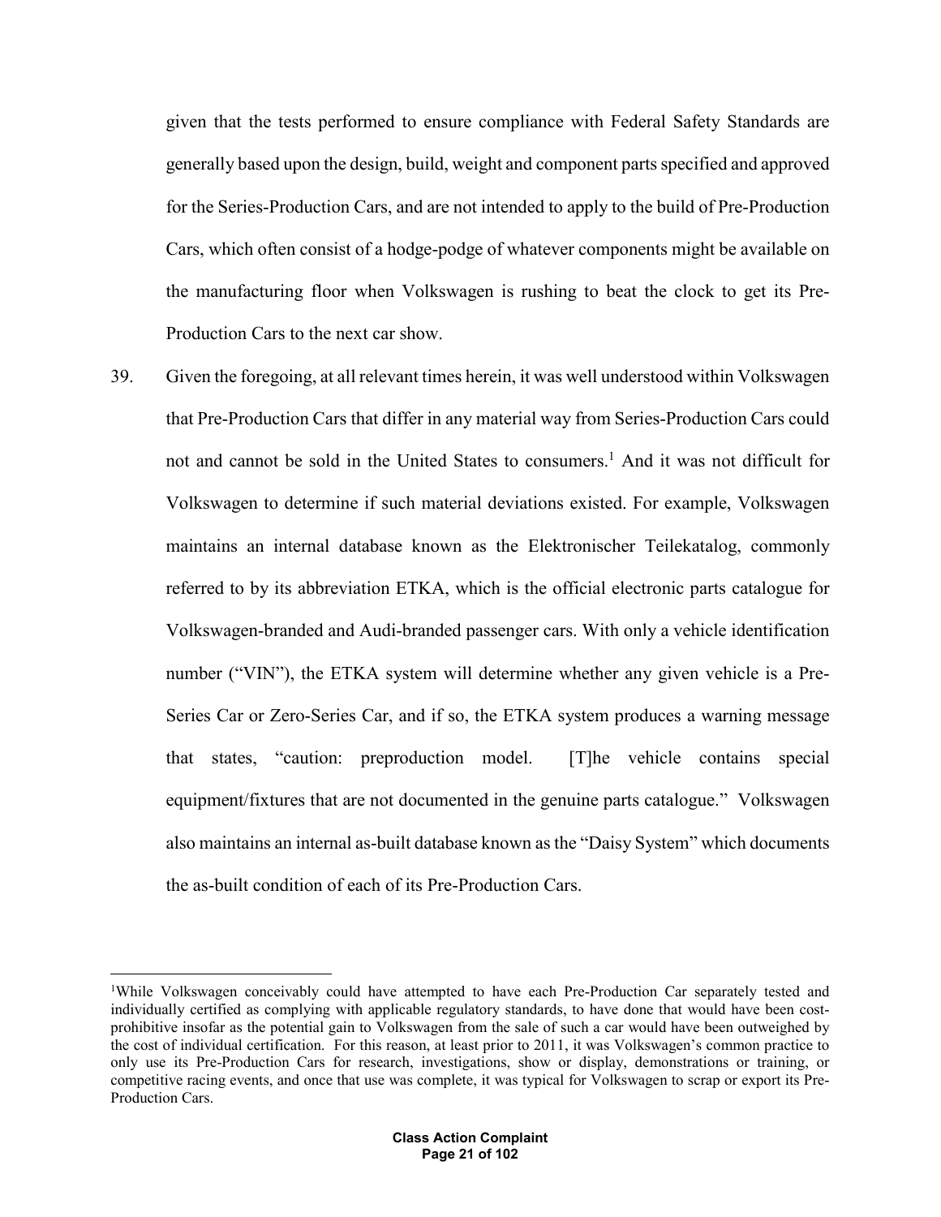given that the tests performed to ensure compliance with Federal Safety Standards are generally based upon the design, build, weight and component parts specified and approved for the Series-Production Cars, and are not intended to apply to the build of Pre-Production Cars, which often consist of a hodge-podge of whatever components might be available on the manufacturing floor when Volkswagen is rushing to beat the clock to get its Pre-Production Cars to the next car show.

39. Given the foregoing, at all relevant times herein, it was well understood within Volkswagen that Pre-Production Cars that differ in any material way from Series-Production Cars could not and cannot be sold in the United States to consumers.[1] And it was not difficult for Volkswagen to determine if such material deviations existed. For example, Volkswagen maintains an internal database known as the Elektronischer Teilekatalog, commonly referred to by its abbreviation ETKA, which is the official electronic parts catalogue for Volkswagen-branded and Audi-branded passenger cars. With only a vehicle identification number ("VIN"), the ETKA system will determine whether any given vehicle is a Pre-Series Car or Zero-Series Car, and if so, the ETKA system produces a warning message that states, "caution: preproduction model. [T]he vehicle contains special equipment/fixtures that are not documented in the genuine parts catalogue." Volkswagen also maintains an internal as-built database known as the "Daisy System" which documents the as-built condition of each of its Pre-Production Cars.

---

[1]While Volkswagen conceivably could have attempted to have each Pre-Production Car separately tested and individually certified as complying with applicable regulatory standards, to have done that would have been cost-prohibitive insofar as the potential gain to Volkswagen from the sale of such a car would have been outweighed by the cost of individual certification. For this reason, at least prior to 2011, it was Volkswagen's common practice to only use its Pre-Production Cars for research, investigations, show or display, demonstrations or training, or competitive racing events, and once that use was complete, it was typical for Volkswagen to scrap or export its Pre-Production Cars.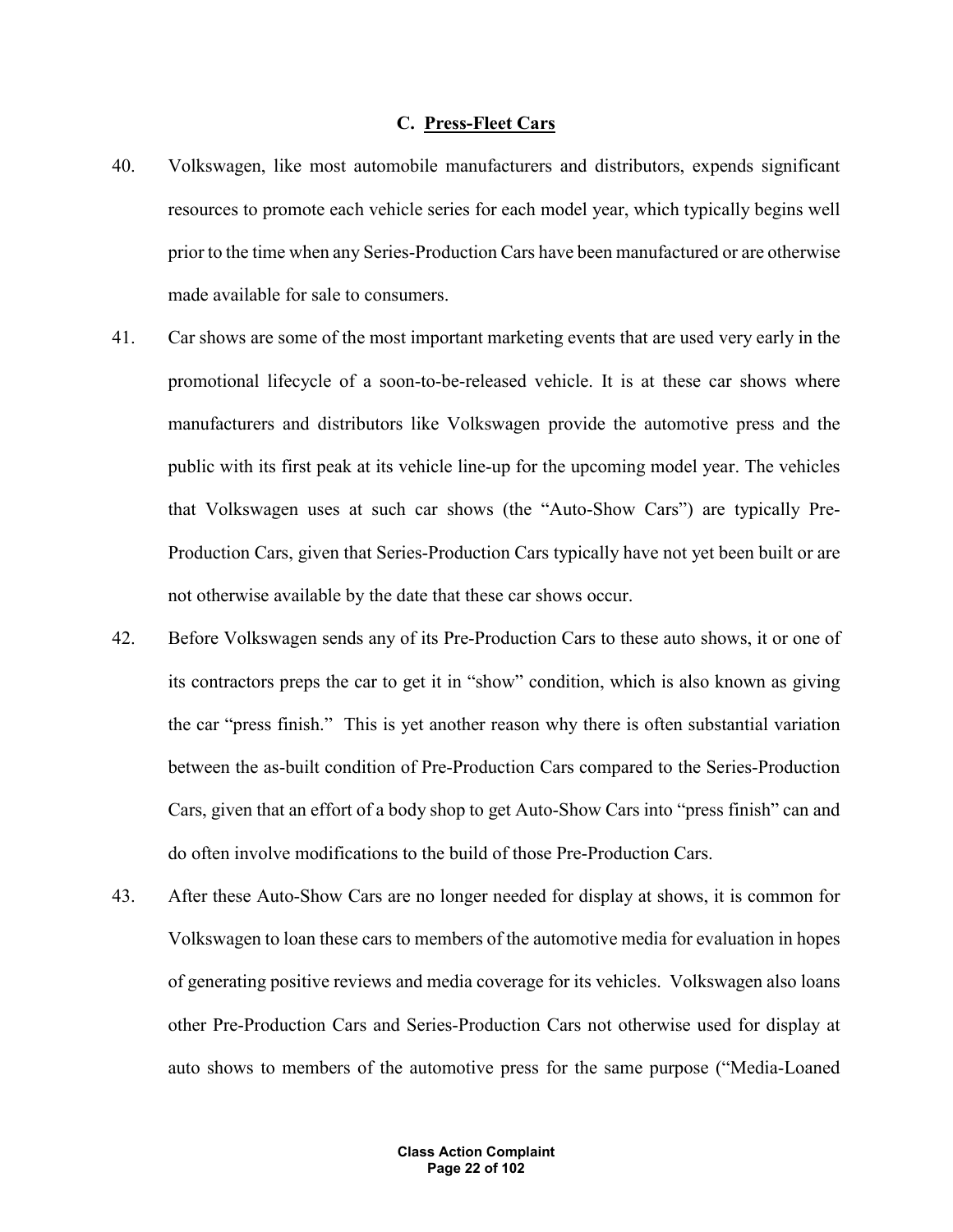### C. Press-Fleet Cars

40. Volkswagen, like most automobile manufacturers and distributors, expends significant resources to promote each vehicle series for each model year, which typically begins well prior to the time when any Series-Production Cars have been manufactured or are otherwise made available for sale to consumers.

41. Car shows are some of the most important marketing events that are used very early in the promotional lifecycle of a soon-to-be-released vehicle. It is at these car shows where manufacturers and distributors like Volkswagen provide the automotive press and the public with its first peak at its vehicle line-up for the upcoming model year. The vehicles that Volkswagen uses at such car shows (the "Auto-Show Cars") are typically Pre-Production Cars, given that Series-Production Cars typically have not yet been built or are not otherwise available by the date that these car shows occur.

42. Before Volkswagen sends any of its Pre-Production Cars to these auto shows, it or one of its contractors preps the car to get it in "show" condition, which is also known as giving the car "press finish." This is yet another reason why there is often substantial variation between the as-built condition of Pre-Production Cars compared to the Series-Production Cars, given that an effort of a body shop to get Auto-Show Cars into "press finish" can and do often involve modifications to the build of those Pre-Production Cars.

43. After these Auto-Show Cars are no longer needed for display at shows, it is common for Volkswagen to loan these cars to members of the automotive media for evaluation in hopes of generating positive reviews and media coverage for its vehicles. Volkswagen also loans other Pre-Production Cars and Series-Production Cars not otherwise used for display at auto shows to members of the automotive press for the same purpose ("Media-Loaned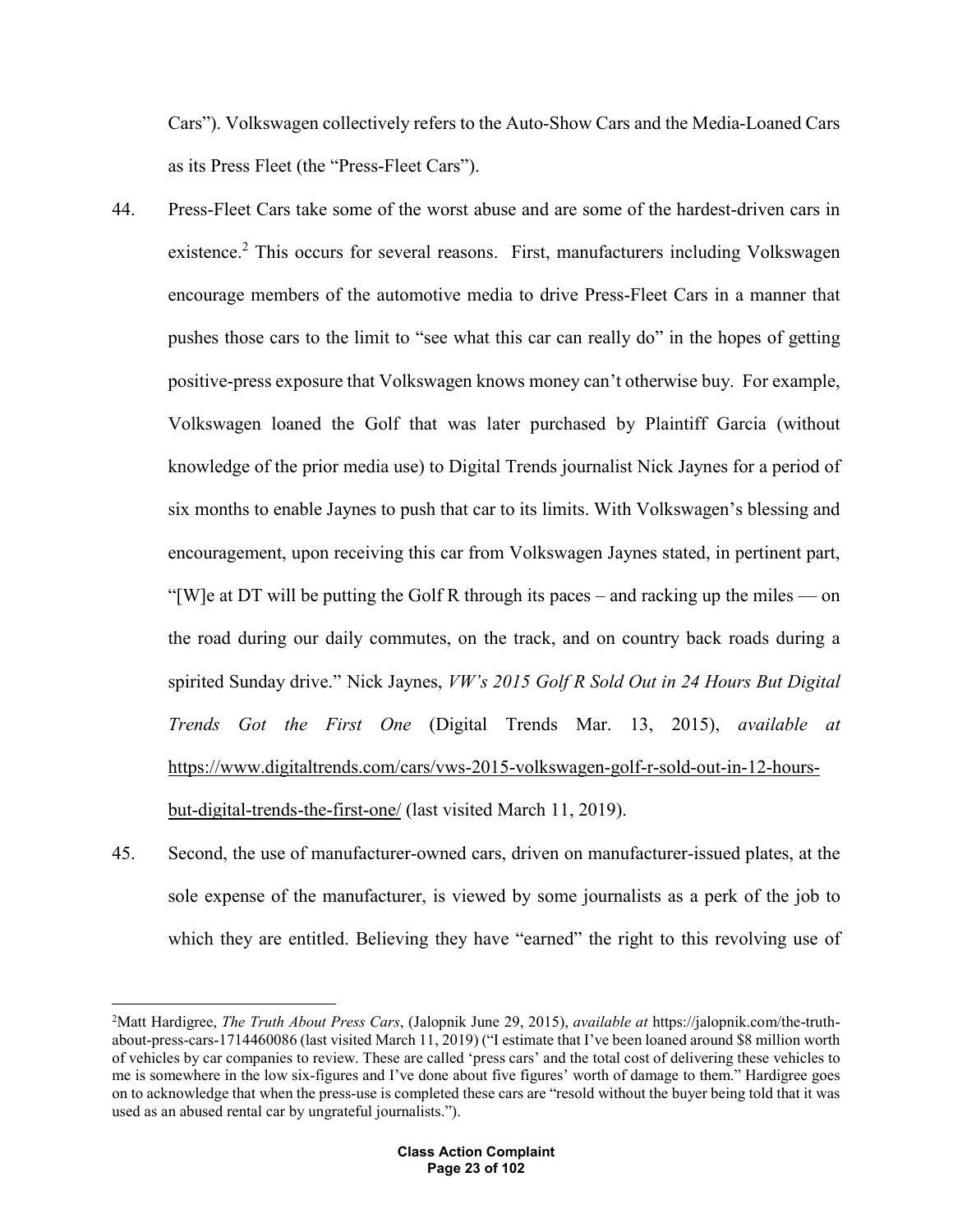Cars"). Volkswagen collectively refers to the Auto-Show Cars and the Media-Loaned Cars as its Press Fleet (the "Press-Fleet Cars").

44. Press-Fleet Cars take some of the worst abuse and are some of the hardest-driven cars in existence.[2] This occurs for several reasons. First, manufacturers including Volkswagen encourage members of the automotive media to drive Press-Fleet Cars in a manner that pushes those cars to the limit to "see what this car can really do" in the hopes of getting positive-press exposure that Volkswagen knows money can't otherwise buy. For example, Volkswagen loaned the Golf that was later purchased by Plaintiff Garcia (without knowledge of the prior media use) to Digital Trends journalist Nick Jaynes for a period of six months to enable Jaynes to push that car to its limits. With Volkswagen's blessing and encouragement, upon receiving this car from Volkswagen Jaynes stated, in pertinent part, "[W]e at DT will be putting the Golf R through its paces – and racking up the miles — on the road during our daily commutes, on the track, and on country back roads during a spirited Sunday drive." Nick Jaynes, *VW's 2015 Golf R Sold Out in 24 Hours But Digital Trends Got the First One* (Digital Trends Mar. 13, 2015), *available at* https://www.digitaltrends.com/cars/vws-2015-volkswagen-golf-r-sold-out-in-12-hours-but-digital-trends-the-first-one/ (last visited March 11, 2019).

45. Second, the use of manufacturer-owned cars, driven on manufacturer-issued plates, at the sole expense of the manufacturer, is viewed by some journalists as a perk of the job to which they are entitled. Believing they have "earned" the right to this revolving use of

---

[2] Matt Hardigree, *The Truth About Press Cars*, (Jalopnik June 29, 2015), *available at* https://jalopnik.com/the-truth-about-press-cars-1714460086 (last visited March 11, 2019) ("I estimate that I've been loaned around $8 million worth of vehicles by car companies to review. These are called 'press cars' and the total cost of delivering these vehicles to me is somewhere in the low six-figures and I've done about five figures' worth of damage to them." Hardigree goes on to acknowledge that when the press-use is completed these cars are "resold without the buyer being told that it was used as an abused rental car by ungrateful journalists.").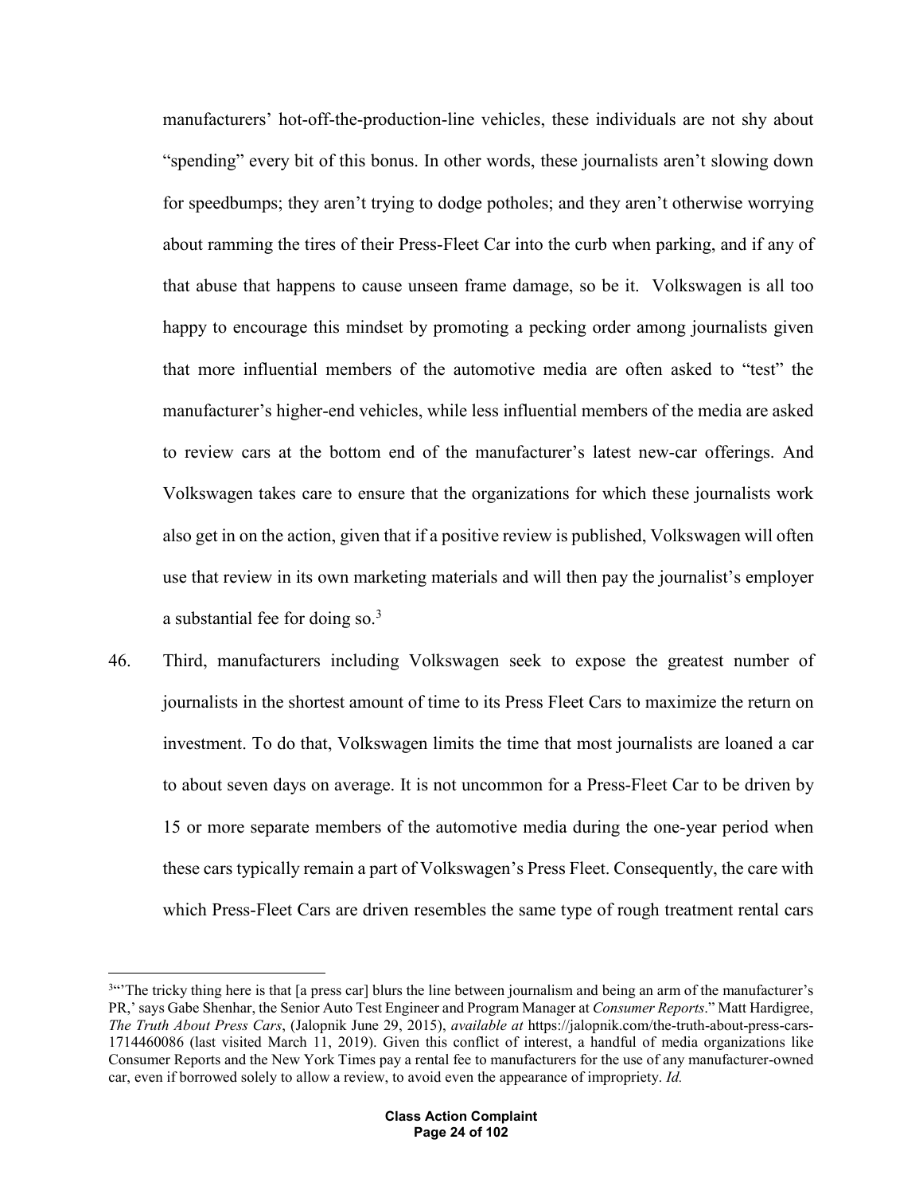manufacturers' hot-off-the-production-line vehicles, these individuals are not shy about "spending" every bit of this bonus. In other words, these journalists aren't slowing down for speedbumps; they aren't trying to dodge potholes; and they aren't otherwise worrying about ramming the tires of their Press-Fleet Car into the curb when parking, and if any of that abuse that happens to cause unseen frame damage, so be it. Volkswagen is all too happy to encourage this mindset by promoting a pecking order among journalists given that more influential members of the automotive media are often asked to "test" the manufacturer's higher-end vehicles, while less influential members of the media are asked to review cars at the bottom end of the manufacturer's latest new-car offerings. And Volkswagen takes care to ensure that the organizations for which these journalists work also get in on the action, given that if a positive review is published, Volkswagen will often use that review in its own marketing materials and will then pay the journalist's employer a substantial fee for doing so.[3]

46. Third, manufacturers including Volkswagen seek to expose the greatest number of journalists in the shortest amount of time to its Press Fleet Cars to maximize the return on investment. To do that, Volkswagen limits the time that most journalists are loaned a car to about seven days on average. It is not uncommon for a Press-Fleet Car to be driven by 15 or more separate members of the automotive media during the one-year period when these cars typically remain a part of Volkswagen's Press Fleet. Consequently, the care with which Press-Fleet Cars are driven resembles the same type of rough treatment rental cars

[3] "'The tricky thing here is that [a press car] blurs the line between journalism and being an arm of the manufacturer's PR,' says Gabe Shenhar, the Senior Auto Test Engineer and Program Manager at *Consumer Reports*." Matt Hardigree, *The Truth About Press Cars*, (Jalopnik June 29, 2015), *available at* https://jalopnik.com/the-truth-about-press-cars-1714460086 (last visited March 11, 2019). Given this conflict of interest, a handful of media organizations like Consumer Reports and the New York Times pay a rental fee to manufacturers for the use of any manufacturer-owned car, even if borrowed solely to allow a review, to avoid even the appearance of impropriety. *Id.*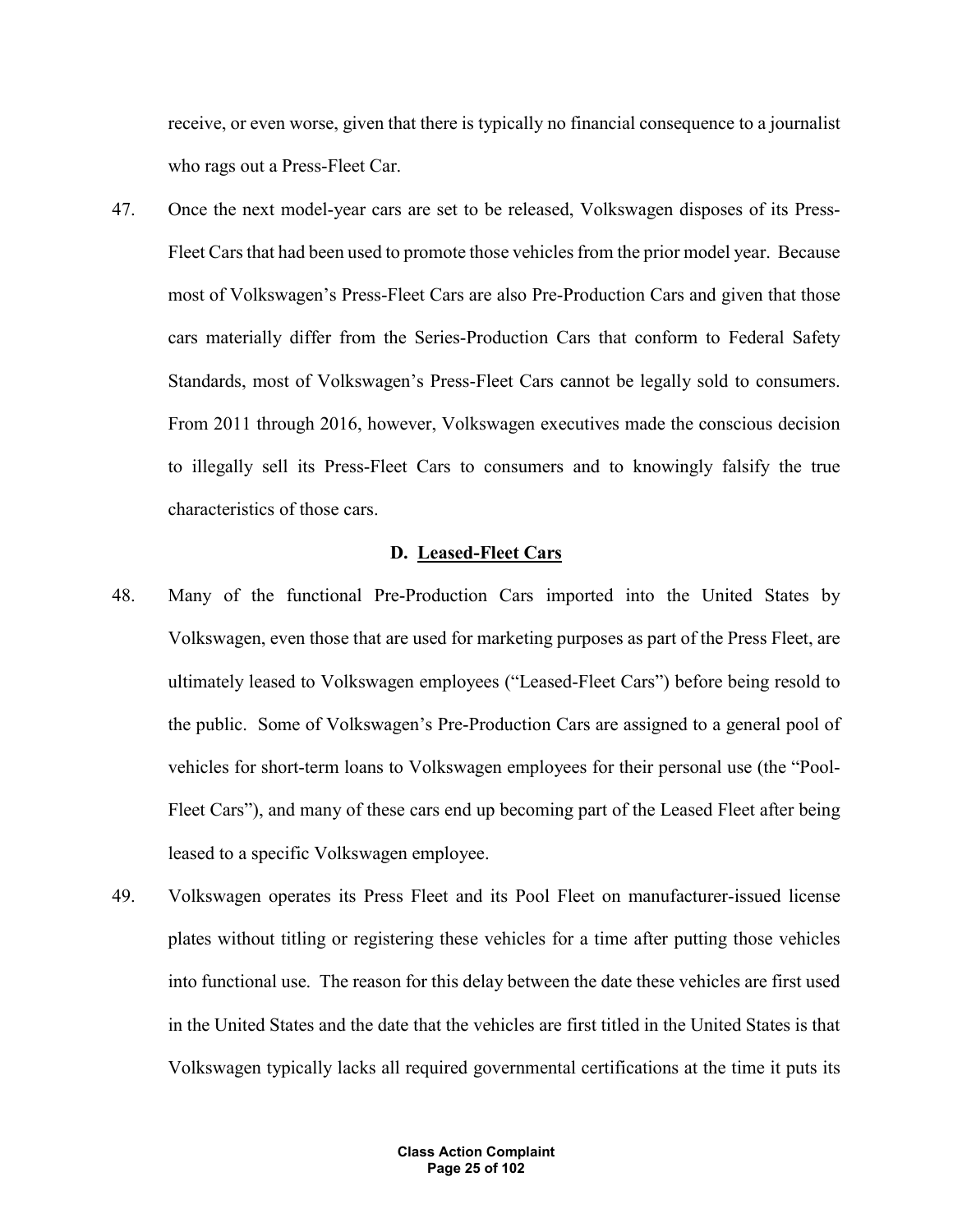receive, or even worse, given that there is typically no financial consequence to a journalist who rags out a Press-Fleet Car.

47. Once the next model-year cars are set to be released, Volkswagen disposes of its Press-Fleet Cars that had been used to promote those vehicles from the prior model year. Because most of Volkswagen's Press-Fleet Cars are also Pre-Production Cars and given that those cars materially differ from the Series-Production Cars that conform to Federal Safety Standards, most of Volkswagen's Press-Fleet Cars cannot be legally sold to consumers. From 2011 through 2016, however, Volkswagen executives made the conscious decision to illegally sell its Press-Fleet Cars to consumers and to knowingly falsify the true characteristics of those cars.

### D. Leased-Fleet Cars

48. Many of the functional Pre-Production Cars imported into the United States by Volkswagen, even those that are used for marketing purposes as part of the Press Fleet, are ultimately leased to Volkswagen employees ("Leased-Fleet Cars") before being resold to the public. Some of Volkswagen's Pre-Production Cars are assigned to a general pool of vehicles for short-term loans to Volkswagen employees for their personal use (the "Pool-Fleet Cars"), and many of these cars end up becoming part of the Leased Fleet after being leased to a specific Volkswagen employee.

49. Volkswagen operates its Press Fleet and its Pool Fleet on manufacturer-issued license plates without titling or registering these vehicles for a time after putting those vehicles into functional use. The reason for this delay between the date these vehicles are first used in the United States and the date that the vehicles are first titled in the United States is that Volkswagen typically lacks all required governmental certifications at the time it puts its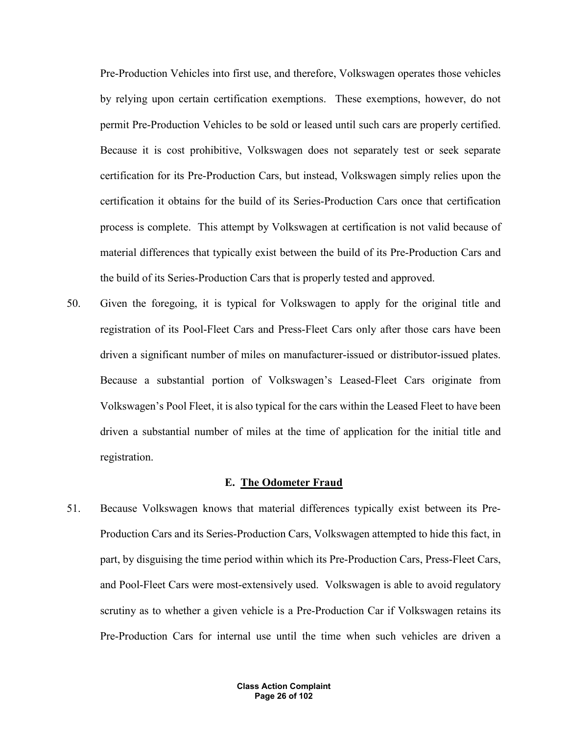Pre-Production Vehicles into first use, and therefore, Volkswagen operates those vehicles by relying upon certain certification exemptions. These exemptions, however, do not permit Pre-Production Vehicles to be sold or leased until such cars are properly certified. Because it is cost prohibitive, Volkswagen does not separately test or seek separate certification for its Pre-Production Cars, but instead, Volkswagen simply relies upon the certification it obtains for the build of its Series-Production Cars once that certification process is complete. This attempt by Volkswagen at certification is not valid because of material differences that typically exist between the build of its Pre-Production Cars and the build of its Series-Production Cars that is properly tested and approved.

50. Given the foregoing, it is typical for Volkswagen to apply for the original title and registration of its Pool-Fleet Cars and Press-Fleet Cars only after those cars have been driven a significant number of miles on manufacturer-issued or distributor-issued plates. Because a substantial portion of Volkswagen's Leased-Fleet Cars originate from Volkswagen's Pool Fleet, it is also typical for the cars within the Leased Fleet to have been driven a substantial number of miles at the time of application for the initial title and registration.

### E. The Odometer Fraud

51. Because Volkswagen knows that material differences typically exist between its Pre-Production Cars and its Series-Production Cars, Volkswagen attempted to hide this fact, in part, by disguising the time period within which its Pre-Production Cars, Press-Fleet Cars, and Pool-Fleet Cars were most-extensively used. Volkswagen is able to avoid regulatory scrutiny as to whether a given vehicle is a Pre-Production Car if Volkswagen retains its Pre-Production Cars for internal use until the time when such vehicles are driven a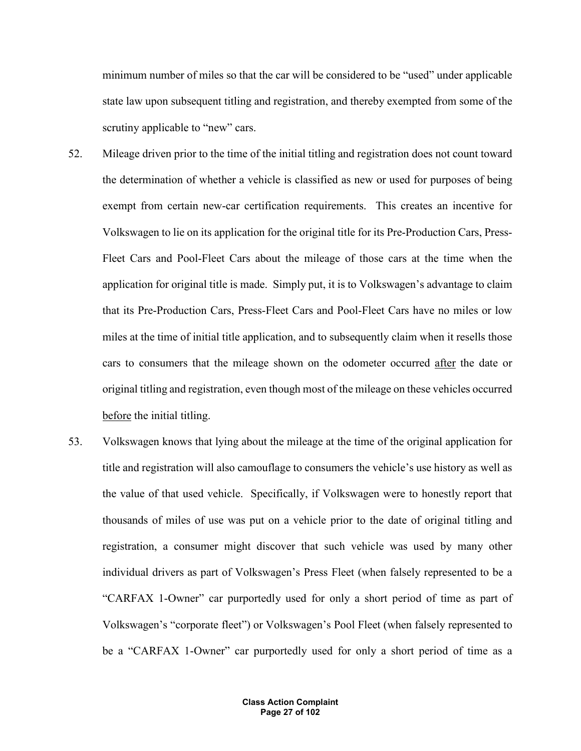minimum number of miles so that the car will be considered to be "used" under applicable state law upon subsequent titling and registration, and thereby exempted from some of the scrutiny applicable to "new" cars.

52. Mileage driven prior to the time of the initial titling and registration does not count toward the determination of whether a vehicle is classified as new or used for purposes of being exempt from certain new-car certification requirements. This creates an incentive for Volkswagen to lie on its application for the original title for its Pre-Production Cars, Press-Fleet Cars and Pool-Fleet Cars about the mileage of those cars at the time when the application for original title is made. Simply put, it is to Volkswagen's advantage to claim that its Pre-Production Cars, Press-Fleet Cars and Pool-Fleet Cars have no miles or low miles at the time of initial title application, and to subsequently claim when it resells those cars to consumers that the mileage shown on the odometer occurred <u>after</u> the date or original titling and registration, even though most of the mileage on these vehicles occurred <u>before</u> the initial titling.

53. Volkswagen knows that lying about the mileage at the time of the original application for title and registration will also camouflage to consumers the vehicle's use history as well as the value of that used vehicle. Specifically, if Volkswagen were to honestly report that thousands of miles of use was put on a vehicle prior to the date of original titling and registration, a consumer might discover that such vehicle was used by many other individual drivers as part of Volkswagen's Press Fleet (when falsely represented to be a "CARFAX 1-Owner" car purportedly used for only a short period of time as part of Volkswagen's "corporate fleet") or Volkswagen's Pool Fleet (when falsely represented to be a "CARFAX 1-Owner" car purportedly used for only a short period of time as a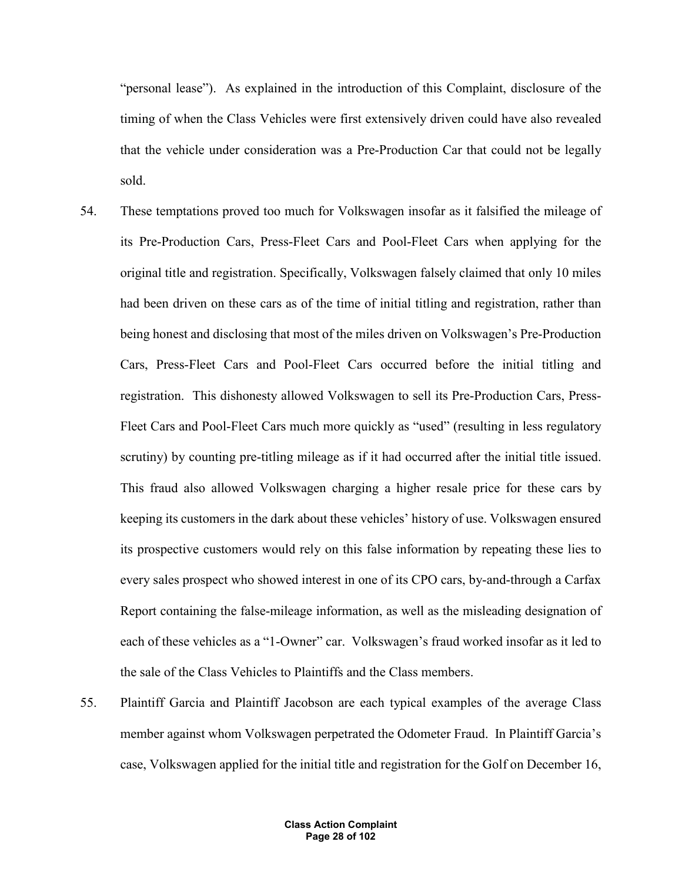"personal lease"). As explained in the introduction of this Complaint, disclosure of the timing of when the Class Vehicles were first extensively driven could have also revealed that the vehicle under consideration was a Pre-Production Car that could not be legally sold.

54. These temptations proved too much for Volkswagen insofar as it falsified the mileage of its Pre-Production Cars, Press-Fleet Cars and Pool-Fleet Cars when applying for the original title and registration. Specifically, Volkswagen falsely claimed that only 10 miles had been driven on these cars as of the time of initial titling and registration, rather than being honest and disclosing that most of the miles driven on Volkswagen's Pre-Production Cars, Press-Fleet Cars and Pool-Fleet Cars occurred before the initial titling and registration. This dishonesty allowed Volkswagen to sell its Pre-Production Cars, Press-Fleet Cars and Pool-Fleet Cars much more quickly as "used" (resulting in less regulatory scrutiny) by counting pre-titling mileage as if it had occurred after the initial title issued. This fraud also allowed Volkswagen charging a higher resale price for these cars by keeping its customers in the dark about these vehicles' history of use. Volkswagen ensured its prospective customers would rely on this false information by repeating these lies to every sales prospect who showed interest in one of its CPO cars, by-and-through a Carfax Report containing the false-mileage information, as well as the misleading designation of each of these vehicles as a "1-Owner" car. Volkswagen's fraud worked insofar as it led to the sale of the Class Vehicles to Plaintiffs and the Class members.

55. Plaintiff Garcia and Plaintiff Jacobson are each typical examples of the average Class member against whom Volkswagen perpetrated the Odometer Fraud. In Plaintiff Garcia's case, Volkswagen applied for the initial title and registration for the Golf on December 16,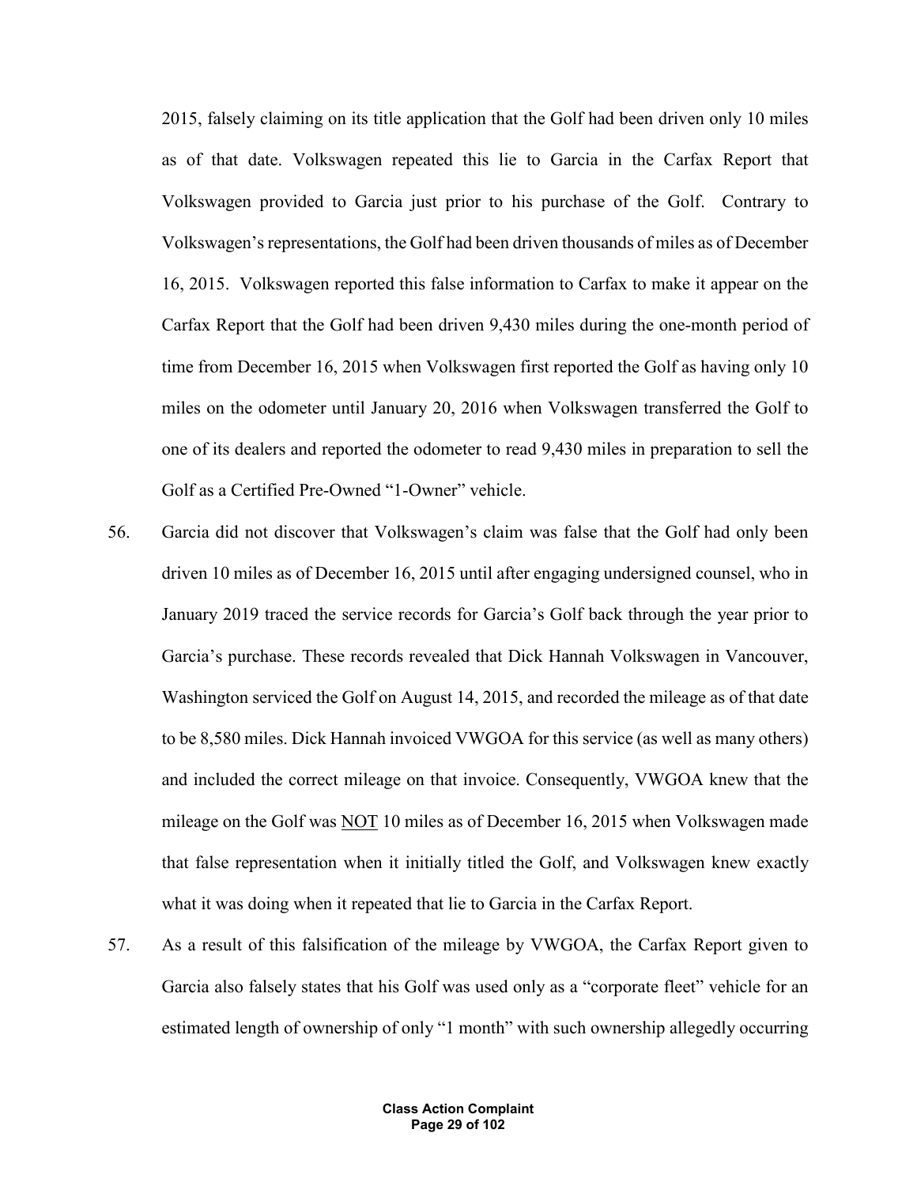2015, falsely claiming on its title application that the Golf had been driven only 10 miles as of that date. Volkswagen repeated this lie to Garcia in the Carfax Report that Volkswagen provided to Garcia just prior to his purchase of the Golf. Contrary to Volkswagen's representations, the Golf had been driven thousands of miles as of December 16, 2015. Volkswagen reported this false information to Carfax to make it appear on the Carfax Report that the Golf had been driven 9,430 miles during the one-month period of time from December 16, 2015 when Volkswagen first reported the Golf as having only 10 miles on the odometer until January 20, 2016 when Volkswagen transferred the Golf to one of its dealers and reported the odometer to read 9,430 miles in preparation to sell the Golf as a Certified Pre-Owned "1-Owner" vehicle.

56. Garcia did not discover that Volkswagen's claim was false that the Golf had only been driven 10 miles as of December 16, 2015 until after engaging undersigned counsel, who in January 2019 traced the service records for Garcia's Golf back through the year prior to Garcia's purchase. These records revealed that Dick Hannah Volkswagen in Vancouver, Washington serviced the Golf on August 14, 2015, and recorded the mileage as of that date to be 8,580 miles. Dick Hannah invoiced VWGOA for this service (as well as many others) and included the correct mileage on that invoice. Consequently, VWGOA knew that the mileage on the Golf was <u>NOT</u> 10 miles as of December 16, 2015 when Volkswagen made that false representation when it initially titled the Golf, and Volkswagen knew exactly what it was doing when it repeated that lie to Garcia in the Carfax Report.

57. As a result of this falsification of the mileage by VWGOA, the Carfax Report given to Garcia also falsely states that his Golf was used only as a "corporate fleet" vehicle for an estimated length of ownership of only "1 month" with such ownership allegedly occurring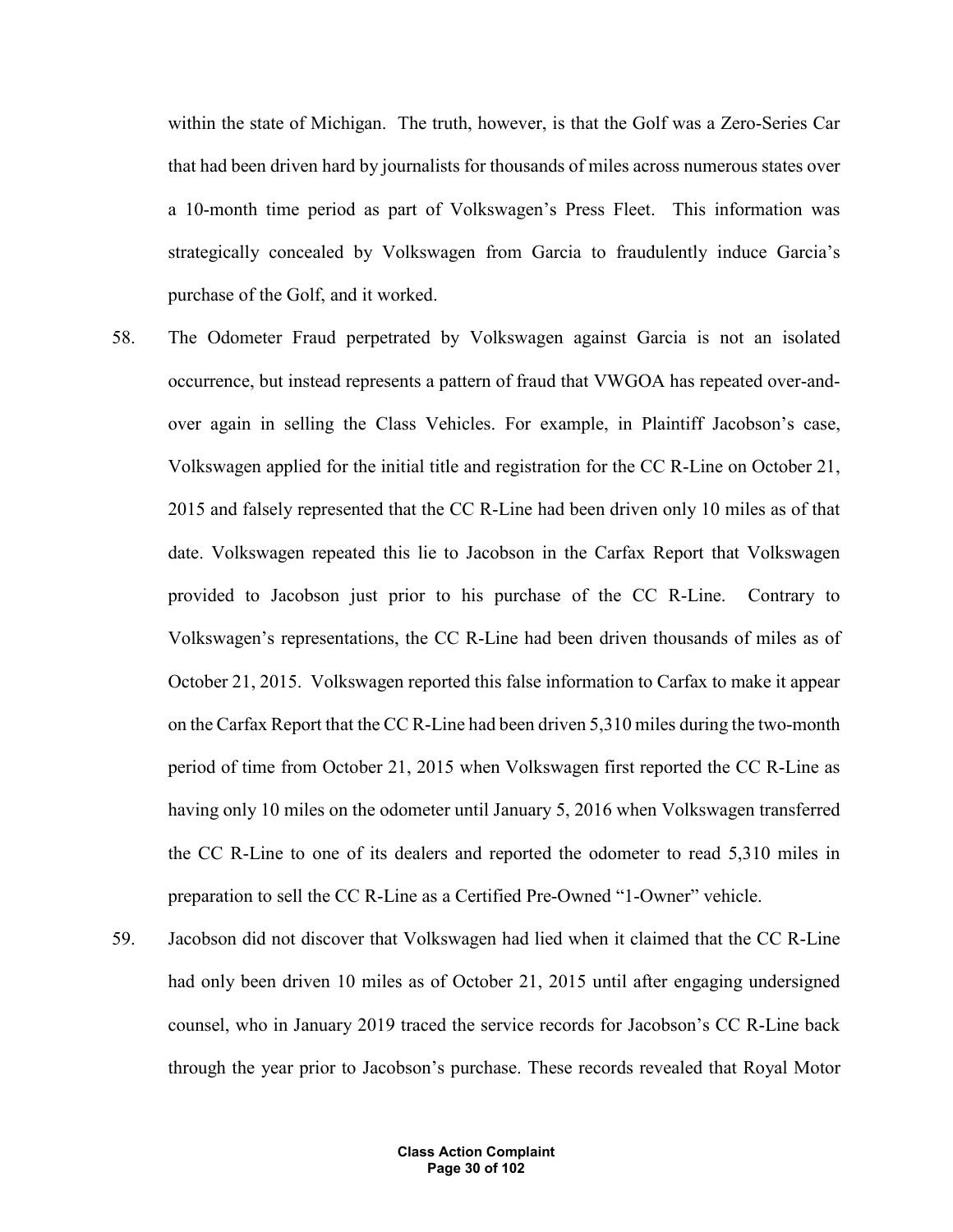within the state of Michigan. The truth, however, is that the Golf was a Zero-Series Car that had been driven hard by journalists for thousands of miles across numerous states over a 10-month time period as part of Volkswagen's Press Fleet. This information was strategically concealed by Volkswagen from Garcia to fraudulently induce Garcia's purchase of the Golf, and it worked.

58. The Odometer Fraud perpetrated by Volkswagen against Garcia is not an isolated occurrence, but instead represents a pattern of fraud that VWGOA has repeated over-and-over again in selling the Class Vehicles. For example, in Plaintiff Jacobson's case, Volkswagen applied for the initial title and registration for the CC R-Line on October 21, 2015 and falsely represented that the CC R-Line had been driven only 10 miles as of that date. Volkswagen repeated this lie to Jacobson in the Carfax Report that Volkswagen provided to Jacobson just prior to his purchase of the CC R-Line. Contrary to Volkswagen's representations, the CC R-Line had been driven thousands of miles as of October 21, 2015. Volkswagen reported this false information to Carfax to make it appear on the Carfax Report that the CC R-Line had been driven 5,310 miles during the two-month period of time from October 21, 2015 when Volkswagen first reported the CC R-Line as having only 10 miles on the odometer until January 5, 2016 when Volkswagen transferred the CC R-Line to one of its dealers and reported the odometer to read 5,310 miles in preparation to sell the CC R-Line as a Certified Pre-Owned "1-Owner" vehicle.

59. Jacobson did not discover that Volkswagen had lied when it claimed that the CC R-Line had only been driven 10 miles as of October 21, 2015 until after engaging undersigned counsel, who in January 2019 traced the service records for Jacobson's CC R-Line back through the year prior to Jacobson's purchase. These records revealed that Royal Motor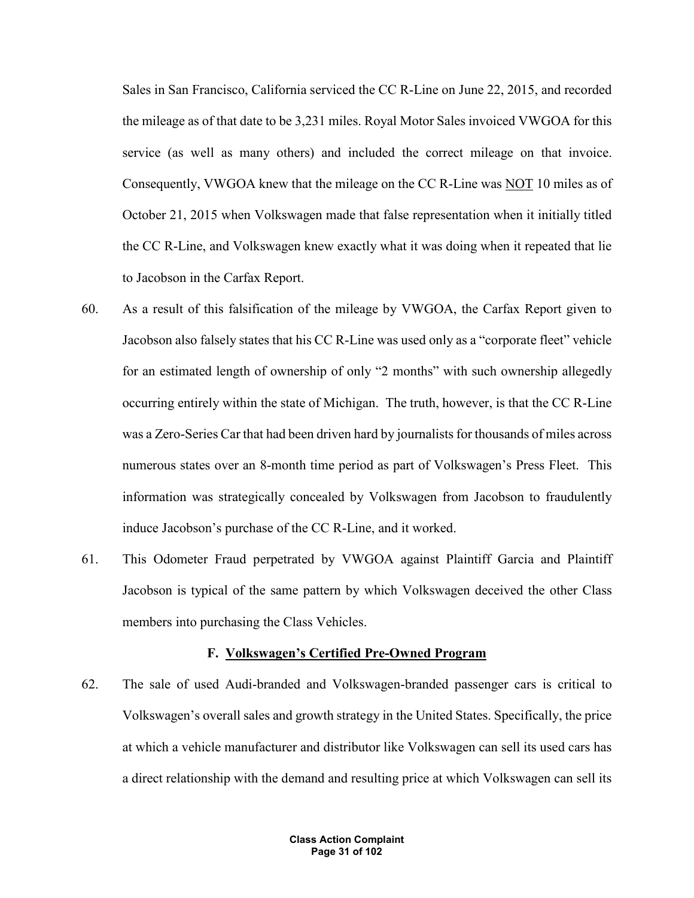Sales in San Francisco, California serviced the CC R-Line on June 22, 2015, and recorded the mileage as of that date to be 3,231 miles. Royal Motor Sales invoiced VWGOA for this service (as well as many others) and included the correct mileage on that invoice. Consequently, VWGOA knew that the mileage on the CC R-Line was <u>NOT</u> 10 miles as of October 21, 2015 when Volkswagen made that false representation when it initially titled the CC R-Line, and Volkswagen knew exactly what it was doing when it repeated that lie to Jacobson in the Carfax Report.

60. As a result of this falsification of the mileage by VWGOA, the Carfax Report given to Jacobson also falsely states that his CC R-Line was used only as a "corporate fleet" vehicle for an estimated length of ownership of only "2 months" with such ownership allegedly occurring entirely within the state of Michigan. The truth, however, is that the CC R-Line was a Zero-Series Car that had been driven hard by journalists for thousands of miles across numerous states over an 8-month time period as part of Volkswagen's Press Fleet. This information was strategically concealed by Volkswagen from Jacobson to fraudulently induce Jacobson's purchase of the CC R-Line, and it worked.

61. This Odometer Fraud perpetrated by VWGOA against Plaintiff Garcia and Plaintiff Jacobson is typical of the same pattern by which Volkswagen deceived the other Class members into purchasing the Class Vehicles.

### F. <u>Volkswagen's Certified Pre-Owned Program</u>

62. The sale of used Audi-branded and Volkswagen-branded passenger cars is critical to Volkswagen's overall sales and growth strategy in the United States. Specifically, the price at which a vehicle manufacturer and distributor like Volkswagen can sell its used cars has a direct relationship with the demand and resulting price at which Volkswagen can sell its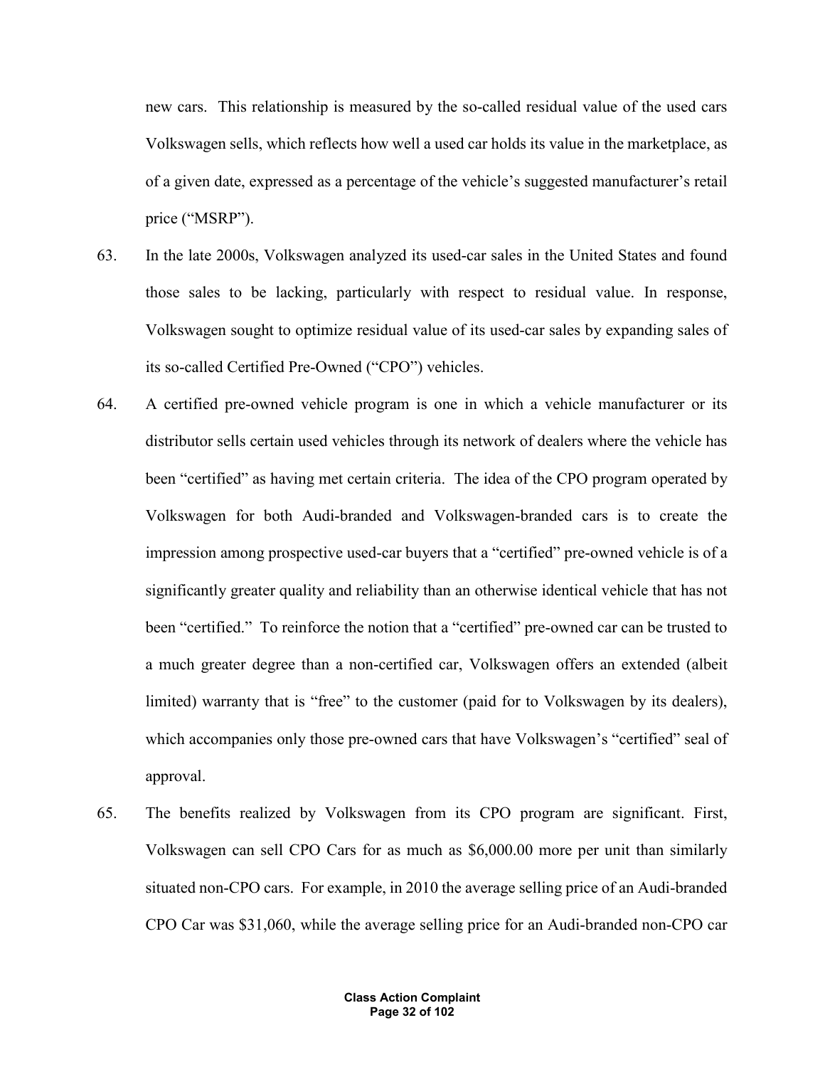new cars. This relationship is measured by the so-called residual value of the used cars Volkswagen sells, which reflects how well a used car holds its value in the marketplace, as of a given date, expressed as a percentage of the vehicle's suggested manufacturer's retail price ("MSRP").

63. In the late 2000s, Volkswagen analyzed its used-car sales in the United States and found those sales to be lacking, particularly with respect to residual value. In response, Volkswagen sought to optimize residual value of its used-car sales by expanding sales of its so-called Certified Pre-Owned ("CPO") vehicles.

64. A certified pre-owned vehicle program is one in which a vehicle manufacturer or its distributor sells certain used vehicles through its network of dealers where the vehicle has been "certified" as having met certain criteria. The idea of the CPO program operated by Volkswagen for both Audi-branded and Volkswagen-branded cars is to create the impression among prospective used-car buyers that a "certified" pre-owned vehicle is of a significantly greater quality and reliability than an otherwise identical vehicle that has not been "certified." To reinforce the notion that a "certified" pre-owned car can be trusted to a much greater degree than a non-certified car, Volkswagen offers an extended (albeit limited) warranty that is "free" to the customer (paid for to Volkswagen by its dealers), which accompanies only those pre-owned cars that have Volkswagen's "certified" seal of approval.

65. The benefits realized by Volkswagen from its CPO program are significant. First, Volkswagen can sell CPO Cars for as much as $6,000.00 more per unit than similarly situated non-CPO cars. For example, in 2010 the average selling price of an Audi-branded CPO Car was $31,060, while the average selling price for an Audi-branded non-CPO car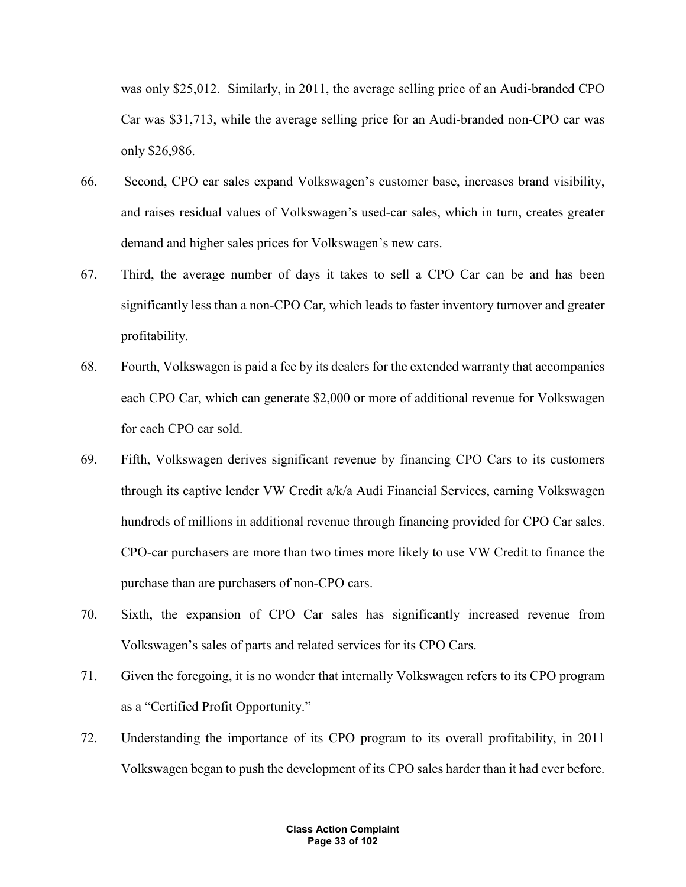was only $25,012. Similarly, in 2011, the average selling price of an Audi-branded CPO Car was $31,713, while the average selling price for an Audi-branded non-CPO car was only $26,986.

66. Second, CPO car sales expand Volkswagen's customer base, increases brand visibility, and raises residual values of Volkswagen's used-car sales, which in turn, creates greater demand and higher sales prices for Volkswagen's new cars.

67. Third, the average number of days it takes to sell a CPO Car can be and has been significantly less than a non-CPO Car, which leads to faster inventory turnover and greater profitability.

68. Fourth, Volkswagen is paid a fee by its dealers for the extended warranty that accompanies each CPO Car, which can generate $2,000 or more of additional revenue for Volkswagen for each CPO car sold.

69. Fifth, Volkswagen derives significant revenue by financing CPO Cars to its customers through its captive lender VW Credit a/k/a Audi Financial Services, earning Volkswagen hundreds of millions in additional revenue through financing provided for CPO Car sales. CPO-car purchasers are more than two times more likely to use VW Credit to finance the purchase than are purchasers of non-CPO cars.

70. Sixth, the expansion of CPO Car sales has significantly increased revenue from Volkswagen's sales of parts and related services for its CPO Cars.

71. Given the foregoing, it is no wonder that internally Volkswagen refers to its CPO program as a "Certified Profit Opportunity."

72. Understanding the importance of its CPO program to its overall profitability, in 2011 Volkswagen began to push the development of its CPO sales harder than it had ever before.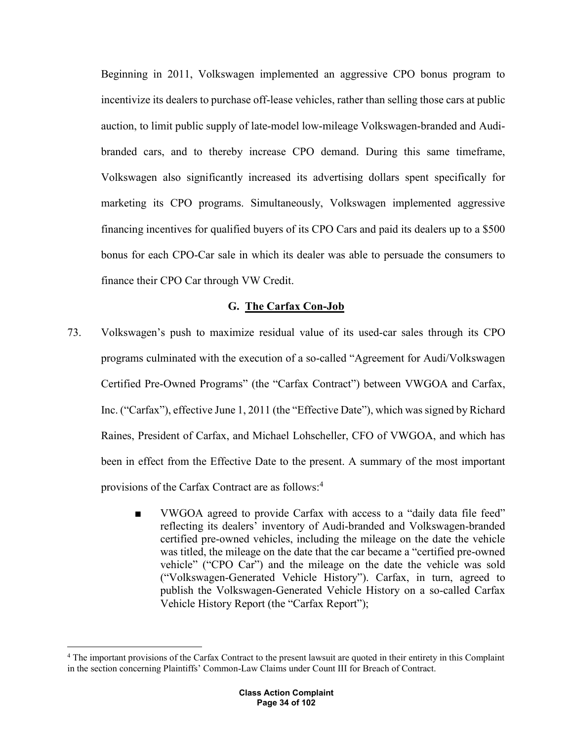Beginning in 2011, Volkswagen implemented an aggressive CPO bonus program to incentivize its dealers to purchase off-lease vehicles, rather than selling those cars at public auction, to limit public supply of late-model low-mileage Volkswagen-branded and Audi-branded cars, and to thereby increase CPO demand. During this same timeframe, Volkswagen also significantly increased its advertising dollars spent specifically for marketing its CPO programs. Simultaneously, Volkswagen implemented aggressive financing incentives for qualified buyers of its CPO Cars and paid its dealers up to a $500 bonus for each CPO-Car sale in which its dealer was able to persuade the consumers to finance their CPO Car through VW Credit.

### G. The Carfax Con-Job

73. Volkswagen's push to maximize residual value of its used-car sales through its CPO programs culminated with the execution of a so-called "Agreement for Audi/Volkswagen Certified Pre-Owned Programs" (the "Carfax Contract") between VWGOA and Carfax, Inc. ("Carfax"), effective June 1, 2011 (the "Effective Date"), which was signed by Richard Raines, President of Carfax, and Michael Lohscheller, CFO of VWGOA, and which has been in effect from the Effective Date to the present. A summary of the most important provisions of the Carfax Contract are as follows:[4]

    - VWGOA agreed to provide Carfax with access to a "daily data file feed" reflecting its dealers' inventory of Audi-branded and Volkswagen-branded certified pre-owned vehicles, including the mileage on the date the vehicle was titled, the mileage on the date that the car became a "certified pre-owned vehicle" ("CPO Car") and the mileage on the date the vehicle was sold ("Volkswagen-Generated Vehicle History"). Carfax, in turn, agreed to publish the Volkswagen-Generated Vehicle History on a so-called Carfax Vehicle History Report (the "Carfax Report");

[4] The important provisions of the Carfax Contract to the present lawsuit are quoted in their entirety in this Complaint in the section concerning Plaintiffs' Common-Law Claims under Count III for Breach of Contract.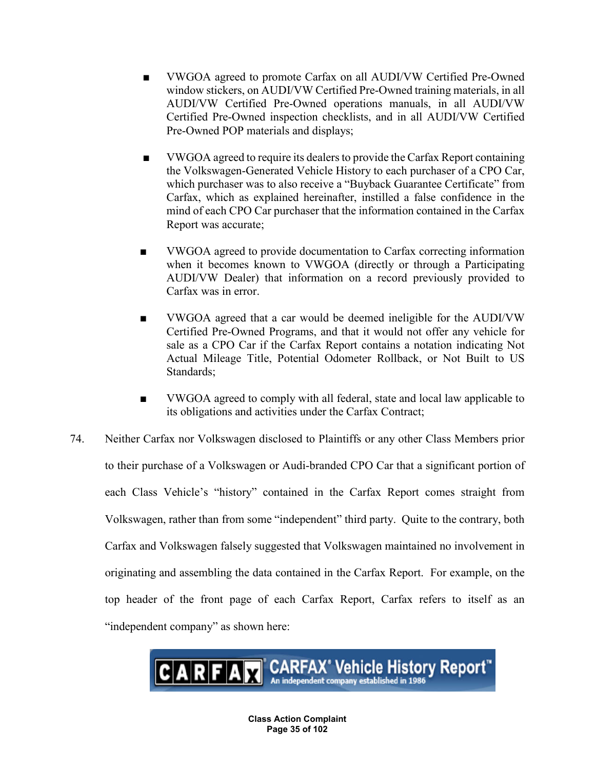- VWGOA agreed to promote Carfax on all AUDI/VW Certified Pre-Owned window stickers, on AUDI/VW Certified Pre-Owned training materials, in all AUDI/VW Certified Pre-Owned operations manuals, in all AUDI/VW Certified Pre-Owned inspection checklists, and in all AUDI/VW Certified Pre-Owned POP materials and displays;

- VWGOA agreed to require its dealers to provide the Carfax Report containing the Volkswagen-Generated Vehicle History to each purchaser of a CPO Car, which purchaser was to also receive a "Buyback Guarantee Certificate" from Carfax, which as explained hereinafter, instilled a false confidence in the mind of each CPO Car purchaser that the information contained in the Carfax Report was accurate;

- VWGOA agreed to provide documentation to Carfax correcting information when it becomes known to VWGOA (directly or through a Participating AUDI/VW Dealer) that information on a record previously provided to Carfax was in error.

- VWGOA agreed that a car would be deemed ineligible for the AUDI/VW Certified Pre-Owned Programs, and that it would not offer any vehicle for sale as a CPO Car if the Carfax Report contains a notation indicating Not Actual Mileage Title, Potential Odometer Rollback, or Not Built to US Standards;

- VWGOA agreed to comply with all federal, state and local law applicable to its obligations and activities under the Carfax Contract;

74. Neither Carfax nor Volkswagen disclosed to Plaintiffs or any other Class Members prior to their purchase of a Volkswagen or Audi-branded CPO Car that a significant portion of each Class Vehicle's "history" contained in the Carfax Report comes straight from Volkswagen, rather than from some "independent" third party. Quite to the contrary, both Carfax and Volkswagen falsely suggested that Volkswagen maintained no involvement in originating and assembling the data contained in the Carfax Report. For example, on the top header of the front page of each Carfax Report, Carfax refers to itself as an "independent company" as shown here:

CARFAX CARFAX® Vehicle History Report™
An independent company established in 1986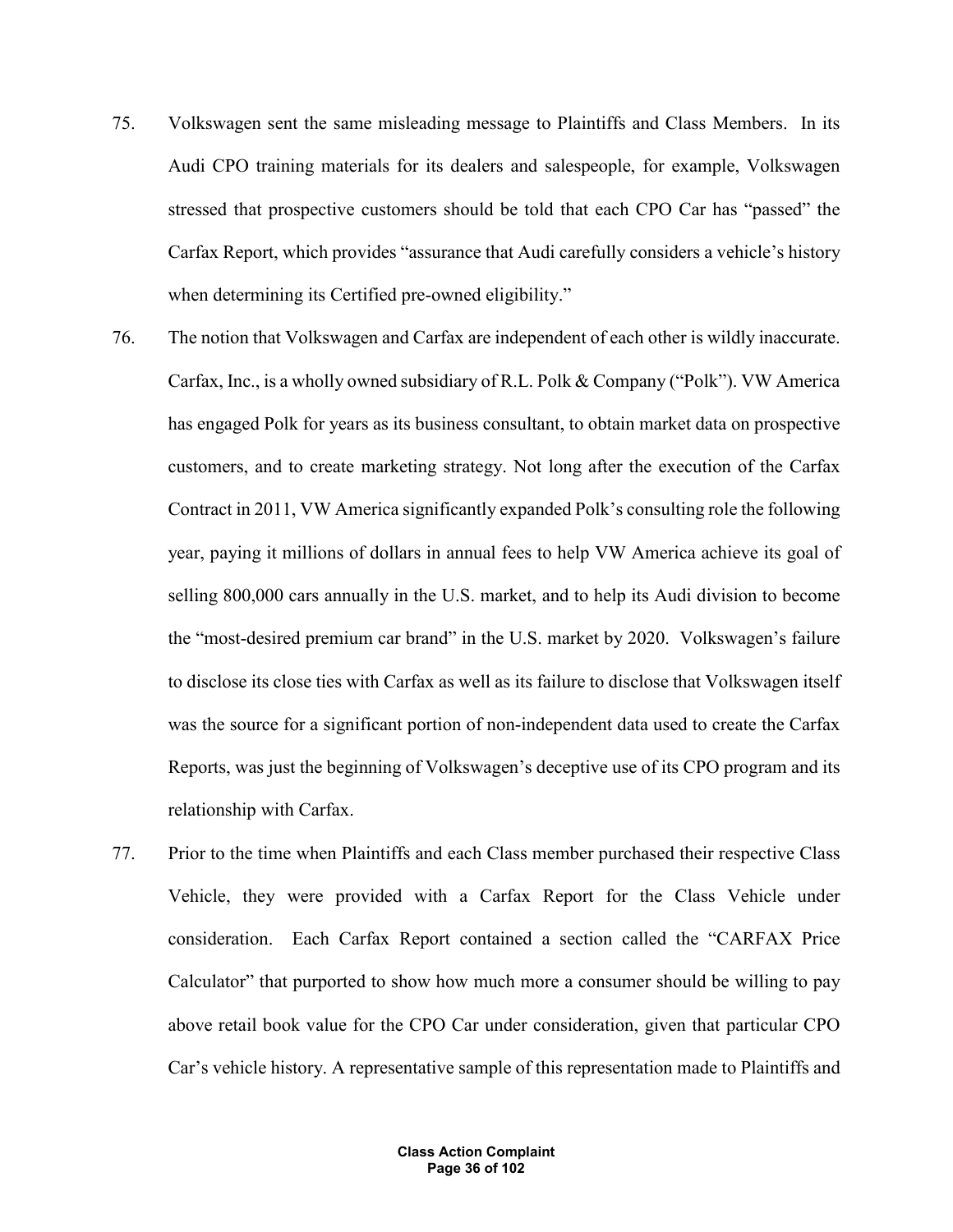75. Volkswagen sent the same misleading message to Plaintiffs and Class Members. In its Audi CPO training materials for its dealers and salespeople, for example, Volkswagen stressed that prospective customers should be told that each CPO Car has "passed" the Carfax Report, which provides "assurance that Audi carefully considers a vehicle's history when determining its Certified pre-owned eligibility."

76. The notion that Volkswagen and Carfax are independent of each other is wildly inaccurate. Carfax, Inc., is a wholly owned subsidiary of R.L. Polk & Company ("Polk"). VW America has engaged Polk for years as its business consultant, to obtain market data on prospective customers, and to create marketing strategy. Not long after the execution of the Carfax Contract in 2011, VW America significantly expanded Polk's consulting role the following year, paying it millions of dollars in annual fees to help VW America achieve its goal of selling 800,000 cars annually in the U.S. market, and to help its Audi division to become the "most-desired premium car brand" in the U.S. market by 2020. Volkswagen's failure to disclose its close ties with Carfax as well as its failure to disclose that Volkswagen itself was the source for a significant portion of non-independent data used to create the Carfax Reports, was just the beginning of Volkswagen's deceptive use of its CPO program and its relationship with Carfax.

77. Prior to the time when Plaintiffs and each Class member purchased their respective Class Vehicle, they were provided with a Carfax Report for the Class Vehicle under consideration. Each Carfax Report contained a section called the "CARFAX Price Calculator" that purported to show how much more a consumer should be willing to pay above retail book value for the CPO Car under consideration, given that particular CPO Car's vehicle history. A representative sample of this representation made to Plaintiffs and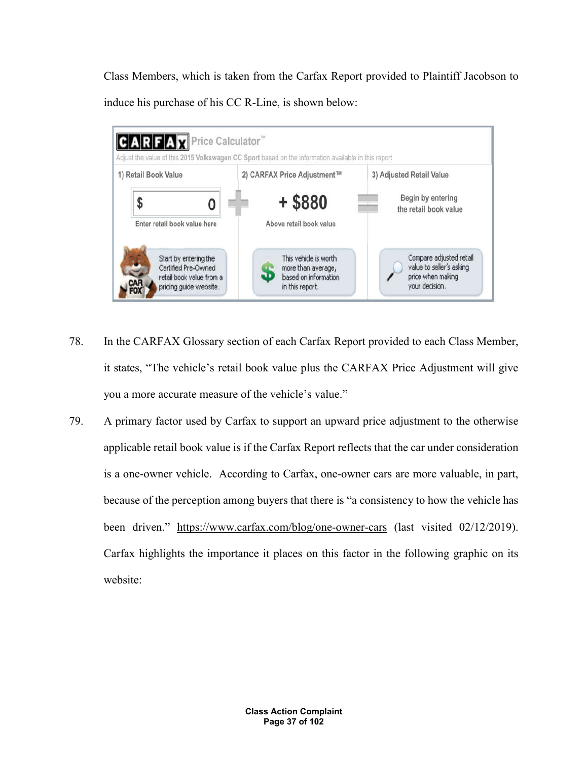Class Members, which is taken from the Carfax Report provided to Plaintiff Jacobson to induce his purchase of his CC R-Line, is shown below:

CARFAX Price Calculator™

Adjust the value of this 2015 Volkswagen CC Sport based on the information available in this report

1) Retail Book Value

$ 0

Enter retail book value here

2) CARFAX Price Adjustment™

+ $880

Above retail book value

3) Adjusted Retail Value

Begin by entering the retail book value

Start by entering the Certified Pre-Owned retail book value from a pricing guide website.

This vehicle is worth more than average, based on information in this report.

Compare adjusted retail value to seller's asking price when making your decision.

78. In the CARFAX Glossary section of each Carfax Report provided to each Class Member, it states, "The vehicle's retail book value plus the CARFAX Price Adjustment will give you a more accurate measure of the vehicle's value."

79. A primary factor used by Carfax to support an upward price adjustment to the otherwise applicable retail book value is if the Carfax Report reflects that the car under consideration is a one-owner vehicle. According to Carfax, one-owner cars are more valuable, in part, because of the perception among buyers that there is "a consistency to how the vehicle has been driven." https://www.carfax.com/blog/one-owner-cars (last visited 02/12/2019). Carfax highlights the importance it places on this factor in the following graphic on its website: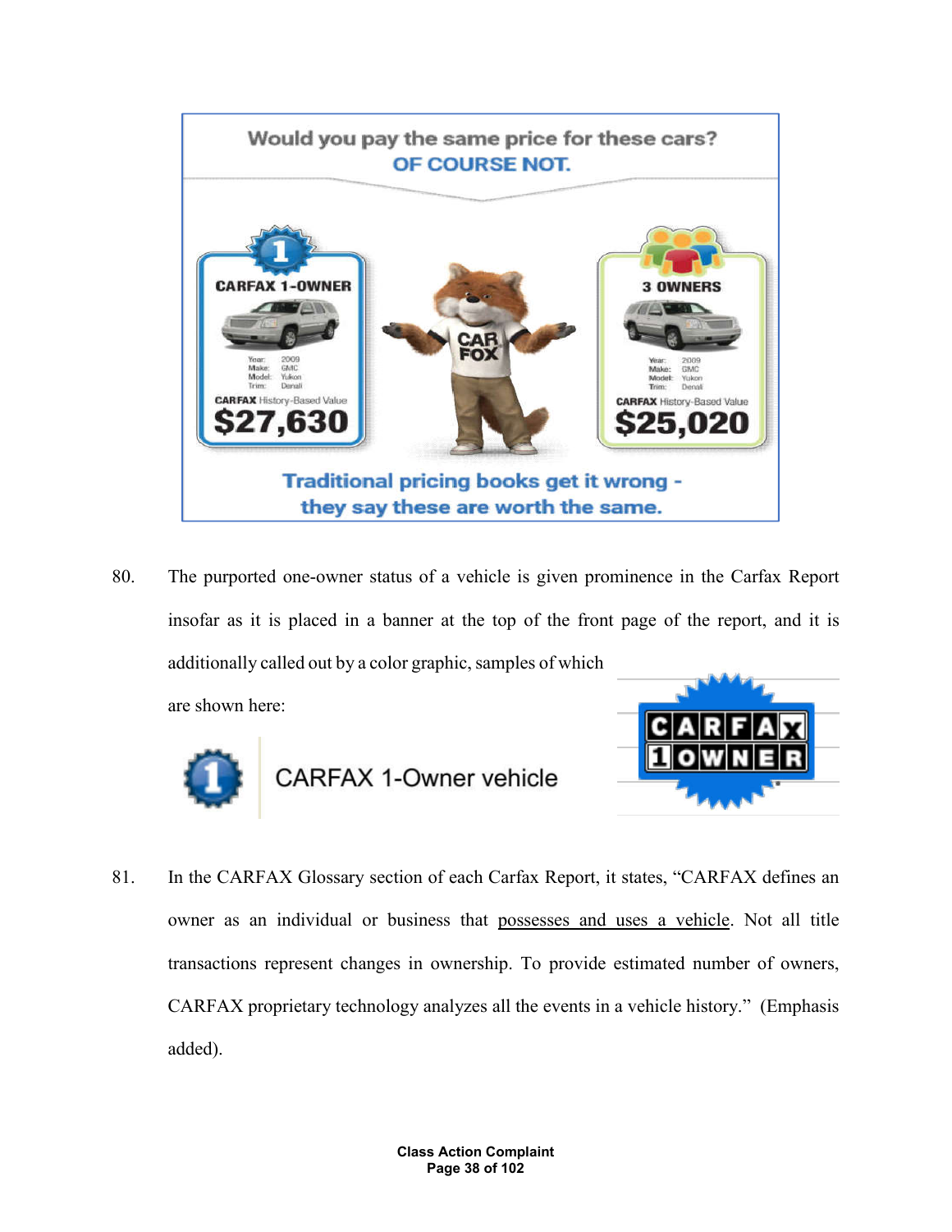Would you pay the same price for these cars?
OF COURSE NOT.

CARFAX 1-OWNER
Year: 2009
Make: GMC
Model: Yukon
Trim: Denali
CARFAX History-Based Value
$27,630

CAR FOX

3 OWNERS
Year: 2009
Make: GMC
Model: Yukon
Trim: Denali
CARFAX History-Based Value
$25,020

Traditional pricing books get it wrong - they say these are worth the same.

80. The purported one-owner status of a vehicle is given prominence in the Carfax Report insofar as it is placed in a banner at the top of the front page of the report, and it is additionally called out by a color graphic, samples of which are shown here:

CARFAX 1-Owner vehicle

CARFAX 1 OWNER

81. In the CARFAX Glossary section of each Carfax Report, it states, "CARFAX defines an owner as an individual or business that possesses and uses a vehicle. Not all title transactions represent changes in ownership. To provide estimated number of owners, CARFAX proprietary technology analyzes all the events in a vehicle history." (Emphasis added).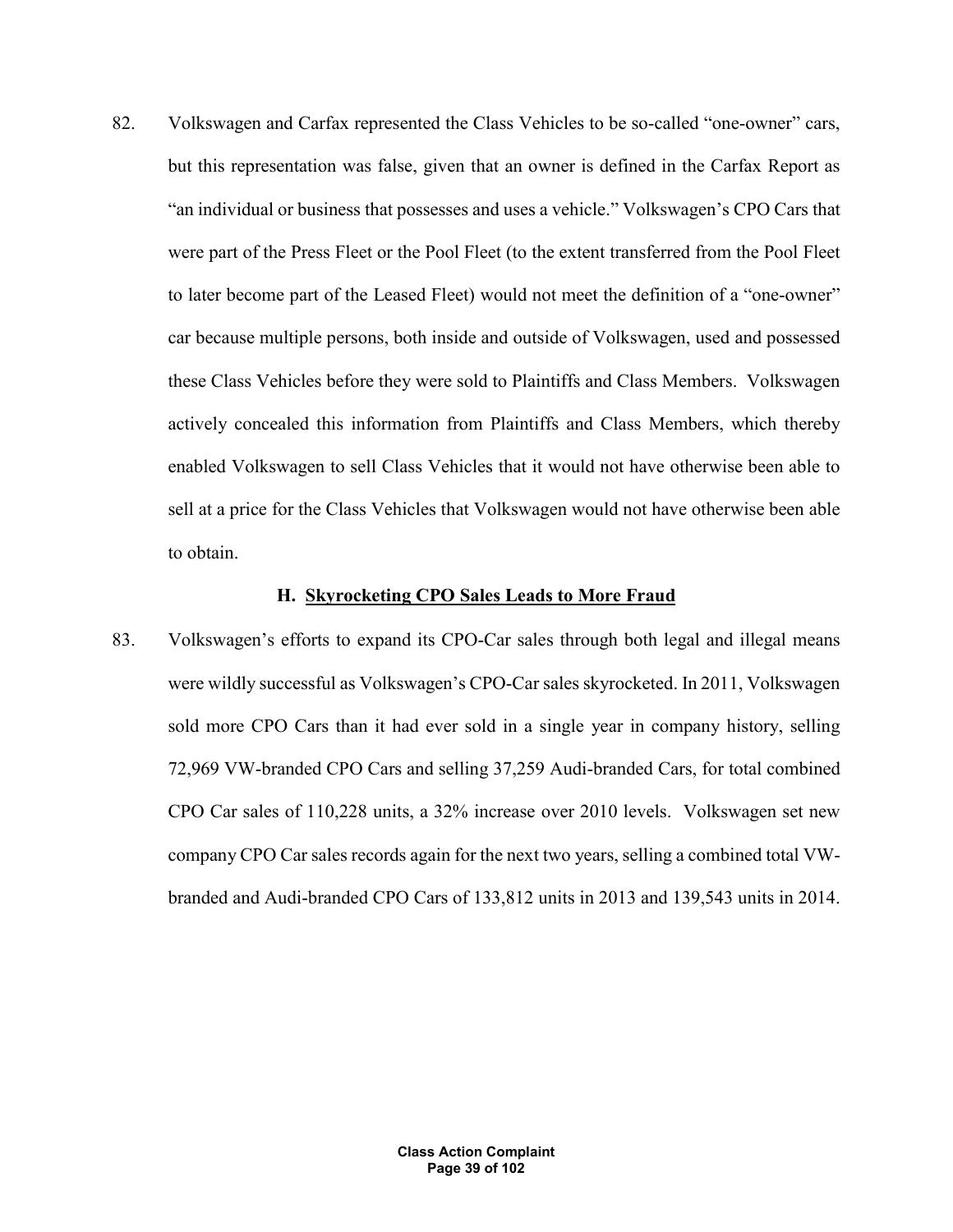82. Volkswagen and Carfax represented the Class Vehicles to be so-called "one-owner" cars, but this representation was false, given that an owner is defined in the Carfax Report as "an individual or business that possesses and uses a vehicle." Volkswagen's CPO Cars that were part of the Press Fleet or the Pool Fleet (to the extent transferred from the Pool Fleet to later become part of the Leased Fleet) would not meet the definition of a "one-owner" car because multiple persons, both inside and outside of Volkswagen, used and possessed these Class Vehicles before they were sold to Plaintiffs and Class Members. Volkswagen actively concealed this information from Plaintiffs and Class Members, which thereby enabled Volkswagen to sell Class Vehicles that it would not have otherwise been able to sell at a price for the Class Vehicles that Volkswagen would not have otherwise been able to obtain.

### H. Skyrocketing CPO Sales Leads to More Fraud

83. Volkswagen's efforts to expand its CPO-Car sales through both legal and illegal means were wildly successful as Volkswagen's CPO-Car sales skyrocketed. In 2011, Volkswagen sold more CPO Cars than it had ever sold in a single year in company history, selling 72,969 VW-branded CPO Cars and selling 37,259 Audi-branded Cars, for total combined CPO Car sales of 110,228 units, a 32% increase over 2010 levels. Volkswagen set new company CPO Car sales records again for the next two years, selling a combined total VW-branded and Audi-branded CPO Cars of 133,812 units in 2013 and 139,543 units in 2014.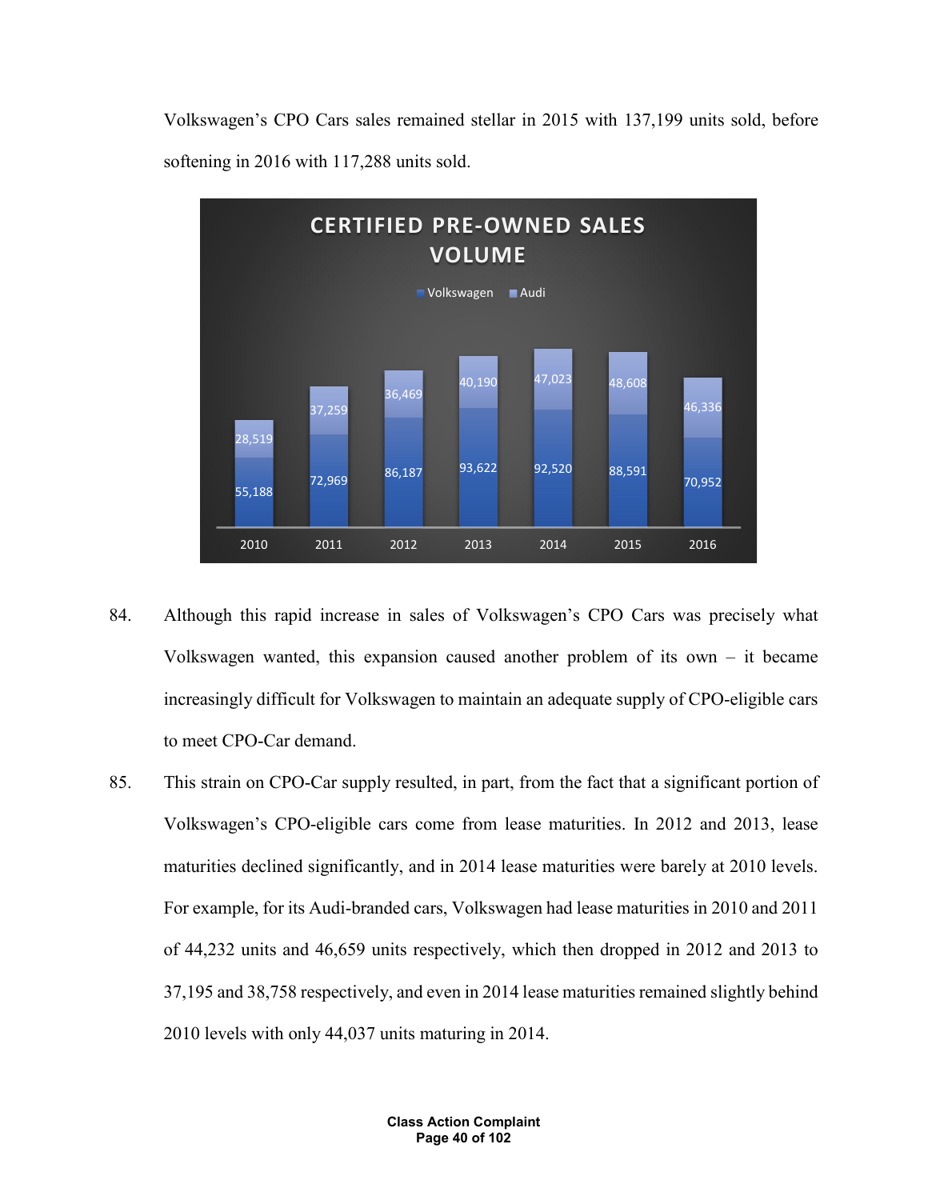Volkswagen's CPO Cars sales remained stellar in 2015 with 137,199 units sold, before softening in 2016 with 117,288 units sold.

CERTIFIED PRE-OWNED SALES VOLUME

Volkswagen ■ Audi

2010: 55,188 / 28,519
2011: 72,969 / 37,259
2012: 86,187 / 36,469
2013: 93,622 / 40,190
2014: 92,520 / 47,023
2015: 88,591 / 48,608
2016: 70,952 / 46,336

84. Although this rapid increase in sales of Volkswagen's CPO Cars was precisely what Volkswagen wanted, this expansion caused another problem of its own – it became increasingly difficult for Volkswagen to maintain an adequate supply of CPO-eligible cars to meet CPO-Car demand.

85. This strain on CPO-Car supply resulted, in part, from the fact that a significant portion of Volkswagen's CPO-eligible cars come from lease maturities. In 2012 and 2013, lease maturities declined significantly, and in 2014 lease maturities were barely at 2010 levels. For example, for its Audi-branded cars, Volkswagen had lease maturities in 2010 and 2011 of 44,232 units and 46,659 units respectively, which then dropped in 2012 and 2013 to 37,195 and 38,758 respectively, and even in 2014 lease maturities remained slightly behind 2010 levels with only 44,037 units maturing in 2014.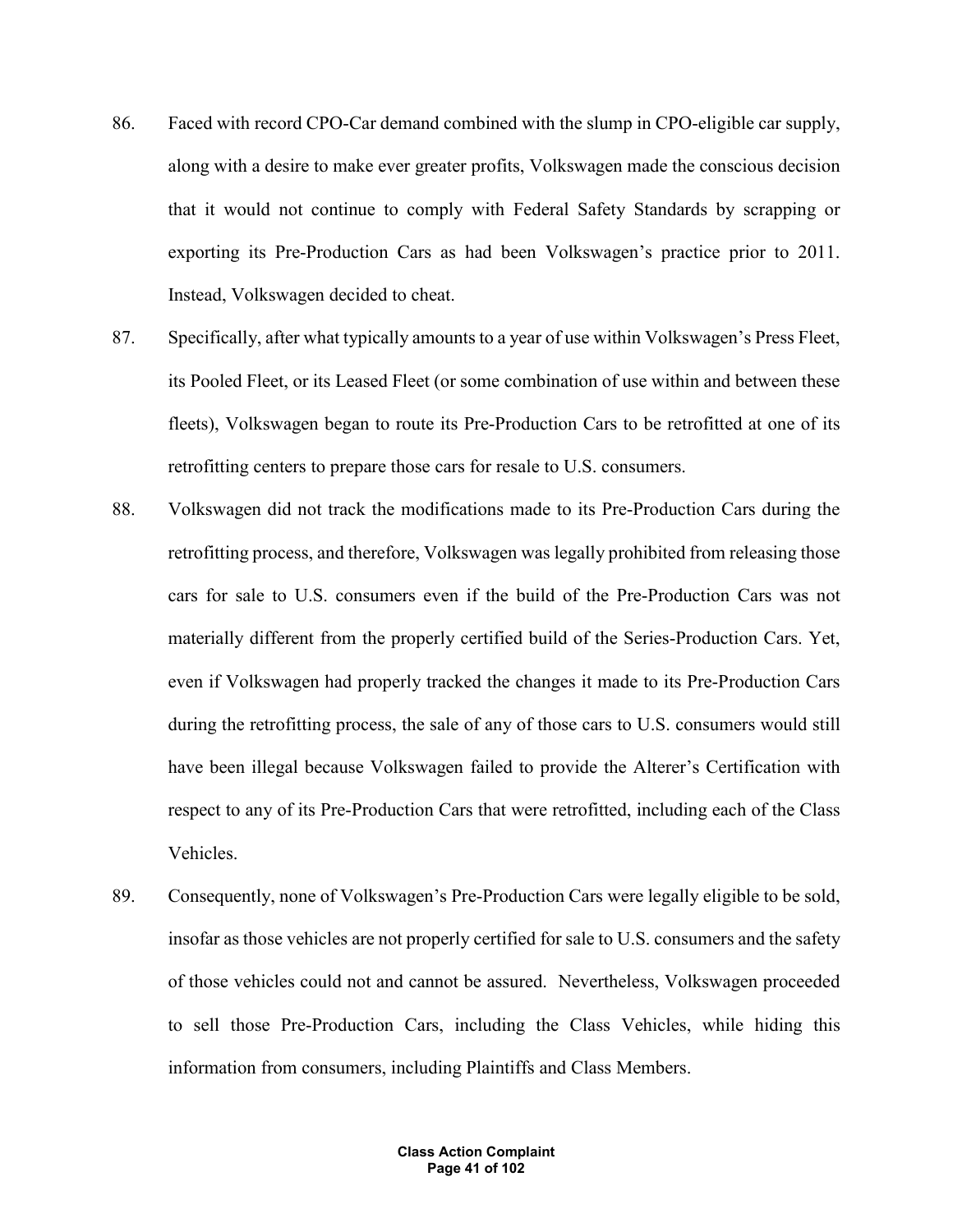86. Faced with record CPO-Car demand combined with the slump in CPO-eligible car supply, along with a desire to make ever greater profits, Volkswagen made the conscious decision that it would not continue to comply with Federal Safety Standards by scrapping or exporting its Pre-Production Cars as had been Volkswagen's practice prior to 2011. Instead, Volkswagen decided to cheat.

87. Specifically, after what typically amounts to a year of use within Volkswagen's Press Fleet, its Pooled Fleet, or its Leased Fleet (or some combination of use within and between these fleets), Volkswagen began to route its Pre-Production Cars to be retrofitted at one of its retrofitting centers to prepare those cars for resale to U.S. consumers.

88. Volkswagen did not track the modifications made to its Pre-Production Cars during the retrofitting process, and therefore, Volkswagen was legally prohibited from releasing those cars for sale to U.S. consumers even if the build of the Pre-Production Cars was not materially different from the properly certified build of the Series-Production Cars. Yet, even if Volkswagen had properly tracked the changes it made to its Pre-Production Cars during the retrofitting process, the sale of any of those cars to U.S. consumers would still have been illegal because Volkswagen failed to provide the Alterer's Certification with respect to any of its Pre-Production Cars that were retrofitted, including each of the Class Vehicles.

89. Consequently, none of Volkswagen's Pre-Production Cars were legally eligible to be sold, insofar as those vehicles are not properly certified for sale to U.S. consumers and the safety of those vehicles could not and cannot be assured. Nevertheless, Volkswagen proceeded to sell those Pre-Production Cars, including the Class Vehicles, while hiding this information from consumers, including Plaintiffs and Class Members.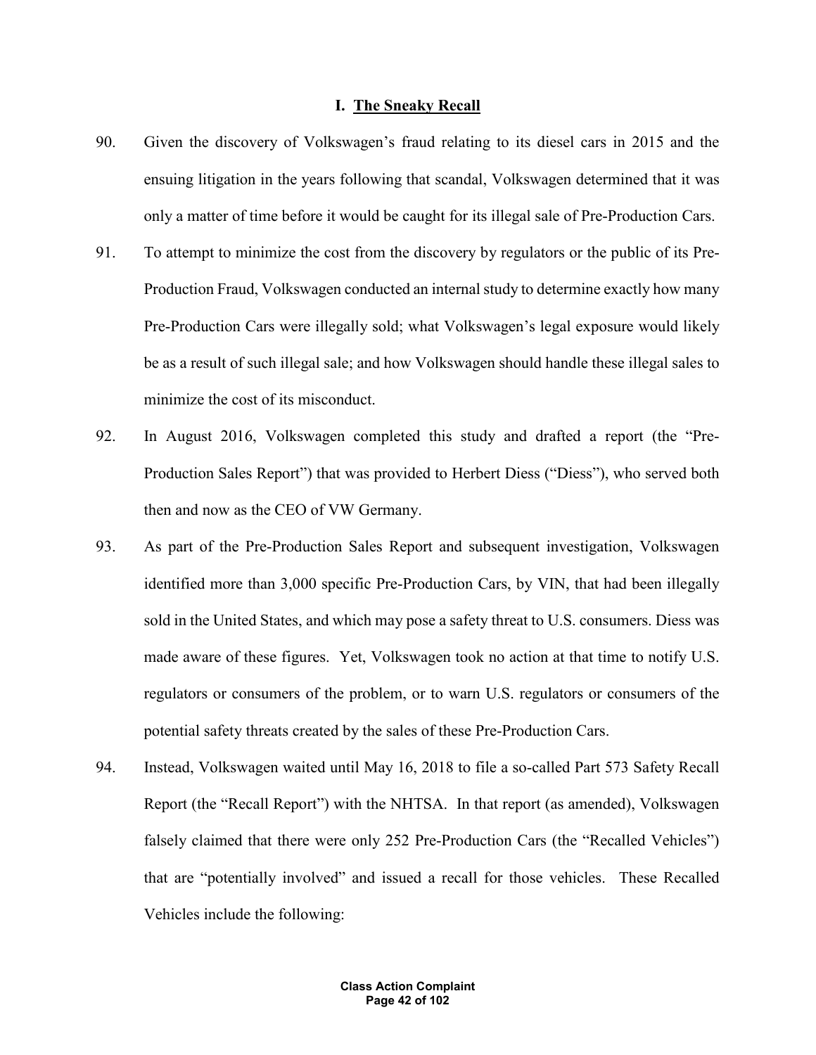## I. The Sneaky Recall

90. Given the discovery of Volkswagen's fraud relating to its diesel cars in 2015 and the ensuing litigation in the years following that scandal, Volkswagen determined that it was only a matter of time before it would be caught for its illegal sale of Pre-Production Cars.

91. To attempt to minimize the cost from the discovery by regulators or the public of its Pre-Production Fraud, Volkswagen conducted an internal study to determine exactly how many Pre-Production Cars were illegally sold; what Volkswagen's legal exposure would likely be as a result of such illegal sale; and how Volkswagen should handle these illegal sales to minimize the cost of its misconduct.

92. In August 2016, Volkswagen completed this study and drafted a report (the "Pre-Production Sales Report") that was provided to Herbert Diess ("Diess"), who served both then and now as the CEO of VW Germany.

93. As part of the Pre-Production Sales Report and subsequent investigation, Volkswagen identified more than 3,000 specific Pre-Production Cars, by VIN, that had been illegally sold in the United States, and which may pose a safety threat to U.S. consumers. Diess was made aware of these figures. Yet, Volkswagen took no action at that time to notify U.S. regulators or consumers of the problem, or to warn U.S. regulators or consumers of the potential safety threats created by the sales of these Pre-Production Cars.

94. Instead, Volkswagen waited until May 16, 2018 to file a so-called Part 573 Safety Recall Report (the "Recall Report") with the NHTSA. In that report (as amended), Volkswagen falsely claimed that there were only 252 Pre-Production Cars (the "Recalled Vehicles") that are "potentially involved" and issued a recall for those vehicles. These Recalled Vehicles include the following: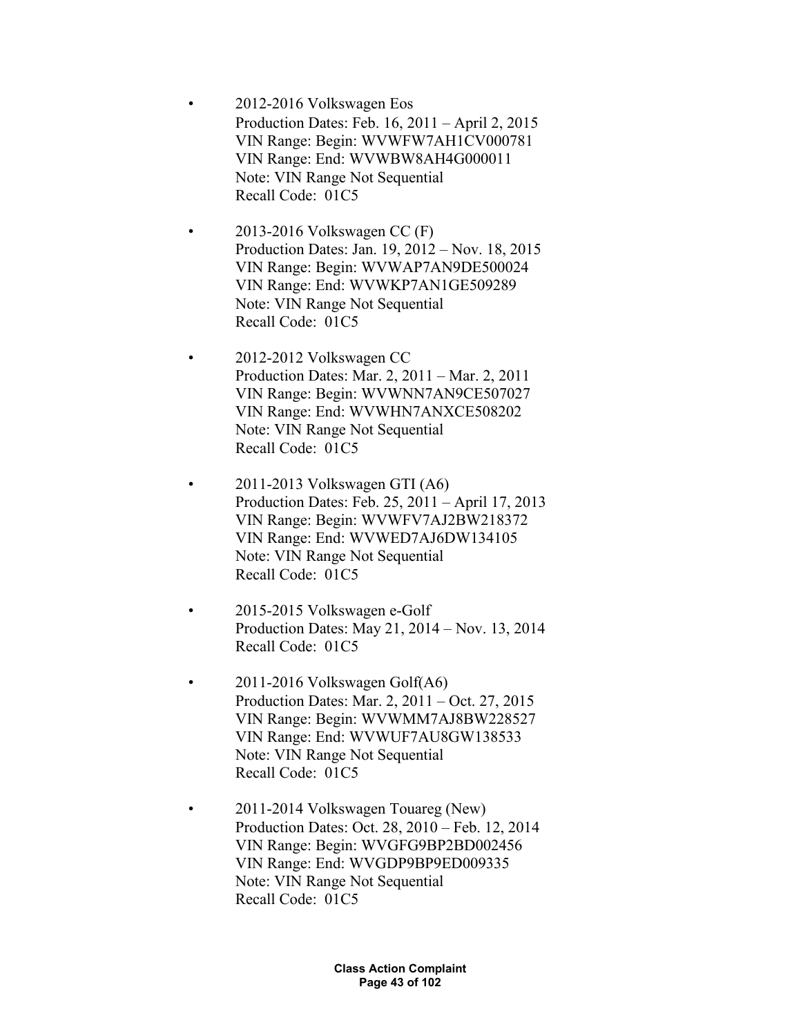- 2012-2016 Volkswagen Eos
  Production Dates: Feb. 16, 2011 – April 2, 2015
  VIN Range: Begin: WVWFW7AH1CV000781
  VIN Range: End: WVWBW8AH4G000011
  Note: VIN Range Not Sequential
  Recall Code: 01C5

- 2013-2016 Volkswagen CC (F)
  Production Dates: Jan. 19, 2012 – Nov. 18, 2015
  VIN Range: Begin: WVWAP7AN9DE500024
  VIN Range: End: WVWKP7AN1GE509289
  Note: VIN Range Not Sequential
  Recall Code: 01C5

- 2012-2012 Volkswagen CC
  Production Dates: Mar. 2, 2011 – Mar. 2, 2011
  VIN Range: Begin: WVWNN7AN9CE507027
  VIN Range: End: WVWHN7ANXCE508202
  Note: VIN Range Not Sequential
  Recall Code: 01C5

- 2011-2013 Volkswagen GTI (A6)
  Production Dates: Feb. 25, 2011 – April 17, 2013
  VIN Range: Begin: WVWFV7AJ2BW218372
  VIN Range: End: WVWED7AJ6DW134105
  Note: VIN Range Not Sequential
  Recall Code: 01C5

- 2015-2015 Volkswagen e-Golf
  Production Dates: May 21, 2014 – Nov. 13, 2014
  Recall Code: 01C5

- 2011-2016 Volkswagen Golf(A6)
  Production Dates: Mar. 2, 2011 – Oct. 27, 2015
  VIN Range: Begin: WVWMM7AJ8BW228527
  VIN Range: End: WVWUF7AU8GW138533
  Note: VIN Range Not Sequential
  Recall Code: 01C5

- 2011-2014 Volkswagen Touareg (New)
  Production Dates: Oct. 28, 2010 – Feb. 12, 2014
  VIN Range: Begin: WVGFG9BP2BD002456
  VIN Range: End: WVGDP9BP9ED009335
  Note: VIN Range Not Sequential
  Recall Code: 01C5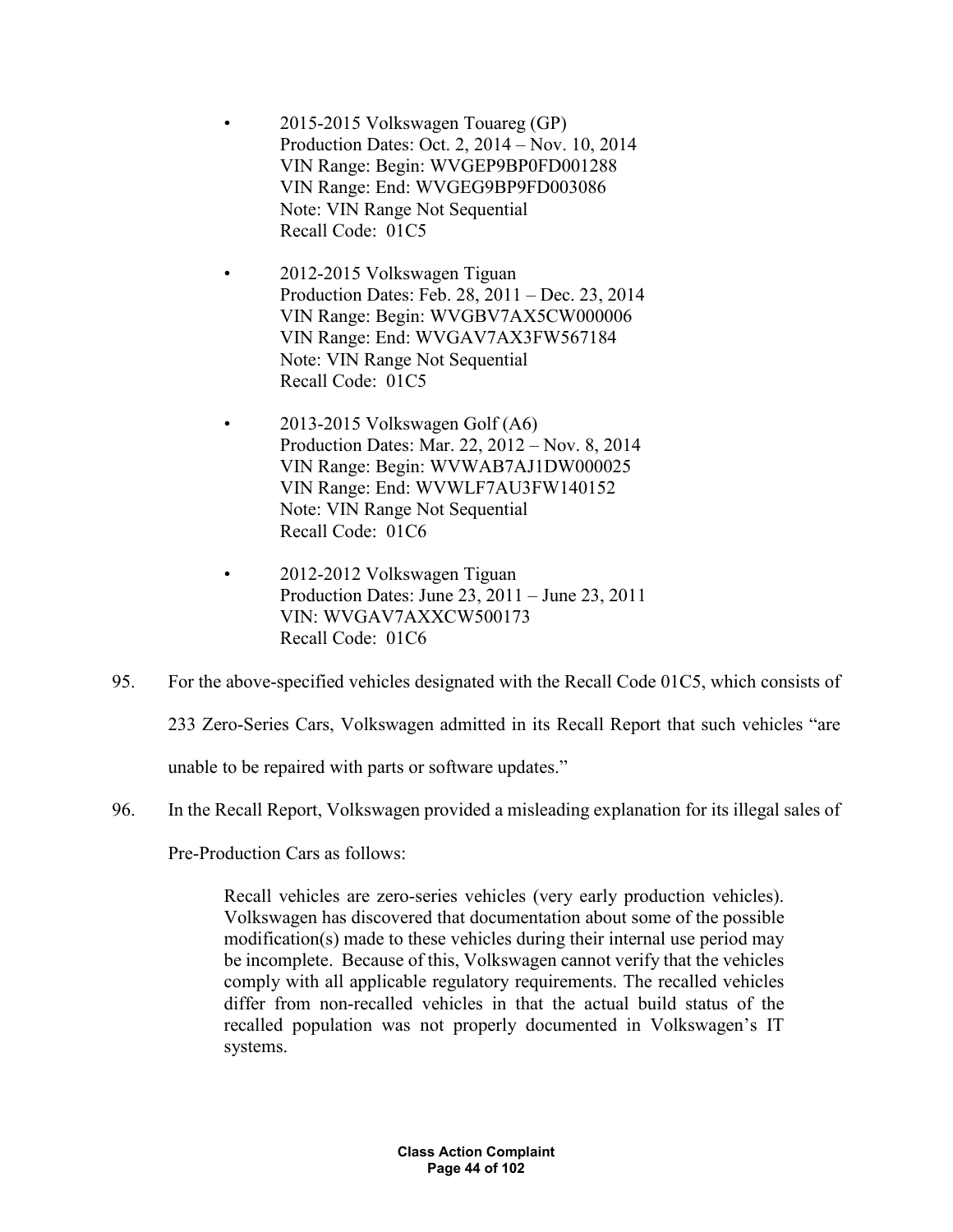- 2015-2015 Volkswagen Touareg (GP)
  Production Dates: Oct. 2, 2014 – Nov. 10, 2014
  VIN Range: Begin: WVGEP9BP0FD001288
  VIN Range: End: WVGEG9BP9FD003086
  Note: VIN Range Not Sequential
  Recall Code: 01C5

- 2012-2015 Volkswagen Tiguan
  Production Dates: Feb. 28, 2011 – Dec. 23, 2014
  VIN Range: Begin: WVGBV7AX5CW000006
  VIN Range: End: WVGAV7AX3FW567184
  Note: VIN Range Not Sequential
  Recall Code: 01C5

- 2013-2015 Volkswagen Golf (A6)
  Production Dates: Mar. 22, 2012 – Nov. 8, 2014
  VIN Range: Begin: WVWAB7AJ1DW000025
  VIN Range: End: WVWLF7AU3FW140152
  Note: VIN Range Not Sequential
  Recall Code: 01C6

- 2012-2012 Volkswagen Tiguan
  Production Dates: June 23, 2011 – June 23, 2011
  VIN: WVGAV7AXXCW500173
  Recall Code: 01C6

95. For the above-specified vehicles designated with the Recall Code 01C5, which consists of 233 Zero-Series Cars, Volkswagen admitted in its Recall Report that such vehicles "are unable to be repaired with parts or software updates."

96. In the Recall Report, Volkswagen provided a misleading explanation for its illegal sales of Pre-Production Cars as follows:

> Recall vehicles are zero-series vehicles (very early production vehicles). Volkswagen has discovered that documentation about some of the possible modification(s) made to these vehicles during their internal use period may be incomplete. Because of this, Volkswagen cannot verify that the vehicles comply with all applicable regulatory requirements. The recalled vehicles differ from non-recalled vehicles in that the actual build status of the recalled population was not properly documented in Volkswagen's IT systems.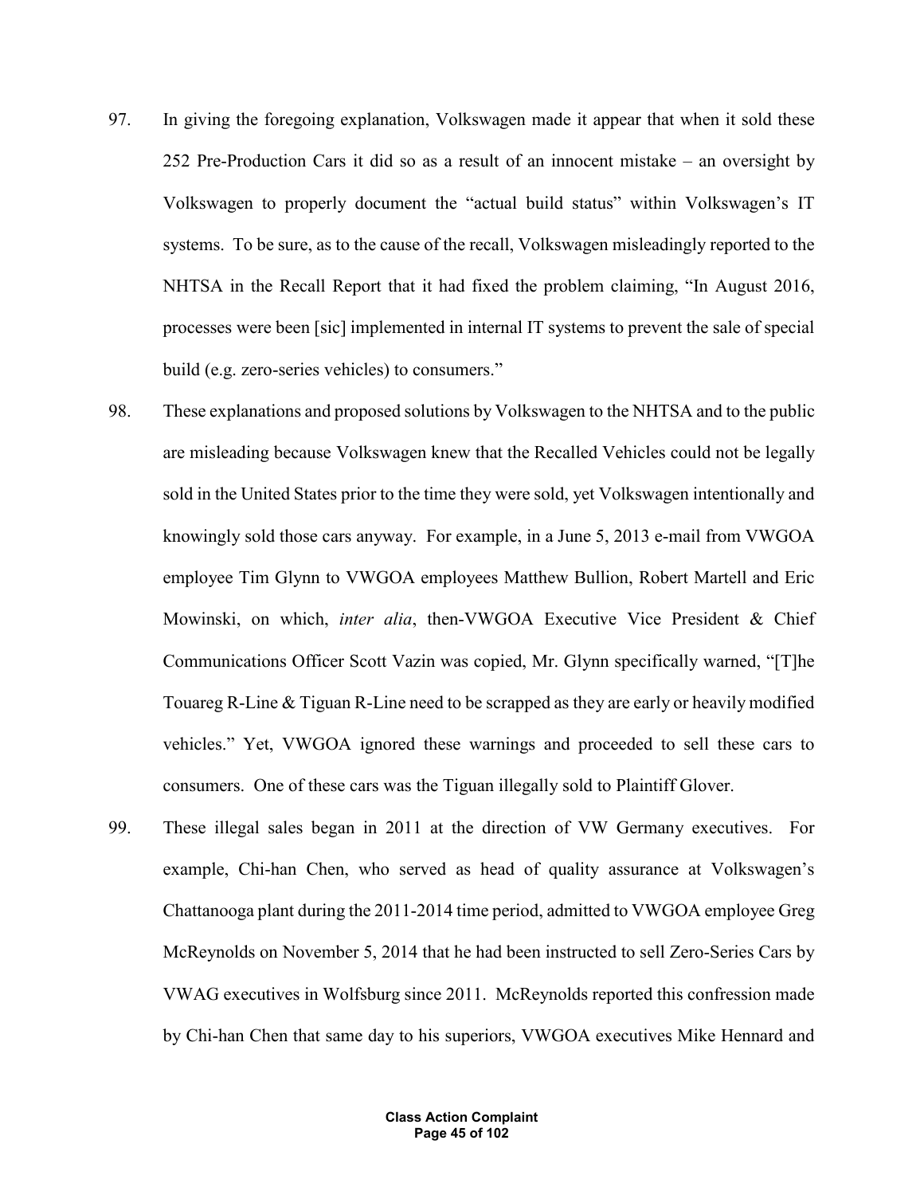97. In giving the foregoing explanation, Volkswagen made it appear that when it sold these 252 Pre-Production Cars it did so as a result of an innocent mistake – an oversight by Volkswagen to properly document the "actual build status" within Volkswagen's IT systems. To be sure, as to the cause of the recall, Volkswagen misleadingly reported to the NHTSA in the Recall Report that it had fixed the problem claiming, "In August 2016, processes were been [sic] implemented in internal IT systems to prevent the sale of special build (e.g. zero-series vehicles) to consumers."

98. These explanations and proposed solutions by Volkswagen to the NHTSA and to the public are misleading because Volkswagen knew that the Recalled Vehicles could not be legally sold in the United States prior to the time they were sold, yet Volkswagen intentionally and knowingly sold those cars anyway. For example, in a June 5, 2013 e-mail from VWGOA employee Tim Glynn to VWGOA employees Matthew Bullion, Robert Martell and Eric Mowinski, on which, *inter alia*, then-VWGOA Executive Vice President & Chief Communications Officer Scott Vazin was copied, Mr. Glynn specifically warned, "[T]he Touareg R-Line & Tiguan R-Line need to be scrapped as they are early or heavily modified vehicles." Yet, VWGOA ignored these warnings and proceeded to sell these cars to consumers. One of these cars was the Tiguan illegally sold to Plaintiff Glover.

99. These illegal sales began in 2011 at the direction of VW Germany executives. For example, Chi-han Chen, who served as head of quality assurance at Volkswagen's Chattanooga plant during the 2011-2014 time period, admitted to VWGOA employee Greg McReynolds on November 5, 2014 that he had been instructed to sell Zero-Series Cars by VWAG executives in Wolfsburg since 2011. McReynolds reported this confression made by Chi-han Chen that same day to his superiors, VWGOA executives Mike Hennard and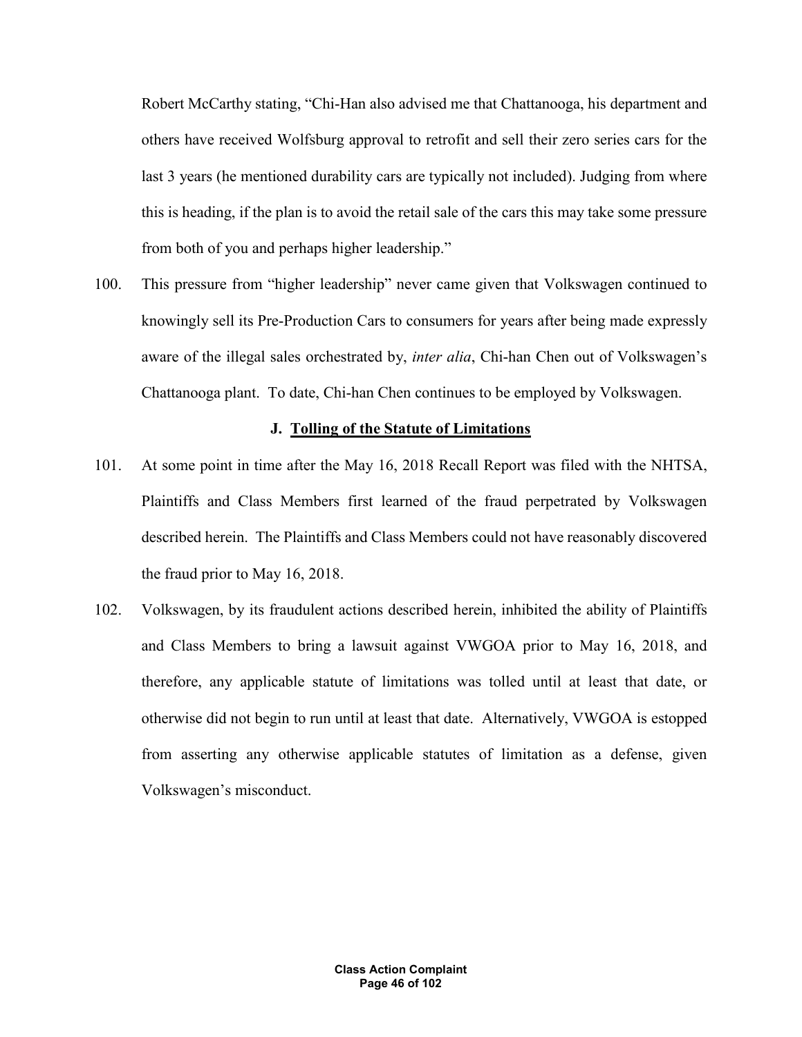Robert McCarthy stating, "Chi-Han also advised me that Chattanooga, his department and others have received Wolfsburg approval to retrofit and sell their zero series cars for the last 3 years (he mentioned durability cars are typically not included). Judging from where this is heading, if the plan is to avoid the retail sale of the cars this may take some pressure from both of you and perhaps higher leadership."

100. This pressure from "higher leadership" never came given that Volkswagen continued to knowingly sell its Pre-Production Cars to consumers for years after being made expressly aware of the illegal sales orchestrated by, *inter alia*, Chi-han Chen out of Volkswagen's Chattanooga plant. To date, Chi-han Chen continues to be employed by Volkswagen.

### J. Tolling of the Statute of Limitations

101. At some point in time after the May 16, 2018 Recall Report was filed with the NHTSA, Plaintiffs and Class Members first learned of the fraud perpetrated by Volkswagen described herein. The Plaintiffs and Class Members could not have reasonably discovered the fraud prior to May 16, 2018.

102. Volkswagen, by its fraudulent actions described herein, inhibited the ability of Plaintiffs and Class Members to bring a lawsuit against VWGOA prior to May 16, 2018, and therefore, any applicable statute of limitations was tolled until at least that date, or otherwise did not begin to run until at least that date. Alternatively, VWGOA is estopped from asserting any otherwise applicable statutes of limitation as a defense, given Volkswagen's misconduct.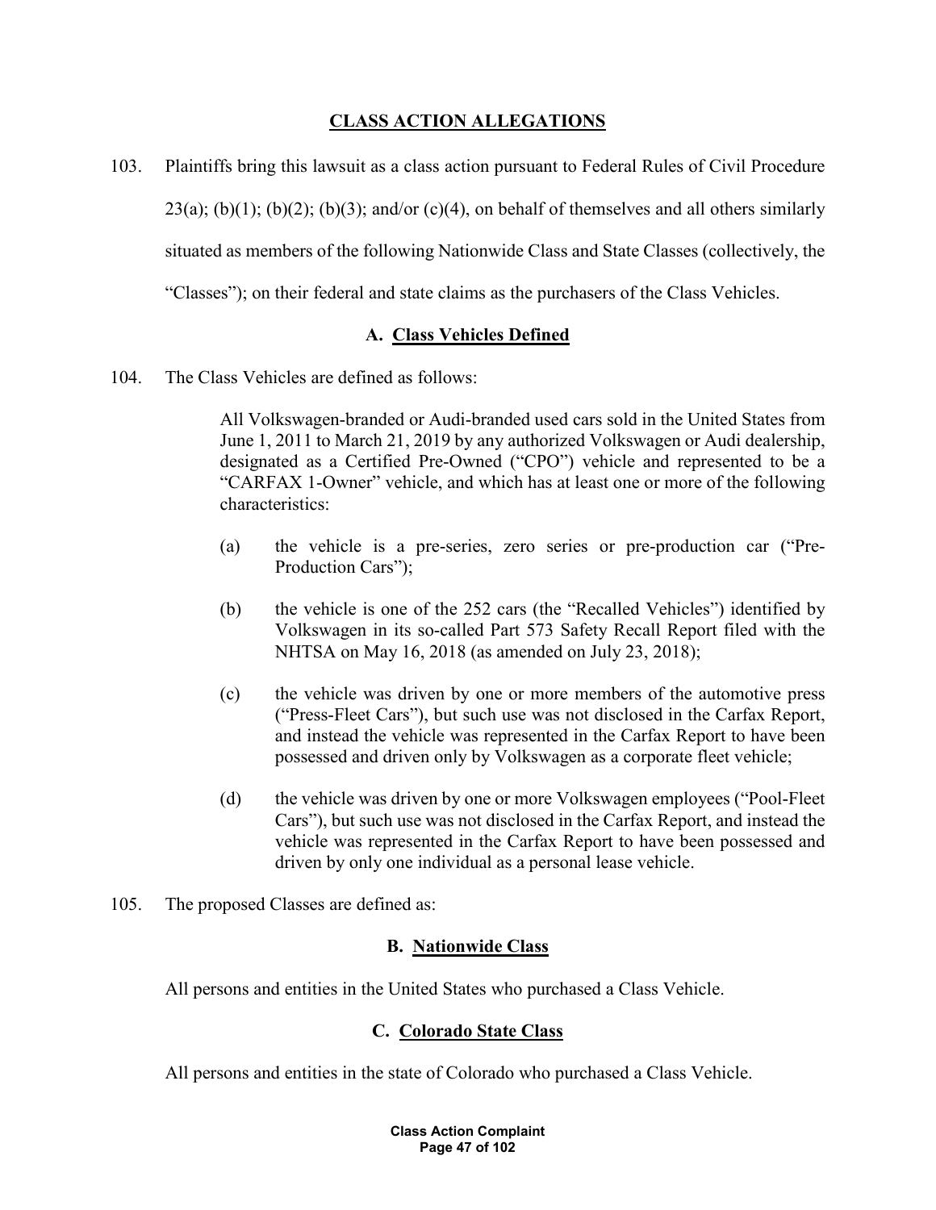## CLASS ACTION ALLEGATIONS

103. Plaintiffs bring this lawsuit as a class action pursuant to Federal Rules of Civil Procedure 23(a); (b)(1); (b)(2); (b)(3); and/or (c)(4), on behalf of themselves and all others similarly situated as members of the following Nationwide Class and State Classes (collectively, the "Classes"); on their federal and state claims as the purchasers of the Class Vehicles.

### A. Class Vehicles Defined

104. The Class Vehicles are defined as follows:

> All Volkswagen-branded or Audi-branded used cars sold in the United States from June 1, 2011 to March 21, 2019 by any authorized Volkswagen or Audi dealership, designated as a Certified Pre-Owned ("CPO") vehicle and represented to be a "CARFAX 1-Owner" vehicle, and which has at least one or more of the following characteristics:
>
> (a) the vehicle is a pre-series, zero series or pre-production car ("Pre-Production Cars");
>
> (b) the vehicle is one of the 252 cars (the "Recalled Vehicles") identified by Volkswagen in its so-called Part 573 Safety Recall Report filed with the NHTSA on May 16, 2018 (as amended on July 23, 2018);
>
> (c) the vehicle was driven by one or more members of the automotive press ("Press-Fleet Cars"), but such use was not disclosed in the Carfax Report, and instead the vehicle was represented in the Carfax Report to have been possessed and driven only by Volkswagen as a corporate fleet vehicle;
>
> (d) the vehicle was driven by one or more Volkswagen employees ("Pool-Fleet Cars"), but such use was not disclosed in the Carfax Report, and instead the vehicle was represented in the Carfax Report to have been possessed and driven by only one individual as a personal lease vehicle.

105. The proposed Classes are defined as:

### B. Nationwide Class

All persons and entities in the United States who purchased a Class Vehicle.

### C. Colorado State Class

All persons and entities in the state of Colorado who purchased a Class Vehicle.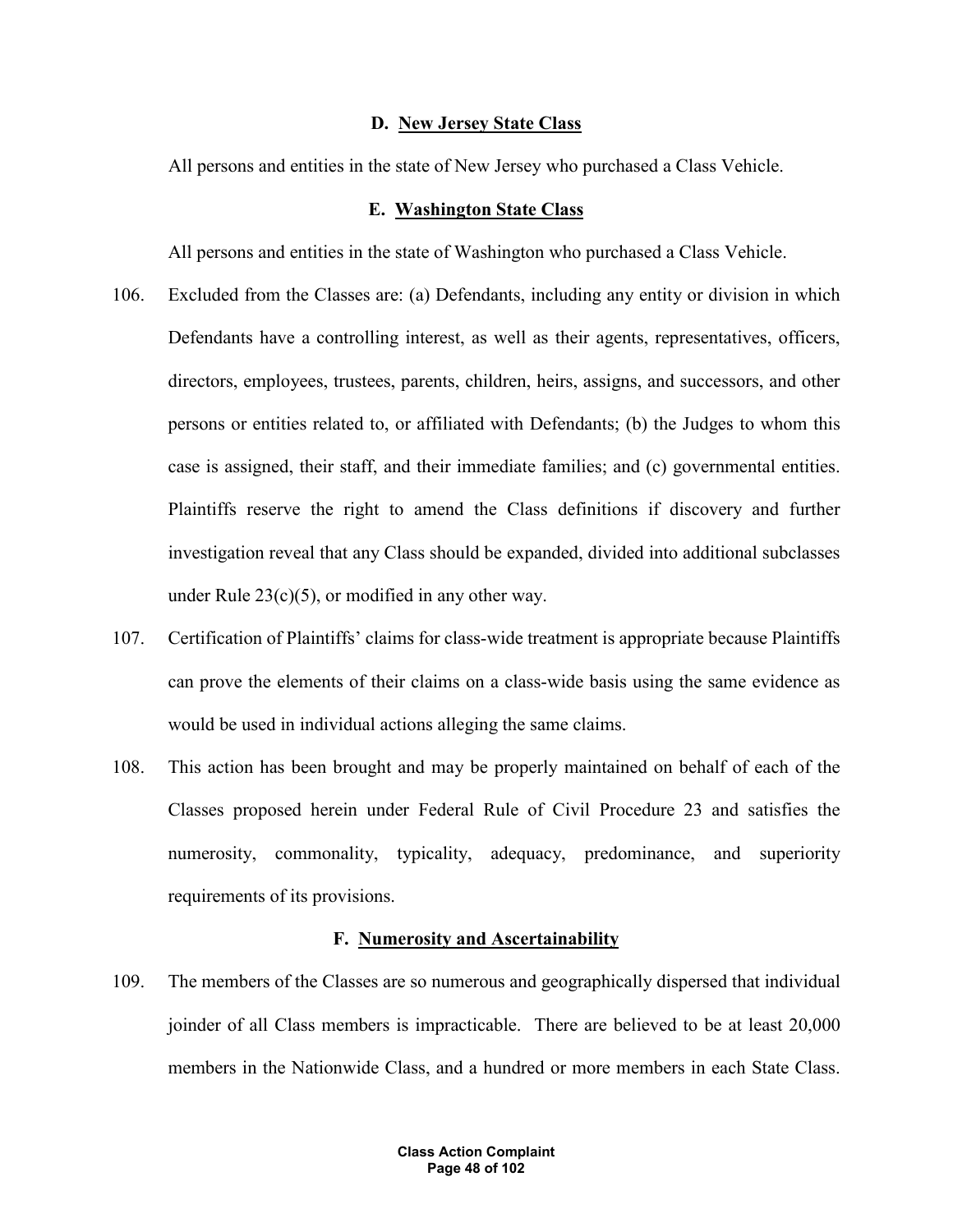### D. New Jersey State Class

All persons and entities in the state of New Jersey who purchased a Class Vehicle.

### E. Washington State Class

All persons and entities in the state of Washington who purchased a Class Vehicle.

106. Excluded from the Classes are: (a) Defendants, including any entity or division in which Defendants have a controlling interest, as well as their agents, representatives, officers, directors, employees, trustees, parents, children, heirs, assigns, and successors, and other persons or entities related to, or affiliated with Defendants; (b) the Judges to whom this case is assigned, their staff, and their immediate families; and (c) governmental entities. Plaintiffs reserve the right to amend the Class definitions if discovery and further investigation reveal that any Class should be expanded, divided into additional subclasses under Rule 23(c)(5), or modified in any other way.

107. Certification of Plaintiffs' claims for class-wide treatment is appropriate because Plaintiffs can prove the elements of their claims on a class-wide basis using the same evidence as would be used in individual actions alleging the same claims.

108. This action has been brought and may be properly maintained on behalf of each of the Classes proposed herein under Federal Rule of Civil Procedure 23 and satisfies the numerosity, commonality, typicality, adequacy, predominance, and superiority requirements of its provisions.

### F. Numerosity and Ascertainability

109. The members of the Classes are so numerous and geographically dispersed that individual joinder of all Class members is impracticable. There are believed to be at least 20,000 members in the Nationwide Class, and a hundred or more members in each State Class.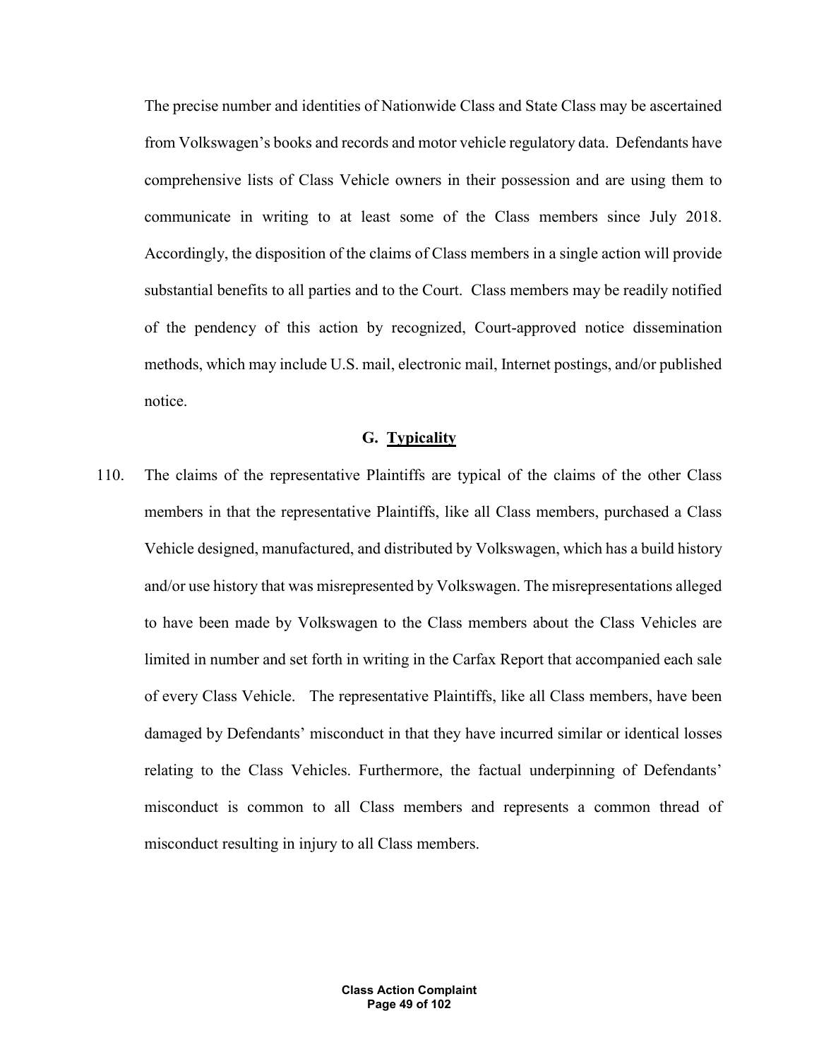The precise number and identities of Nationwide Class and State Class may be ascertained from Volkswagen's books and records and motor vehicle regulatory data. Defendants have comprehensive lists of Class Vehicle owners in their possession and are using them to communicate in writing to at least some of the Class members since July 2018. Accordingly, the disposition of the claims of Class members in a single action will provide substantial benefits to all parties and to the Court. Class members may be readily notified of the pendency of this action by recognized, Court-approved notice dissemination methods, which may include U.S. mail, electronic mail, Internet postings, and/or published notice.

### G. Typicality

110. The claims of the representative Plaintiffs are typical of the claims of the other Class members in that the representative Plaintiffs, like all Class members, purchased a Class Vehicle designed, manufactured, and distributed by Volkswagen, which has a build history and/or use history that was misrepresented by Volkswagen. The misrepresentations alleged to have been made by Volkswagen to the Class members about the Class Vehicles are limited in number and set forth in writing in the Carfax Report that accompanied each sale of every Class Vehicle. The representative Plaintiffs, like all Class members, have been damaged by Defendants' misconduct in that they have incurred similar or identical losses relating to the Class Vehicles. Furthermore, the factual underpinning of Defendants' misconduct is common to all Class members and represents a common thread of misconduct resulting in injury to all Class members.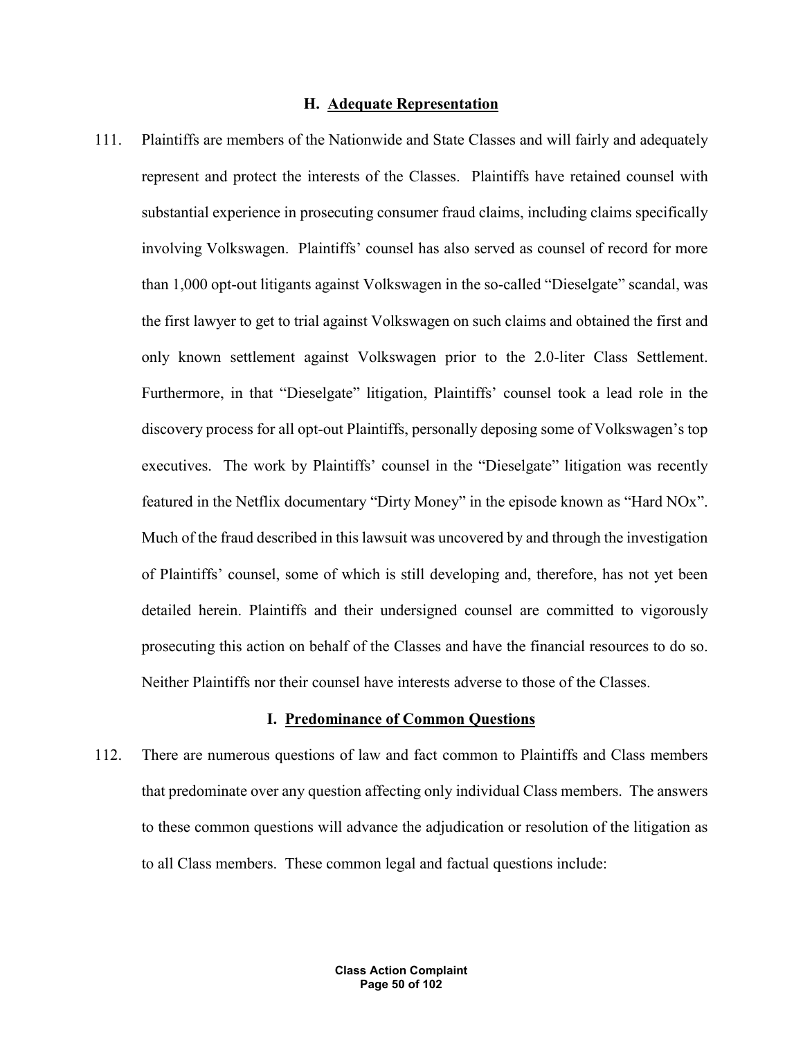### H. Adequate Representation

111. Plaintiffs are members of the Nationwide and State Classes and will fairly and adequately represent and protect the interests of the Classes. Plaintiffs have retained counsel with substantial experience in prosecuting consumer fraud claims, including claims specifically involving Volkswagen. Plaintiffs' counsel has also served as counsel of record for more than 1,000 opt-out litigants against Volkswagen in the so-called "Dieselgate" scandal, was the first lawyer to get to trial against Volkswagen on such claims and obtained the first and only known settlement against Volkswagen prior to the 2.0-liter Class Settlement. Furthermore, in that "Dieselgate" litigation, Plaintiffs' counsel took a lead role in the discovery process for all opt-out Plaintiffs, personally deposing some of Volkswagen's top executives. The work by Plaintiffs' counsel in the "Dieselgate" litigation was recently featured in the Netflix documentary "Dirty Money" in the episode known as "Hard NOx". Much of the fraud described in this lawsuit was uncovered by and through the investigation of Plaintiffs' counsel, some of which is still developing and, therefore, has not yet been detailed herein. Plaintiffs and their undersigned counsel are committed to vigorously prosecuting this action on behalf of the Classes and have the financial resources to do so. Neither Plaintiffs nor their counsel have interests adverse to those of the Classes.

### I. Predominance of Common Questions

112. There are numerous questions of law and fact common to Plaintiffs and Class members that predominate over any question affecting only individual Class members. The answers to these common questions will advance the adjudication or resolution of the litigation as to all Class members. These common legal and factual questions include: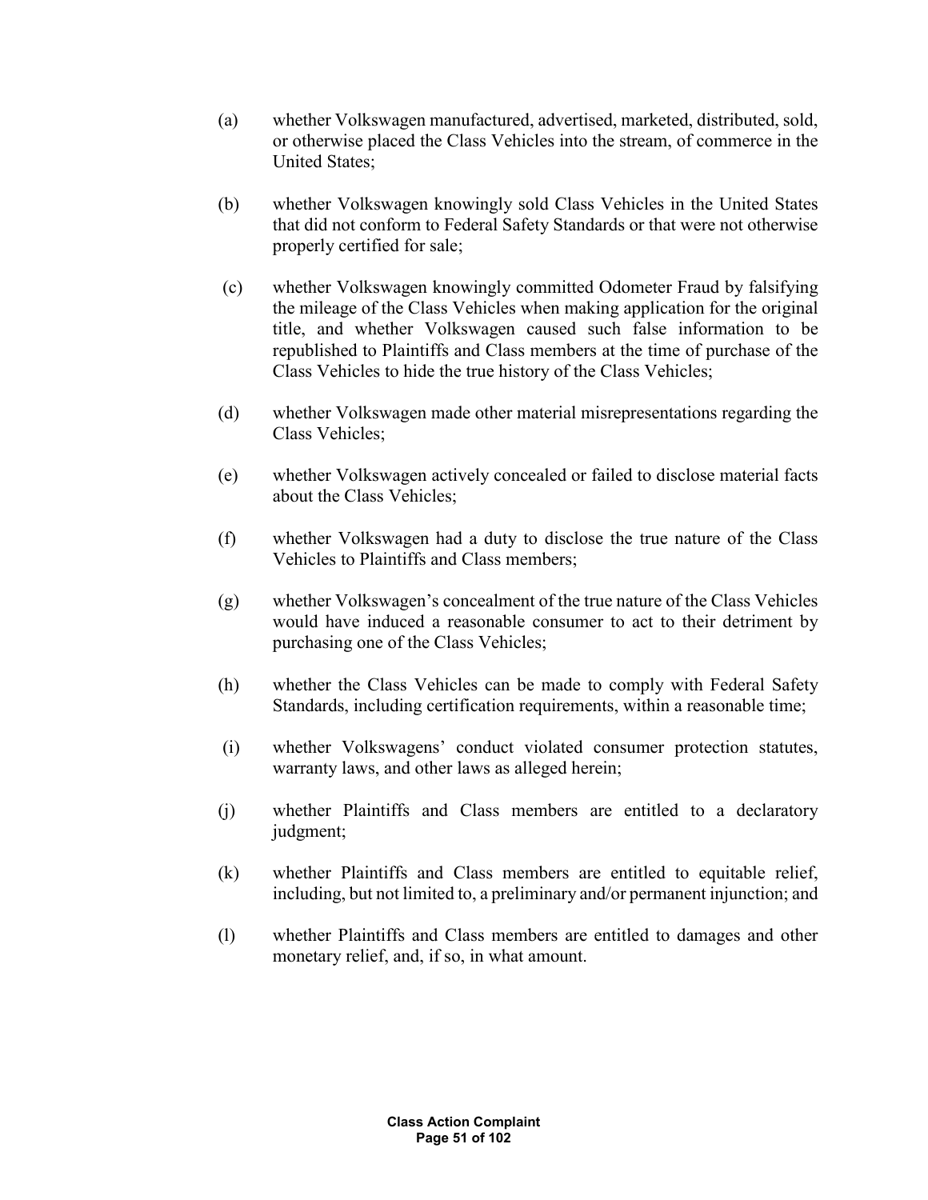(a) whether Volkswagen manufactured, advertised, marketed, distributed, sold, or otherwise placed the Class Vehicles into the stream, of commerce in the United States;

(b) whether Volkswagen knowingly sold Class Vehicles in the United States that did not conform to Federal Safety Standards or that were not otherwise properly certified for sale;

(c) whether Volkswagen knowingly committed Odometer Fraud by falsifying the mileage of the Class Vehicles when making application for the original title, and whether Volkswagen caused such false information to be republished to Plaintiffs and Class members at the time of purchase of the Class Vehicles to hide the true history of the Class Vehicles;

(d) whether Volkswagen made other material misrepresentations regarding the Class Vehicles;

(e) whether Volkswagen actively concealed or failed to disclose material facts about the Class Vehicles;

(f) whether Volkswagen had a duty to disclose the true nature of the Class Vehicles to Plaintiffs and Class members;

(g) whether Volkswagen's concealment of the true nature of the Class Vehicles would have induced a reasonable consumer to act to their detriment by purchasing one of the Class Vehicles;

(h) whether the Class Vehicles can be made to comply with Federal Safety Standards, including certification requirements, within a reasonable time;

(i) whether Volkswagens' conduct violated consumer protection statutes, warranty laws, and other laws as alleged herein;

(j) whether Plaintiffs and Class members are entitled to a declaratory judgment;

(k) whether Plaintiffs and Class members are entitled to equitable relief, including, but not limited to, a preliminary and/or permanent injunction; and

(l) whether Plaintiffs and Class members are entitled to damages and other monetary relief, and, if so, in what amount.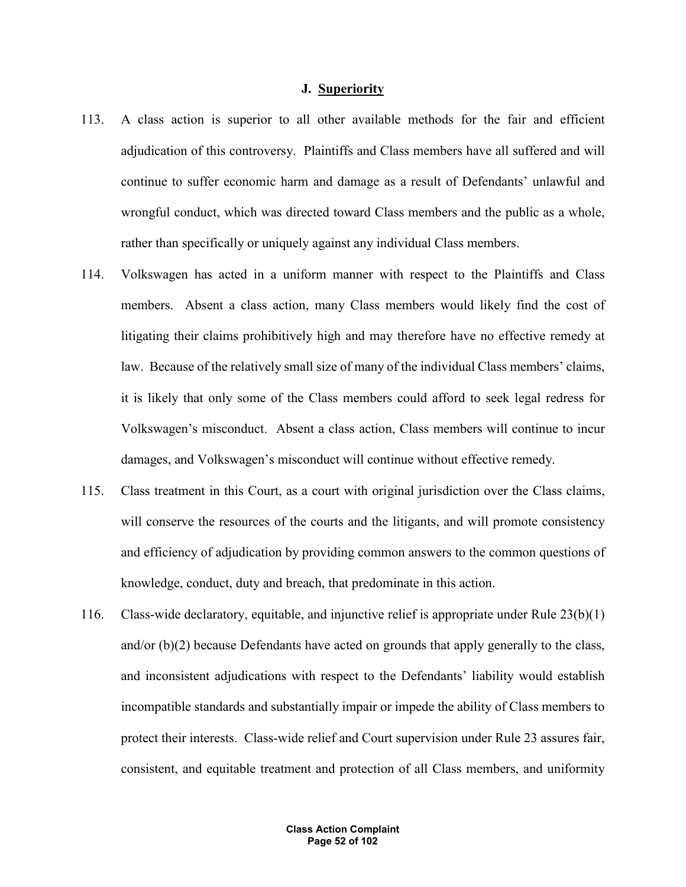### J. Superiority

113. A class action is superior to all other available methods for the fair and efficient adjudication of this controversy. Plaintiffs and Class members have all suffered and will continue to suffer economic harm and damage as a result of Defendants' unlawful and wrongful conduct, which was directed toward Class members and the public as a whole, rather than specifically or uniquely against any individual Class members.

114. Volkswagen has acted in a uniform manner with respect to the Plaintiffs and Class members. Absent a class action, many Class members would likely find the cost of litigating their claims prohibitively high and may therefore have no effective remedy at law. Because of the relatively small size of many of the individual Class members' claims, it is likely that only some of the Class members could afford to seek legal redress for Volkswagen's misconduct. Absent a class action, Class members will continue to incur damages, and Volkswagen's misconduct will continue without effective remedy.

115. Class treatment in this Court, as a court with original jurisdiction over the Class claims, will conserve the resources of the courts and the litigants, and will promote consistency and efficiency of adjudication by providing common answers to the common questions of knowledge, conduct, duty and breach, that predominate in this action.

116. Class-wide declaratory, equitable, and injunctive relief is appropriate under Rule 23(b)(1) and/or (b)(2) because Defendants have acted on grounds that apply generally to the class, and inconsistent adjudications with respect to the Defendants' liability would establish incompatible standards and substantially impair or impede the ability of Class members to protect their interests. Class-wide relief and Court supervision under Rule 23 assures fair, consistent, and equitable treatment and protection of all Class members, and uniformity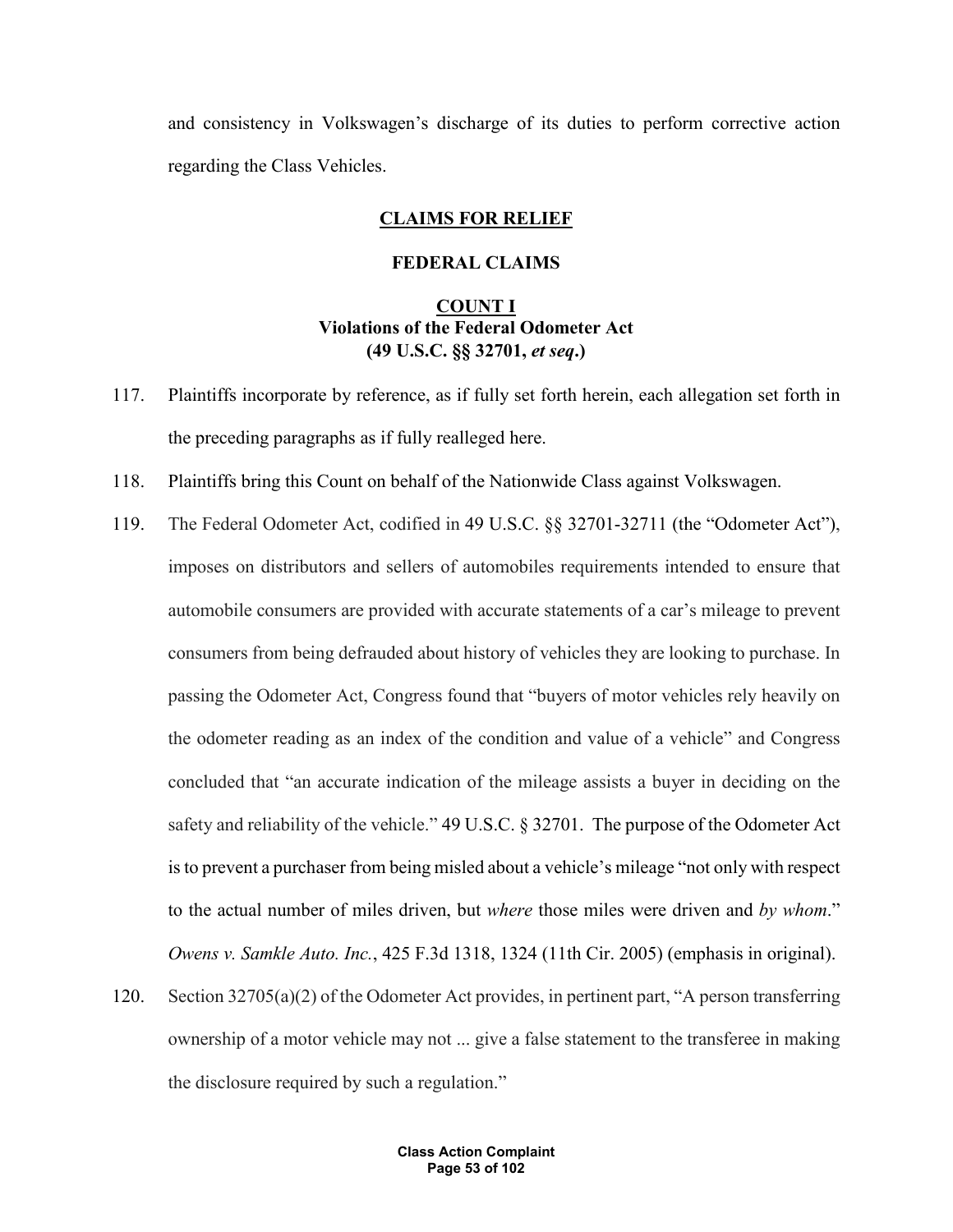and consistency in Volkswagen's discharge of its duties to perform corrective action regarding the Class Vehicles.

## CLAIMS FOR RELIEF

### FEDERAL CLAIMS

### COUNT I
### Violations of the Federal Odometer Act
### (49 U.S.C. §§ 32701, *et seq*.)

117. Plaintiffs incorporate by reference, as if fully set forth herein, each allegation set forth in the preceding paragraphs as if fully realleged here.

118. Plaintiffs bring this Count on behalf of the Nationwide Class against Volkswagen.

119. The Federal Odometer Act, codified in 49 U.S.C. §§ 32701-32711 (the "Odometer Act"), imposes on distributors and sellers of automobiles requirements intended to ensure that automobile consumers are provided with accurate statements of a car's mileage to prevent consumers from being defrauded about history of vehicles they are looking to purchase. In passing the Odometer Act, Congress found that "buyers of motor vehicles rely heavily on the odometer reading as an index of the condition and value of a vehicle" and Congress concluded that "an accurate indication of the mileage assists a buyer in deciding on the safety and reliability of the vehicle." 49 U.S.C. § 32701. The purpose of the Odometer Act is to prevent a purchaser from being misled about a vehicle's mileage "not only with respect to the actual number of miles driven, but *where* those miles were driven and *by whom*." *Owens v. Samkle Auto. Inc.*, 425 F.3d 1318, 1324 (11th Cir. 2005) (emphasis in original).

120. Section 32705(a)(2) of the Odometer Act provides, in pertinent part, "A person transferring ownership of a motor vehicle may not ... give a false statement to the transferee in making the disclosure required by such a regulation."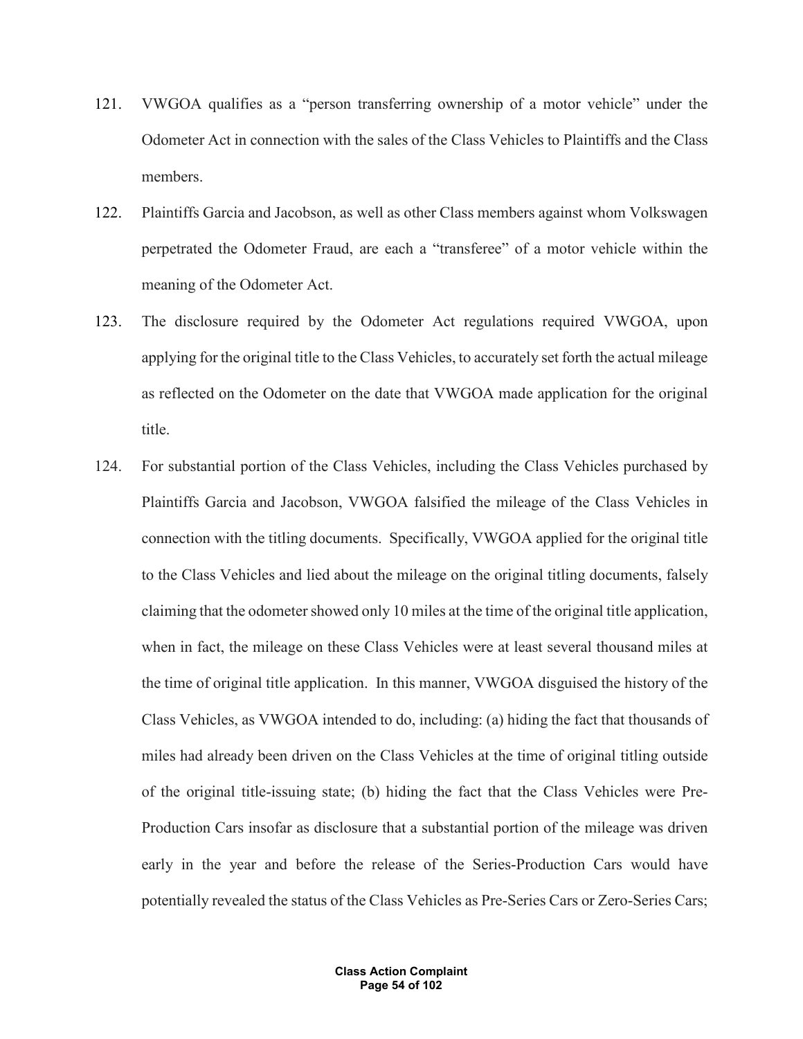121. VWGOA qualifies as a "person transferring ownership of a motor vehicle" under the Odometer Act in connection with the sales of the Class Vehicles to Plaintiffs and the Class members.

122. Plaintiffs Garcia and Jacobson, as well as other Class members against whom Volkswagen perpetrated the Odometer Fraud, are each a "transferee" of a motor vehicle within the meaning of the Odometer Act.

123. The disclosure required by the Odometer Act regulations required VWGOA, upon applying for the original title to the Class Vehicles, to accurately set forth the actual mileage as reflected on the Odometer on the date that VWGOA made application for the original title.

124. For substantial portion of the Class Vehicles, including the Class Vehicles purchased by Plaintiffs Garcia and Jacobson, VWGOA falsified the mileage of the Class Vehicles in connection with the titling documents. Specifically, VWGOA applied for the original title to the Class Vehicles and lied about the mileage on the original titling documents, falsely claiming that the odometer showed only 10 miles at the time of the original title application, when in fact, the mileage on these Class Vehicles were at least several thousand miles at the time of original title application. In this manner, VWGOA disguised the history of the Class Vehicles, as VWGOA intended to do, including: (a) hiding the fact that thousands of miles had already been driven on the Class Vehicles at the time of original titling outside of the original title-issuing state; (b) hiding the fact that the Class Vehicles were Pre-Production Cars insofar as disclosure that a substantial portion of the mileage was driven early in the year and before the release of the Series-Production Cars would have potentially revealed the status of the Class Vehicles as Pre-Series Cars or Zero-Series Cars;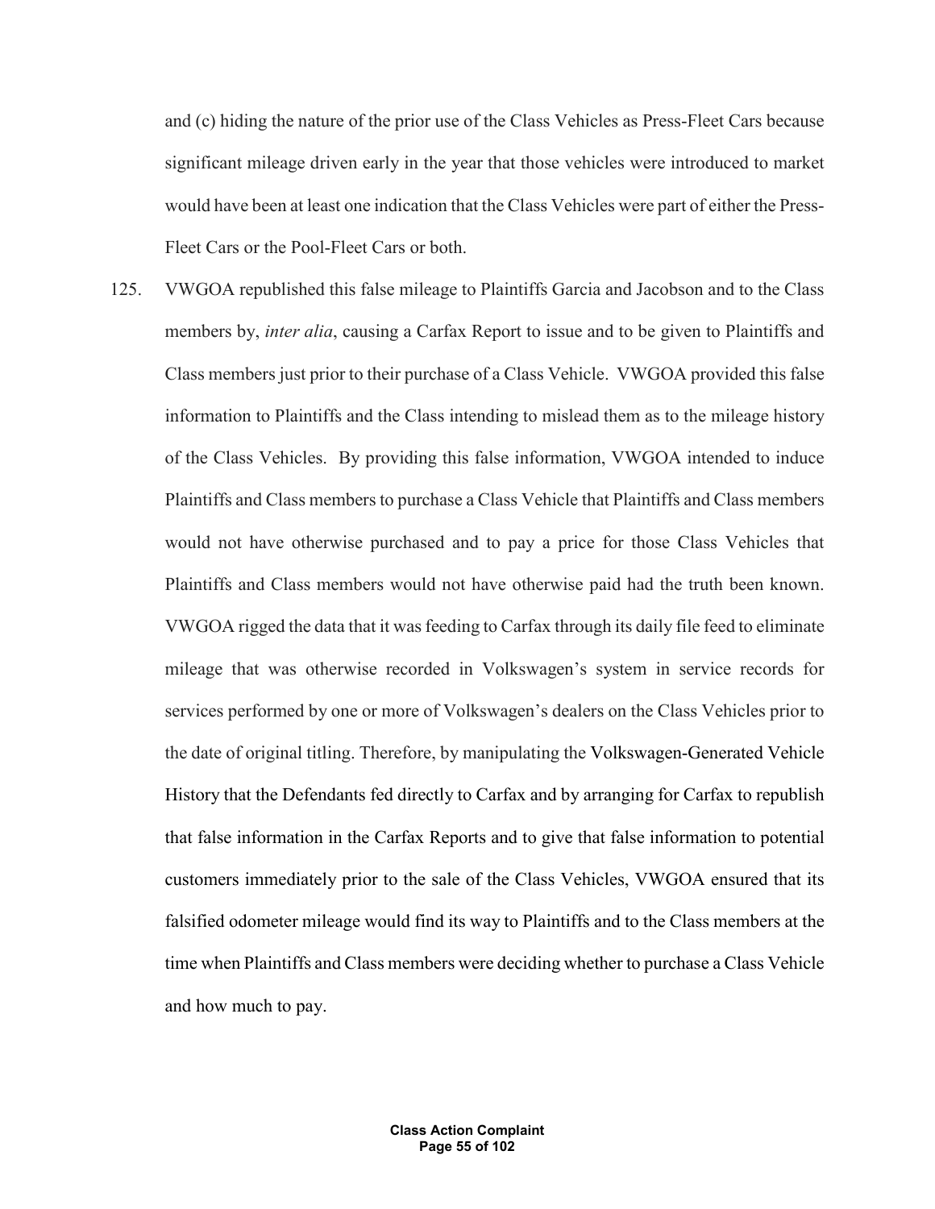and (c) hiding the nature of the prior use of the Class Vehicles as Press-Fleet Cars because significant mileage driven early in the year that those vehicles were introduced to market would have been at least one indication that the Class Vehicles were part of either the Press-Fleet Cars or the Pool-Fleet Cars or both.

125. VWGOA republished this false mileage to Plaintiffs Garcia and Jacobson and to the Class members by, *inter alia*, causing a Carfax Report to issue and to be given to Plaintiffs and Class members just prior to their purchase of a Class Vehicle. VWGOA provided this false information to Plaintiffs and the Class intending to mislead them as to the mileage history of the Class Vehicles. By providing this false information, VWGOA intended to induce Plaintiffs and Class members to purchase a Class Vehicle that Plaintiffs and Class members would not have otherwise purchased and to pay a price for those Class Vehicles that Plaintiffs and Class members would not have otherwise paid had the truth been known. VWGOA rigged the data that it was feeding to Carfax through its daily file feed to eliminate mileage that was otherwise recorded in Volkswagen's system in service records for services performed by one or more of Volkswagen's dealers on the Class Vehicles prior to the date of original titling. Therefore, by manipulating the Volkswagen-Generated Vehicle History that the Defendants fed directly to Carfax and by arranging for Carfax to republish that false information in the Carfax Reports and to give that false information to potential customers immediately prior to the sale of the Class Vehicles, VWGOA ensured that its falsified odometer mileage would find its way to Plaintiffs and to the Class members at the time when Plaintiffs and Class members were deciding whether to purchase a Class Vehicle and how much to pay.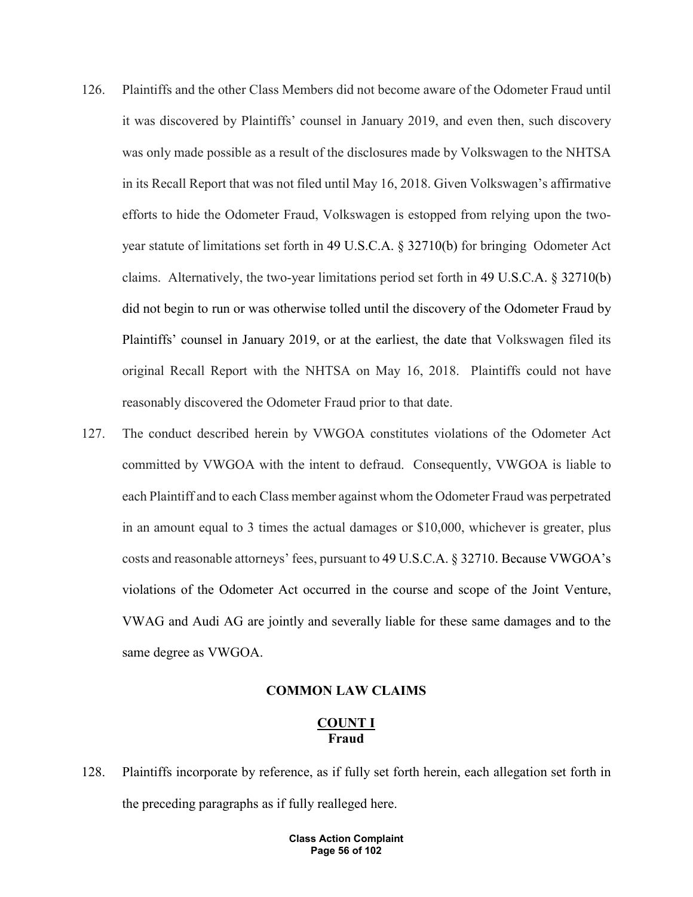126. Plaintiffs and the other Class Members did not become aware of the Odometer Fraud until it was discovered by Plaintiffs' counsel in January 2019, and even then, such discovery was only made possible as a result of the disclosures made by Volkswagen to the NHTSA in its Recall Report that was not filed until May 16, 2018. Given Volkswagen's affirmative efforts to hide the Odometer Fraud, Volkswagen is estopped from relying upon the two-year statute of limitations set forth in 49 U.S.C.A. § 32710(b) for bringing Odometer Act claims. Alternatively, the two-year limitations period set forth in 49 U.S.C.A. § 32710(b) did not begin to run or was otherwise tolled until the discovery of the Odometer Fraud by Plaintiffs' counsel in January 2019, or at the earliest, the date that Volkswagen filed its original Recall Report with the NHTSA on May 16, 2018. Plaintiffs could not have reasonably discovered the Odometer Fraud prior to that date.

127. The conduct described herein by VWGOA constitutes violations of the Odometer Act committed by VWGOA with the intent to defraud. Consequently, VWGOA is liable to each Plaintiff and to each Class member against whom the Odometer Fraud was perpetrated in an amount equal to 3 times the actual damages or $10,000, whichever is greater, plus costs and reasonable attorneys' fees, pursuant to 49 U.S.C.A. § 32710. Because VWGOA's violations of the Odometer Act occurred in the course and scope of the Joint Venture, VWAG and Audi AG are jointly and severally liable for these same damages and to the same degree as VWGOA.

## COMMON LAW CLAIMS

### COUNT I
### Fraud

128. Plaintiffs incorporate by reference, as if fully set forth herein, each allegation set forth in the preceding paragraphs as if fully realleged here.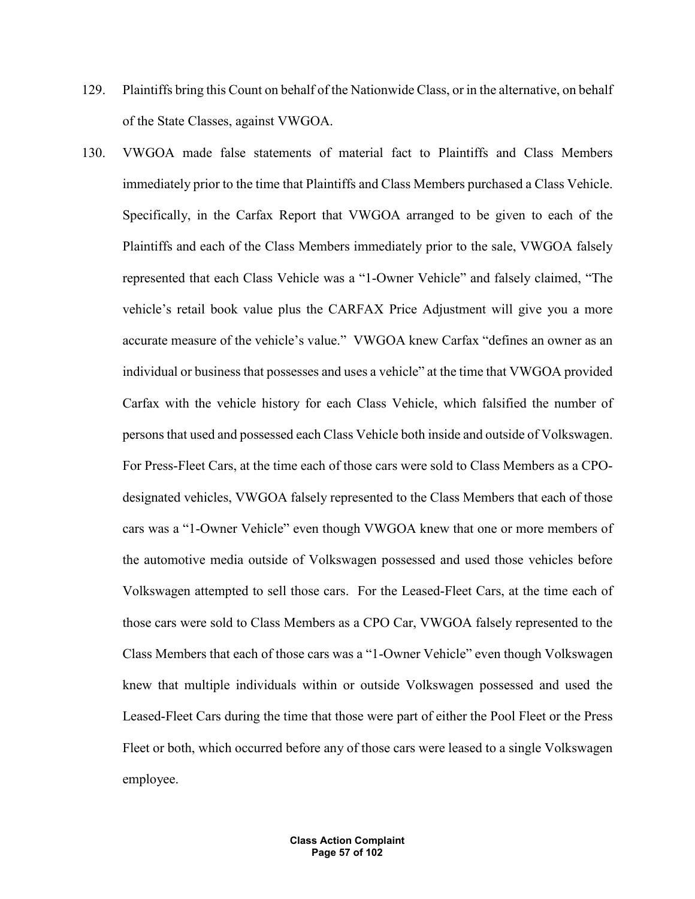129. Plaintiffs bring this Count on behalf of the Nationwide Class, or in the alternative, on behalf of the State Classes, against VWGOA.

130. VWGOA made false statements of material fact to Plaintiffs and Class Members immediately prior to the time that Plaintiffs and Class Members purchased a Class Vehicle. Specifically, in the Carfax Report that VWGOA arranged to be given to each of the Plaintiffs and each of the Class Members immediately prior to the sale, VWGOA falsely represented that each Class Vehicle was a "1-Owner Vehicle" and falsely claimed, "The vehicle's retail book value plus the CARFAX Price Adjustment will give you a more accurate measure of the vehicle's value." VWGOA knew Carfax "defines an owner as an individual or business that possesses and uses a vehicle" at the time that VWGOA provided Carfax with the vehicle history for each Class Vehicle, which falsified the number of persons that used and possessed each Class Vehicle both inside and outside of Volkswagen. For Press-Fleet Cars, at the time each of those cars were sold to Class Members as a CPO-designated vehicles, VWGOA falsely represented to the Class Members that each of those cars was a "1-Owner Vehicle" even though VWGOA knew that one or more members of the automotive media outside of Volkswagen possessed and used those vehicles before Volkswagen attempted to sell those cars. For the Leased-Fleet Cars, at the time each of those cars were sold to Class Members as a CPO Car, VWGOA falsely represented to the Class Members that each of those cars was a "1-Owner Vehicle" even though Volkswagen knew that multiple individuals within or outside Volkswagen possessed and used the Leased-Fleet Cars during the time that those were part of either the Pool Fleet or the Press Fleet or both, which occurred before any of those cars were leased to a single Volkswagen employee.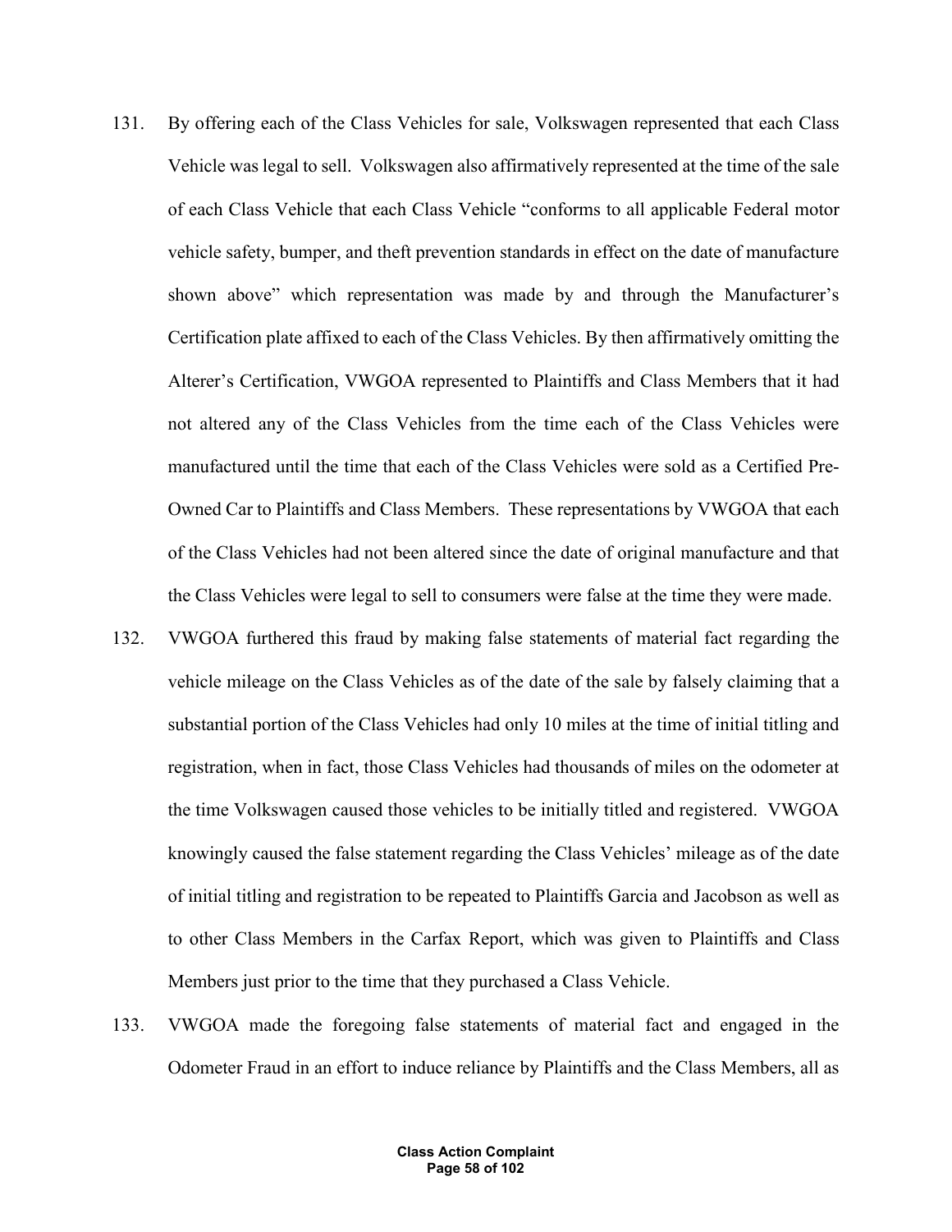131. By offering each of the Class Vehicles for sale, Volkswagen represented that each Class Vehicle was legal to sell. Volkswagen also affirmatively represented at the time of the sale of each Class Vehicle that each Class Vehicle "conforms to all applicable Federal motor vehicle safety, bumper, and theft prevention standards in effect on the date of manufacture shown above" which representation was made by and through the Manufacturer's Certification plate affixed to each of the Class Vehicles. By then affirmatively omitting the Alterer's Certification, VWGOA represented to Plaintiffs and Class Members that it had not altered any of the Class Vehicles from the time each of the Class Vehicles were manufactured until the time that each of the Class Vehicles were sold as a Certified Pre-Owned Car to Plaintiffs and Class Members. These representations by VWGOA that each of the Class Vehicles had not been altered since the date of original manufacture and that the Class Vehicles were legal to sell to consumers were false at the time they were made.

132. VWGOA furthered this fraud by making false statements of material fact regarding the vehicle mileage on the Class Vehicles as of the date of the sale by falsely claiming that a substantial portion of the Class Vehicles had only 10 miles at the time of initial titling and registration, when in fact, those Class Vehicles had thousands of miles on the odometer at the time Volkswagen caused those vehicles to be initially titled and registered. VWGOA knowingly caused the false statement regarding the Class Vehicles' mileage as of the date of initial titling and registration to be repeated to Plaintiffs Garcia and Jacobson as well as to other Class Members in the Carfax Report, which was given to Plaintiffs and Class Members just prior to the time that they purchased a Class Vehicle.

133. VWGOA made the foregoing false statements of material fact and engaged in the Odometer Fraud in an effort to induce reliance by Plaintiffs and the Class Members, all as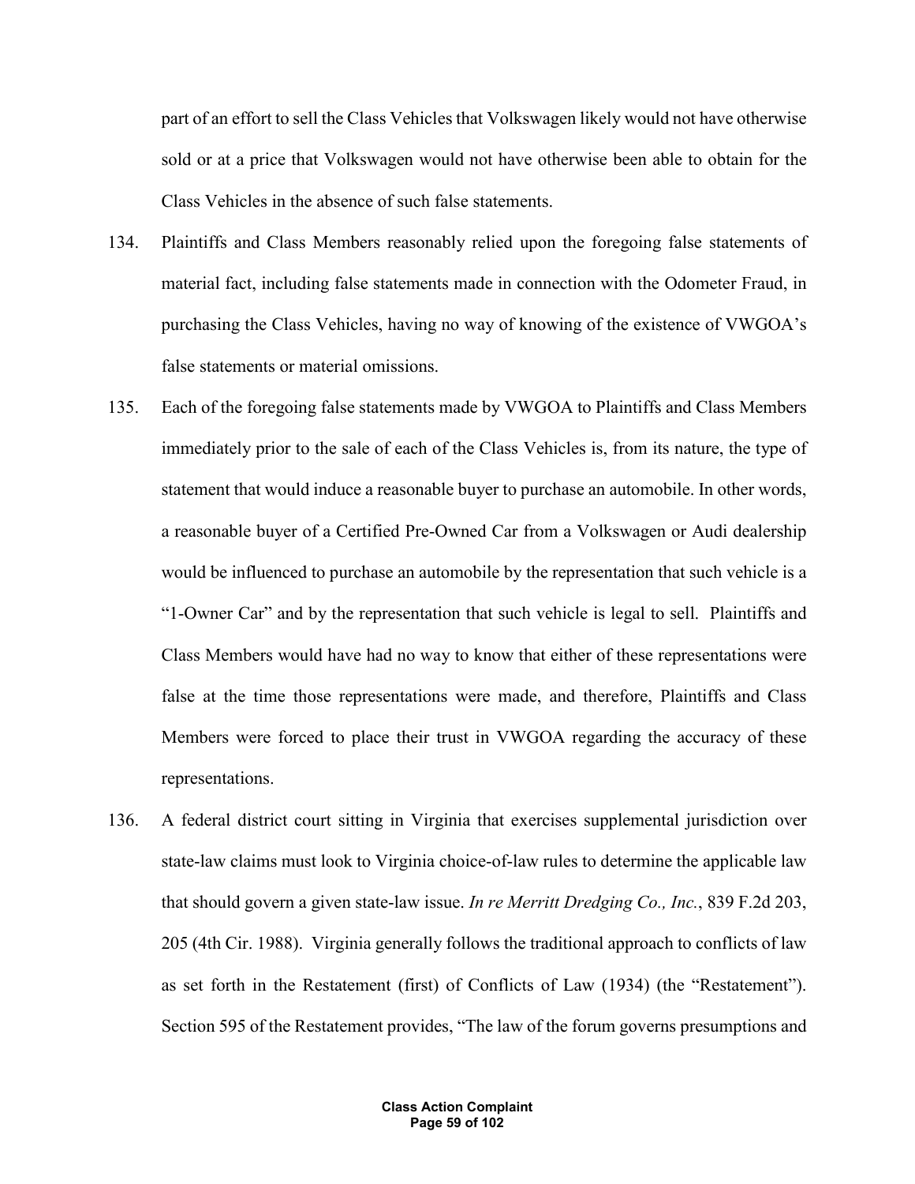part of an effort to sell the Class Vehicles that Volkswagen likely would not have otherwise sold or at a price that Volkswagen would not have otherwise been able to obtain for the Class Vehicles in the absence of such false statements.

134. Plaintiffs and Class Members reasonably relied upon the foregoing false statements of material fact, including false statements made in connection with the Odometer Fraud, in purchasing the Class Vehicles, having no way of knowing of the existence of VWGOA's false statements or material omissions.

135. Each of the foregoing false statements made by VWGOA to Plaintiffs and Class Members immediately prior to the sale of each of the Class Vehicles is, from its nature, the type of statement that would induce a reasonable buyer to purchase an automobile. In other words, a reasonable buyer of a Certified Pre-Owned Car from a Volkswagen or Audi dealership would be influenced to purchase an automobile by the representation that such vehicle is a "1-Owner Car" and by the representation that such vehicle is legal to sell. Plaintiffs and Class Members would have had no way to know that either of these representations were false at the time those representations were made, and therefore, Plaintiffs and Class Members were forced to place their trust in VWGOA regarding the accuracy of these representations.

136. A federal district court sitting in Virginia that exercises supplemental jurisdiction over state-law claims must look to Virginia choice-of-law rules to determine the applicable law that should govern a given state-law issue. *In re Merritt Dredging Co., Inc.*, 839 F.2d 203, 205 (4th Cir. 1988). Virginia generally follows the traditional approach to conflicts of law as set forth in the Restatement (first) of Conflicts of Law (1934) (the "Restatement"). Section 595 of the Restatement provides, "The law of the forum governs presumptions and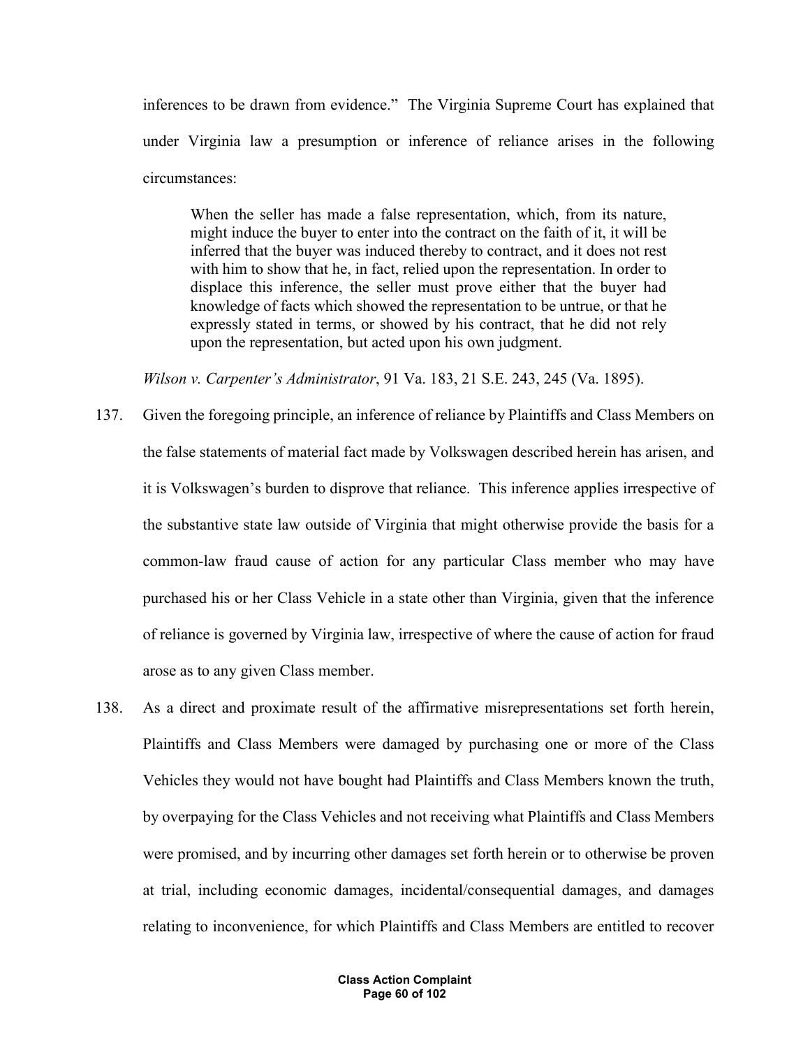inferences to be drawn from evidence." The Virginia Supreme Court has explained that under Virginia law a presumption or inference of reliance arises in the following circumstances:

> When the seller has made a false representation, which, from its nature, might induce the buyer to enter into the contract on the faith of it, it will be inferred that the buyer was induced thereby to contract, and it does not rest with him to show that he, in fact, relied upon the representation. In order to displace this inference, the seller must prove either that the buyer had knowledge of facts which showed the representation to be untrue, or that he expressly stated in terms, or showed by his contract, that he did not rely upon the representation, but acted upon his own judgment.

*Wilson v. Carpenter's Administrator*, 91 Va. 183, 21 S.E. 243, 245 (Va. 1895).

137. Given the foregoing principle, an inference of reliance by Plaintiffs and Class Members on the false statements of material fact made by Volkswagen described herein has arisen, and it is Volkswagen's burden to disprove that reliance. This inference applies irrespective of the substantive state law outside of Virginia that might otherwise provide the basis for a common-law fraud cause of action for any particular Class member who may have purchased his or her Class Vehicle in a state other than Virginia, given that the inference of reliance is governed by Virginia law, irrespective of where the cause of action for fraud arose as to any given Class member.

138. As a direct and proximate result of the affirmative misrepresentations set forth herein, Plaintiffs and Class Members were damaged by purchasing one or more of the Class Vehicles they would not have bought had Plaintiffs and Class Members known the truth, by overpaying for the Class Vehicles and not receiving what Plaintiffs and Class Members were promised, and by incurring other damages set forth herein or to otherwise be proven at trial, including economic damages, incidental/consequential damages, and damages relating to inconvenience, for which Plaintiffs and Class Members are entitled to recover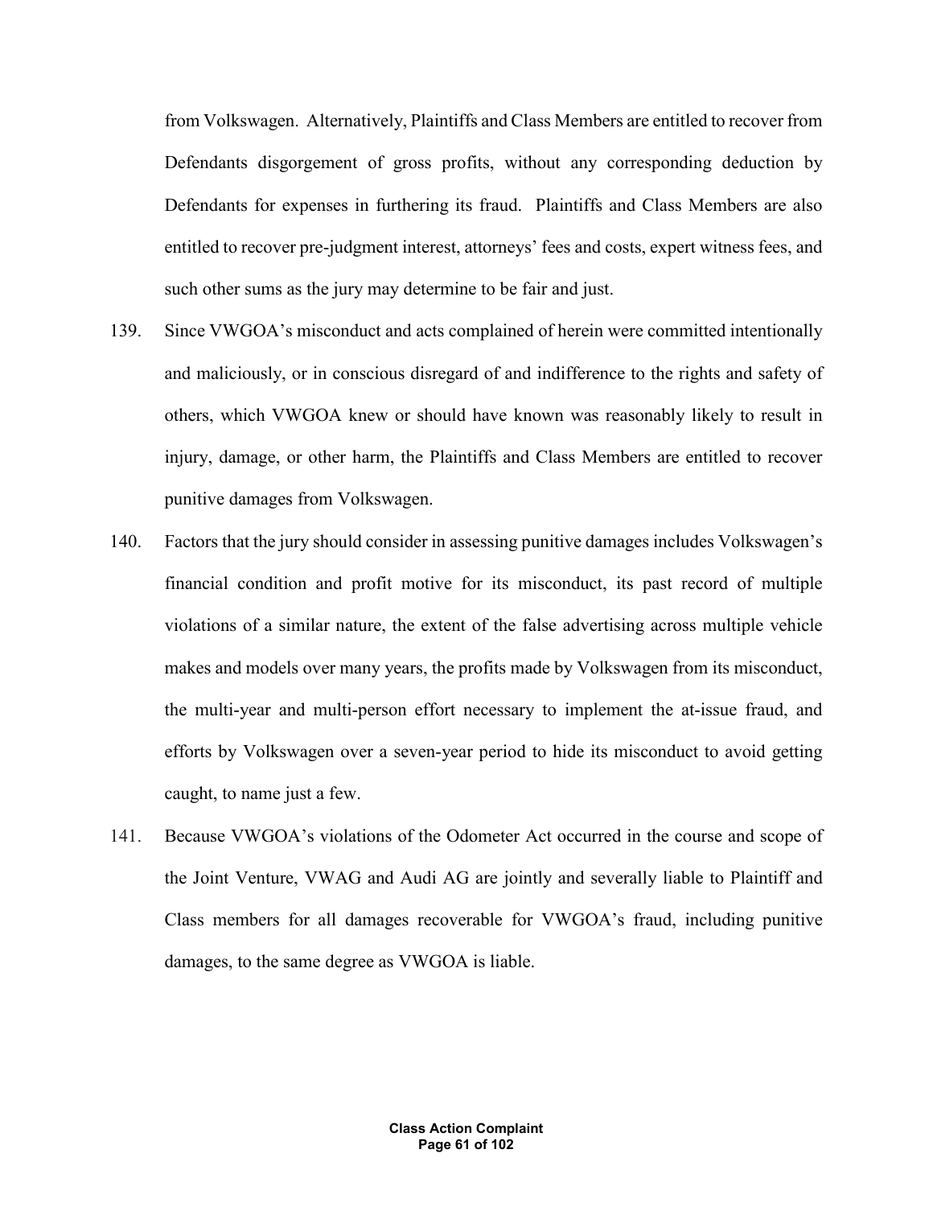from Volkswagen. Alternatively, Plaintiffs and Class Members are entitled to recover from Defendants disgorgement of gross profits, without any corresponding deduction by Defendants for expenses in furthering its fraud. Plaintiffs and Class Members are also entitled to recover pre-judgment interest, attorneys' fees and costs, expert witness fees, and such other sums as the jury may determine to be fair and just.

139. Since VWGOA's misconduct and acts complained of herein were committed intentionally and maliciously, or in conscious disregard of and indifference to the rights and safety of others, which VWGOA knew or should have known was reasonably likely to result in injury, damage, or other harm, the Plaintiffs and Class Members are entitled to recover punitive damages from Volkswagen.

140. Factors that the jury should consider in assessing punitive damages includes Volkswagen's financial condition and profit motive for its misconduct, its past record of multiple violations of a similar nature, the extent of the false advertising across multiple vehicle makes and models over many years, the profits made by Volkswagen from its misconduct, the multi-year and multi-person effort necessary to implement the at-issue fraud, and efforts by Volkswagen over a seven-year period to hide its misconduct to avoid getting caught, to name just a few.

141. Because VWGOA's violations of the Odometer Act occurred in the course and scope of the Joint Venture, VWAG and Audi AG are jointly and severally liable to Plaintiff and Class members for all damages recoverable for VWGOA's fraud, including punitive damages, to the same degree as VWGOA is liable.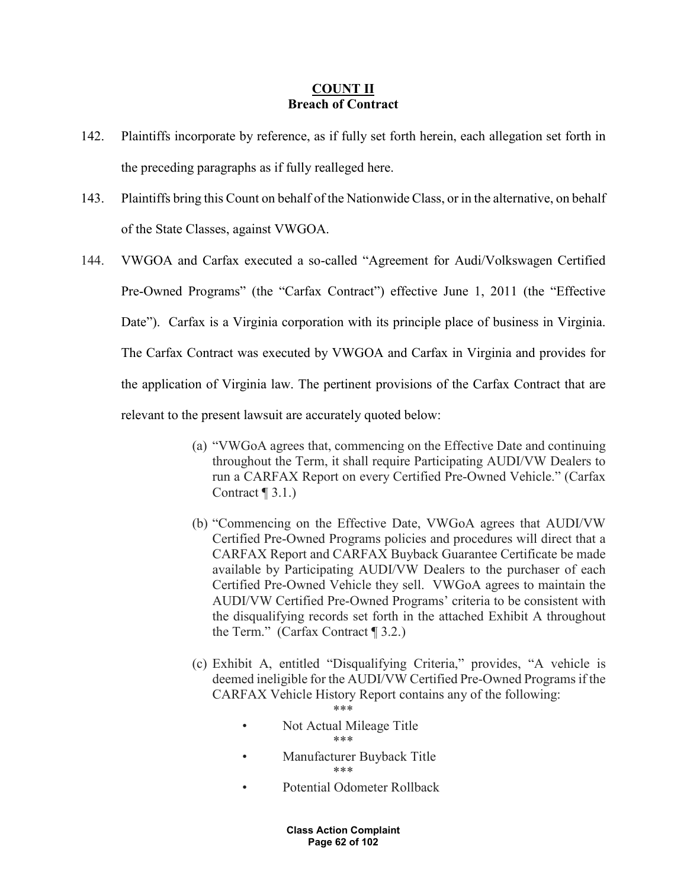**COUNT II**
**Breach of Contract**

142. Plaintiffs incorporate by reference, as if fully set forth herein, each allegation set forth in the preceding paragraphs as if fully realleged here.

143. Plaintiffs bring this Count on behalf of the Nationwide Class, or in the alternative, on behalf of the State Classes, against VWGOA.

144. VWGOA and Carfax executed a so-called "Agreement for Audi/Volkswagen Certified Pre-Owned Programs" (the "Carfax Contract") effective June 1, 2011 (the "Effective Date"). Carfax is a Virginia corporation with its principle place of business in Virginia. The Carfax Contract was executed by VWGOA and Carfax in Virginia and provides for the application of Virginia law. The pertinent provisions of the Carfax Contract that are relevant to the present lawsuit are accurately quoted below:

> (a) "VWGoA agrees that, commencing on the Effective Date and continuing throughout the Term, it shall require Participating AUDI/VW Dealers to run a CARFAX Report on every Certified Pre-Owned Vehicle." (Carfax Contract ¶ 3.1.)
>
> (b) "Commencing on the Effective Date, VWGoA agrees that AUDI/VW Certified Pre-Owned Programs policies and procedures will direct that a CARFAX Report and CARFAX Buyback Guarantee Certificate be made available by Participating AUDI/VW Dealers to the purchaser of each Certified Pre-Owned Vehicle they sell. VWGoA agrees to maintain the AUDI/VW Certified Pre-Owned Programs' criteria to be consistent with the disqualifying records set forth in the attached Exhibit A throughout the Term." (Carfax Contract ¶ 3.2.)
>
> (c) Exhibit A, entitled "Disqualifying Criteria," provides, "A vehicle is deemed ineligible for the AUDI/VW Certified Pre-Owned Programs if the CARFAX Vehicle History Report contains any of the following:
>
> \*\*\*
>
> - Not Actual Mileage Title
>
> \*\*\*
>
> - Manufacturer Buyback Title
>
> \*\*\*
>
> - Potential Odometer Rollback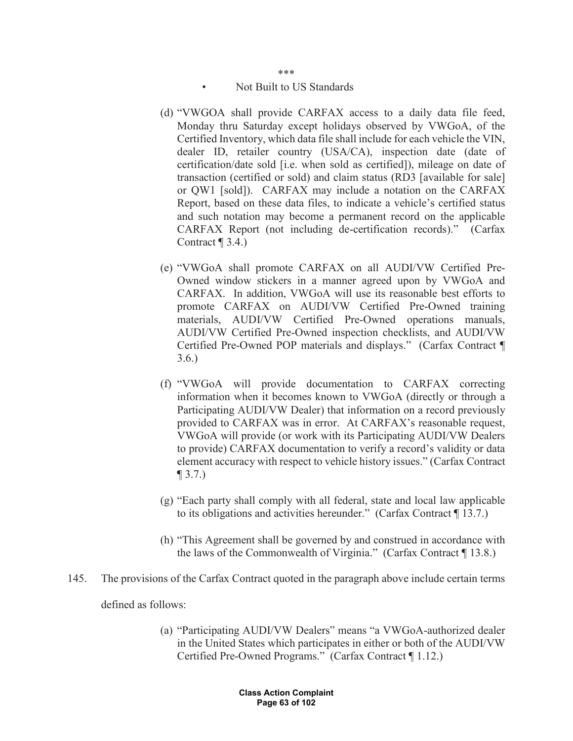\*\*\*

- Not Built to US Standards

(d) "VWGOA shall provide CARFAX access to a daily data file feed, Monday thru Saturday except holidays observed by VWGoA, of the Certified Inventory, which data file shall include for each vehicle the VIN, dealer ID, retailer country (USA/CA), inspection date (date of certification/date sold [i.e. when sold as certified]), mileage on date of transaction (certified or sold) and claim status (RD3 [available for sale] or QW1 [sold]). CARFAX may include a notation on the CARFAX Report, based on these data files, to indicate a vehicle's certified status and such notation may become a permanent record on the applicable CARFAX Report (not including de-certification records)." (Carfax Contract ¶ 3.4.)

(e) "VWGoA shall promote CARFAX on all AUDI/VW Certified Pre-Owned window stickers in a manner agreed upon by VWGoA and CARFAX. In addition, VWGoA will use its reasonable best efforts to promote CARFAX on AUDI/VW Certified Pre-Owned training materials, AUDI/VW Certified Pre-Owned operations manuals, AUDI/VW Certified Pre-Owned inspection checklists, and AUDI/VW Certified Pre-Owned POP materials and displays." (Carfax Contract ¶ 3.6.)

(f) "VWGoA will provide documentation to CARFAX correcting information when it becomes known to VWGoA (directly or through a Participating AUDI/VW Dealer) that information on a record previously provided to CARFAX was in error. At CARFAX's reasonable request, VWGoA will provide (or work with its Participating AUDI/VW Dealers to provide) CARFAX documentation to verify a record's validity or data element accuracy with respect to vehicle history issues." (Carfax Contract ¶ 3.7.)

(g) "Each party shall comply with all federal, state and local law applicable to its obligations and activities hereunder." (Carfax Contract ¶ 13.7.)

(h) "This Agreement shall be governed by and construed in accordance with the laws of the Commonwealth of Virginia." (Carfax Contract ¶ 13.8.)

145. The provisions of the Carfax Contract quoted in the paragraph above include certain terms defined as follows:

(a) "Participating AUDI/VW Dealers" means "a VWGoA-authorized dealer in the United States which participates in either or both of the AUDI/VW Certified Pre-Owned Programs." (Carfax Contract ¶ 1.12.)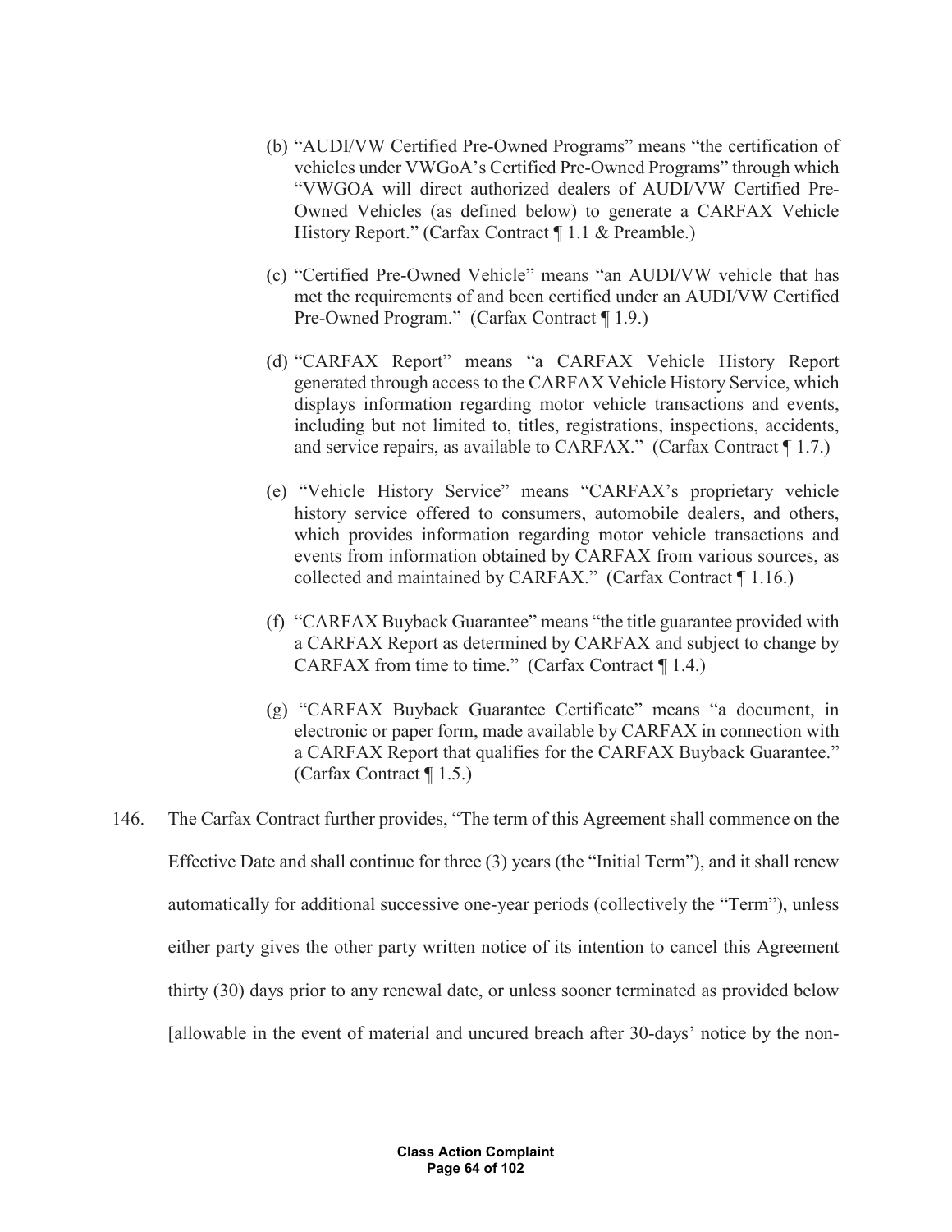(b) "AUDI/VW Certified Pre-Owned Programs" means "the certification of vehicles under VWGoA's Certified Pre-Owned Programs" through which "VWGOA will direct authorized dealers of AUDI/VW Certified Pre-Owned Vehicles (as defined below) to generate a CARFAX Vehicle History Report." (Carfax Contract ¶ 1.1 & Preamble.)

(c) "Certified Pre-Owned Vehicle" means "an AUDI/VW vehicle that has met the requirements of and been certified under an AUDI/VW Certified Pre-Owned Program." (Carfax Contract ¶ 1.9.)

(d) "CARFAX Report" means "a CARFAX Vehicle History Report generated through access to the CARFAX Vehicle History Service, which displays information regarding motor vehicle transactions and events, including but not limited to, titles, registrations, inspections, accidents, and service repairs, as available to CARFAX." (Carfax Contract ¶ 1.7.)

(e) "Vehicle History Service" means "CARFAX's proprietary vehicle history service offered to consumers, automobile dealers, and others, which provides information regarding motor vehicle transactions and events from information obtained by CARFAX from various sources, as collected and maintained by CARFAX." (Carfax Contract ¶ 1.16.)

(f) "CARFAX Buyback Guarantee" means "the title guarantee provided with a CARFAX Report as determined by CARFAX and subject to change by CARFAX from time to time." (Carfax Contract ¶ 1.4.)

(g) "CARFAX Buyback Guarantee Certificate" means "a document, in electronic or paper form, made available by CARFAX in connection with a CARFAX Report that qualifies for the CARFAX Buyback Guarantee." (Carfax Contract ¶ 1.5.)

146. The Carfax Contract further provides, "The term of this Agreement shall commence on the Effective Date and shall continue for three (3) years (the "Initial Term"), and it shall renew automatically for additional successive one-year periods (collectively the "Term"), unless either party gives the other party written notice of its intention to cancel this Agreement thirty (30) days prior to any renewal date, or unless sooner terminated as provided below [allowable in the event of material and uncured breach after 30-days' notice by the non-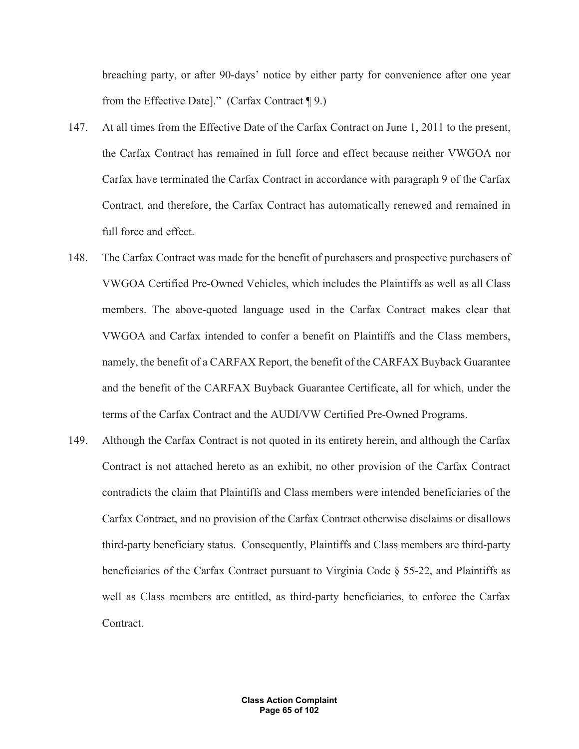breaching party, or after 90-days' notice by either party for convenience after one year from the Effective Date]." (Carfax Contract ¶ 9.)

147. At all times from the Effective Date of the Carfax Contract on June 1, 2011 to the present, the Carfax Contract has remained in full force and effect because neither VWGOA nor Carfax have terminated the Carfax Contract in accordance with paragraph 9 of the Carfax Contract, and therefore, the Carfax Contract has automatically renewed and remained in full force and effect.

148. The Carfax Contract was made for the benefit of purchasers and prospective purchasers of VWGOA Certified Pre-Owned Vehicles, which includes the Plaintiffs as well as all Class members. The above-quoted language used in the Carfax Contract makes clear that VWGOA and Carfax intended to confer a benefit on Plaintiffs and the Class members, namely, the benefit of a CARFAX Report, the benefit of the CARFAX Buyback Guarantee and the benefit of the CARFAX Buyback Guarantee Certificate, all for which, under the terms of the Carfax Contract and the AUDI/VW Certified Pre-Owned Programs.

149. Although the Carfax Contract is not quoted in its entirety herein, and although the Carfax Contract is not attached hereto as an exhibit, no other provision of the Carfax Contract contradicts the claim that Plaintiffs and Class members were intended beneficiaries of the Carfax Contract, and no provision of the Carfax Contract otherwise disclaims or disallows third-party beneficiary status. Consequently, Plaintiffs and Class members are third-party beneficiaries of the Carfax Contract pursuant to Virginia Code § 55-22, and Plaintiffs as well as Class members are entitled, as third-party beneficiaries, to enforce the Carfax Contract.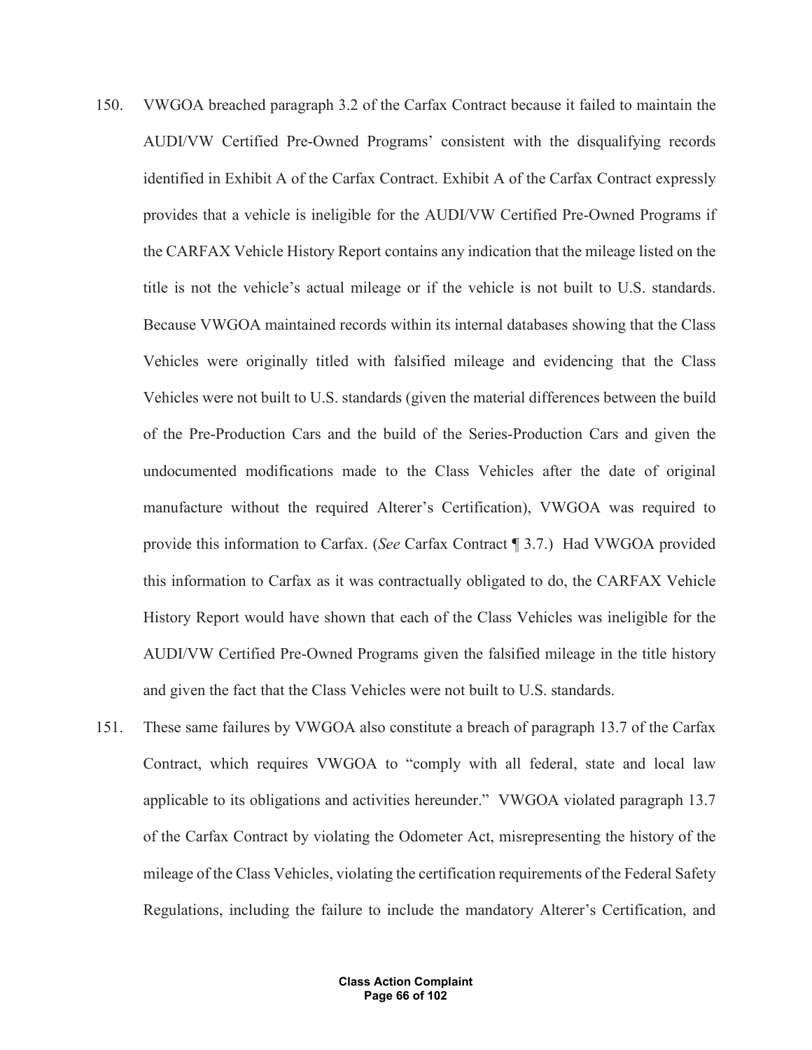150. VWGOA breached paragraph 3.2 of the Carfax Contract because it failed to maintain the AUDI/VW Certified Pre-Owned Programs' consistent with the disqualifying records identified in Exhibit A of the Carfax Contract. Exhibit A of the Carfax Contract expressly provides that a vehicle is ineligible for the AUDI/VW Certified Pre-Owned Programs if the CARFAX Vehicle History Report contains any indication that the mileage listed on the title is not the vehicle's actual mileage or if the vehicle is not built to U.S. standards. Because VWGOA maintained records within its internal databases showing that the Class Vehicles were originally titled with falsified mileage and evidencing that the Class Vehicles were not built to U.S. standards (given the material differences between the build of the Pre-Production Cars and the build of the Series-Production Cars and given the undocumented modifications made to the Class Vehicles after the date of original manufacture without the required Alterer's Certification), VWGOA was required to provide this information to Carfax. (*See* Carfax Contract ¶ 3.7.) Had VWGOA provided this information to Carfax as it was contractually obligated to do, the CARFAX Vehicle History Report would have shown that each of the Class Vehicles was ineligible for the AUDI/VW Certified Pre-Owned Programs given the falsified mileage in the title history and given the fact that the Class Vehicles were not built to U.S. standards.

151. These same failures by VWGOA also constitute a breach of paragraph 13.7 of the Carfax Contract, which requires VWGOA to "comply with all federal, state and local law applicable to its obligations and activities hereunder." VWGOA violated paragraph 13.7 of the Carfax Contract by violating the Odometer Act, misrepresenting the history of the mileage of the Class Vehicles, violating the certification requirements of the Federal Safety Regulations, including the failure to include the mandatory Alterer's Certification, and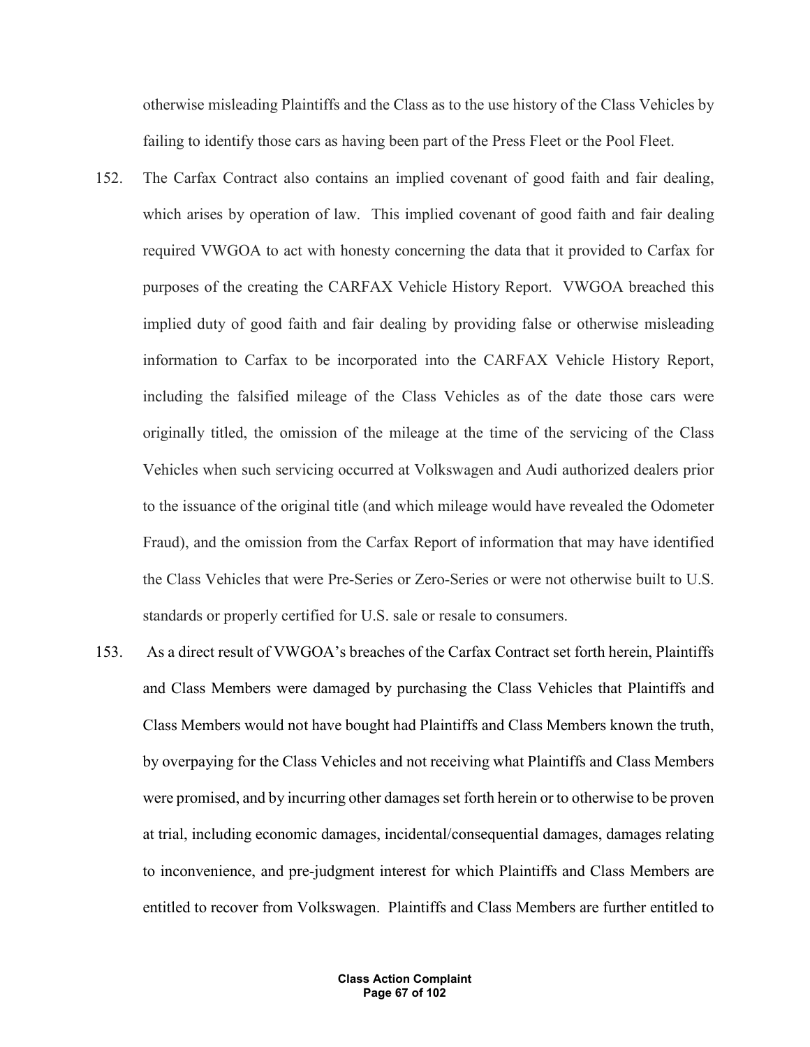otherwise misleading Plaintiffs and the Class as to the use history of the Class Vehicles by failing to identify those cars as having been part of the Press Fleet or the Pool Fleet.

152. The Carfax Contract also contains an implied covenant of good faith and fair dealing, which arises by operation of law. This implied covenant of good faith and fair dealing required VWGOA to act with honesty concerning the data that it provided to Carfax for purposes of the creating the CARFAX Vehicle History Report. VWGOA breached this implied duty of good faith and fair dealing by providing false or otherwise misleading information to Carfax to be incorporated into the CARFAX Vehicle History Report, including the falsified mileage of the Class Vehicles as of the date those cars were originally titled, the omission of the mileage at the time of the servicing of the Class Vehicles when such servicing occurred at Volkswagen and Audi authorized dealers prior to the issuance of the original title (and which mileage would have revealed the Odometer Fraud), and the omission from the Carfax Report of information that may have identified the Class Vehicles that were Pre-Series or Zero-Series or were not otherwise built to U.S. standards or properly certified for U.S. sale or resale to consumers.

153. As a direct result of VWGOA's breaches of the Carfax Contract set forth herein, Plaintiffs and Class Members were damaged by purchasing the Class Vehicles that Plaintiffs and Class Members would not have bought had Plaintiffs and Class Members known the truth, by overpaying for the Class Vehicles and not receiving what Plaintiffs and Class Members were promised, and by incurring other damages set forth herein or to otherwise to be proven at trial, including economic damages, incidental/consequential damages, damages relating to inconvenience, and pre-judgment interest for which Plaintiffs and Class Members are entitled to recover from Volkswagen. Plaintiffs and Class Members are further entitled to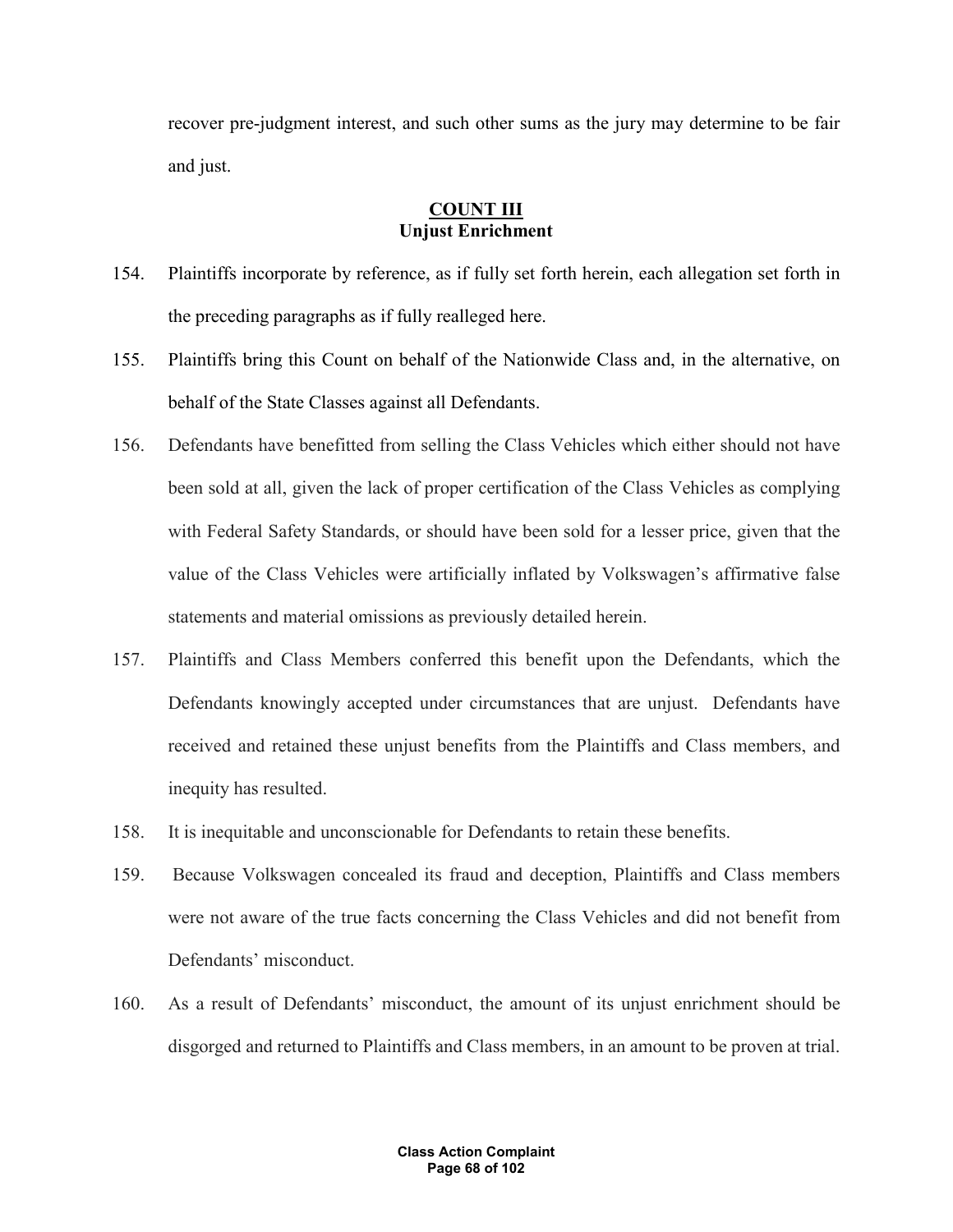recover pre-judgment interest, and such other sums as the jury may determine to be fair and just.

## COUNT III
## Unjust Enrichment

154. Plaintiffs incorporate by reference, as if fully set forth herein, each allegation set forth in the preceding paragraphs as if fully realleged here.

155. Plaintiffs bring this Count on behalf of the Nationwide Class and, in the alternative, on behalf of the State Classes against all Defendants.

156. Defendants have benefitted from selling the Class Vehicles which either should not have been sold at all, given the lack of proper certification of the Class Vehicles as complying with Federal Safety Standards, or should have been sold for a lesser price, given that the value of the Class Vehicles were artificially inflated by Volkswagen's affirmative false statements and material omissions as previously detailed herein.

157. Plaintiffs and Class Members conferred this benefit upon the Defendants, which the Defendants knowingly accepted under circumstances that are unjust. Defendants have received and retained these unjust benefits from the Plaintiffs and Class members, and inequity has resulted.

158. It is inequitable and unconscionable for Defendants to retain these benefits.

159. Because Volkswagen concealed its fraud and deception, Plaintiffs and Class members were not aware of the true facts concerning the Class Vehicles and did not benefit from Defendants' misconduct.

160. As a result of Defendants' misconduct, the amount of its unjust enrichment should be disgorged and returned to Plaintiffs and Class members, in an amount to be proven at trial.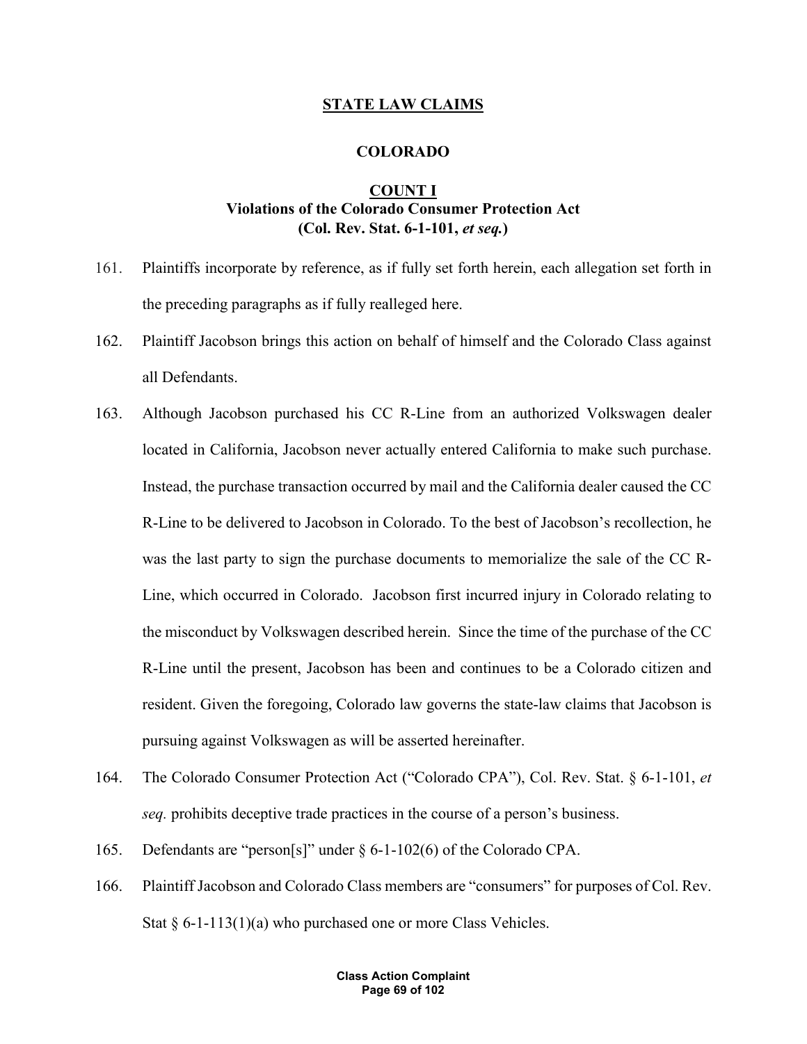## STATE LAW CLAIMS

### COLORADO

### COUNT I
### Violations of the Colorado Consumer Protection Act
### (Col. Rev. Stat. 6-1-101, *et seq.*)

161. Plaintiffs incorporate by reference, as if fully set forth herein, each allegation set forth in the preceding paragraphs as if fully realleged here.

162. Plaintiff Jacobson brings this action on behalf of himself and the Colorado Class against all Defendants.

163. Although Jacobson purchased his CC R-Line from an authorized Volkswagen dealer located in California, Jacobson never actually entered California to make such purchase. Instead, the purchase transaction occurred by mail and the California dealer caused the CC R-Line to be delivered to Jacobson in Colorado. To the best of Jacobson's recollection, he was the last party to sign the purchase documents to memorialize the sale of the CC R-Line, which occurred in Colorado. Jacobson first incurred injury in Colorado relating to the misconduct by Volkswagen described herein. Since the time of the purchase of the CC R-Line until the present, Jacobson has been and continues to be a Colorado citizen and resident. Given the foregoing, Colorado law governs the state-law claims that Jacobson is pursuing against Volkswagen as will be asserted hereinafter.

164. The Colorado Consumer Protection Act ("Colorado CPA"), Col. Rev. Stat. § 6-1-101, *et seq.* prohibits deceptive trade practices in the course of a person's business.

165. Defendants are "person[s]" under § 6-1-102(6) of the Colorado CPA.

166. Plaintiff Jacobson and Colorado Class members are "consumers" for purposes of Col. Rev. Stat § 6-1-113(1)(a) who purchased one or more Class Vehicles.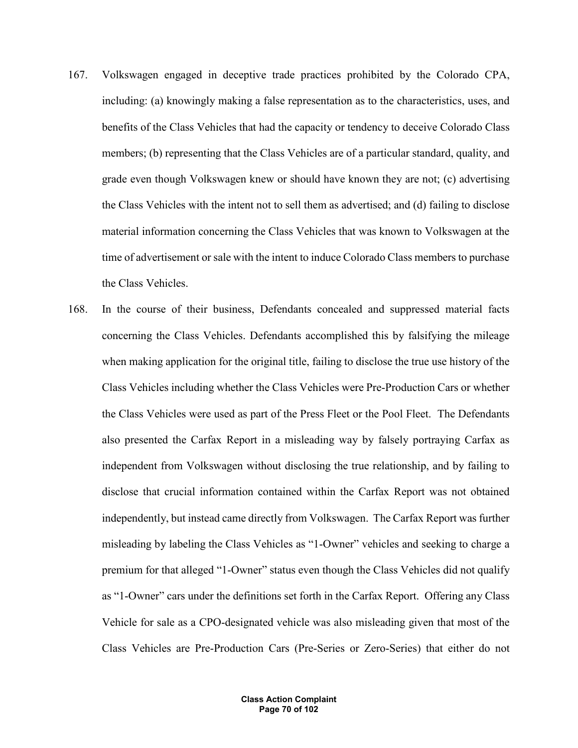167. Volkswagen engaged in deceptive trade practices prohibited by the Colorado CPA, including: (a) knowingly making a false representation as to the characteristics, uses, and benefits of the Class Vehicles that had the capacity or tendency to deceive Colorado Class members; (b) representing that the Class Vehicles are of a particular standard, quality, and grade even though Volkswagen knew or should have known they are not; (c) advertising the Class Vehicles with the intent not to sell them as advertised; and (d) failing to disclose material information concerning the Class Vehicles that was known to Volkswagen at the time of advertisement or sale with the intent to induce Colorado Class members to purchase the Class Vehicles.

168. In the course of their business, Defendants concealed and suppressed material facts concerning the Class Vehicles. Defendants accomplished this by falsifying the mileage when making application for the original title, failing to disclose the true use history of the Class Vehicles including whether the Class Vehicles were Pre-Production Cars or whether the Class Vehicles were used as part of the Press Fleet or the Pool Fleet. The Defendants also presented the Carfax Report in a misleading way by falsely portraying Carfax as independent from Volkswagen without disclosing the true relationship, and by failing to disclose that crucial information contained within the Carfax Report was not obtained independently, but instead came directly from Volkswagen. The Carfax Report was further misleading by labeling the Class Vehicles as "1-Owner" vehicles and seeking to charge a premium for that alleged "1-Owner" status even though the Class Vehicles did not qualify as "1-Owner" cars under the definitions set forth in the Carfax Report. Offering any Class Vehicle for sale as a CPO-designated vehicle was also misleading given that most of the Class Vehicles are Pre-Production Cars (Pre-Series or Zero-Series) that either do not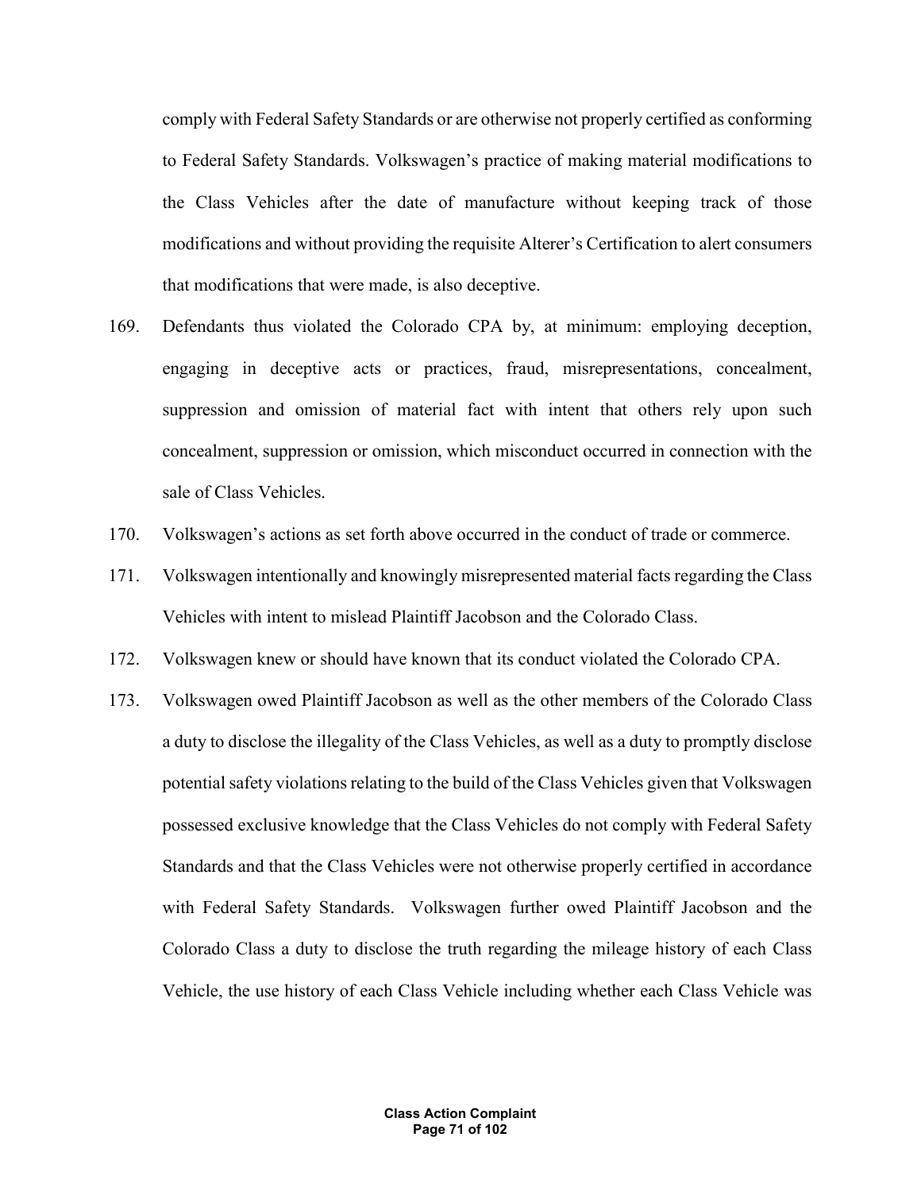comply with Federal Safety Standards or are otherwise not properly certified as conforming to Federal Safety Standards. Volkswagen's practice of making material modifications to the Class Vehicles after the date of manufacture without keeping track of those modifications and without providing the requisite Alterer's Certification to alert consumers that modifications that were made, is also deceptive.

169. Defendants thus violated the Colorado CPA by, at minimum: employing deception, engaging in deceptive acts or practices, fraud, misrepresentations, concealment, suppression and omission of material fact with intent that others rely upon such concealment, suppression or omission, which misconduct occurred in connection with the sale of Class Vehicles.

170. Volkswagen's actions as set forth above occurred in the conduct of trade or commerce.

171. Volkswagen intentionally and knowingly misrepresented material facts regarding the Class Vehicles with intent to mislead Plaintiff Jacobson and the Colorado Class.

172. Volkswagen knew or should have known that its conduct violated the Colorado CPA.

173. Volkswagen owed Plaintiff Jacobson as well as the other members of the Colorado Class a duty to disclose the illegality of the Class Vehicles, as well as a duty to promptly disclose potential safety violations relating to the build of the Class Vehicles given that Volkswagen possessed exclusive knowledge that the Class Vehicles do not comply with Federal Safety Standards and that the Class Vehicles were not otherwise properly certified in accordance with Federal Safety Standards. Volkswagen further owed Plaintiff Jacobson and the Colorado Class a duty to disclose the truth regarding the mileage history of each Class Vehicle, the use history of each Class Vehicle including whether each Class Vehicle was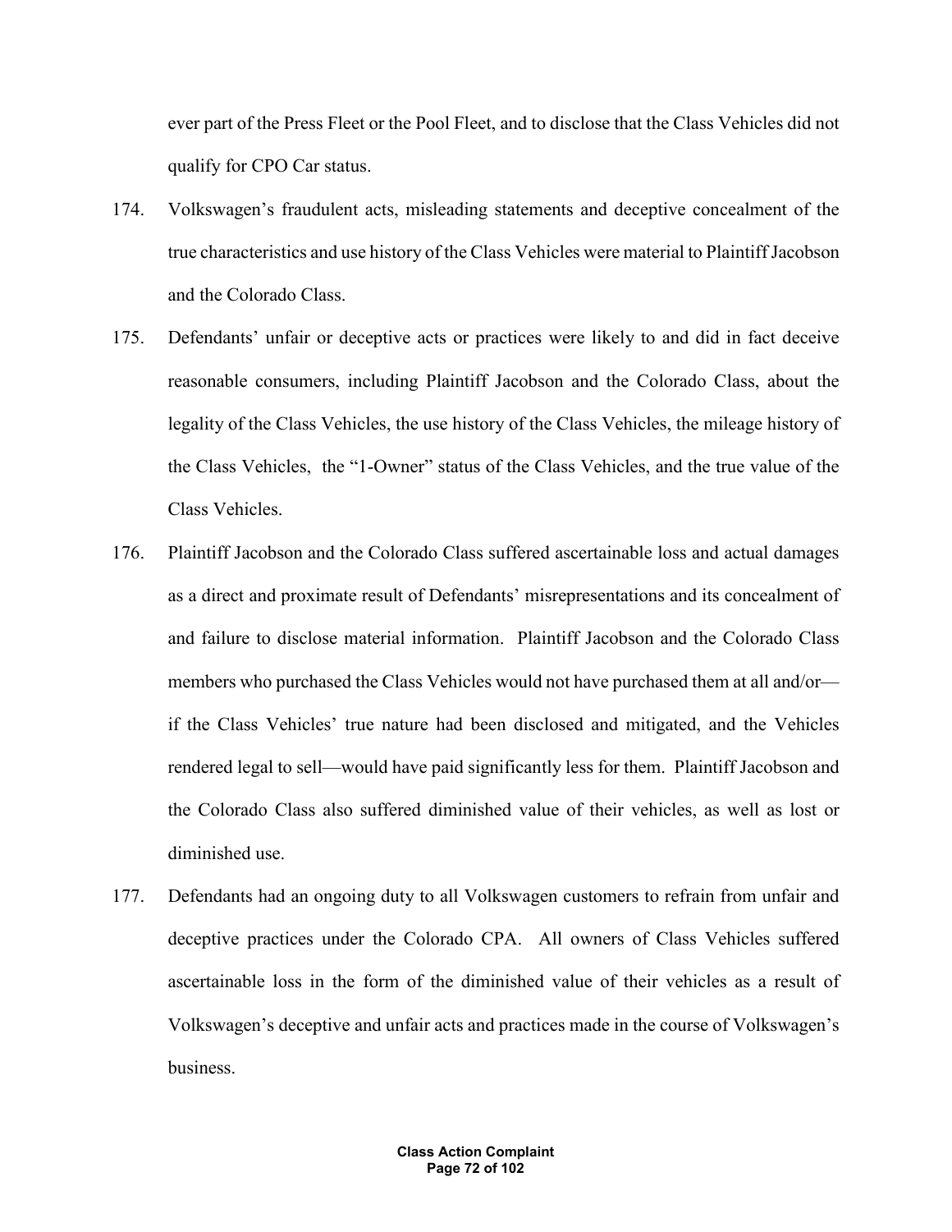ever part of the Press Fleet or the Pool Fleet, and to disclose that the Class Vehicles did not qualify for CPO Car status.

174. Volkswagen's fraudulent acts, misleading statements and deceptive concealment of the true characteristics and use history of the Class Vehicles were material to Plaintiff Jacobson and the Colorado Class.

175. Defendants' unfair or deceptive acts or practices were likely to and did in fact deceive reasonable consumers, including Plaintiff Jacobson and the Colorado Class, about the legality of the Class Vehicles, the use history of the Class Vehicles, the mileage history of the Class Vehicles, the "1-Owner" status of the Class Vehicles, and the true value of the Class Vehicles.

176. Plaintiff Jacobson and the Colorado Class suffered ascertainable loss and actual damages as a direct and proximate result of Defendants' misrepresentations and its concealment of and failure to disclose material information. Plaintiff Jacobson and the Colorado Class members who purchased the Class Vehicles would not have purchased them at all and/or—if the Class Vehicles' true nature had been disclosed and mitigated, and the Vehicles rendered legal to sell—would have paid significantly less for them. Plaintiff Jacobson and the Colorado Class also suffered diminished value of their vehicles, as well as lost or diminished use.

177. Defendants had an ongoing duty to all Volkswagen customers to refrain from unfair and deceptive practices under the Colorado CPA. All owners of Class Vehicles suffered ascertainable loss in the form of the diminished value of their vehicles as a result of Volkswagen's deceptive and unfair acts and practices made in the course of Volkswagen's business.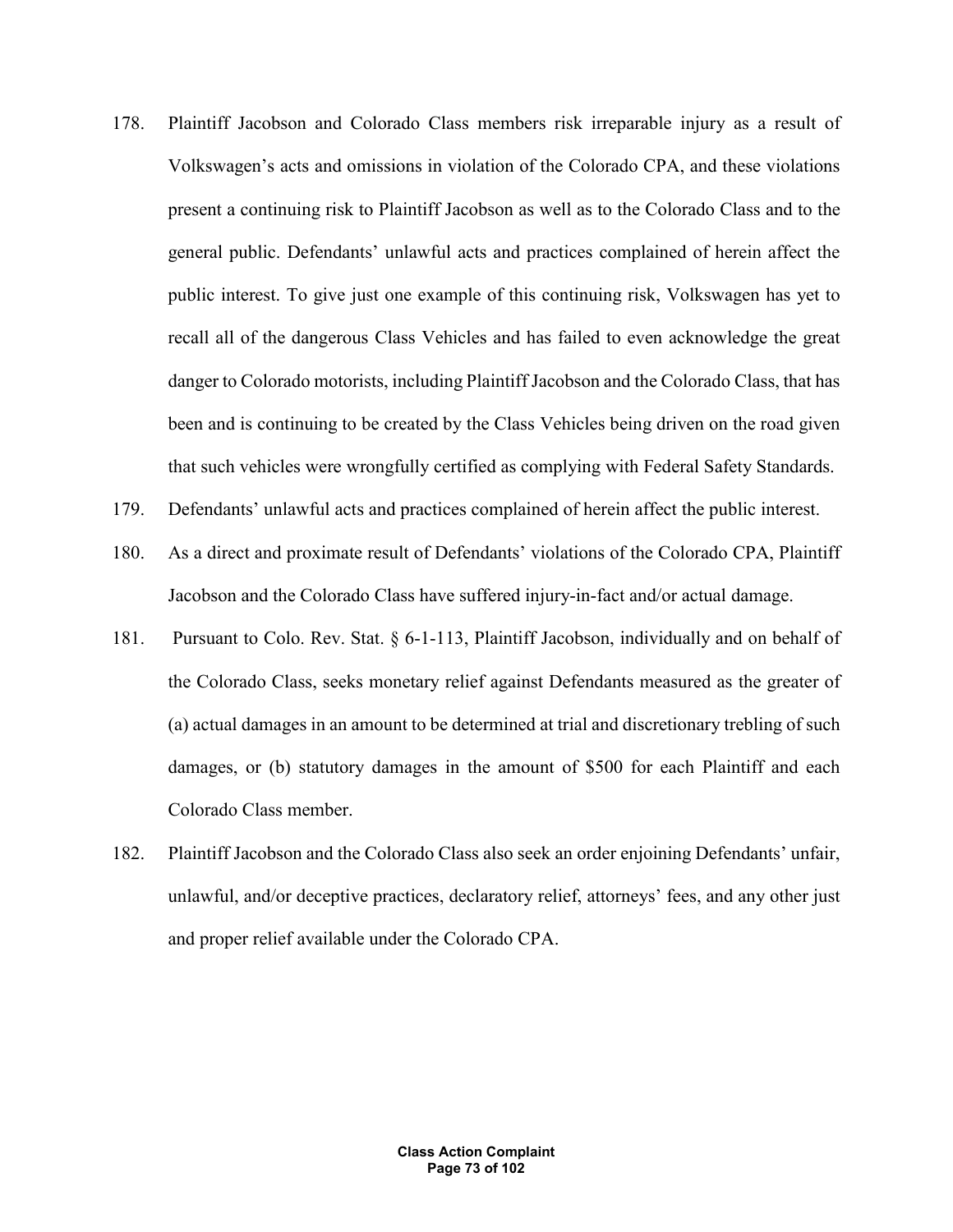178. Plaintiff Jacobson and Colorado Class members risk irreparable injury as a result of Volkswagen's acts and omissions in violation of the Colorado CPA, and these violations present a continuing risk to Plaintiff Jacobson as well as to the Colorado Class and to the general public. Defendants' unlawful acts and practices complained of herein affect the public interest. To give just one example of this continuing risk, Volkswagen has yet to recall all of the dangerous Class Vehicles and has failed to even acknowledge the great danger to Colorado motorists, including Plaintiff Jacobson and the Colorado Class, that has been and is continuing to be created by the Class Vehicles being driven on the road given that such vehicles were wrongfully certified as complying with Federal Safety Standards.

179. Defendants' unlawful acts and practices complained of herein affect the public interest.

180. As a direct and proximate result of Defendants' violations of the Colorado CPA, Plaintiff Jacobson and the Colorado Class have suffered injury-in-fact and/or actual damage.

181. Pursuant to Colo. Rev. Stat. § 6-1-113, Plaintiff Jacobson, individually and on behalf of the Colorado Class, seeks monetary relief against Defendants measured as the greater of (a) actual damages in an amount to be determined at trial and discretionary trebling of such damages, or (b) statutory damages in the amount of $500 for each Plaintiff and each Colorado Class member.

182. Plaintiff Jacobson and the Colorado Class also seek an order enjoining Defendants' unfair, unlawful, and/or deceptive practices, declaratory relief, attorneys' fees, and any other just and proper relief available under the Colorado CPA.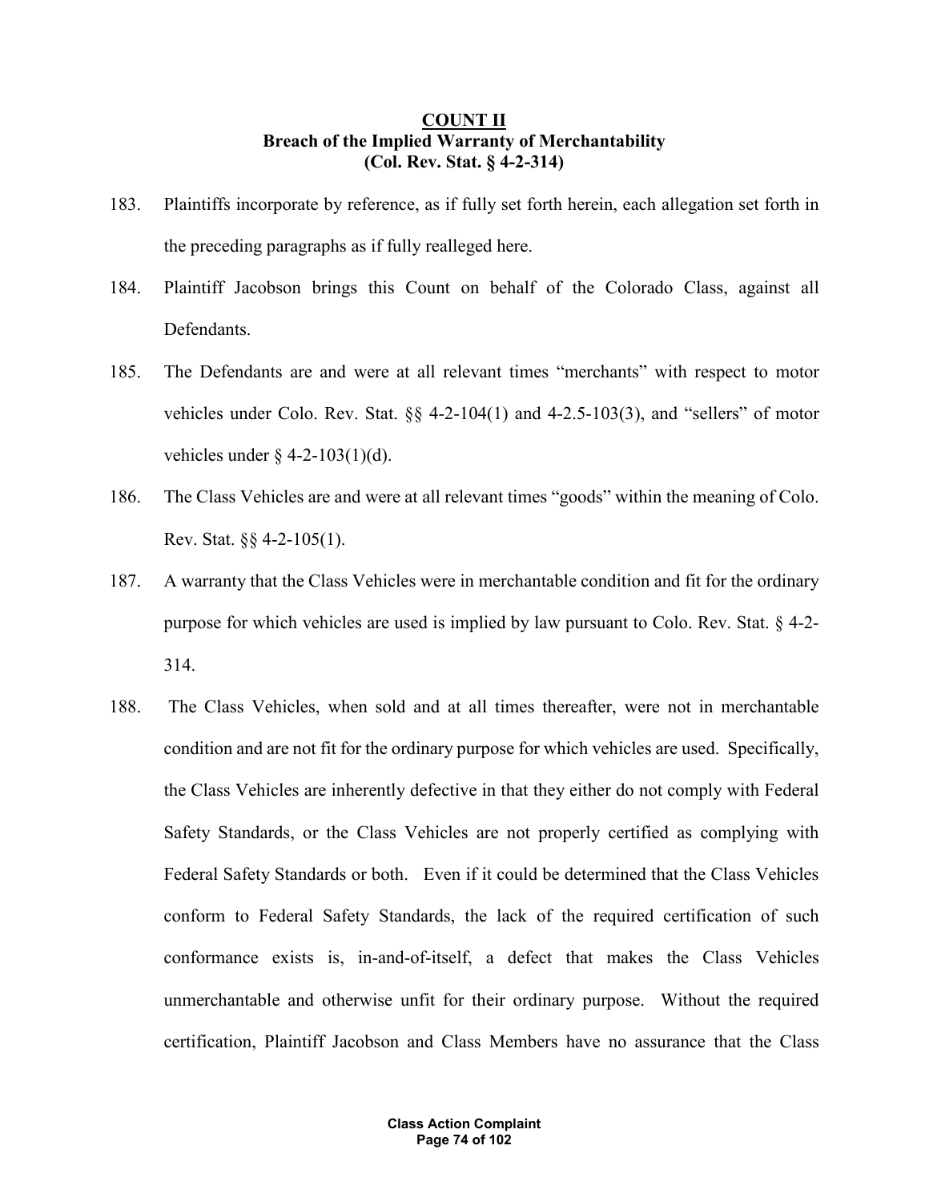**COUNT II**
**Breach of the Implied Warranty of Merchantability**
**(Col. Rev. Stat. § 4-2-314)**

183. Plaintiffs incorporate by reference, as if fully set forth herein, each allegation set forth in the preceding paragraphs as if fully realleged here.

184. Plaintiff Jacobson brings this Count on behalf of the Colorado Class, against all Defendants.

185. The Defendants are and were at all relevant times "merchants" with respect to motor vehicles under Colo. Rev. Stat. §§ 4-2-104(1) and 4-2.5-103(3), and "sellers" of motor vehicles under § 4-2-103(1)(d).

186. The Class Vehicles are and were at all relevant times "goods" within the meaning of Colo. Rev. Stat. §§ 4-2-105(1).

187. A warranty that the Class Vehicles were in merchantable condition and fit for the ordinary purpose for which vehicles are used is implied by law pursuant to Colo. Rev. Stat. § 4-2-314.

188. The Class Vehicles, when sold and at all times thereafter, were not in merchantable condition and are not fit for the ordinary purpose for which vehicles are used. Specifically, the Class Vehicles are inherently defective in that they either do not comply with Federal Safety Standards, or the Class Vehicles are not properly certified as complying with Federal Safety Standards or both. Even if it could be determined that the Class Vehicles conform to Federal Safety Standards, the lack of the required certification of such conformance exists is, in-and-of-itself, a defect that makes the Class Vehicles unmerchantable and otherwise unfit for their ordinary purpose. Without the required certification, Plaintiff Jacobson and Class Members have no assurance that the Class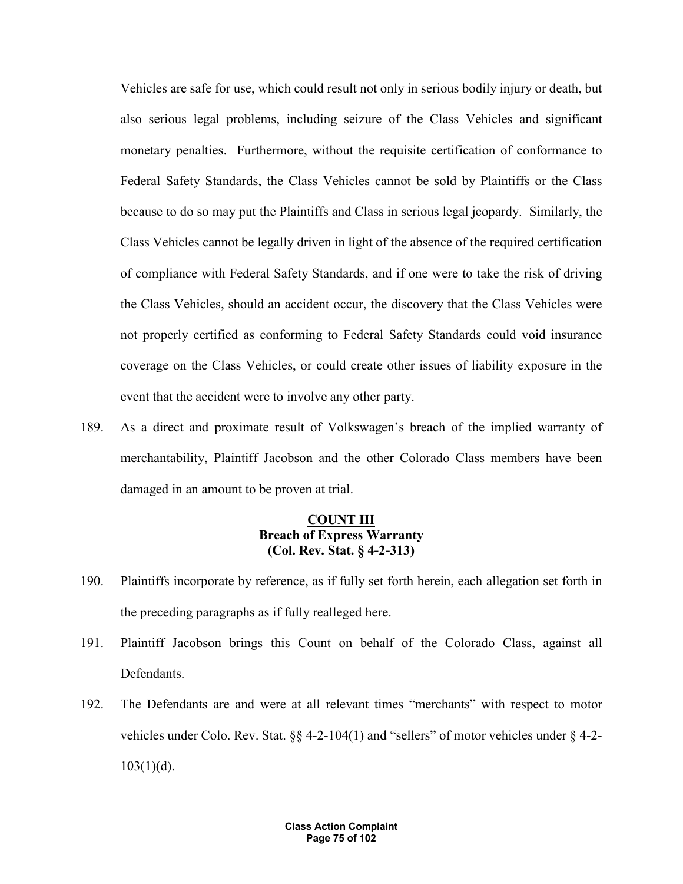Vehicles are safe for use, which could result not only in serious bodily injury or death, but also serious legal problems, including seizure of the Class Vehicles and significant monetary penalties. Furthermore, without the requisite certification of conformance to Federal Safety Standards, the Class Vehicles cannot be sold by Plaintiffs or the Class because to do so may put the Plaintiffs and Class in serious legal jeopardy. Similarly, the Class Vehicles cannot be legally driven in light of the absence of the required certification of compliance with Federal Safety Standards, and if one were to take the risk of driving the Class Vehicles, should an accident occur, the discovery that the Class Vehicles were not properly certified as conforming to Federal Safety Standards could void insurance coverage on the Class Vehicles, or could create other issues of liability exposure in the event that the accident were to involve any other party.

189. As a direct and proximate result of Volkswagen's breach of the implied warranty of merchantability, Plaintiff Jacobson and the other Colorado Class members have been damaged in an amount to be proven at trial.

**COUNT III**
**Breach of Express Warranty**
**(Col. Rev. Stat. § 4-2-313)**

190. Plaintiffs incorporate by reference, as if fully set forth herein, each allegation set forth in the preceding paragraphs as if fully realleged here.

191. Plaintiff Jacobson brings this Count on behalf of the Colorado Class, against all Defendants.

192. The Defendants are and were at all relevant times "merchants" with respect to motor vehicles under Colo. Rev. Stat. §§ 4-2-104(1) and "sellers" of motor vehicles under § 4-2-103(1)(d).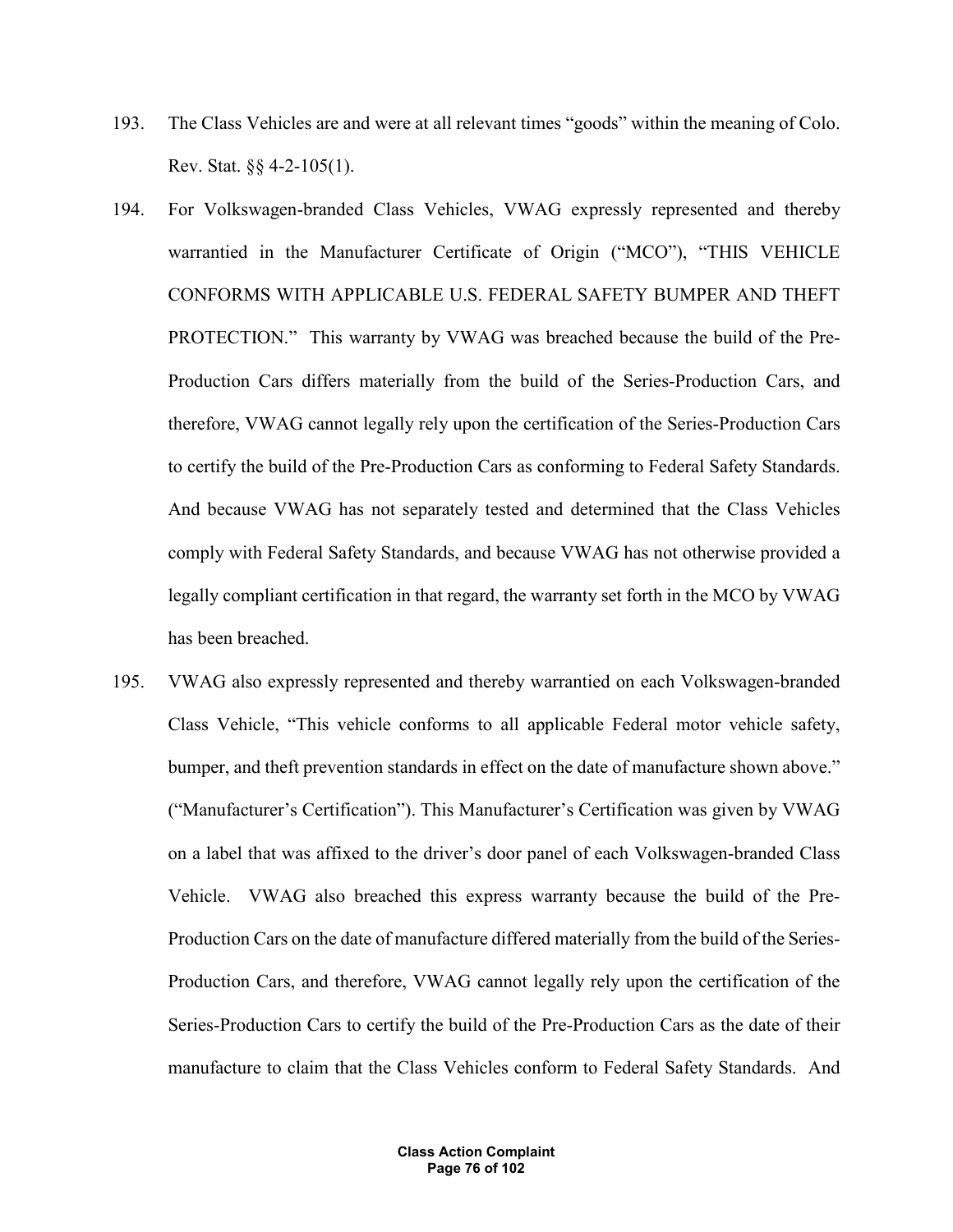193. The Class Vehicles are and were at all relevant times "goods" within the meaning of Colo. Rev. Stat. §§ 4-2-105(1).

194. For Volkswagen-branded Class Vehicles, VWAG expressly represented and thereby warrantied in the Manufacturer Certificate of Origin ("MCO"), "THIS VEHICLE CONFORMS WITH APPLICABLE U.S. FEDERAL SAFETY BUMPER AND THEFT PROTECTION." This warranty by VWAG was breached because the build of the Pre-Production Cars differs materially from the build of the Series-Production Cars, and therefore, VWAG cannot legally rely upon the certification of the Series-Production Cars to certify the build of the Pre-Production Cars as conforming to Federal Safety Standards. And because VWAG has not separately tested and determined that the Class Vehicles comply with Federal Safety Standards, and because VWAG has not otherwise provided a legally compliant certification in that regard, the warranty set forth in the MCO by VWAG has been breached.

195. VWAG also expressly represented and thereby warrantied on each Volkswagen-branded Class Vehicle, "This vehicle conforms to all applicable Federal motor vehicle safety, bumper, and theft prevention standards in effect on the date of manufacture shown above." ("Manufacturer's Certification"). This Manufacturer's Certification was given by VWAG on a label that was affixed to the driver's door panel of each Volkswagen-branded Class Vehicle. VWAG also breached this express warranty because the build of the Pre-Production Cars on the date of manufacture differed materially from the build of the Series-Production Cars, and therefore, VWAG cannot legally rely upon the certification of the Series-Production Cars to certify the build of the Pre-Production Cars as the date of their manufacture to claim that the Class Vehicles conform to Federal Safety Standards. And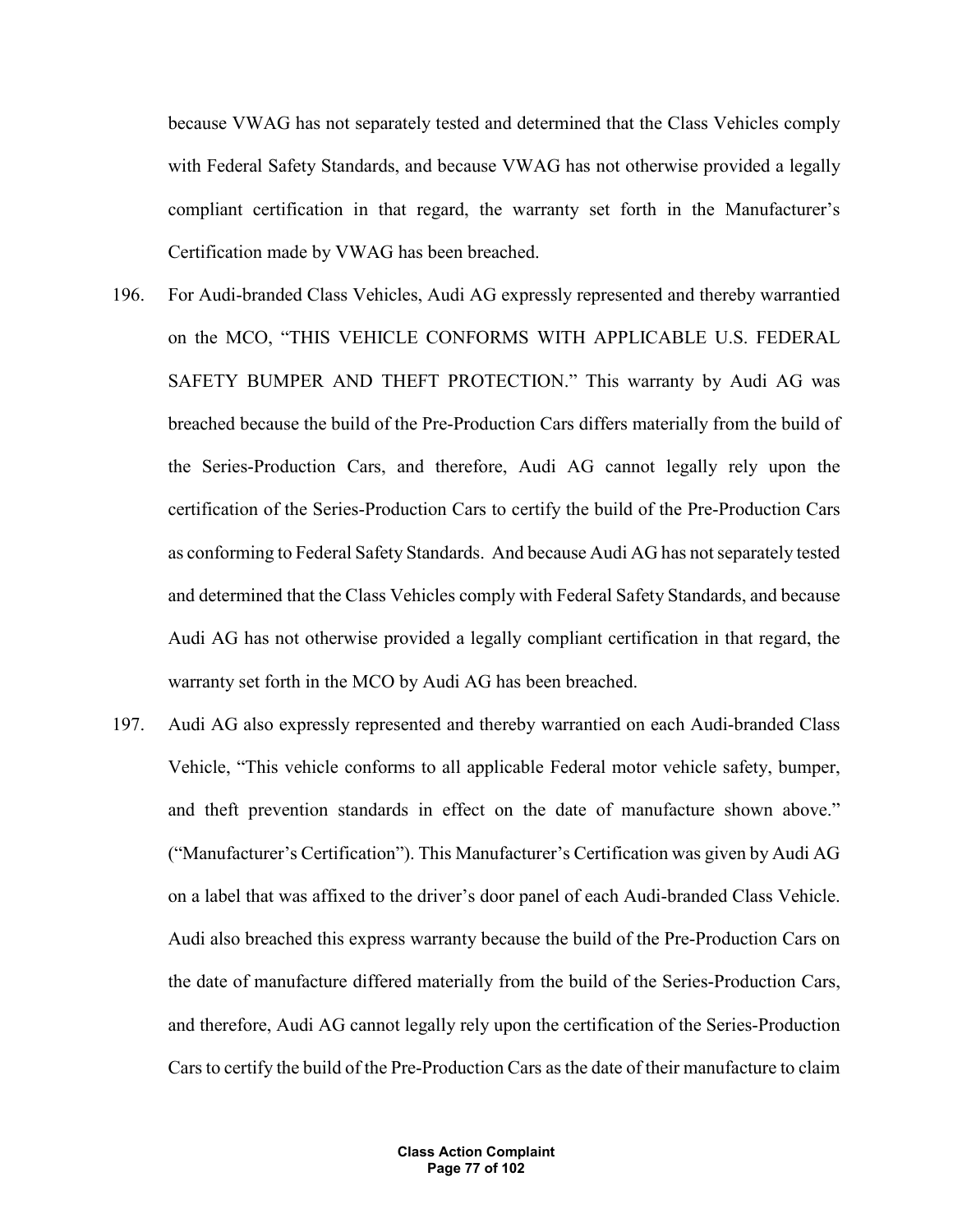because VWAG has not separately tested and determined that the Class Vehicles comply with Federal Safety Standards, and because VWAG has not otherwise provided a legally compliant certification in that regard, the warranty set forth in the Manufacturer's Certification made by VWAG has been breached.

196. For Audi-branded Class Vehicles, Audi AG expressly represented and thereby warrantied on the MCO, "THIS VEHICLE CONFORMS WITH APPLICABLE U.S. FEDERAL SAFETY BUMPER AND THEFT PROTECTION." This warranty by Audi AG was breached because the build of the Pre-Production Cars differs materially from the build of the Series-Production Cars, and therefore, Audi AG cannot legally rely upon the certification of the Series-Production Cars to certify the build of the Pre-Production Cars as conforming to Federal Safety Standards. And because Audi AG has not separately tested and determined that the Class Vehicles comply with Federal Safety Standards, and because Audi AG has not otherwise provided a legally compliant certification in that regard, the warranty set forth in the MCO by Audi AG has been breached.

197. Audi AG also expressly represented and thereby warrantied on each Audi-branded Class Vehicle, "This vehicle conforms to all applicable Federal motor vehicle safety, bumper, and theft prevention standards in effect on the date of manufacture shown above." ("Manufacturer's Certification"). This Manufacturer's Certification was given by Audi AG on a label that was affixed to the driver's door panel of each Audi-branded Class Vehicle. Audi also breached this express warranty because the build of the Pre-Production Cars on the date of manufacture differed materially from the build of the Series-Production Cars, and therefore, Audi AG cannot legally rely upon the certification of the Series-Production Cars to certify the build of the Pre-Production Cars as the date of their manufacture to claim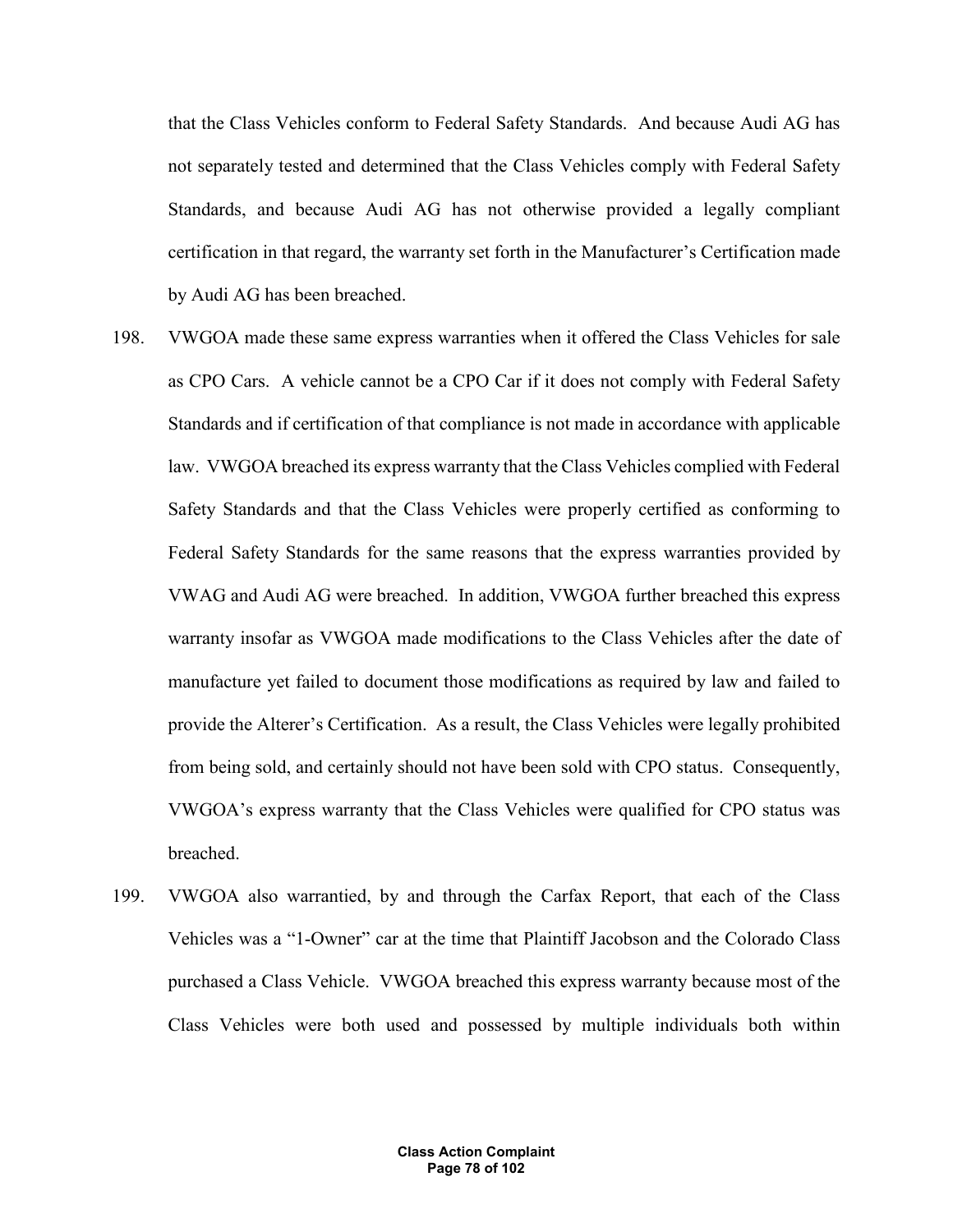that the Class Vehicles conform to Federal Safety Standards. And because Audi AG has not separately tested and determined that the Class Vehicles comply with Federal Safety Standards, and because Audi AG has not otherwise provided a legally compliant certification in that regard, the warranty set forth in the Manufacturer's Certification made by Audi AG has been breached.

198. VWGOA made these same express warranties when it offered the Class Vehicles for sale as CPO Cars. A vehicle cannot be a CPO Car if it does not comply with Federal Safety Standards and if certification of that compliance is not made in accordance with applicable law. VWGOA breached its express warranty that the Class Vehicles complied with Federal Safety Standards and that the Class Vehicles were properly certified as conforming to Federal Safety Standards for the same reasons that the express warranties provided by VWAG and Audi AG were breached. In addition, VWGOA further breached this express warranty insofar as VWGOA made modifications to the Class Vehicles after the date of manufacture yet failed to document those modifications as required by law and failed to provide the Alterer's Certification. As a result, the Class Vehicles were legally prohibited from being sold, and certainly should not have been sold with CPO status. Consequently, VWGOA's express warranty that the Class Vehicles were qualified for CPO status was breached.

199. VWGOA also warrantied, by and through the Carfax Report, that each of the Class Vehicles was a "1-Owner" car at the time that Plaintiff Jacobson and the Colorado Class purchased a Class Vehicle. VWGOA breached this express warranty because most of the Class Vehicles were both used and possessed by multiple individuals both within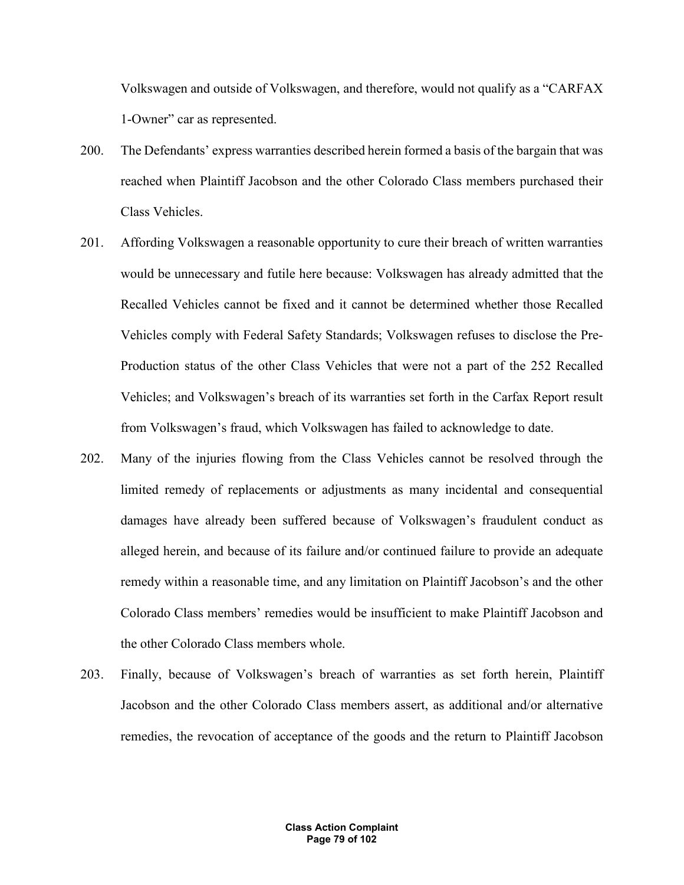Volkswagen and outside of Volkswagen, and therefore, would not qualify as a "CARFAX 1-Owner" car as represented.

200. The Defendants' express warranties described herein formed a basis of the bargain that was reached when Plaintiff Jacobson and the other Colorado Class members purchased their Class Vehicles.

201. Affording Volkswagen a reasonable opportunity to cure their breach of written warranties would be unnecessary and futile here because: Volkswagen has already admitted that the Recalled Vehicles cannot be fixed and it cannot be determined whether those Recalled Vehicles comply with Federal Safety Standards; Volkswagen refuses to disclose the Pre-Production status of the other Class Vehicles that were not a part of the 252 Recalled Vehicles; and Volkswagen's breach of its warranties set forth in the Carfax Report result from Volkswagen's fraud, which Volkswagen has failed to acknowledge to date.

202. Many of the injuries flowing from the Class Vehicles cannot be resolved through the limited remedy of replacements or adjustments as many incidental and consequential damages have already been suffered because of Volkswagen's fraudulent conduct as alleged herein, and because of its failure and/or continued failure to provide an adequate remedy within a reasonable time, and any limitation on Plaintiff Jacobson's and the other Colorado Class members' remedies would be insufficient to make Plaintiff Jacobson and the other Colorado Class members whole.

203. Finally, because of Volkswagen's breach of warranties as set forth herein, Plaintiff Jacobson and the other Colorado Class members assert, as additional and/or alternative remedies, the revocation of acceptance of the goods and the return to Plaintiff Jacobson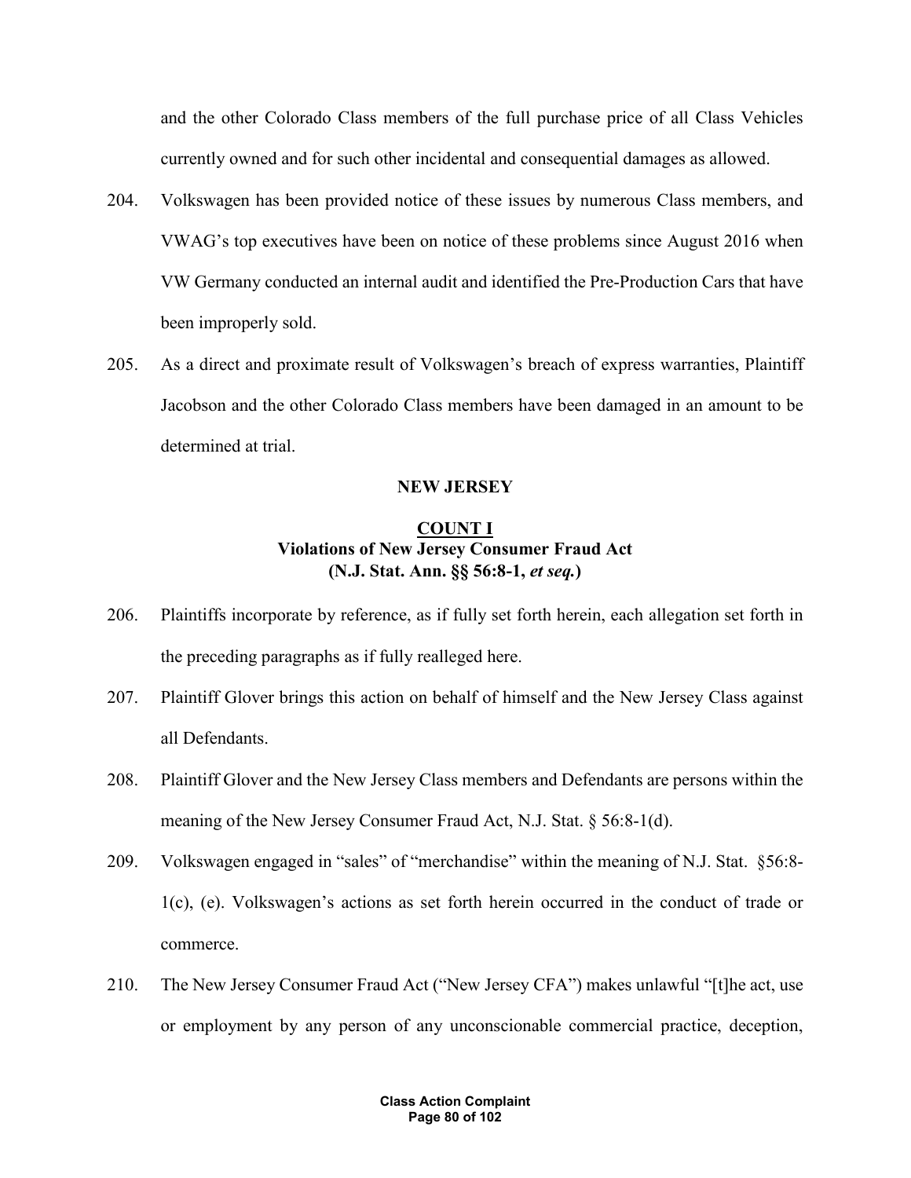and the other Colorado Class members of the full purchase price of all Class Vehicles currently owned and for such other incidental and consequential damages as allowed.

204. Volkswagen has been provided notice of these issues by numerous Class members, and VWAG's top executives have been on notice of these problems since August 2016 when VW Germany conducted an internal audit and identified the Pre-Production Cars that have been improperly sold.

205. As a direct and proximate result of Volkswagen's breach of express warranties, Plaintiff Jacobson and the other Colorado Class members have been damaged in an amount to be determined at trial.

## NEW JERSEY

### COUNT I
### Violations of New Jersey Consumer Fraud Act (N.J. Stat. Ann. §§ 56:8-1, *et seq.*)

206. Plaintiffs incorporate by reference, as if fully set forth herein, each allegation set forth in the preceding paragraphs as if fully realleged here.

207. Plaintiff Glover brings this action on behalf of himself and the New Jersey Class against all Defendants.

208. Plaintiff Glover and the New Jersey Class members and Defendants are persons within the meaning of the New Jersey Consumer Fraud Act, N.J. Stat. § 56:8-1(d).

209. Volkswagen engaged in "sales" of "merchandise" within the meaning of N.J. Stat. §56:8-1(c), (e). Volkswagen's actions as set forth herein occurred in the conduct of trade or commerce.

210. The New Jersey Consumer Fraud Act ("New Jersey CFA") makes unlawful "[t]he act, use or employment by any person of any unconscionable commercial practice, deception,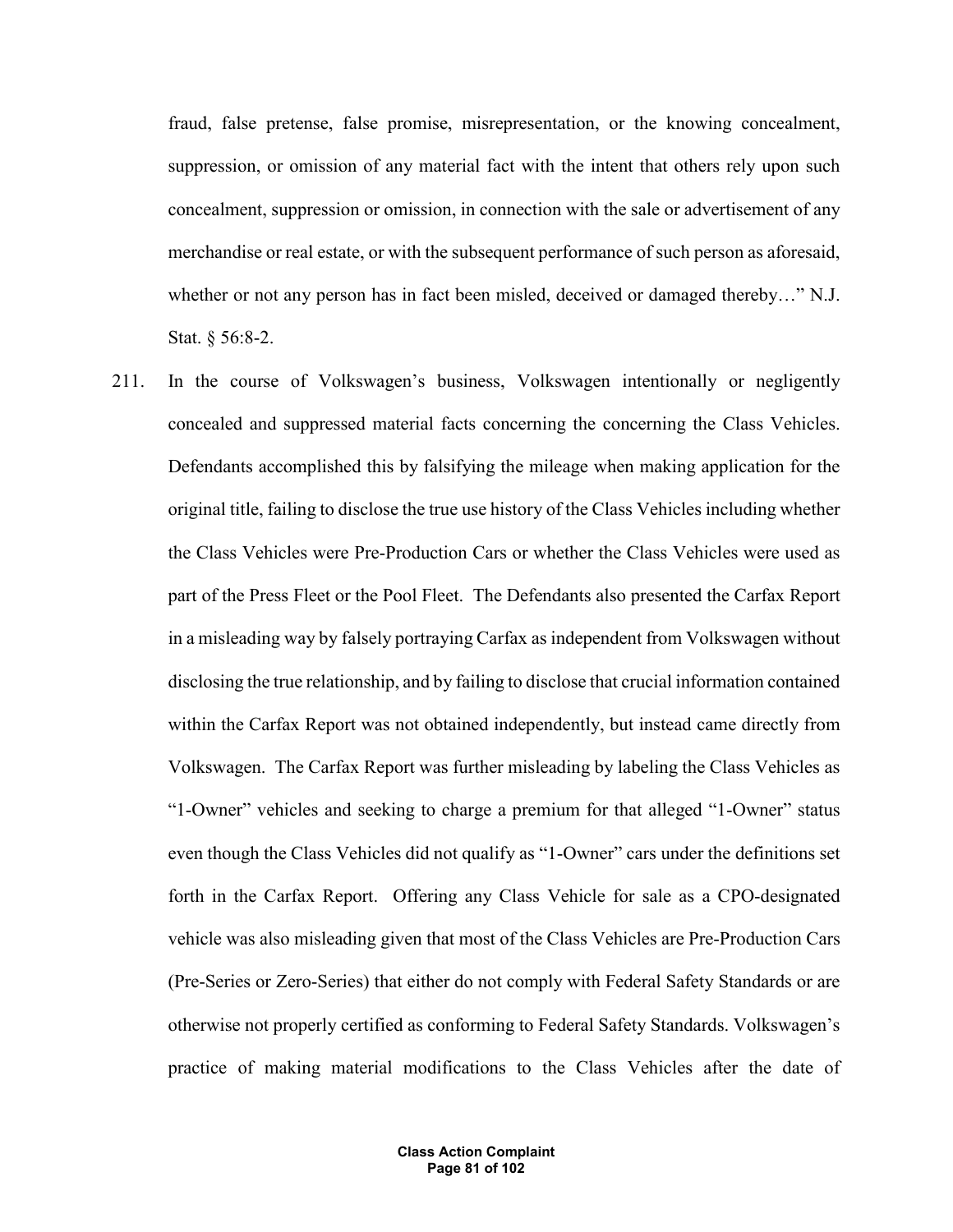fraud, false pretense, false promise, misrepresentation, or the knowing concealment, suppression, or omission of any material fact with the intent that others rely upon such concealment, suppression or omission, in connection with the sale or advertisement of any merchandise or real estate, or with the subsequent performance of such person as aforesaid, whether or not any person has in fact been misled, deceived or damaged thereby…" N.J. Stat. § 56:8-2.

211. In the course of Volkswagen's business, Volkswagen intentionally or negligently concealed and suppressed material facts concerning the concerning the Class Vehicles. Defendants accomplished this by falsifying the mileage when making application for the original title, failing to disclose the true use history of the Class Vehicles including whether the Class Vehicles were Pre-Production Cars or whether the Class Vehicles were used as part of the Press Fleet or the Pool Fleet. The Defendants also presented the Carfax Report in a misleading way by falsely portraying Carfax as independent from Volkswagen without disclosing the true relationship, and by failing to disclose that crucial information contained within the Carfax Report was not obtained independently, but instead came directly from Volkswagen. The Carfax Report was further misleading by labeling the Class Vehicles as "1-Owner" vehicles and seeking to charge a premium for that alleged "1-Owner" status even though the Class Vehicles did not qualify as "1-Owner" cars under the definitions set forth in the Carfax Report. Offering any Class Vehicle for sale as a CPO-designated vehicle was also misleading given that most of the Class Vehicles are Pre-Production Cars (Pre-Series or Zero-Series) that either do not comply with Federal Safety Standards or are otherwise not properly certified as conforming to Federal Safety Standards. Volkswagen's practice of making material modifications to the Class Vehicles after the date of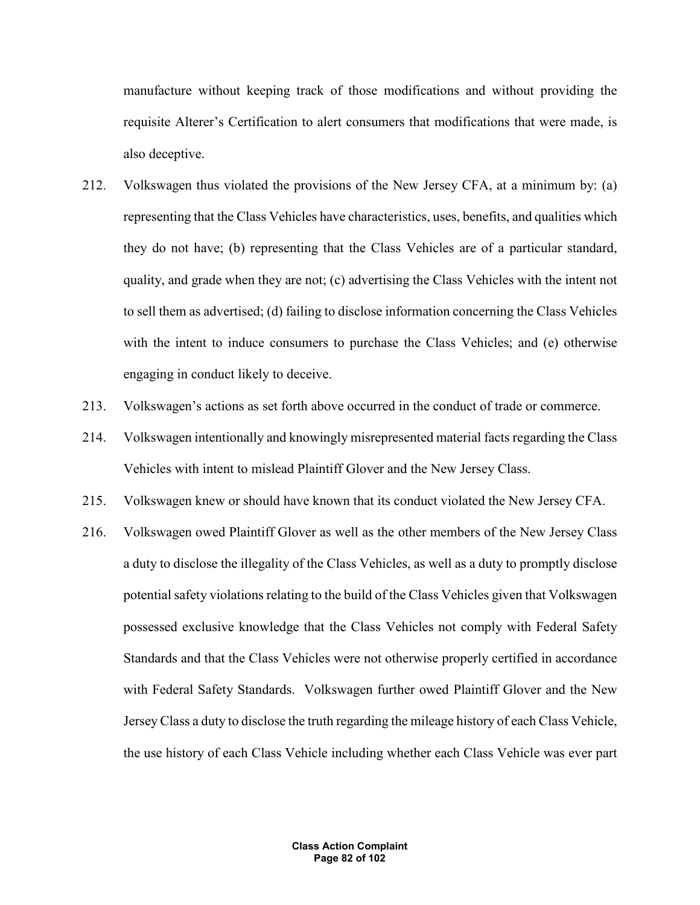manufacture without keeping track of those modifications and without providing the requisite Alterer's Certification to alert consumers that modifications that were made, is also deceptive.

212. Volkswagen thus violated the provisions of the New Jersey CFA, at a minimum by: (a) representing that the Class Vehicles have characteristics, uses, benefits, and qualities which they do not have; (b) representing that the Class Vehicles are of a particular standard, quality, and grade when they are not; (c) advertising the Class Vehicles with the intent not to sell them as advertised; (d) failing to disclose information concerning the Class Vehicles with the intent to induce consumers to purchase the Class Vehicles; and (e) otherwise engaging in conduct likely to deceive.

213. Volkswagen's actions as set forth above occurred in the conduct of trade or commerce.

214. Volkswagen intentionally and knowingly misrepresented material facts regarding the Class Vehicles with intent to mislead Plaintiff Glover and the New Jersey Class.

215. Volkswagen knew or should have known that its conduct violated the New Jersey CFA.

216. Volkswagen owed Plaintiff Glover as well as the other members of the New Jersey Class a duty to disclose the illegality of the Class Vehicles, as well as a duty to promptly disclose potential safety violations relating to the build of the Class Vehicles given that Volkswagen possessed exclusive knowledge that the Class Vehicles not comply with Federal Safety Standards and that the Class Vehicles were not otherwise properly certified in accordance with Federal Safety Standards. Volkswagen further owed Plaintiff Glover and the New Jersey Class a duty to disclose the truth regarding the mileage history of each Class Vehicle, the use history of each Class Vehicle including whether each Class Vehicle was ever part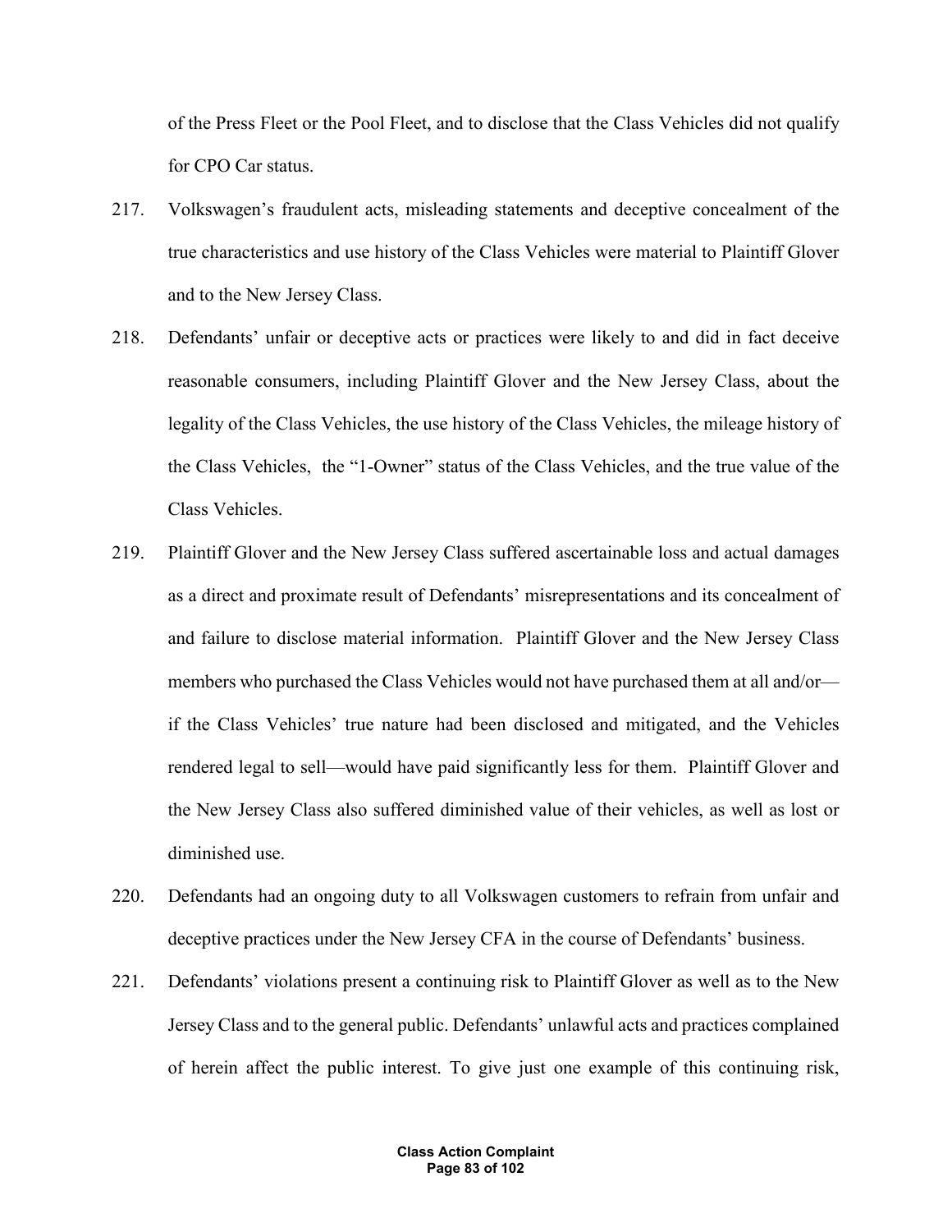of the Press Fleet or the Pool Fleet, and to disclose that the Class Vehicles did not qualify for CPO Car status.

217. Volkswagen's fraudulent acts, misleading statements and deceptive concealment of the true characteristics and use history of the Class Vehicles were material to Plaintiff Glover and to the New Jersey Class.

218. Defendants' unfair or deceptive acts or practices were likely to and did in fact deceive reasonable consumers, including Plaintiff Glover and the New Jersey Class, about the legality of the Class Vehicles, the use history of the Class Vehicles, the mileage history of the Class Vehicles, the "1-Owner" status of the Class Vehicles, and the true value of the Class Vehicles.

219. Plaintiff Glover and the New Jersey Class suffered ascertainable loss and actual damages as a direct and proximate result of Defendants' misrepresentations and its concealment of and failure to disclose material information. Plaintiff Glover and the New Jersey Class members who purchased the Class Vehicles would not have purchased them at all and/or—if the Class Vehicles' true nature had been disclosed and mitigated, and the Vehicles rendered legal to sell—would have paid significantly less for them. Plaintiff Glover and the New Jersey Class also suffered diminished value of their vehicles, as well as lost or diminished use.

220. Defendants had an ongoing duty to all Volkswagen customers to refrain from unfair and deceptive practices under the New Jersey CFA in the course of Defendants' business.

221. Defendants' violations present a continuing risk to Plaintiff Glover as well as to the New Jersey Class and to the general public. Defendants' unlawful acts and practices complained of herein affect the public interest. To give just one example of this continuing risk,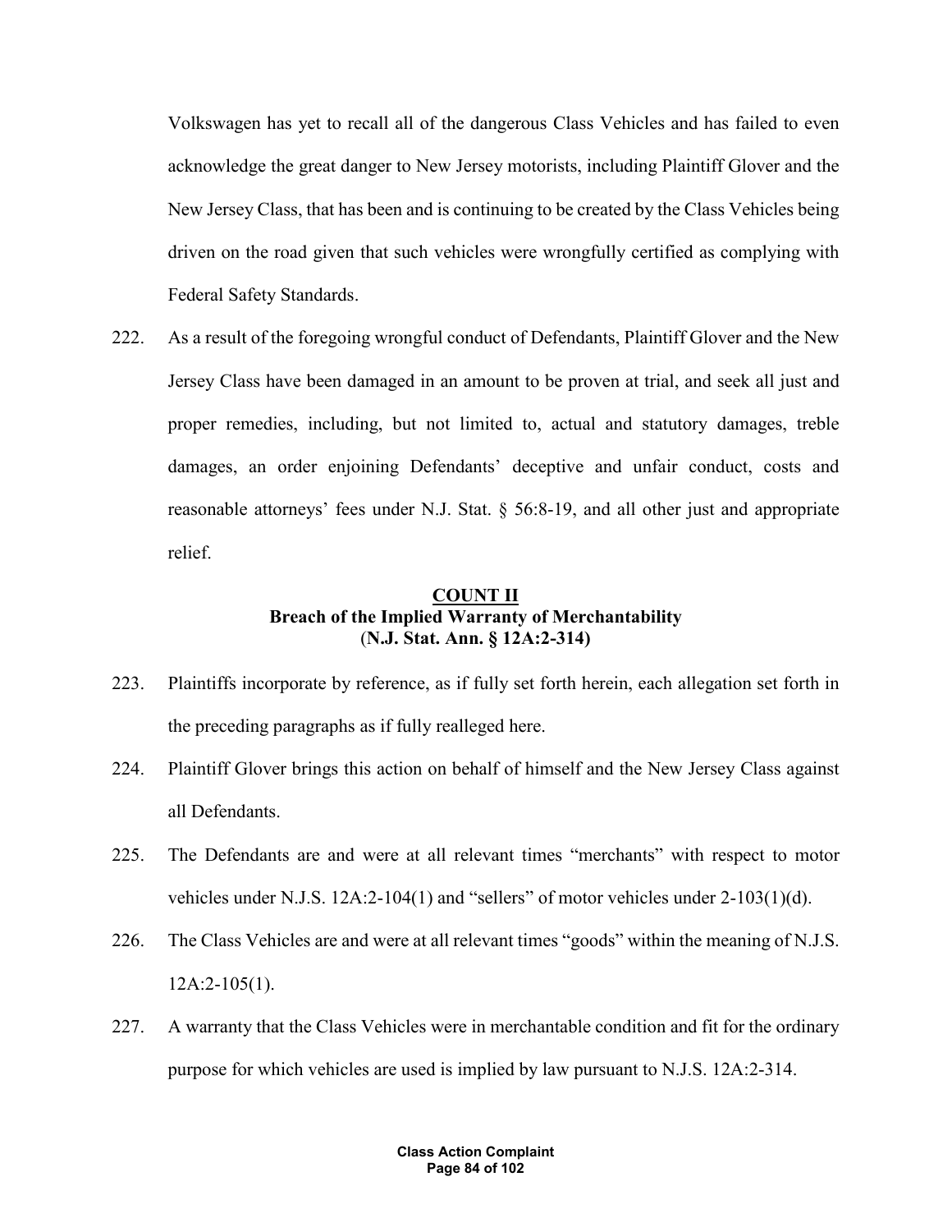Volkswagen has yet to recall all of the dangerous Class Vehicles and has failed to even acknowledge the great danger to New Jersey motorists, including Plaintiff Glover and the New Jersey Class, that has been and is continuing to be created by the Class Vehicles being driven on the road given that such vehicles were wrongfully certified as complying with Federal Safety Standards.

222. As a result of the foregoing wrongful conduct of Defendants, Plaintiff Glover and the New Jersey Class have been damaged in an amount to be proven at trial, and seek all just and proper remedies, including, but not limited to, actual and statutory damages, treble damages, an order enjoining Defendants' deceptive and unfair conduct, costs and reasonable attorneys' fees under N.J. Stat. § 56:8-19, and all other just and appropriate relief.

## COUNT II
## Breach of the Implied Warranty of Merchantability
## (N.J. Stat. Ann. § 12A:2-314)

223. Plaintiffs incorporate by reference, as if fully set forth herein, each allegation set forth in the preceding paragraphs as if fully realleged here.

224. Plaintiff Glover brings this action on behalf of himself and the New Jersey Class against all Defendants.

225. The Defendants are and were at all relevant times "merchants" with respect to motor vehicles under N.J.S. 12A:2-104(1) and "sellers" of motor vehicles under 2-103(1)(d).

226. The Class Vehicles are and were at all relevant times "goods" within the meaning of N.J.S. 12A:2-105(1).

227. A warranty that the Class Vehicles were in merchantable condition and fit for the ordinary purpose for which vehicles are used is implied by law pursuant to N.J.S. 12A:2-314.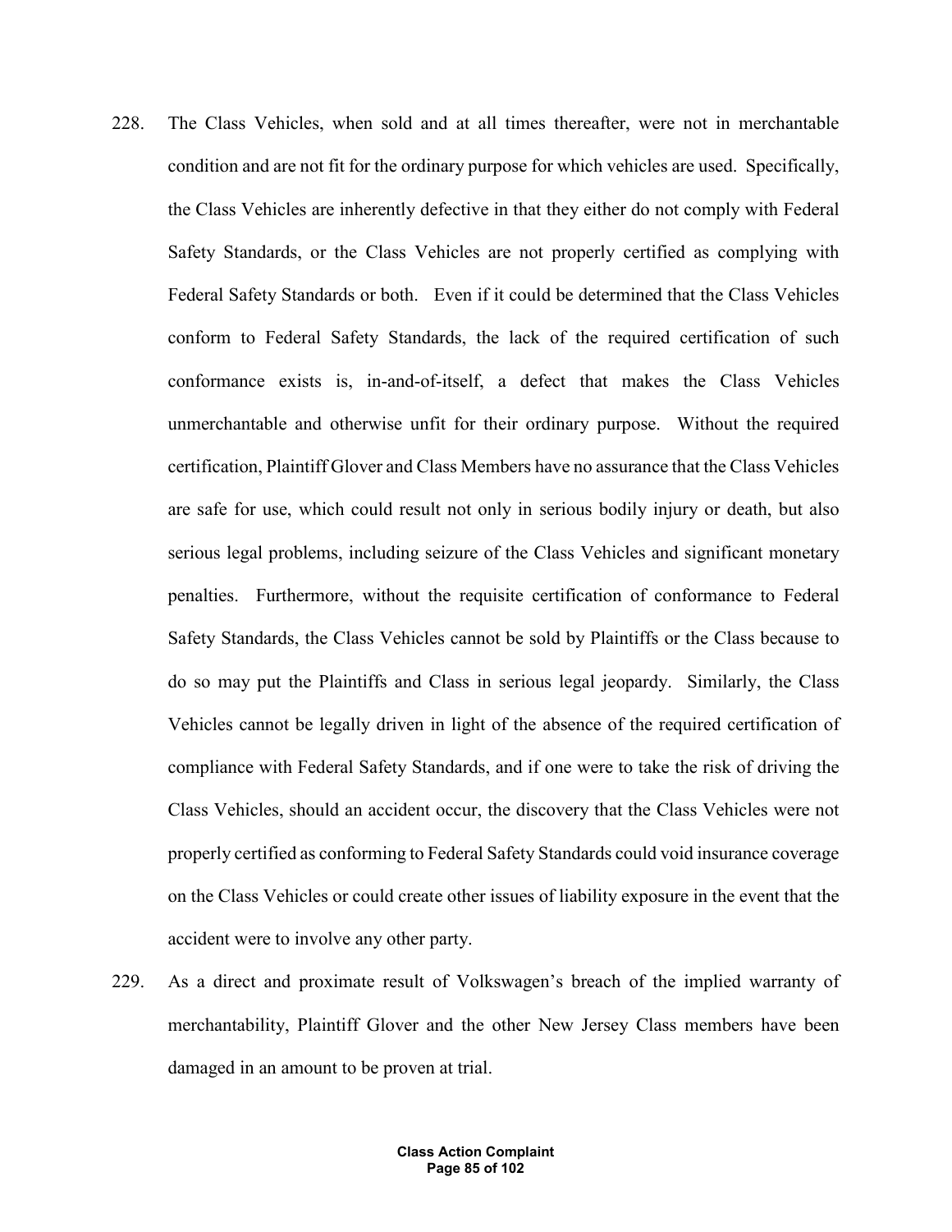228. The Class Vehicles, when sold and at all times thereafter, were not in merchantable condition and are not fit for the ordinary purpose for which vehicles are used. Specifically, the Class Vehicles are inherently defective in that they either do not comply with Federal Safety Standards, or the Class Vehicles are not properly certified as complying with Federal Safety Standards or both. Even if it could be determined that the Class Vehicles conform to Federal Safety Standards, the lack of the required certification of such conformance exists is, in-and-of-itself, a defect that makes the Class Vehicles unmerchantable and otherwise unfit for their ordinary purpose. Without the required certification, Plaintiff Glover and Class Members have no assurance that the Class Vehicles are safe for use, which could result not only in serious bodily injury or death, but also serious legal problems, including seizure of the Class Vehicles and significant monetary penalties. Furthermore, without the requisite certification of conformance to Federal Safety Standards, the Class Vehicles cannot be sold by Plaintiffs or the Class because to do so may put the Plaintiffs and Class in serious legal jeopardy. Similarly, the Class Vehicles cannot be legally driven in light of the absence of the required certification of compliance with Federal Safety Standards, and if one were to take the risk of driving the Class Vehicles, should an accident occur, the discovery that the Class Vehicles were not properly certified as conforming to Federal Safety Standards could void insurance coverage on the Class Vehicles or could create other issues of liability exposure in the event that the accident were to involve any other party.

229. As a direct and proximate result of Volkswagen's breach of the implied warranty of merchantability, Plaintiff Glover and the other New Jersey Class members have been damaged in an amount to be proven at trial.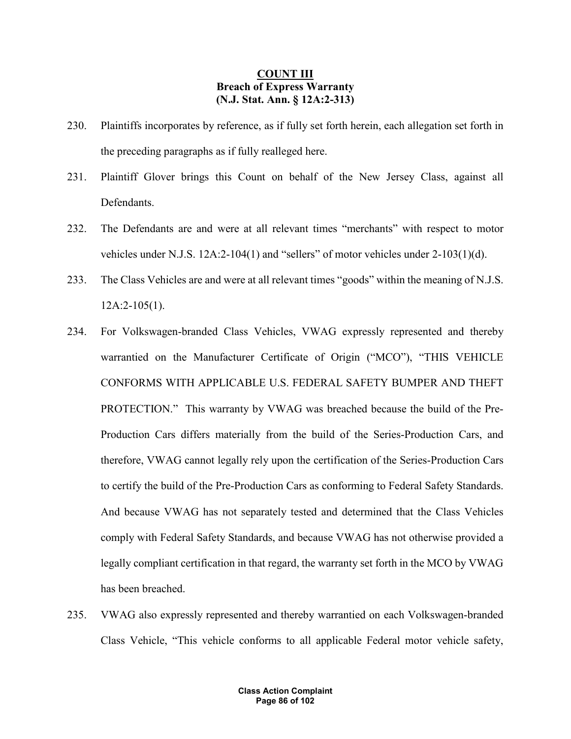**COUNT III**
**Breach of Express Warranty**
**(N.J. Stat. Ann. § 12A:2-313)**

230. Plaintiffs incorporates by reference, as if fully set forth herein, each allegation set forth in the preceding paragraphs as if fully realleged here.

231. Plaintiff Glover brings this Count on behalf of the New Jersey Class, against all Defendants.

232. The Defendants are and were at all relevant times "merchants" with respect to motor vehicles under N.J.S. 12A:2-104(1) and "sellers" of motor vehicles under 2-103(1)(d).

233. The Class Vehicles are and were at all relevant times "goods" within the meaning of N.J.S. 12A:2-105(1).

234. For Volkswagen-branded Class Vehicles, VWAG expressly represented and thereby warrantied on the Manufacturer Certificate of Origin ("MCO"), "THIS VEHICLE CONFORMS WITH APPLICABLE U.S. FEDERAL SAFETY BUMPER AND THEFT PROTECTION." This warranty by VWAG was breached because the build of the Pre-Production Cars differs materially from the build of the Series-Production Cars, and therefore, VWAG cannot legally rely upon the certification of the Series-Production Cars to certify the build of the Pre-Production Cars as conforming to Federal Safety Standards. And because VWAG has not separately tested and determined that the Class Vehicles comply with Federal Safety Standards, and because VWAG has not otherwise provided a legally compliant certification in that regard, the warranty set forth in the MCO by VWAG has been breached.

235. VWAG also expressly represented and thereby warrantied on each Volkswagen-branded Class Vehicle, "This vehicle conforms to all applicable Federal motor vehicle safety,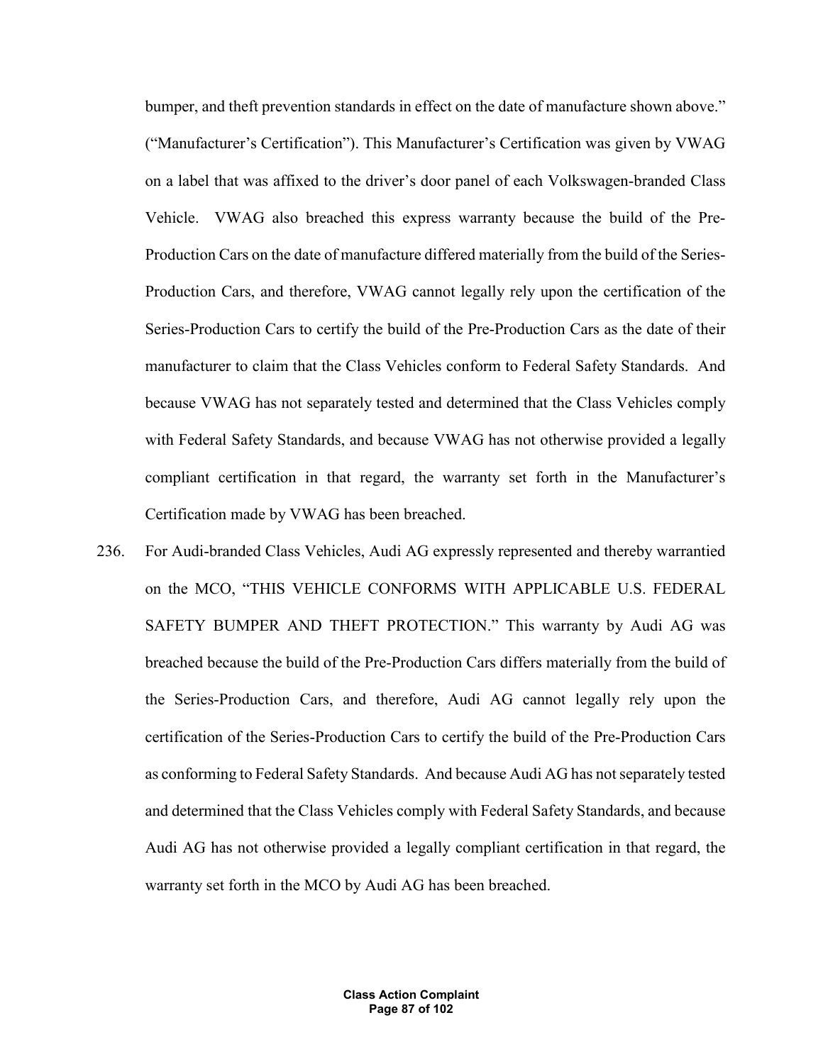bumper, and theft prevention standards in effect on the date of manufacture shown above." ("Manufacturer's Certification"). This Manufacturer's Certification was given by VWAG on a label that was affixed to the driver's door panel of each Volkswagen-branded Class Vehicle. VWAG also breached this express warranty because the build of the Pre-Production Cars on the date of manufacture differed materially from the build of the Series-Production Cars, and therefore, VWAG cannot legally rely upon the certification of the Series-Production Cars to certify the build of the Pre-Production Cars as the date of their manufacturer to claim that the Class Vehicles conform to Federal Safety Standards. And because VWAG has not separately tested and determined that the Class Vehicles comply with Federal Safety Standards, and because VWAG has not otherwise provided a legally compliant certification in that regard, the warranty set forth in the Manufacturer's Certification made by VWAG has been breached.

236. For Audi-branded Class Vehicles, Audi AG expressly represented and thereby warrantied on the MCO, "THIS VEHICLE CONFORMS WITH APPLICABLE U.S. FEDERAL SAFETY BUMPER AND THEFT PROTECTION." This warranty by Audi AG was breached because the build of the Pre-Production Cars differs materially from the build of the Series-Production Cars, and therefore, Audi AG cannot legally rely upon the certification of the Series-Production Cars to certify the build of the Pre-Production Cars as conforming to Federal Safety Standards. And because Audi AG has not separately tested and determined that the Class Vehicles comply with Federal Safety Standards, and because Audi AG has not otherwise provided a legally compliant certification in that regard, the warranty set forth in the MCO by Audi AG has been breached.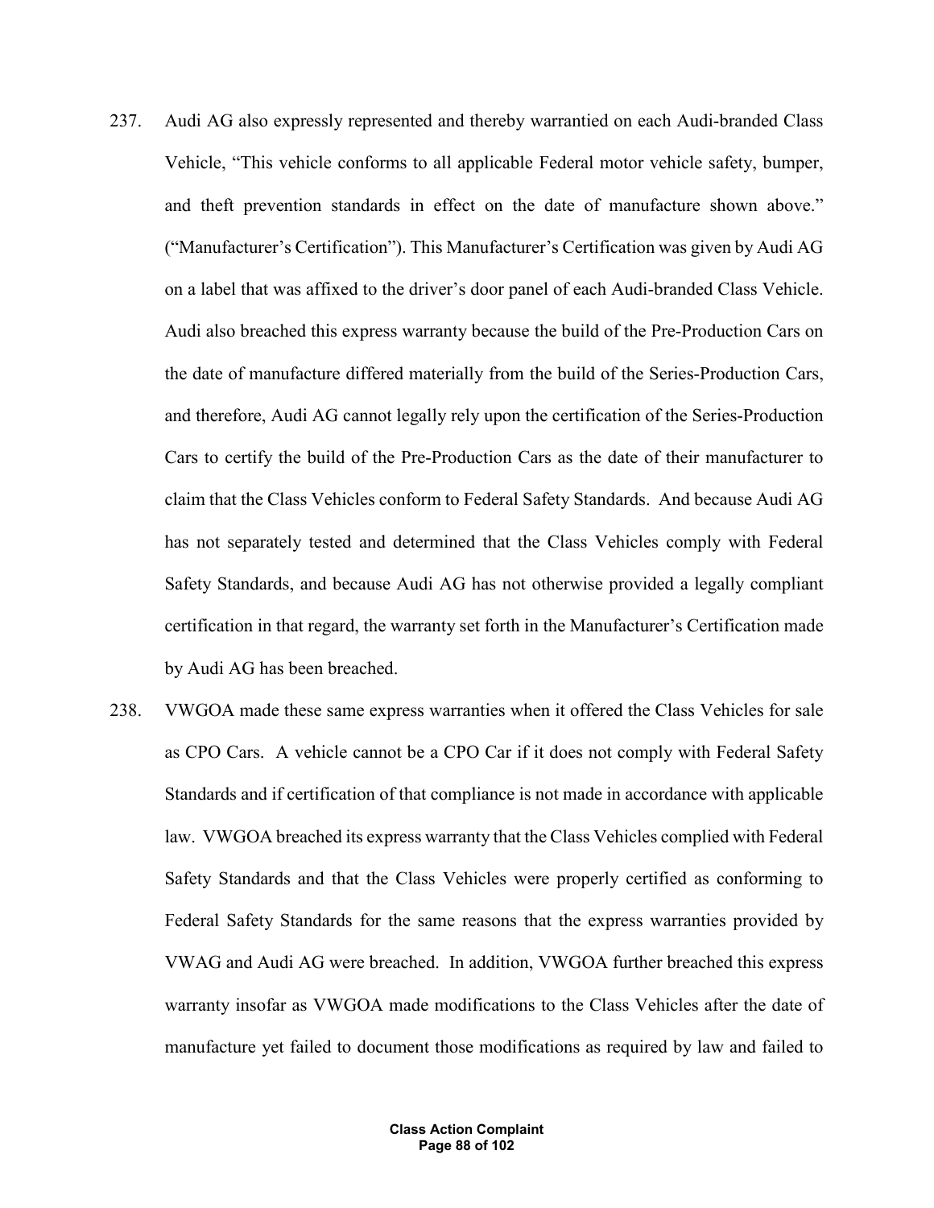237. Audi AG also expressly represented and thereby warrantied on each Audi-branded Class Vehicle, "This vehicle conforms to all applicable Federal motor vehicle safety, bumper, and theft prevention standards in effect on the date of manufacture shown above." ("Manufacturer's Certification"). This Manufacturer's Certification was given by Audi AG on a label that was affixed to the driver's door panel of each Audi-branded Class Vehicle. Audi also breached this express warranty because the build of the Pre-Production Cars on the date of manufacture differed materially from the build of the Series-Production Cars, and therefore, Audi AG cannot legally rely upon the certification of the Series-Production Cars to certify the build of the Pre-Production Cars as the date of their manufacturer to claim that the Class Vehicles conform to Federal Safety Standards. And because Audi AG has not separately tested and determined that the Class Vehicles comply with Federal Safety Standards, and because Audi AG has not otherwise provided a legally compliant certification in that regard, the warranty set forth in the Manufacturer's Certification made by Audi AG has been breached.

238. VWGOA made these same express warranties when it offered the Class Vehicles for sale as CPO Cars. A vehicle cannot be a CPO Car if it does not comply with Federal Safety Standards and if certification of that compliance is not made in accordance with applicable law. VWGOA breached its express warranty that the Class Vehicles complied with Federal Safety Standards and that the Class Vehicles were properly certified as conforming to Federal Safety Standards for the same reasons that the express warranties provided by VWAG and Audi AG were breached. In addition, VWGOA further breached this express warranty insofar as VWGOA made modifications to the Class Vehicles after the date of manufacture yet failed to document those modifications as required by law and failed to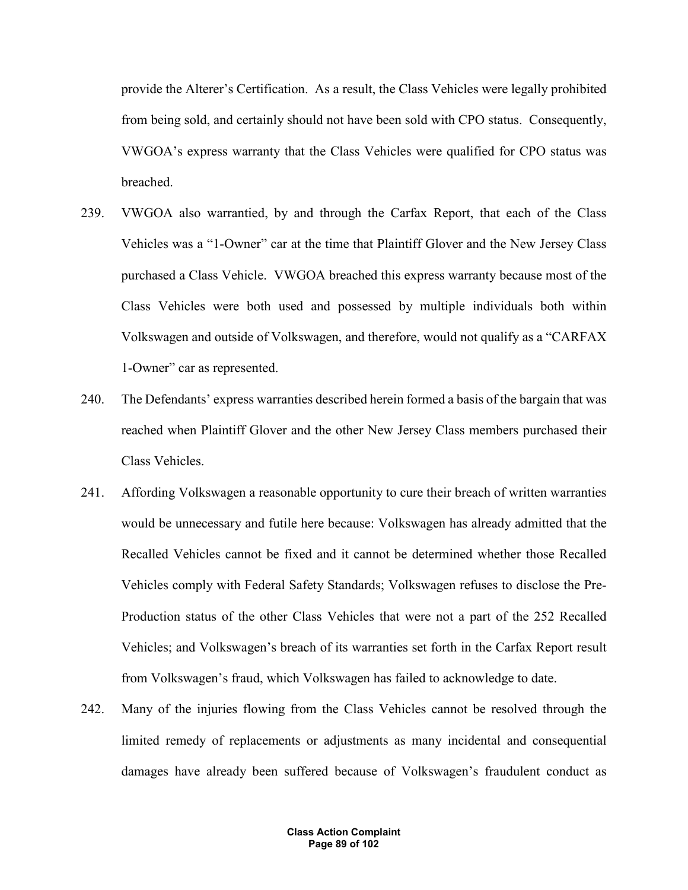provide the Alterer's Certification. As a result, the Class Vehicles were legally prohibited from being sold, and certainly should not have been sold with CPO status. Consequently, VWGOA's express warranty that the Class Vehicles were qualified for CPO status was breached.

239. VWGOA also warrantied, by and through the Carfax Report, that each of the Class Vehicles was a "1-Owner" car at the time that Plaintiff Glover and the New Jersey Class purchased a Class Vehicle. VWGOA breached this express warranty because most of the Class Vehicles were both used and possessed by multiple individuals both within Volkswagen and outside of Volkswagen, and therefore, would not qualify as a "CARFAX 1-Owner" car as represented.

240. The Defendants' express warranties described herein formed a basis of the bargain that was reached when Plaintiff Glover and the other New Jersey Class members purchased their Class Vehicles.

241. Affording Volkswagen a reasonable opportunity to cure their breach of written warranties would be unnecessary and futile here because: Volkswagen has already admitted that the Recalled Vehicles cannot be fixed and it cannot be determined whether those Recalled Vehicles comply with Federal Safety Standards; Volkswagen refuses to disclose the Pre-Production status of the other Class Vehicles that were not a part of the 252 Recalled Vehicles; and Volkswagen's breach of its warranties set forth in the Carfax Report result from Volkswagen's fraud, which Volkswagen has failed to acknowledge to date.

242. Many of the injuries flowing from the Class Vehicles cannot be resolved through the limited remedy of replacements or adjustments as many incidental and consequential damages have already been suffered because of Volkswagen's fraudulent conduct as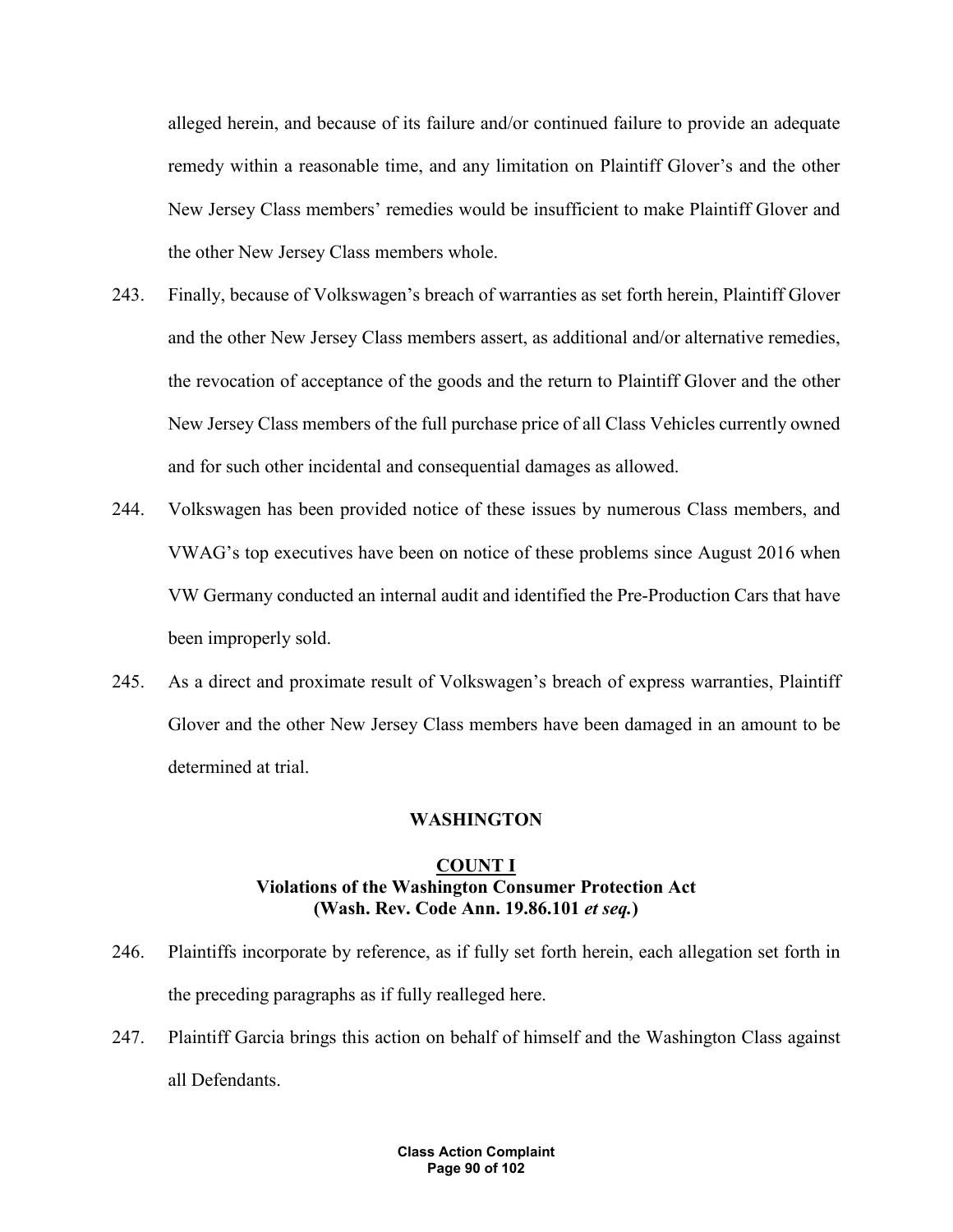alleged herein, and because of its failure and/or continued failure to provide an adequate remedy within a reasonable time, and any limitation on Plaintiff Glover's and the other New Jersey Class members' remedies would be insufficient to make Plaintiff Glover and the other New Jersey Class members whole.

243. Finally, because of Volkswagen's breach of warranties as set forth herein, Plaintiff Glover and the other New Jersey Class members assert, as additional and/or alternative remedies, the revocation of acceptance of the goods and the return to Plaintiff Glover and the other New Jersey Class members of the full purchase price of all Class Vehicles currently owned and for such other incidental and consequential damages as allowed.

244. Volkswagen has been provided notice of these issues by numerous Class members, and VWAG's top executives have been on notice of these problems since August 2016 when VW Germany conducted an internal audit and identified the Pre-Production Cars that have been improperly sold.

245. As a direct and proximate result of Volkswagen's breach of express warranties, Plaintiff Glover and the other New Jersey Class members have been damaged in an amount to be determined at trial.

## WASHINGTON

### COUNT I
### Violations of the Washington Consumer Protection Act (Wash. Rev. Code Ann. 19.86.101 *et seq.*)

246. Plaintiffs incorporate by reference, as if fully set forth herein, each allegation set forth in the preceding paragraphs as if fully realleged here.

247. Plaintiff Garcia brings this action on behalf of himself and the Washington Class against all Defendants.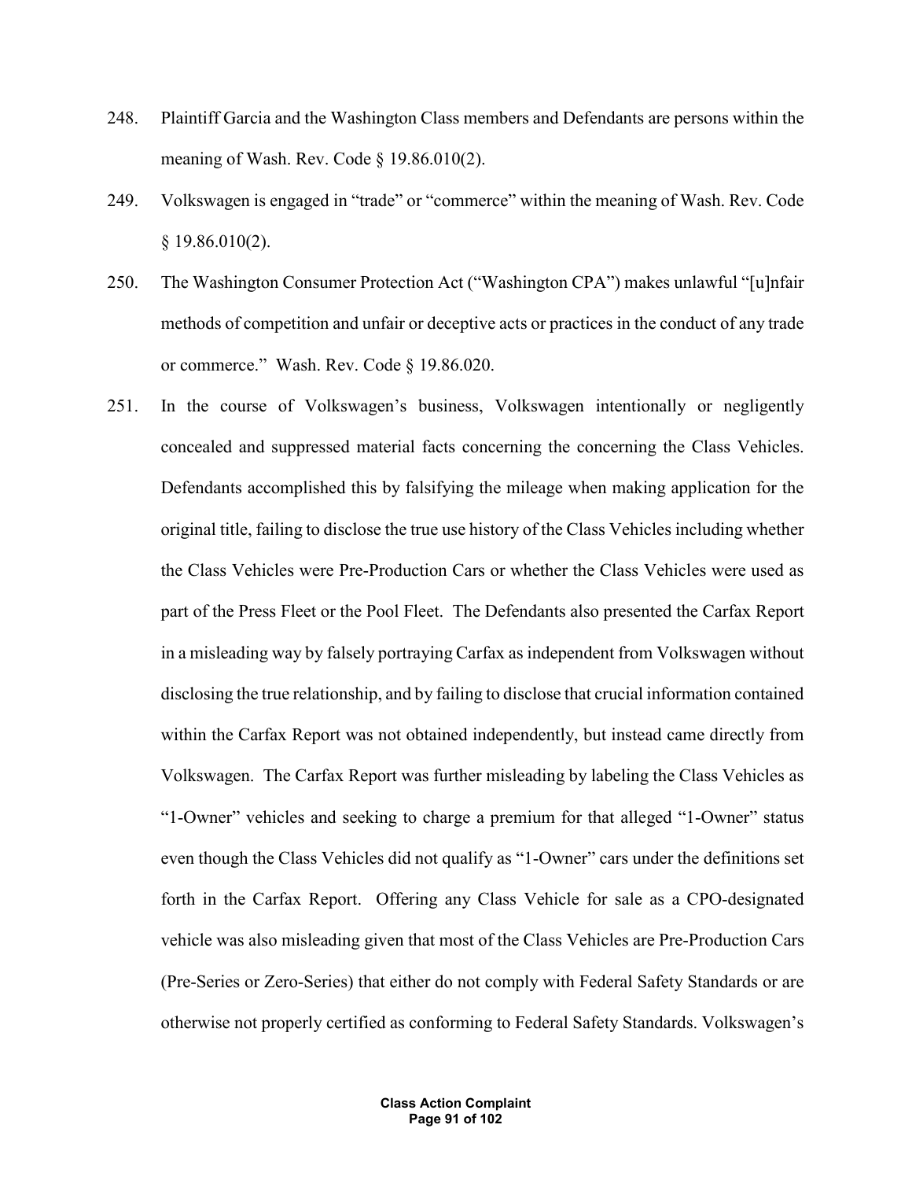248. Plaintiff Garcia and the Washington Class members and Defendants are persons within the meaning of Wash. Rev. Code § 19.86.010(2).

249. Volkswagen is engaged in "trade" or "commerce" within the meaning of Wash. Rev. Code § 19.86.010(2).

250. The Washington Consumer Protection Act ("Washington CPA") makes unlawful "[u]nfair methods of competition and unfair or deceptive acts or practices in the conduct of any trade or commerce." Wash. Rev. Code § 19.86.020.

251. In the course of Volkswagen's business, Volkswagen intentionally or negligently concealed and suppressed material facts concerning the concerning the Class Vehicles. Defendants accomplished this by falsifying the mileage when making application for the original title, failing to disclose the true use history of the Class Vehicles including whether the Class Vehicles were Pre-Production Cars or whether the Class Vehicles were used as part of the Press Fleet or the Pool Fleet. The Defendants also presented the Carfax Report in a misleading way by falsely portraying Carfax as independent from Volkswagen without disclosing the true relationship, and by failing to disclose that crucial information contained within the Carfax Report was not obtained independently, but instead came directly from Volkswagen. The Carfax Report was further misleading by labeling the Class Vehicles as "1-Owner" vehicles and seeking to charge a premium for that alleged "1-Owner" status even though the Class Vehicles did not qualify as "1-Owner" cars under the definitions set forth in the Carfax Report. Offering any Class Vehicle for sale as a CPO-designated vehicle was also misleading given that most of the Class Vehicles are Pre-Production Cars (Pre-Series or Zero-Series) that either do not comply with Federal Safety Standards or are otherwise not properly certified as conforming to Federal Safety Standards. Volkswagen's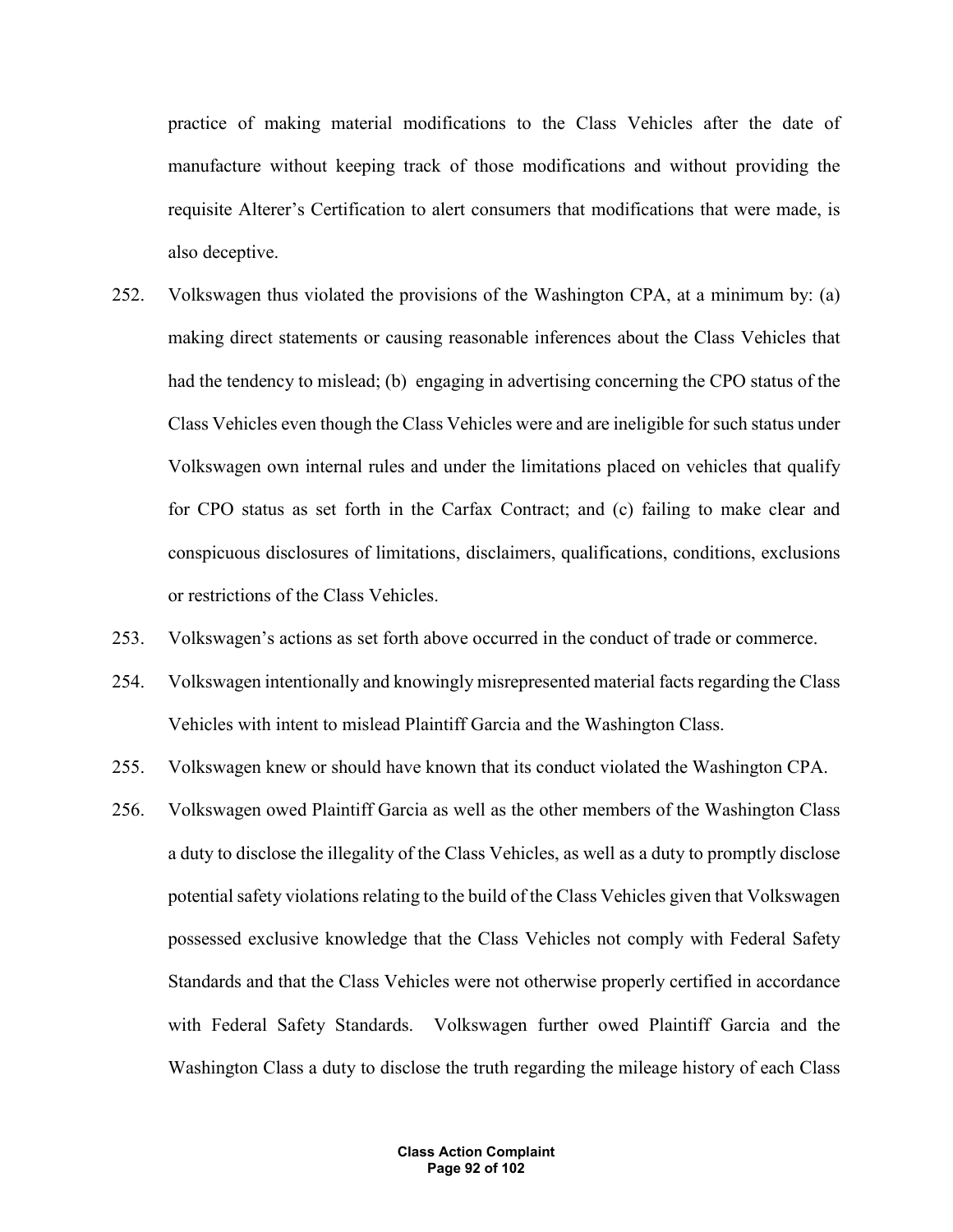practice of making material modifications to the Class Vehicles after the date of manufacture without keeping track of those modifications and without providing the requisite Alterer's Certification to alert consumers that modifications that were made, is also deceptive.

252. Volkswagen thus violated the provisions of the Washington CPA, at a minimum by: (a) making direct statements or causing reasonable inferences about the Class Vehicles that had the tendency to mislead; (b) engaging in advertising concerning the CPO status of the Class Vehicles even though the Class Vehicles were and are ineligible for such status under Volkswagen own internal rules and under the limitations placed on vehicles that qualify for CPO status as set forth in the Carfax Contract; and (c) failing to make clear and conspicuous disclosures of limitations, disclaimers, qualifications, conditions, exclusions or restrictions of the Class Vehicles.

253. Volkswagen's actions as set forth above occurred in the conduct of trade or commerce.

254. Volkswagen intentionally and knowingly misrepresented material facts regarding the Class Vehicles with intent to mislead Plaintiff Garcia and the Washington Class.

255. Volkswagen knew or should have known that its conduct violated the Washington CPA.

256. Volkswagen owed Plaintiff Garcia as well as the other members of the Washington Class a duty to disclose the illegality of the Class Vehicles, as well as a duty to promptly disclose potential safety violations relating to the build of the Class Vehicles given that Volkswagen possessed exclusive knowledge that the Class Vehicles not comply with Federal Safety Standards and that the Class Vehicles were not otherwise properly certified in accordance with Federal Safety Standards. Volkswagen further owed Plaintiff Garcia and the Washington Class a duty to disclose the truth regarding the mileage history of each Class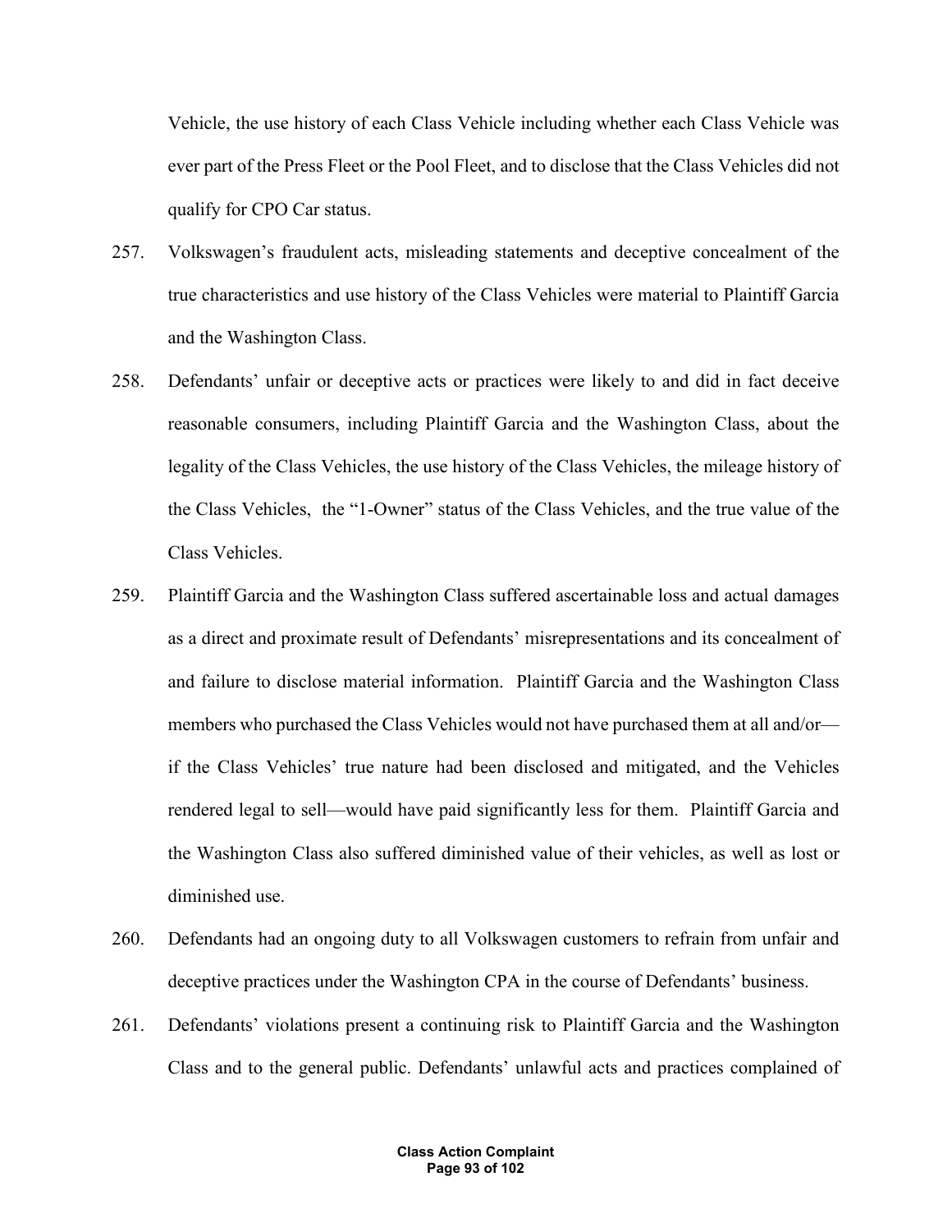Vehicle, the use history of each Class Vehicle including whether each Class Vehicle was ever part of the Press Fleet or the Pool Fleet, and to disclose that the Class Vehicles did not qualify for CPO Car status.

257. Volkswagen's fraudulent acts, misleading statements and deceptive concealment of the true characteristics and use history of the Class Vehicles were material to Plaintiff Garcia and the Washington Class.

258. Defendants' unfair or deceptive acts or practices were likely to and did in fact deceive reasonable consumers, including Plaintiff Garcia and the Washington Class, about the legality of the Class Vehicles, the use history of the Class Vehicles, the mileage history of the Class Vehicles, the "1-Owner" status of the Class Vehicles, and the true value of the Class Vehicles.

259. Plaintiff Garcia and the Washington Class suffered ascertainable loss and actual damages as a direct and proximate result of Defendants' misrepresentations and its concealment of and failure to disclose material information. Plaintiff Garcia and the Washington Class members who purchased the Class Vehicles would not have purchased them at all and/or—if the Class Vehicles' true nature had been disclosed and mitigated, and the Vehicles rendered legal to sell—would have paid significantly less for them. Plaintiff Garcia and the Washington Class also suffered diminished value of their vehicles, as well as lost or diminished use.

260. Defendants had an ongoing duty to all Volkswagen customers to refrain from unfair and deceptive practices under the Washington CPA in the course of Defendants' business.

261. Defendants' violations present a continuing risk to Plaintiff Garcia and the Washington Class and to the general public. Defendants' unlawful acts and practices complained of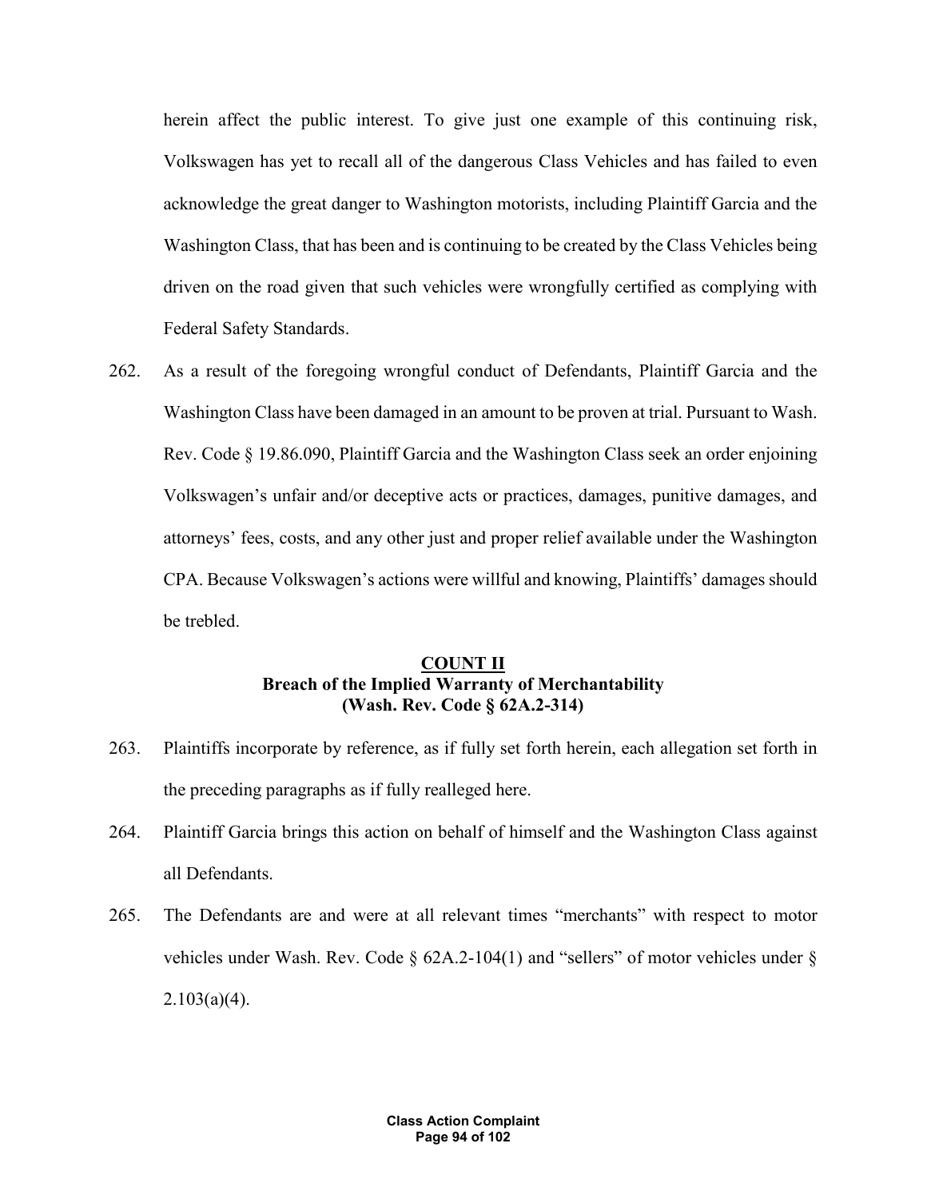herein affect the public interest. To give just one example of this continuing risk, Volkswagen has yet to recall all of the dangerous Class Vehicles and has failed to even acknowledge the great danger to Washington motorists, including Plaintiff Garcia and the Washington Class, that has been and is continuing to be created by the Class Vehicles being driven on the road given that such vehicles were wrongfully certified as complying with Federal Safety Standards.

262. As a result of the foregoing wrongful conduct of Defendants, Plaintiff Garcia and the Washington Class have been damaged in an amount to be proven at trial. Pursuant to Wash. Rev. Code § 19.86.090, Plaintiff Garcia and the Washington Class seek an order enjoining Volkswagen's unfair and/or deceptive acts or practices, damages, punitive damages, and attorneys' fees, costs, and any other just and proper relief available under the Washington CPA. Because Volkswagen's actions were willful and knowing, Plaintiffs' damages should be trebled.

## COUNT II
**Breach of the Implied Warranty of Merchantability**
**(Wash. Rev. Code § 62A.2-314)**

263. Plaintiffs incorporate by reference, as if fully set forth herein, each allegation set forth in the preceding paragraphs as if fully realleged here.

264. Plaintiff Garcia brings this action on behalf of himself and the Washington Class against all Defendants.

265. The Defendants are and were at all relevant times "merchants" with respect to motor vehicles under Wash. Rev. Code § 62A.2-104(1) and "sellers" of motor vehicles under § 2.103(a)(4).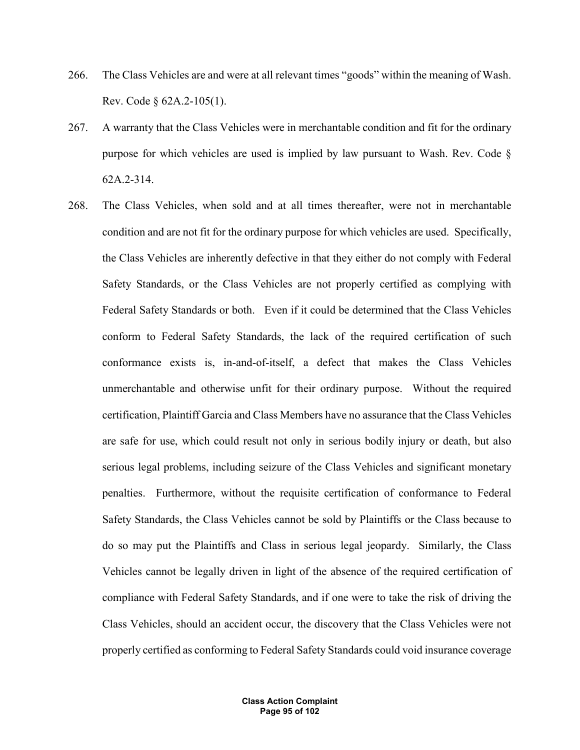266. The Class Vehicles are and were at all relevant times "goods" within the meaning of Wash. Rev. Code § 62A.2-105(1).

267. A warranty that the Class Vehicles were in merchantable condition and fit for the ordinary purpose for which vehicles are used is implied by law pursuant to Wash. Rev. Code § 62A.2-314.

268. The Class Vehicles, when sold and at all times thereafter, were not in merchantable condition and are not fit for the ordinary purpose for which vehicles are used. Specifically, the Class Vehicles are inherently defective in that they either do not comply with Federal Safety Standards, or the Class Vehicles are not properly certified as complying with Federal Safety Standards or both. Even if it could be determined that the Class Vehicles conform to Federal Safety Standards, the lack of the required certification of such conformance exists is, in-and-of-itself, a defect that makes the Class Vehicles unmerchantable and otherwise unfit for their ordinary purpose. Without the required certification, Plaintiff Garcia and Class Members have no assurance that the Class Vehicles are safe for use, which could result not only in serious bodily injury or death, but also serious legal problems, including seizure of the Class Vehicles and significant monetary penalties. Furthermore, without the requisite certification of conformance to Federal Safety Standards, the Class Vehicles cannot be sold by Plaintiffs or the Class because to do so may put the Plaintiffs and Class in serious legal jeopardy. Similarly, the Class Vehicles cannot be legally driven in light of the absence of the required certification of compliance with Federal Safety Standards, and if one were to take the risk of driving the Class Vehicles, should an accident occur, the discovery that the Class Vehicles were not properly certified as conforming to Federal Safety Standards could void insurance coverage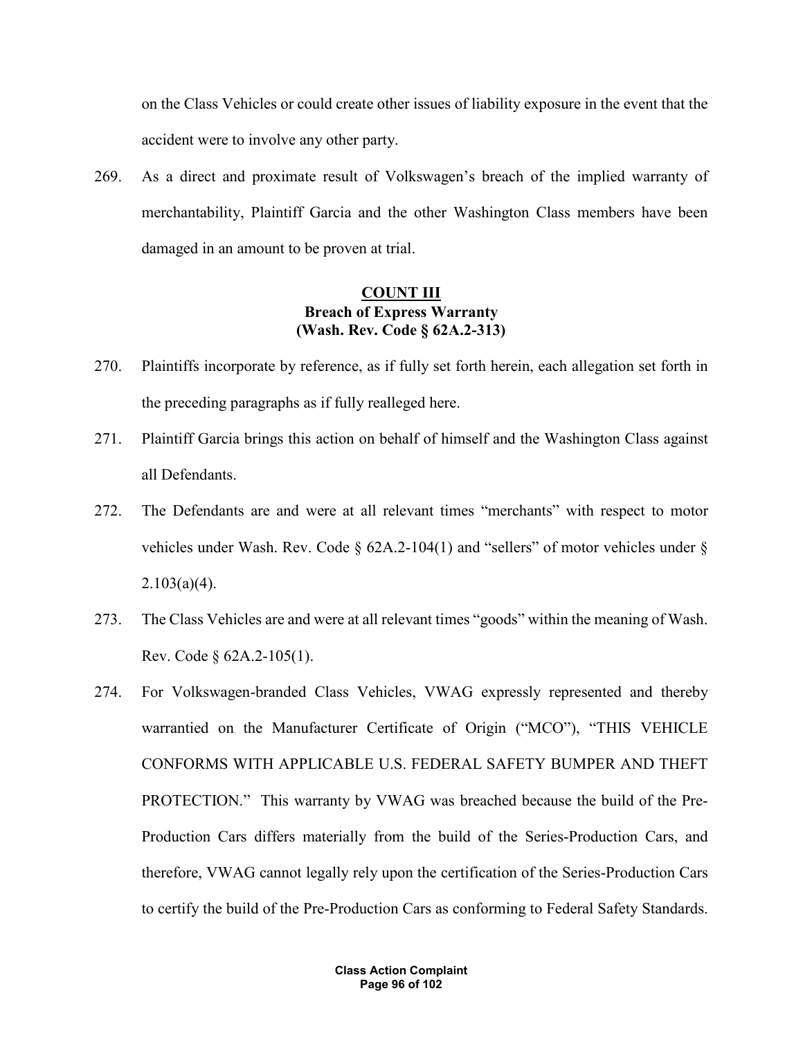on the Class Vehicles or could create other issues of liability exposure in the event that the accident were to involve any other party.

269. As a direct and proximate result of Volkswagen's breach of the implied warranty of merchantability, Plaintiff Garcia and the other Washington Class members have been damaged in an amount to be proven at trial.

**COUNT III**
**Breach of Express Warranty**
**(Wash. Rev. Code § 62A.2-313)**

270. Plaintiffs incorporate by reference, as if fully set forth herein, each allegation set forth in the preceding paragraphs as if fully realleged here.

271. Plaintiff Garcia brings this action on behalf of himself and the Washington Class against all Defendants.

272. The Defendants are and were at all relevant times "merchants" with respect to motor vehicles under Wash. Rev. Code § 62A.2-104(1) and "sellers" of motor vehicles under § 2.103(a)(4).

273. The Class Vehicles are and were at all relevant times "goods" within the meaning of Wash. Rev. Code § 62A.2-105(1).

274. For Volkswagen-branded Class Vehicles, VWAG expressly represented and thereby warrantied on the Manufacturer Certificate of Origin ("MCO"), "THIS VEHICLE CONFORMS WITH APPLICABLE U.S. FEDERAL SAFETY BUMPER AND THEFT PROTECTION." This warranty by VWAG was breached because the build of the Pre-Production Cars differs materially from the build of the Series-Production Cars, and therefore, VWAG cannot legally rely upon the certification of the Series-Production Cars to certify the build of the Pre-Production Cars as conforming to Federal Safety Standards.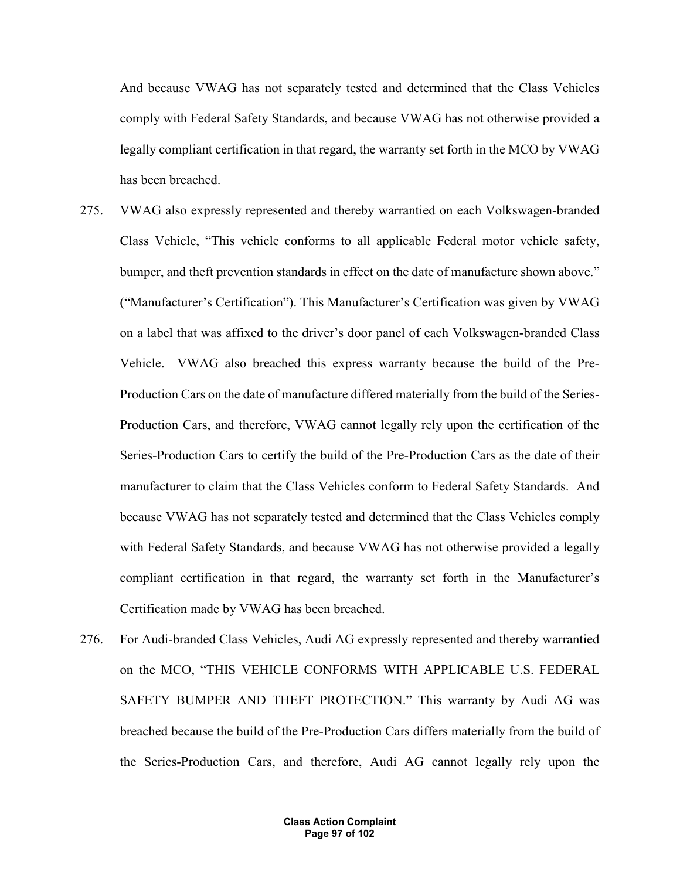And because VWAG has not separately tested and determined that the Class Vehicles comply with Federal Safety Standards, and because VWAG has not otherwise provided a legally compliant certification in that regard, the warranty set forth in the MCO by VWAG has been breached.

275. VWAG also expressly represented and thereby warrantied on each Volkswagen-branded Class Vehicle, "This vehicle conforms to all applicable Federal motor vehicle safety, bumper, and theft prevention standards in effect on the date of manufacture shown above." ("Manufacturer's Certification"). This Manufacturer's Certification was given by VWAG on a label that was affixed to the driver's door panel of each Volkswagen-branded Class Vehicle. VWAG also breached this express warranty because the build of the Pre-Production Cars on the date of manufacture differed materially from the build of the Series-Production Cars, and therefore, VWAG cannot legally rely upon the certification of the Series-Production Cars to certify the build of the Pre-Production Cars as the date of their manufacturer to claim that the Class Vehicles conform to Federal Safety Standards. And because VWAG has not separately tested and determined that the Class Vehicles comply with Federal Safety Standards, and because VWAG has not otherwise provided a legally compliant certification in that regard, the warranty set forth in the Manufacturer's Certification made by VWAG has been breached.

276. For Audi-branded Class Vehicles, Audi AG expressly represented and thereby warrantied on the MCO, "THIS VEHICLE CONFORMS WITH APPLICABLE U.S. FEDERAL SAFETY BUMPER AND THEFT PROTECTION." This warranty by Audi AG was breached because the build of the Pre-Production Cars differs materially from the build of the Series-Production Cars, and therefore, Audi AG cannot legally rely upon the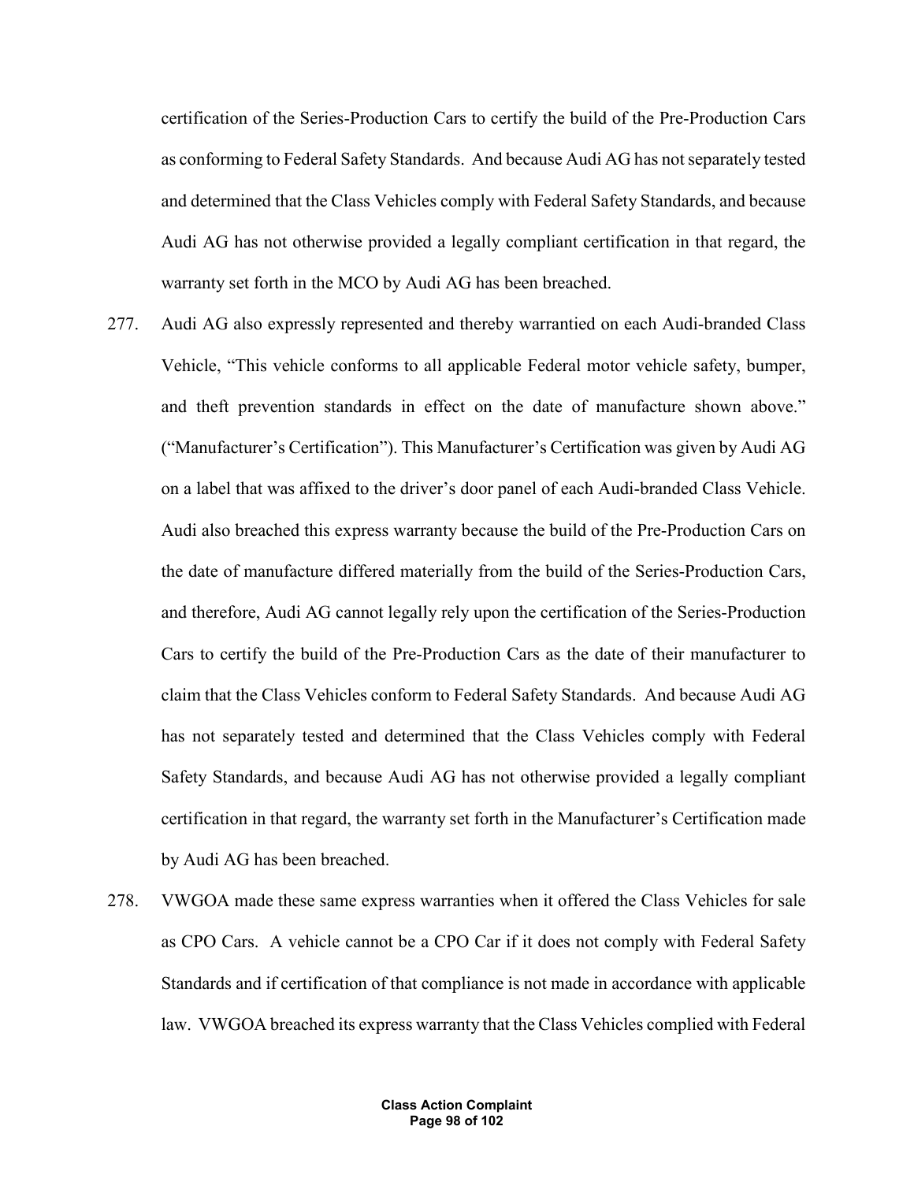certification of the Series-Production Cars to certify the build of the Pre-Production Cars as conforming to Federal Safety Standards. And because Audi AG has not separately tested and determined that the Class Vehicles comply with Federal Safety Standards, and because Audi AG has not otherwise provided a legally compliant certification in that regard, the warranty set forth in the MCO by Audi AG has been breached.

277. Audi AG also expressly represented and thereby warrantied on each Audi-branded Class Vehicle, "This vehicle conforms to all applicable Federal motor vehicle safety, bumper, and theft prevention standards in effect on the date of manufacture shown above." ("Manufacturer's Certification"). This Manufacturer's Certification was given by Audi AG on a label that was affixed to the driver's door panel of each Audi-branded Class Vehicle. Audi also breached this express warranty because the build of the Pre-Production Cars on the date of manufacture differed materially from the build of the Series-Production Cars, and therefore, Audi AG cannot legally rely upon the certification of the Series-Production Cars to certify the build of the Pre-Production Cars as the date of their manufacturer to claim that the Class Vehicles conform to Federal Safety Standards. And because Audi AG has not separately tested and determined that the Class Vehicles comply with Federal Safety Standards, and because Audi AG has not otherwise provided a legally compliant certification in that regard, the warranty set forth in the Manufacturer's Certification made by Audi AG has been breached.

278. VWGOA made these same express warranties when it offered the Class Vehicles for sale as CPO Cars. A vehicle cannot be a CPO Car if it does not comply with Federal Safety Standards and if certification of that compliance is not made in accordance with applicable law. VWGOA breached its express warranty that the Class Vehicles complied with Federal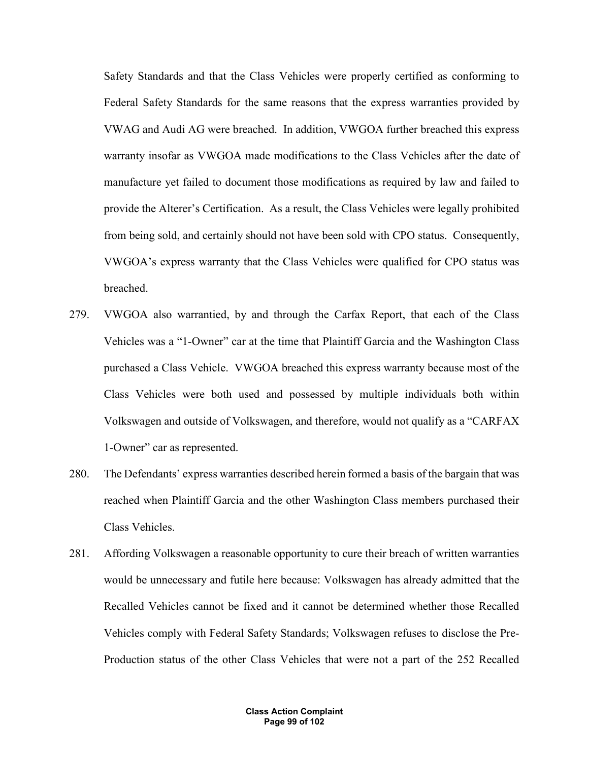Safety Standards and that the Class Vehicles were properly certified as conforming to Federal Safety Standards for the same reasons that the express warranties provided by VWAG and Audi AG were breached. In addition, VWGOA further breached this express warranty insofar as VWGOA made modifications to the Class Vehicles after the date of manufacture yet failed to document those modifications as required by law and failed to provide the Alterer's Certification. As a result, the Class Vehicles were legally prohibited from being sold, and certainly should not have been sold with CPO status. Consequently, VWGOA's express warranty that the Class Vehicles were qualified for CPO status was breached.

279. VWGOA also warrantied, by and through the Carfax Report, that each of the Class Vehicles was a "1-Owner" car at the time that Plaintiff Garcia and the Washington Class purchased a Class Vehicle. VWGOA breached this express warranty because most of the Class Vehicles were both used and possessed by multiple individuals both within Volkswagen and outside of Volkswagen, and therefore, would not qualify as a "CARFAX 1-Owner" car as represented.

280. The Defendants' express warranties described herein formed a basis of the bargain that was reached when Plaintiff Garcia and the other Washington Class members purchased their Class Vehicles.

281. Affording Volkswagen a reasonable opportunity to cure their breach of written warranties would be unnecessary and futile here because: Volkswagen has already admitted that the Recalled Vehicles cannot be fixed and it cannot be determined whether those Recalled Vehicles comply with Federal Safety Standards; Volkswagen refuses to disclose the Pre-Production status of the other Class Vehicles that were not a part of the 252 Recalled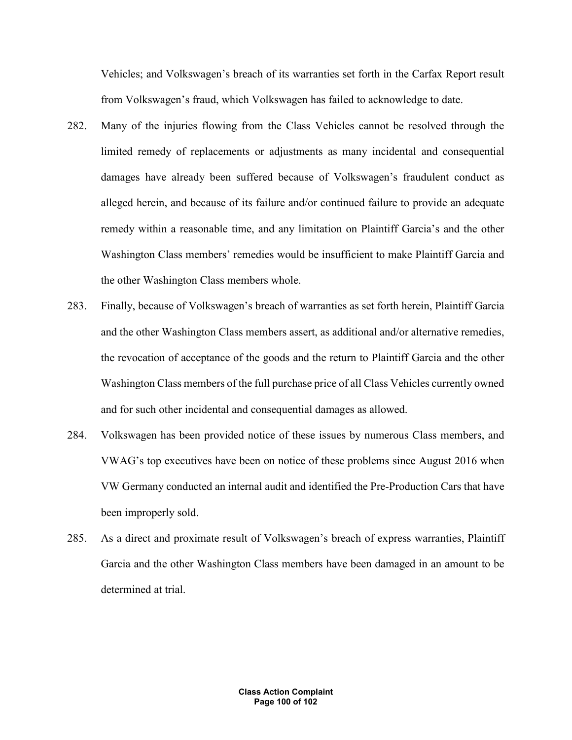Vehicles; and Volkswagen's breach of its warranties set forth in the Carfax Report result from Volkswagen's fraud, which Volkswagen has failed to acknowledge to date.

282. Many of the injuries flowing from the Class Vehicles cannot be resolved through the limited remedy of replacements or adjustments as many incidental and consequential damages have already been suffered because of Volkswagen's fraudulent conduct as alleged herein, and because of its failure and/or continued failure to provide an adequate remedy within a reasonable time, and any limitation on Plaintiff Garcia's and the other Washington Class members' remedies would be insufficient to make Plaintiff Garcia and the other Washington Class members whole.

283. Finally, because of Volkswagen's breach of warranties as set forth herein, Plaintiff Garcia and the other Washington Class members assert, as additional and/or alternative remedies, the revocation of acceptance of the goods and the return to Plaintiff Garcia and the other Washington Class members of the full purchase price of all Class Vehicles currently owned and for such other incidental and consequential damages as allowed.

284. Volkswagen has been provided notice of these issues by numerous Class members, and VWAG's top executives have been on notice of these problems since August 2016 when VW Germany conducted an internal audit and identified the Pre-Production Cars that have been improperly sold.

285. As a direct and proximate result of Volkswagen's breach of express warranties, Plaintiff Garcia and the other Washington Class members have been damaged in an amount to be determined at trial.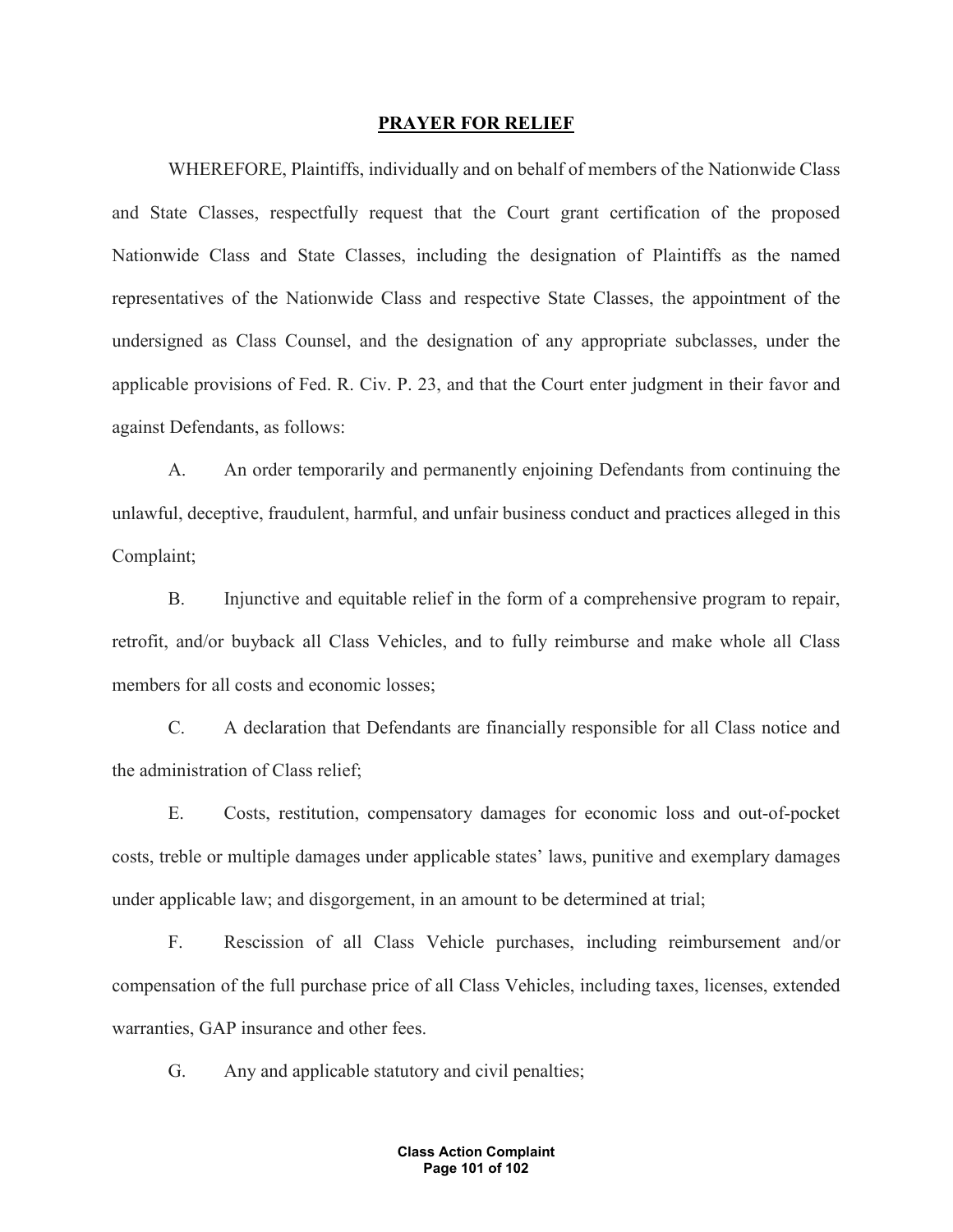## PRAYER FOR RELIEF

WHEREFORE, Plaintiffs, individually and on behalf of members of the Nationwide Class and State Classes, respectfully request that the Court grant certification of the proposed Nationwide Class and State Classes, including the designation of Plaintiffs as the named representatives of the Nationwide Class and respective State Classes, the appointment of the undersigned as Class Counsel, and the designation of any appropriate subclasses, under the applicable provisions of Fed. R. Civ. P. 23, and that the Court enter judgment in their favor and against Defendants, as follows:

A. An order temporarily and permanently enjoining Defendants from continuing the unlawful, deceptive, fraudulent, harmful, and unfair business conduct and practices alleged in this Complaint;

B. Injunctive and equitable relief in the form of a comprehensive program to repair, retrofit, and/or buyback all Class Vehicles, and to fully reimburse and make whole all Class members for all costs and economic losses;

C. A declaration that Defendants are financially responsible for all Class notice and the administration of Class relief;

E. Costs, restitution, compensatory damages for economic loss and out-of-pocket costs, treble or multiple damages under applicable states' laws, punitive and exemplary damages under applicable law; and disgorgement, in an amount to be determined at trial;

F. Rescission of all Class Vehicle purchases, including reimbursement and/or compensation of the full purchase price of all Class Vehicles, including taxes, licenses, extended warranties, GAP insurance and other fees.

G. Any and applicable statutory and civil penalties;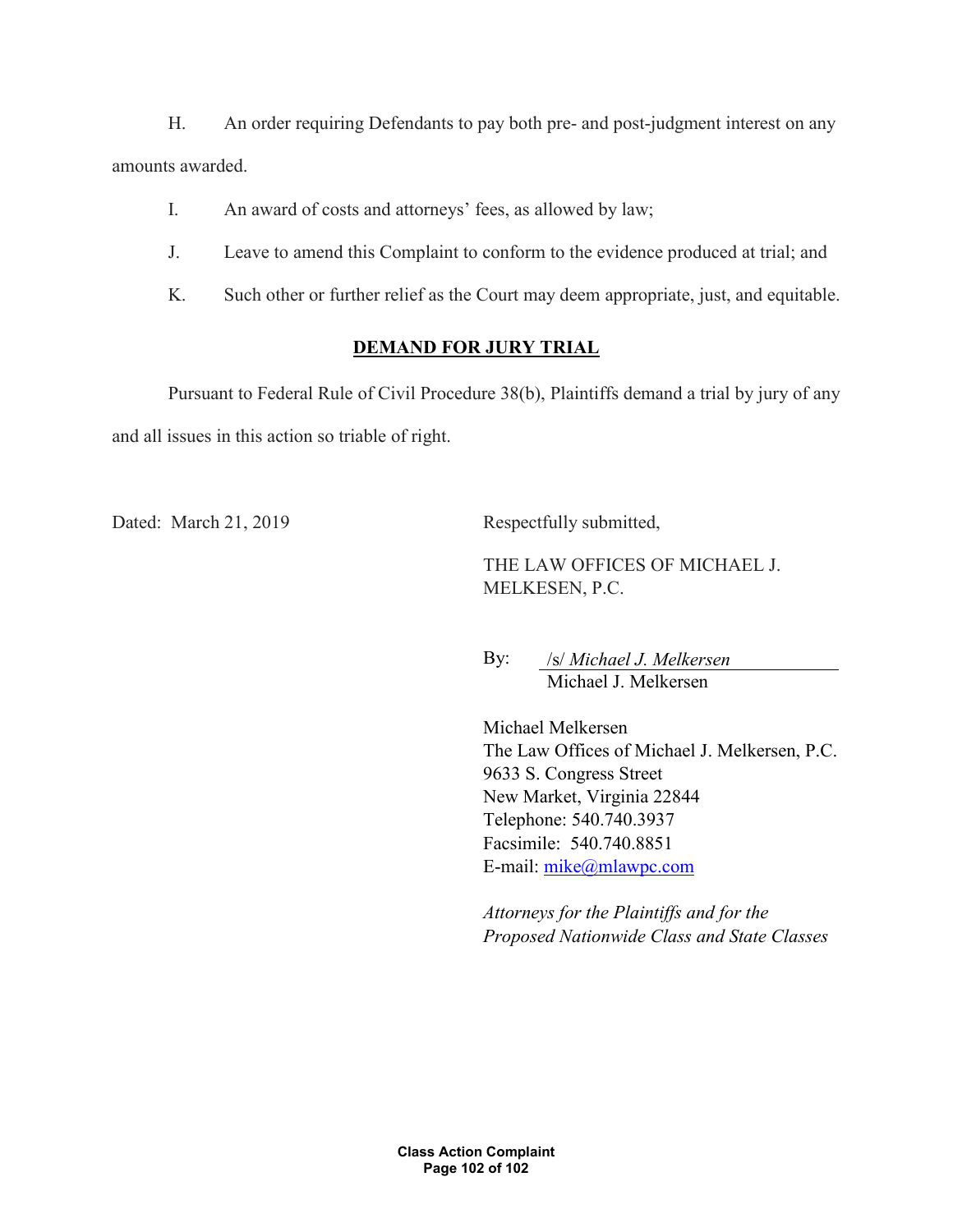H. An order requiring Defendants to pay both pre- and post-judgment interest on any amounts awarded.

I. An award of costs and attorneys' fees, as allowed by law;

J. Leave to amend this Complaint to conform to the evidence produced at trial; and

K. Such other or further relief as the Court may deem appropriate, just, and equitable.

## DEMAND FOR JURY TRIAL

Pursuant to Federal Rule of Civil Procedure 38(b), Plaintiffs demand a trial by jury of any and all issues in this action so triable of right.

Dated: March 21, 2019

Respectfully submitted,

THE LAW OFFICES OF MICHAEL J. MELKESEN, P.C.

By: /s/ *Michael J. Melkersen*
Michael J. Melkersen

Michael Melkersen
The Law Offices of Michael J. Melkersen, P.C.
9633 S. Congress Street
New Market, Virginia 22844
Telephone: 540.740.3937
Facsimile: 540.740.8851
E-mail: mike@mlawpc.com

*Attorneys for the Plaintiffs and for the Proposed Nationwide Class and State Classes*